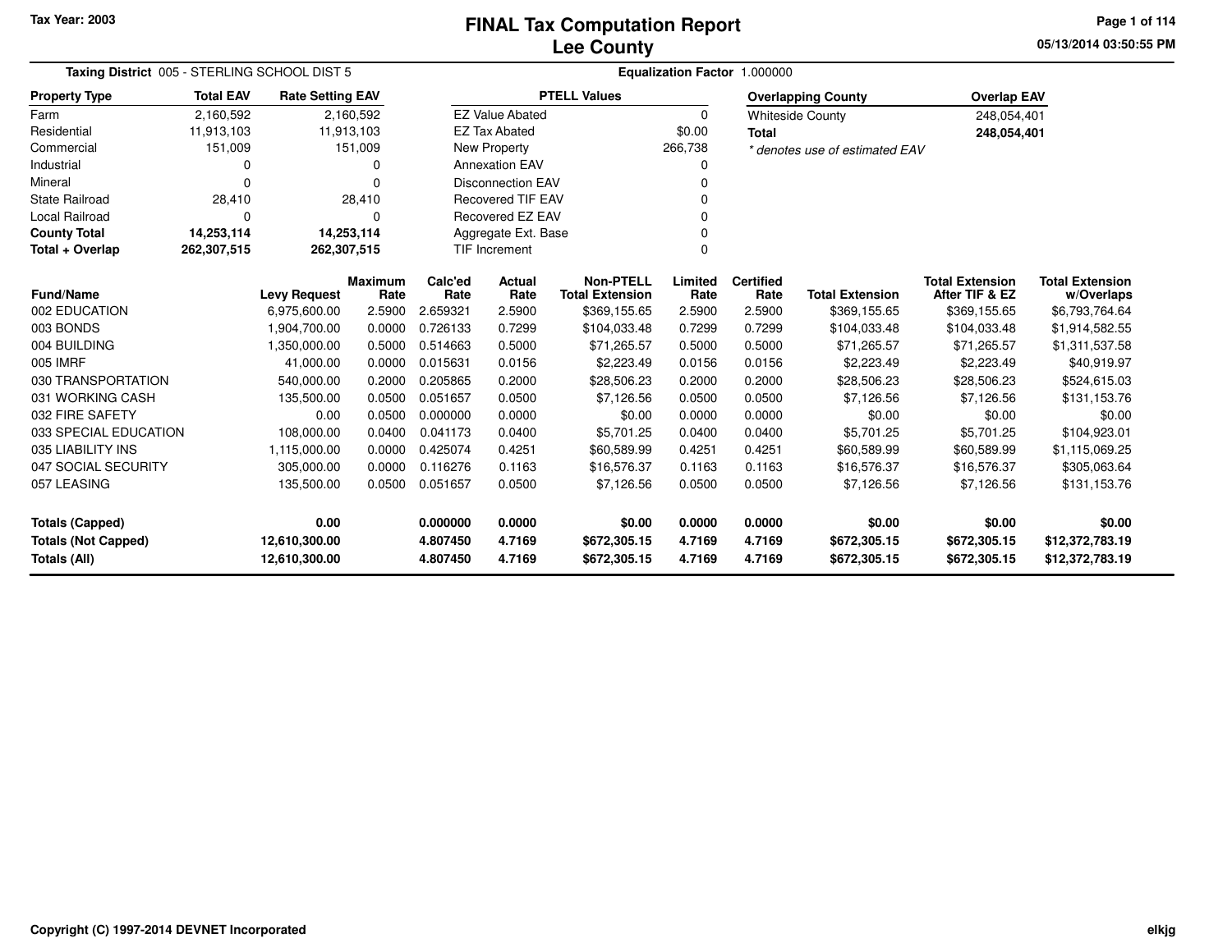Tax Year: 2003

# FINAL Tax Computation Report
## Lee County

05/13/2014 03:50:55 PM

**Taxing District** 005 - STERLING SCHOOL DIST 5

**Equalization Factor** 1.000000

| Property Type | Total EAV | Rate Setting EAV |
|---|---|---|
| Farm | 2,160,592 | 2,160,592 |
| Residential | 11,913,103 | 11,913,103 |
| Commercial | 151,009 | 151,009 |
| Industrial | 0 | 0 |
| Mineral | 0 | 0 |
| State Railroad | 28,410 | 28,410 |
| Local Railroad | 0 | 0 |
| **County Total** | **14,253,114** | **14,253,114** |
| **Total + Overlap** | **262,307,515** | **262,307,515** |

| PTELL Values | |
|---|---|
| EZ Value Abated | 0 |
| EZ Tax Abated | $0.00 |
| New Property | 266,738 |
| Annexation EAV | 0 |
| Disconnection EAV | 0 |
| Recovered TIF EAV | 0 |
| Recovered EZ EAV | 0 |
| Aggregate Ext. Base | 0 |
| TIF Increment | 0 |

| Overlapping County | Overlap EAV |
|---|---|
| Whiteside County | 248,054,401 |
| **Total** | **248,054,401** |

*\* denotes use of estimated EAV*

| Fund/Name | Levy Request | Maximum Rate | Calc'ed Rate | Actual Rate | Non-PTELL Total Extension | Limited Rate | Certified Rate | Total Extension | Total Extension After TIF & EZ | Total Extension w/Overlaps |
|---|---|---|---|---|---|---|---|---|---|---|
| 002 EDUCATION | 6,975,600.00 | 2.5900 | 2.659321 | 2.5900 | $369,155.65 | 2.5900 | 2.5900 | $369,155.65 | $369,155.65 | $6,793,764.64 |
| 003 BONDS | 1,904,700.00 | 0.0000 | 0.726133 | 0.7299 | $104,033.48 | 0.7299 | 0.7299 | $104,033.48 | $104,033.48 | $1,914,582.55 |
| 004 BUILDING | 1,350,000.00 | 0.5000 | 0.514663 | 0.5000 | $71,265.57 | 0.5000 | 0.5000 | $71,265.57 | $71,265.57 | $1,311,537.58 |
| 005 IMRF | 41,000.00 | 0.0000 | 0.015631 | 0.0156 | $2,223.49 | 0.0156 | 0.0156 | $2,223.49 | $2,223.49 | $40,919.97 |
| 030 TRANSPORTATION | 540,000.00 | 0.2000 | 0.205865 | 0.2000 | $28,506.23 | 0.2000 | 0.2000 | $28,506.23 | $28,506.23 | $524,615.03 |
| 031 WORKING CASH | 135,500.00 | 0.0500 | 0.051657 | 0.0500 | $7,126.56 | 0.0500 | 0.0500 | $7,126.56 | $7,126.56 | $131,153.76 |
| 032 FIRE SAFETY | 0.00 | 0.0500 | 0.000000 | 0.0000 | $0.00 | 0.0000 | 0.0000 | $0.00 | $0.00 | $0.00 |
| 033 SPECIAL EDUCATION | 108,000.00 | 0.0400 | 0.041173 | 0.0400 | $5,701.25 | 0.0400 | 0.0400 | $5,701.25 | $5,701.25 | $104,923.01 |
| 035 LIABILITY INS | 1,115,000.00 | 0.0000 | 0.425074 | 0.4251 | $60,589.99 | 0.4251 | 0.4251 | $60,589.99 | $60,589.99 | $1,115,069.25 |
| 047 SOCIAL SECURITY | 305,000.00 | 0.0000 | 0.116276 | 0.1163 | $16,576.37 | 0.1163 | 0.1163 | $16,576.37 | $16,576.37 | $305,063.64 |
| 057 LEASING | 135,500.00 | 0.0500 | 0.051657 | 0.0500 | $7,126.56 | 0.0500 | 0.0500 | $7,126.56 | $7,126.56 | $131,153.76 |
| **Totals (Capped)** | **0.00** | | **0.000000** | **0.0000** | **$0.00** | **0.0000** | **0.0000** | **$0.00** | **$0.00** | **$0.00** |
| **Totals (Not Capped)** | **12,610,300.00** | | **4.807450** | **4.7169** | **$672,305.15** | **4.7169** | **4.7169** | **$672,305.15** | **$672,305.15** | **$12,372,783.19** |
| **Totals (All)** | **12,610,300.00** | | **4.807450** | **4.7169** | **$672,305.15** | **4.7169** | **4.7169** | **$672,305.15** | **$672,305.15** | **$12,372,783.19** |

Copyright (C) 1997-2014 DEVNET Incorporated

elkjg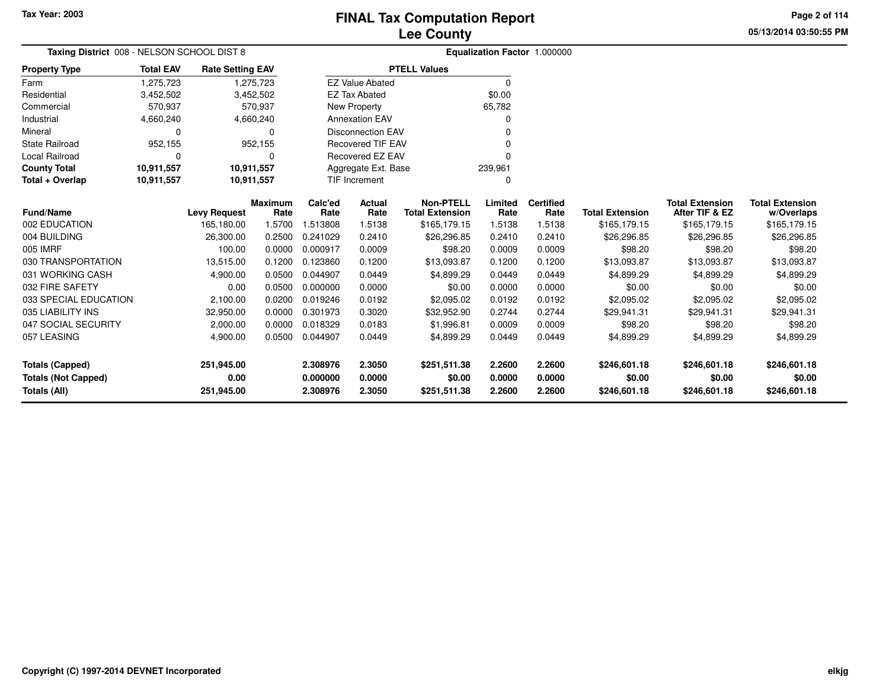Tax Year: 2003

# FINAL Tax Computation Report
## Lee County

05/13/2014 03:50:55 PM

**Taxing District** 008 - NELSON SCHOOL DIST 8 **Equalization Factor** 1.000000

| Property Type | Total EAV | Rate Setting EAV |
|---|---|---|
| Farm | 1,275,723 | 1,275,723 |
| Residential | 3,452,502 | 3,452,502 |
| Commercial | 570,937 | 570,937 |
| Industrial | 4,660,240 | 4,660,240 |
| Mineral | 0 | 0 |
| State Railroad | 952,155 | 952,155 |
| Local Railroad | 0 | 0 |
| **County Total** | **10,911,557** | **10,911,557** |
| **Total + Overlap** | **10,911,557** | **10,911,557** |

| PTELL Values | |
|---|---|
| EZ Value Abated | 0 |
| EZ Tax Abated | $0.00 |
| New Property | 65,782 |
| Annexation EAV | 0 |
| Disconnection EAV | 0 |
| Recovered TIF EAV | 0 |
| Recovered EZ EAV | 0 |
| Aggregate Ext. Base | 239,961 |
| TIF Increment | 0 |

| Fund/Name | Levy Request | Maximum Rate | Calc'ed Rate | Actual Rate | Non-PTELL Total Extension | Limited Rate | Certified Rate | Total Extension | Total Extension After TIF & EZ | Total Extension w/Overlaps |
|---|---|---|---|---|---|---|---|---|---|---|
| 002 EDUCATION | 165,180.00 | 1.5700 | 1.513808 | 1.5138 | $165,179.15 | 1.5138 | 1.5138 | $165,179.15 | $165,179.15 | $165,179.15 |
| 004 BUILDING | 26,300.00 | 0.2500 | 0.241029 | 0.2410 | $26,296.85 | 0.2410 | 0.2410 | $26,296.85 | $26,296.85 | $26,296.85 |
| 005 IMRF | 100.00 | 0.0000 | 0.000917 | 0.0009 | $98.20 | 0.0009 | 0.0009 | $98.20 | $98.20 | $98.20 |
| 030 TRANSPORTATION | 13,515.00 | 0.1200 | 0.123860 | 0.1200 | $13,093.87 | 0.1200 | 0.1200 | $13,093.87 | $13,093.87 | $13,093.87 |
| 031 WORKING CASH | 4,900.00 | 0.0500 | 0.044907 | 0.0449 | $4,899.29 | 0.0449 | 0.0449 | $4,899.29 | $4,899.29 | $4,899.29 |
| 032 FIRE SAFETY | 0.00 | 0.0500 | 0.000000 | 0.0000 | $0.00 | 0.0000 | 0.0000 | $0.00 | $0.00 | $0.00 |
| 033 SPECIAL EDUCATION | 2,100.00 | 0.0200 | 0.019246 | 0.0192 | $2,095.02 | 0.0192 | 0.0192 | $2,095.02 | $2,095.02 | $2,095.02 |
| 035 LIABILITY INS | 32,950.00 | 0.0000 | 0.301973 | 0.3020 | $32,952.90 | 0.2744 | 0.2744 | $29,941.31 | $29,941.31 | $29,941.31 |
| 047 SOCIAL SECURITY | 2,000.00 | 0.0000 | 0.018329 | 0.0183 | $1,996.81 | 0.0009 | 0.0009 | $98.20 | $98.20 | $98.20 |
| 057 LEASING | 4,900.00 | 0.0500 | 0.044907 | 0.0449 | $4,899.29 | 0.0449 | 0.0449 | $4,899.29 | $4,899.29 | $4,899.29 |
| **Totals (Capped)** | **251,945.00** | | **2.308976** | **2.3050** | **$251,511.38** | **2.2600** | **2.2600** | **$246,601.18** | **$246,601.18** | **$246,601.18** |
| **Totals (Not Capped)** | **0.00** | | **0.000000** | **0.0000** | **$0.00** | **0.0000** | **0.0000** | **$0.00** | **$0.00** | **$0.00** |
| **Totals (All)** | **251,945.00** | | **2.308976** | **2.3050** | **$251,511.38** | **2.2600** | **2.2600** | **$246,601.18** | **$246,601.18** | **$246,601.18** |

Copyright (C) 1997-2014 DEVNET Incorporated

elkjg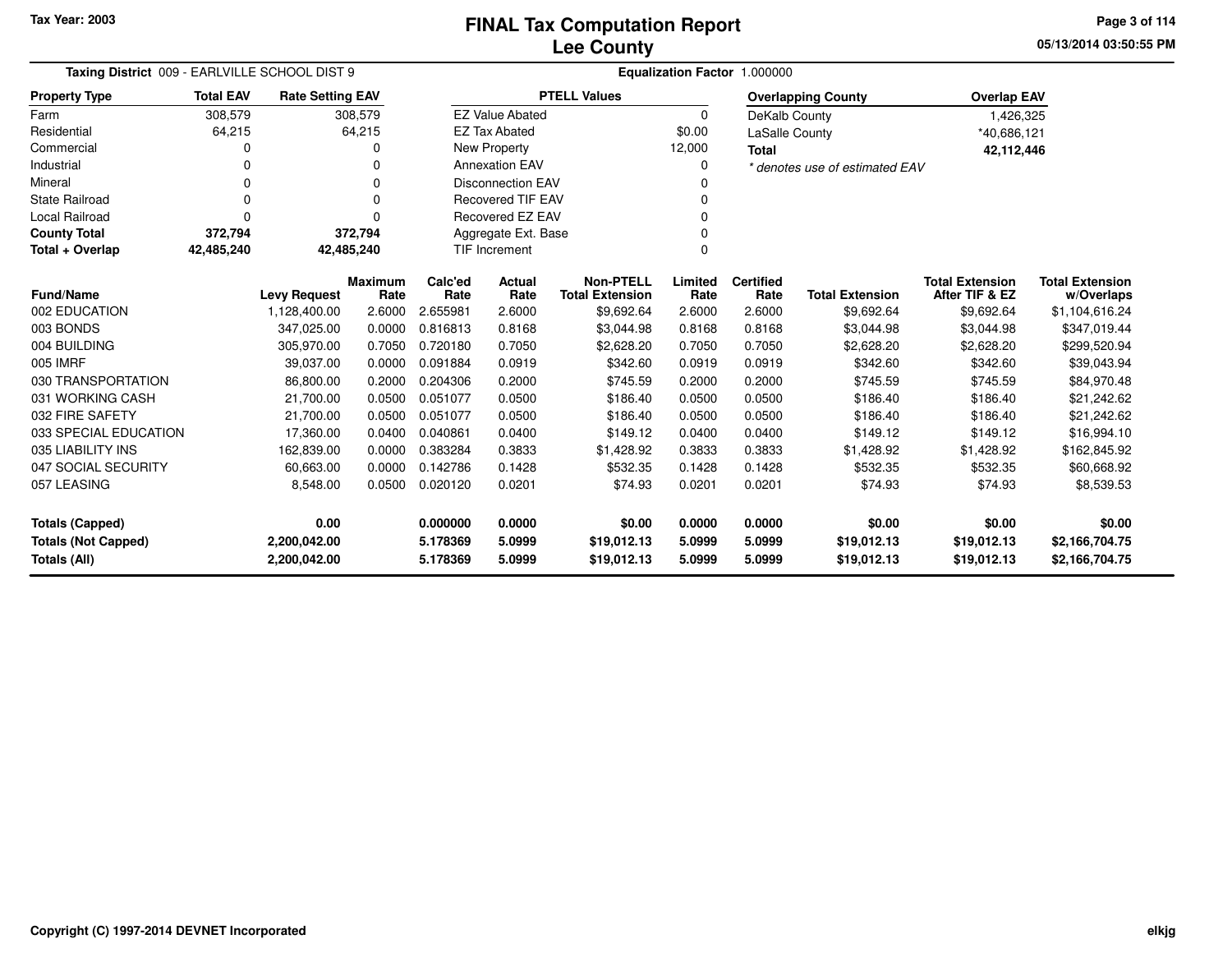Tax Year: 2003

# FINAL Tax Computation Report
## Lee County

05/13/2014 03:50:55 PM

**Taxing District** 009 - EARLVILLE SCHOOL DIST 9 **Equalization Factor** 1.000000

| Property Type | Total EAV | Rate Setting EAV |
|---|---|---|
| Farm | 308,579 | 308,579 |
| Residential | 64,215 | 64,215 |
| Commercial | 0 | 0 |
| Industrial | 0 | 0 |
| Mineral | 0 | 0 |
| State Railroad | 0 | 0 |
| Local Railroad | 0 | 0 |
| **County Total** | **372,794** | **372,794** |
| **Total + Overlap** | **42,485,240** | **42,485,240** |

| PTELL Values | |
|---|---|
| EZ Value Abated | 0 |
| EZ Tax Abated | $0.00 |
| New Property | 12,000 |
| Annexation EAV | 0 |
| Disconnection EAV | 0 |
| Recovered TIF EAV | 0 |
| Recovered EZ EAV | 0 |
| Aggregate Ext. Base | 0 |
| TIF Increment | 0 |

| Overlapping County | Overlap EAV |
|---|---|
| DeKalb County | 1,426,325 |
| LaSalle County | *40,686,121 |
| **Total** | **42,112,446** |

*\* denotes use of estimated EAV*

| Fund/Name | Levy Request | Maximum Rate | Calc'ed Rate | Actual Rate | Non-PTELL Total Extension | Limited Rate | Certified Rate | Total Extension | Total Extension After TIF & EZ | Total Extension w/Overlaps |
|---|---|---|---|---|---|---|---|---|---|---|
| 002 EDUCATION | 1,128,400.00 | 2.6000 | 2.655981 | 2.6000 | $9,692.64 | 2.6000 | 2.6000 | $9,692.64 | $9,692.64 | $1,104,616.24 |
| 003 BONDS | 347,025.00 | 0.0000 | 0.816813 | 0.8168 | $3,044.98 | 0.8168 | 0.8168 | $3,044.98 | $3,044.98 | $347,019.44 |
| 004 BUILDING | 305,970.00 | 0.7050 | 0.720180 | 0.7050 | $2,628.20 | 0.7050 | 0.7050 | $2,628.20 | $2,628.20 | $299,520.94 |
| 005 IMRF | 39,037.00 | 0.0000 | 0.091884 | 0.0919 | $342.60 | 0.0919 | 0.0919 | $342.60 | $342.60 | $39,043.94 |
| 030 TRANSPORTATION | 86,800.00 | 0.2000 | 0.204306 | 0.2000 | $745.59 | 0.2000 | 0.2000 | $745.59 | $745.59 | $84,970.48 |
| 031 WORKING CASH | 21,700.00 | 0.0500 | 0.051077 | 0.0500 | $186.40 | 0.0500 | 0.0500 | $186.40 | $186.40 | $21,242.62 |
| 032 FIRE SAFETY | 21,700.00 | 0.0500 | 0.051077 | 0.0500 | $186.40 | 0.0500 | 0.0500 | $186.40 | $186.40 | $21,242.62 |
| 033 SPECIAL EDUCATION | 17,360.00 | 0.0400 | 0.040861 | 0.0400 | $149.12 | 0.0400 | 0.0400 | $149.12 | $149.12 | $16,994.10 |
| 035 LIABILITY INS | 162,839.00 | 0.0000 | 0.383284 | 0.3833 | $1,428.92 | 0.3833 | 0.3833 | $1,428.92 | $1,428.92 | $162,845.92 |
| 047 SOCIAL SECURITY | 60,663.00 | 0.0000 | 0.142786 | 0.1428 | $532.35 | 0.1428 | 0.1428 | $532.35 | $532.35 | $60,668.92 |
| 057 LEASING | 8,548.00 | 0.0500 | 0.020120 | 0.0201 | $74.93 | 0.0201 | 0.0201 | $74.93 | $74.93 | $8,539.53 |
| **Totals (Capped)** | **0.00** | | **0.000000** | **0.0000** | **$0.00** | **0.0000** | **0.0000** | **$0.00** | **$0.00** | **$0.00** |
| **Totals (Not Capped)** | **2,200,042.00** | | **5.178369** | **5.0999** | **$19,012.13** | **5.0999** | **5.0999** | **$19,012.13** | **$19,012.13** | **$2,166,704.75** |
| **Totals (All)** | **2,200,042.00** | | **5.178369** | **5.0999** | **$19,012.13** | **5.0999** | **5.0999** | **$19,012.13** | **$19,012.13** | **$2,166,704.75** |

Copyright (C) 1997-2014 DEVNET Incorporated elkjg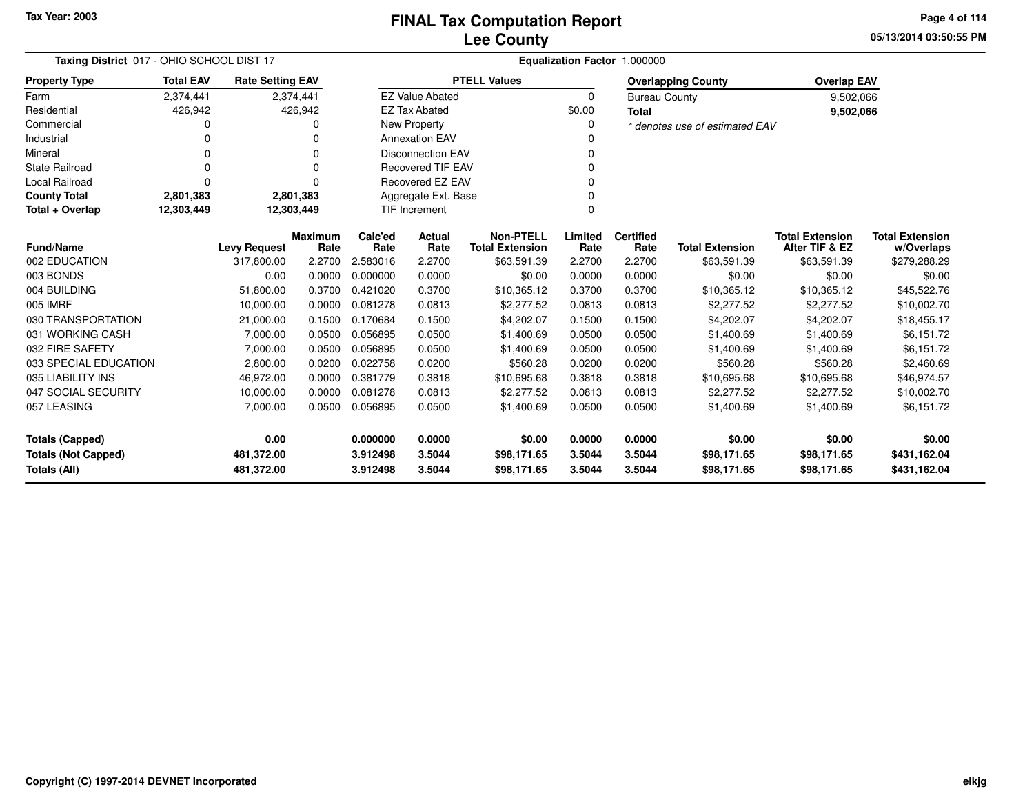Tax Year: 2003

# FINAL Tax Computation Report
## Lee County

05/13/2014 03:50:55 PM

**Taxing District** 017 - OHIO SCHOOL DIST 17 **Equalization Factor** 1.000000

| Property Type | Total EAV | Rate Setting EAV |
|---|---|---|
| Farm | 2,374,441 | 2,374,441 |
| Residential | 426,942 | 426,942 |
| Commercial | 0 | 0 |
| Industrial | 0 | 0 |
| Mineral | 0 | 0 |
| State Railroad | 0 | 0 |
| Local Railroad | 0 | 0 |
| **County Total** | **2,801,383** | **2,801,383** |
| **Total + Overlap** | **12,303,449** | **12,303,449** |

| PTELL Values | |
|---|---|
| EZ Value Abated | 0 |
| EZ Tax Abated | $0.00 |
| New Property | 0 |
| Annexation EAV | 0 |
| Disconnection EAV | 0 |
| Recovered TIF EAV | 0 |
| Recovered EZ EAV | 0 |
| Aggregate Ext. Base | 0 |
| TIF Increment | 0 |

| Overlapping County | Overlap EAV |
|---|---|
| Bureau County | 9,502,066 |
| **Total** | **9,502,066** |

*\* denotes use of estimated EAV*

| Fund/Name | Levy Request | Maximum Rate | Calc'ed Rate | Actual Rate | Non-PTELL Total Extension | Limited Rate | Certified Rate | Total Extension | Total Extension After TIF & EZ | Total Extension w/Overlaps |
|---|---|---|---|---|---|---|---|---|---|---|
| 002 EDUCATION | 317,800.00 | 2.2700 | 2.583016 | 2.2700 | $63,591.39 | 2.2700 | 2.2700 | $63,591.39 | $63,591.39 | $279,288.29 |
| 003 BONDS | 0.00 | 0.0000 | 0.000000 | 0.0000 | $0.00 | 0.0000 | 0.0000 | $0.00 | $0.00 | $0.00 |
| 004 BUILDING | 51,800.00 | 0.3700 | 0.421020 | 0.3700 | $10,365.12 | 0.3700 | 0.3700 | $10,365.12 | $10,365.12 | $45,522.76 |
| 005 IMRF | 10,000.00 | 0.0000 | 0.081278 | 0.0813 | $2,277.52 | 0.0813 | 0.0813 | $2,277.52 | $2,277.52 | $10,002.70 |
| 030 TRANSPORTATION | 21,000.00 | 0.1500 | 0.170684 | 0.1500 | $4,202.07 | 0.1500 | 0.1500 | $4,202.07 | $4,202.07 | $18,455.17 |
| 031 WORKING CASH | 7,000.00 | 0.0500 | 0.056895 | 0.0500 | $1,400.69 | 0.0500 | 0.0500 | $1,400.69 | $1,400.69 | $6,151.72 |
| 032 FIRE SAFETY | 7,000.00 | 0.0500 | 0.056895 | 0.0500 | $1,400.69 | 0.0500 | 0.0500 | $1,400.69 | $1,400.69 | $6,151.72 |
| 033 SPECIAL EDUCATION | 2,800.00 | 0.0200 | 0.022758 | 0.0200 | $560.28 | 0.0200 | 0.0200 | $560.28 | $560.28 | $2,460.69 |
| 035 LIABILITY INS | 46,972.00 | 0.0000 | 0.381779 | 0.3818 | $10,695.68 | 0.3818 | 0.3818 | $10,695.68 | $10,695.68 | $46,974.57 |
| 047 SOCIAL SECURITY | 10,000.00 | 0.0000 | 0.081278 | 0.0813 | $2,277.52 | 0.0813 | 0.0813 | $2,277.52 | $2,277.52 | $10,002.70 |
| 057 LEASING | 7,000.00 | 0.0500 | 0.056895 | 0.0500 | $1,400.69 | 0.0500 | 0.0500 | $1,400.69 | $1,400.69 | $6,151.72 |
| **Totals (Capped)** | **0.00** | | **0.000000** | **0.0000** | **$0.00** | **0.0000** | **0.0000** | **$0.00** | **$0.00** | **$0.00** |
| **Totals (Not Capped)** | **481,372.00** | | **3.912498** | **3.5044** | **$98,171.65** | **3.5044** | **3.5044** | **$98,171.65** | **$98,171.65** | **$431,162.04** |
| **Totals (All)** | **481,372.00** | | **3.912498** | **3.5044** | **$98,171.65** | **3.5044** | **3.5044** | **$98,171.65** | **$98,171.65** | **$431,162.04** |

Copyright (C) 1997-2014 DEVNET Incorporated

elkjg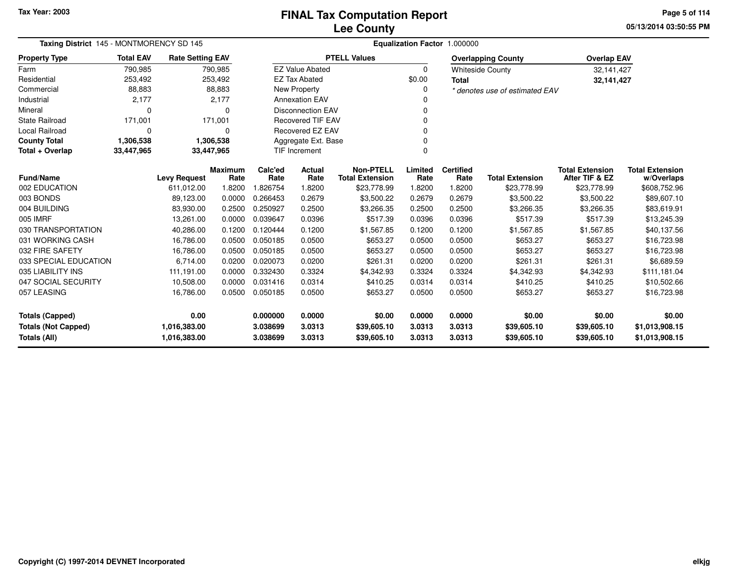# FINAL Tax Computation Report
## Lee County

Tax Year: 2003

05/13/2014 03:50:55 PM

**Taxing District** 145 - MONTMORENCY SD 145 **Equalization Factor** 1.000000

| Property Type | Total EAV | Rate Setting EAV |
|---|---|---|
| Farm | 790,985 | 790,985 |
| Residential | 253,492 | 253,492 |
| Commercial | 88,883 | 88,883 |
| Industrial | 2,177 | 2,177 |
| Mineral | 0 | 0 |
| State Railroad | 171,001 | 171,001 |
| Local Railroad | 0 | 0 |
| **County Total** | **1,306,538** | **1,306,538** |
| **Total + Overlap** | **33,447,965** | **33,447,965** |

| PTELL Values | |
|---|---|
| EZ Value Abated | 0 |
| EZ Tax Abated | $0.00 |
| New Property | 0 |
| Annexation EAV | 0 |
| Disconnection EAV | 0 |
| Recovered TIF EAV | 0 |
| Recovered EZ EAV | 0 |
| Aggregate Ext. Base | 0 |
| TIF Increment | 0 |

| Overlapping County | Overlap EAV |
|---|---|
| Whiteside County | 32,141,427 |
| **Total** | **32,141,427** |

*\* denotes use of estimated EAV*

| Fund/Name | Levy Request | Maximum Rate | Calc'ed Rate | Actual Rate | Non-PTELL Total Extension | Limited Rate | Certified Rate | Total Extension | Total Extension After TIF & EZ | Total Extension w/Overlaps |
|---|---|---|---|---|---|---|---|---|---|---|
| 002 EDUCATION | 611,012.00 | 1.8200 | 1.826754 | 1.8200 | $23,778.99 | 1.8200 | 1.8200 | $23,778.99 | $23,778.99 | $608,752.96 |
| 003 BONDS | 89,123.00 | 0.0000 | 0.266453 | 0.2679 | $3,500.22 | 0.2679 | 0.2679 | $3,500.22 | $3,500.22 | $89,607.10 |
| 004 BUILDING | 83,930.00 | 0.2500 | 0.250927 | 0.2500 | $3,266.35 | 0.2500 | 0.2500 | $3,266.35 | $3,266.35 | $83,619.91 |
| 005 IMRF | 13,261.00 | 0.0000 | 0.039647 | 0.0396 | $517.39 | 0.0396 | 0.0396 | $517.39 | $517.39 | $13,245.39 |
| 030 TRANSPORTATION | 40,286.00 | 0.1200 | 0.120444 | 0.1200 | $1,567.85 | 0.1200 | 0.1200 | $1,567.85 | $1,567.85 | $40,137.56 |
| 031 WORKING CASH | 16,786.00 | 0.0500 | 0.050185 | 0.0500 | $653.27 | 0.0500 | 0.0500 | $653.27 | $653.27 | $16,723.98 |
| 032 FIRE SAFETY | 16,786.00 | 0.0500 | 0.050185 | 0.0500 | $653.27 | 0.0500 | 0.0500 | $653.27 | $653.27 | $16,723.98 |
| 033 SPECIAL EDUCATION | 6,714.00 | 0.0200 | 0.020073 | 0.0200 | $261.31 | 0.0200 | 0.0200 | $261.31 | $261.31 | $6,689.59 |
| 035 LIABILITY INS | 111,191.00 | 0.0000 | 0.332430 | 0.3324 | $4,342.93 | 0.3324 | 0.3324 | $4,342.93 | $4,342.93 | $111,181.04 |
| 047 SOCIAL SECURITY | 10,508.00 | 0.0000 | 0.031416 | 0.0314 | $410.25 | 0.0314 | 0.0314 | $410.25 | $410.25 | $10,502.66 |
| 057 LEASING | 16,786.00 | 0.0500 | 0.050185 | 0.0500 | $653.27 | 0.0500 | 0.0500 | $653.27 | $653.27 | $16,723.98 |
| **Totals (Capped)** | **0.00** | | **0.000000** | **0.0000** | **$0.00** | **0.0000** | **0.0000** | **$0.00** | **$0.00** | **$0.00** |
| **Totals (Not Capped)** | **1,016,383.00** | | **3.038699** | **3.0313** | **$39,605.10** | **3.0313** | **3.0313** | **$39,605.10** | **$39,605.10** | **$1,013,908.15** |
| **Totals (All)** | **1,016,383.00** | | **3.038699** | **3.0313** | **$39,605.10** | **3.0313** | **3.0313** | **$39,605.10** | **$39,605.10** | **$1,013,908.15** |

Copyright (C) 1997-2014 DEVNET Incorporated

elkjg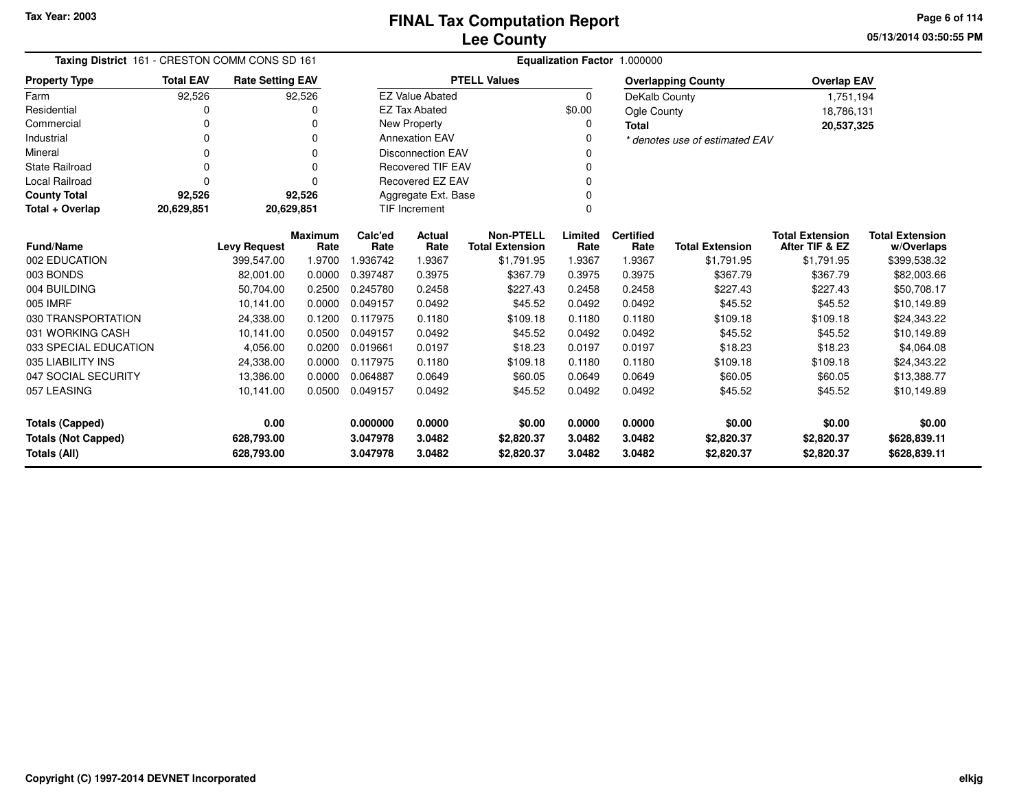Tax Year: 2003

# FINAL Tax Computation Report
## Lee County

05/13/2014 03:50:55 PM

**Taxing District** 161 - CRESTON COMM CONS SD 161 **Equalization Factor** 1.000000

| Property Type | Total EAV | Rate Setting EAV |
|---|---|---|
| Farm | 92,526 | 92,526 |
| Residential | 0 | 0 |
| Commercial | 0 | 0 |
| Industrial | 0 | 0 |
| Mineral | 0 | 0 |
| State Railroad | 0 | 0 |
| Local Railroad | 0 | 0 |
| **County Total** | **92,526** | **92,526** |
| **Total + Overlap** | **20,629,851** | **20,629,851** |

| PTELL Values | |
|---|---|
| EZ Value Abated | 0 |
| EZ Tax Abated | $0.00 |
| New Property | 0 |
| Annexation EAV | 0 |
| Disconnection EAV | 0 |
| Recovered TIF EAV | 0 |
| Recovered EZ EAV | 0 |
| Aggregate Ext. Base | 0 |
| TIF Increment | 0 |

| Overlapping County | Overlap EAV |
|---|---|
| DeKalb County | 1,751,194 |
| Ogle County | 18,786,131 |
| **Total** | **20,537,325** |

*\* denotes use of estimated EAV*

| Fund/Name | Levy Request | Maximum Rate | Calc'ed Rate | Actual Rate | Non-PTELL Total Extension | Limited Rate | Certified Rate | Total Extension | Total Extension After TIF & EZ | Total Extension w/Overlaps |
|---|---|---|---|---|---|---|---|---|---|---|
| 002 EDUCATION | 399,547.00 | 1.9700 | 1.936742 | 1.9367 | $1,791.95 | 1.9367 | 1.9367 | $1,791.95 | $1,791.95 | $399,538.32 |
| 003 BONDS | 82,001.00 | 0.0000 | 0.397487 | 0.3975 | $367.79 | 0.3975 | 0.3975 | $367.79 | $367.79 | $82,003.66 |
| 004 BUILDING | 50,704.00 | 0.2500 | 0.245780 | 0.2458 | $227.43 | 0.2458 | 0.2458 | $227.43 | $227.43 | $50,708.17 |
| 005 IMRF | 10,141.00 | 0.0000 | 0.049157 | 0.0492 | $45.52 | 0.0492 | 0.0492 | $45.52 | $45.52 | $10,149.89 |
| 030 TRANSPORTATION | 24,338.00 | 0.1200 | 0.117975 | 0.1180 | $109.18 | 0.1180 | 0.1180 | $109.18 | $109.18 | $24,343.22 |
| 031 WORKING CASH | 10,141.00 | 0.0500 | 0.049157 | 0.0492 | $45.52 | 0.0492 | 0.0492 | $45.52 | $45.52 | $10,149.89 |
| 033 SPECIAL EDUCATION | 4,056.00 | 0.0200 | 0.019661 | 0.0197 | $18.23 | 0.0197 | 0.0197 | $18.23 | $18.23 | $4,064.08 |
| 035 LIABILITY INS | 24,338.00 | 0.0000 | 0.117975 | 0.1180 | $109.18 | 0.1180 | 0.1180 | $109.18 | $109.18 | $24,343.22 |
| 047 SOCIAL SECURITY | 13,386.00 | 0.0000 | 0.064887 | 0.0649 | $60.05 | 0.0649 | 0.0649 | $60.05 | $60.05 | $13,388.77 |
| 057 LEASING | 10,141.00 | 0.0500 | 0.049157 | 0.0492 | $45.52 | 0.0492 | 0.0492 | $45.52 | $45.52 | $10,149.89 |
| **Totals (Capped)** | **0.00** | | **0.000000** | **0.0000** | **$0.00** | **0.0000** | **0.0000** | **$0.00** | **$0.00** | **$0.00** |
| **Totals (Not Capped)** | **628,793.00** | | **3.047978** | **3.0482** | **$2,820.37** | **3.0482** | **3.0482** | **$2,820.37** | **$2,820.37** | **$628,839.11** |
| **Totals (All)** | **628,793.00** | | **3.047978** | **3.0482** | **$2,820.37** | **3.0482** | **3.0482** | **$2,820.37** | **$2,820.37** | **$628,839.11** |

Copyright (C) 1997-2014 DEVNET Incorporated elkjg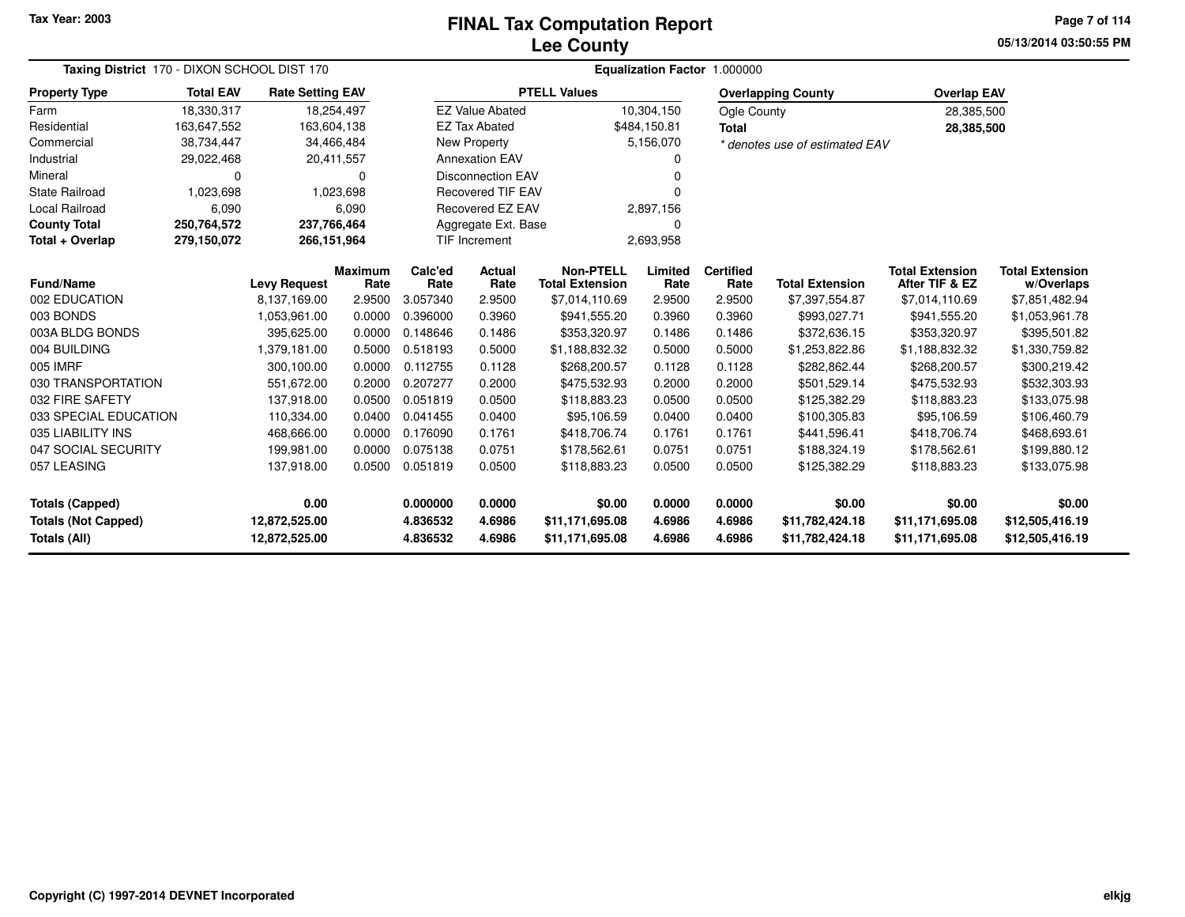Tax Year: 2003

# FINAL Tax Computation Report
## Lee County

05/13/2014 03:50:55 PM

**Taxing District** 170 - DIXON SCHOOL DIST 170 | **Equalization Factor** 1.000000

| Property Type | Total EAV | Rate Setting EAV |
|---|---|---|
| Farm | 18,330,317 | 18,254,497 |
| Residential | 163,647,552 | 163,604,138 |
| Commercial | 38,734,447 | 34,466,484 |
| Industrial | 29,022,468 | 20,411,557 |
| Mineral | 0 | 0 |
| State Railroad | 1,023,698 | 1,023,698 |
| Local Railroad | 6,090 | 6,090 |
| **County Total** | **250,764,572** | **237,766,464** |
| **Total + Overlap** | **279,150,072** | **266,151,964** |

| PTELL Values | |
|---|---|
| EZ Value Abated | 10,304,150 |
| EZ Tax Abated | $484,150.81 |
| New Property | 5,156,070 |
| Annexation EAV | 0 |
| Disconnection EAV | 0 |
| Recovered TIF EAV | 0 |
| Recovered EZ EAV | 2,897,156 |
| Aggregate Ext. Base | 0 |
| TIF Increment | 2,693,958 |

| Overlapping County | Overlap EAV |
|---|---|
| Ogle County | 28,385,500 |
| **Total** | **28,385,500** |

*\* denotes use of estimated EAV*

| Fund/Name | Levy Request | Maximum Rate | Calc'ed Rate | Actual Rate | Non-PTELL Total Extension | Limited Rate | Certified Rate | Total Extension | Total Extension After TIF & EZ | Total Extension w/Overlaps |
|---|---|---|---|---|---|---|---|---|---|---|
| 002 EDUCATION | 8,137,169.00 | 2.9500 | 3.057340 | 2.9500 | $7,014,110.69 | 2.9500 | 2.9500 | $7,397,554.87 | $7,014,110.69 | $7,851,482.94 |
| 003 BONDS | 1,053,961.00 | 0.0000 | 0.396000 | 0.3960 | $941,555.20 | 0.3960 | 0.3960 | $993,027.71 | $941,555.20 | $1,053,961.78 |
| 003A BLDG BONDS | 395,625.00 | 0.0000 | 0.148646 | 0.1486 | $353,320.97 | 0.1486 | 0.1486 | $372,636.15 | $353,320.97 | $395,501.82 |
| 004 BUILDING | 1,379,181.00 | 0.5000 | 0.518193 | 0.5000 | $1,188,832.32 | 0.5000 | 0.5000 | $1,253,822.86 | $1,188,832.32 | $1,330,759.82 |
| 005 IMRF | 300,100.00 | 0.0000 | 0.112755 | 0.1128 | $268,200.57 | 0.1128 | 0.1128 | $282,862.44 | $268,200.57 | $300,219.42 |
| 030 TRANSPORTATION | 551,672.00 | 0.2000 | 0.207277 | 0.2000 | $475,532.93 | 0.2000 | 0.2000 | $501,529.14 | $475,532.93 | $532,303.93 |
| 032 FIRE SAFETY | 137,918.00 | 0.0500 | 0.051819 | 0.0500 | $118,883.23 | 0.0500 | 0.0500 | $125,382.29 | $118,883.23 | $133,075.98 |
| 033 SPECIAL EDUCATION | 110,334.00 | 0.0400 | 0.041455 | 0.0400 | $95,106.59 | 0.0400 | 0.0400 | $100,305.83 | $95,106.59 | $106,460.79 |
| 035 LIABILITY INS | 468,666.00 | 0.0000 | 0.176090 | 0.1761 | $418,706.74 | 0.1761 | 0.1761 | $441,596.41 | $418,706.74 | $468,693.61 |
| 047 SOCIAL SECURITY | 199,981.00 | 0.0000 | 0.075138 | 0.0751 | $178,562.61 | 0.0751 | 0.0751 | $188,324.19 | $178,562.61 | $199,880.12 |
| 057 LEASING | 137,918.00 | 0.0500 | 0.051819 | 0.0500 | $118,883.23 | 0.0500 | 0.0500 | $125,382.29 | $118,883.23 | $133,075.98 |
| **Totals (Capped)** | **0.00** | | **0.000000** | **0.0000** | **$0.00** | **0.0000** | **0.0000** | **$0.00** | **$0.00** | **$0.00** |
| **Totals (Not Capped)** | **12,872,525.00** | | **4.836532** | **4.6986** | **$11,171,695.08** | **4.6986** | **4.6986** | **$11,782,424.18** | **$11,171,695.08** | **$12,505,416.19** |
| **Totals (All)** | **12,872,525.00** | | **4.836532** | **4.6986** | **$11,171,695.08** | **4.6986** | **4.6986** | **$11,782,424.18** | **$11,171,695.08** | **$12,505,416.19** |

Copyright (C) 1997-2014 DEVNET Incorporated

elkjg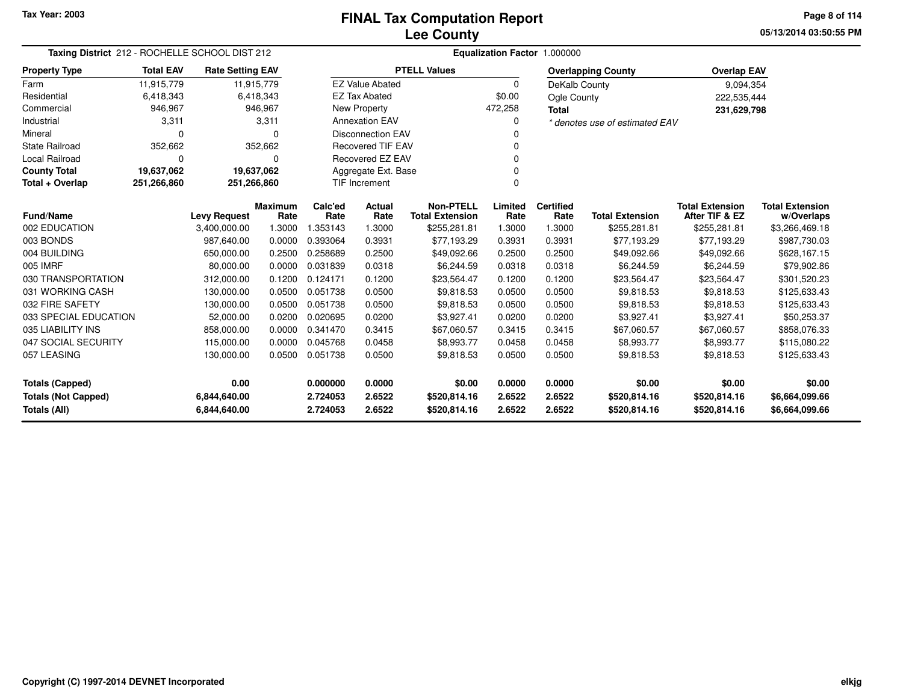# FINAL Tax Computation Report
# Lee County

Tax Year: 2003

05/13/2014 03:50:55 PM

**Taxing District** 212 - ROCHELLE SCHOOL DIST 212 **Equalization Factor** 1.000000

| Property Type | Total EAV | Rate Setting EAV |
|---|---|---|
| Farm | 11,915,779 | 11,915,779 |
| Residential | 6,418,343 | 6,418,343 |
| Commercial | 946,967 | 946,967 |
| Industrial | 3,311 | 3,311 |
| Mineral | 0 | 0 |
| State Railroad | 352,662 | 352,662 |
| Local Railroad | 0 | 0 |
| **County Total** | **19,637,062** | **19,637,062** |
| **Total + Overlap** | **251,266,860** | **251,266,860** |

| PTELL Values | |
|---|---|
| EZ Value Abated | 0 |
| EZ Tax Abated | $0.00 |
| New Property | 472,258 |
| Annexation EAV | 0 |
| Disconnection EAV | 0 |
| Recovered TIF EAV | 0 |
| Recovered EZ EAV | 0 |
| Aggregate Ext. Base | 0 |
| TIF Increment | 0 |

| Overlapping County | Overlap EAV |
|---|---|
| DeKalb County | 9,094,354 |
| Ogle County | 222,535,444 |
| **Total** | **231,629,798** |

*\* denotes use of estimated EAV*

| Fund/Name | Levy Request | Maximum Rate | Calc'ed Rate | Actual Rate | Non-PTELL Total Extension | Limited Rate | Certified Rate | Total Extension | Total Extension After TIF & EZ | Total Extension w/Overlaps |
|---|---|---|---|---|---|---|---|---|---|---|
| 002 EDUCATION | 3,400,000.00 | 1.3000 | 1.353143 | 1.3000 | $255,281.81 | 1.3000 | 1.3000 | $255,281.81 | $255,281.81 | $3,266,469.18 |
| 003 BONDS | 987,640.00 | 0.0000 | 0.393064 | 0.3931 | $77,193.29 | 0.3931 | 0.3931 | $77,193.29 | $77,193.29 | $987,730.03 |
| 004 BUILDING | 650,000.00 | 0.2500 | 0.258689 | 0.2500 | $49,092.66 | 0.2500 | 0.2500 | $49,092.66 | $49,092.66 | $628,167.15 |
| 005 IMRF | 80,000.00 | 0.0000 | 0.031839 | 0.0318 | $6,244.59 | 0.0318 | 0.0318 | $6,244.59 | $6,244.59 | $79,902.86 |
| 030 TRANSPORTATION | 312,000.00 | 0.1200 | 0.124171 | 0.1200 | $23,564.47 | 0.1200 | 0.1200 | $23,564.47 | $23,564.47 | $301,520.23 |
| 031 WORKING CASH | 130,000.00 | 0.0500 | 0.051738 | 0.0500 | $9,818.53 | 0.0500 | 0.0500 | $9,818.53 | $9,818.53 | $125,633.43 |
| 032 FIRE SAFETY | 130,000.00 | 0.0500 | 0.051738 | 0.0500 | $9,818.53 | 0.0500 | 0.0500 | $9,818.53 | $9,818.53 | $125,633.43 |
| 033 SPECIAL EDUCATION | 52,000.00 | 0.0200 | 0.020695 | 0.0200 | $3,927.41 | 0.0200 | 0.0200 | $3,927.41 | $3,927.41 | $50,253.37 |
| 035 LIABILITY INS | 858,000.00 | 0.0000 | 0.341470 | 0.3415 | $67,060.57 | 0.3415 | 0.3415 | $67,060.57 | $67,060.57 | $858,076.33 |
| 047 SOCIAL SECURITY | 115,000.00 | 0.0000 | 0.045768 | 0.0458 | $8,993.77 | 0.0458 | 0.0458 | $8,993.77 | $8,993.77 | $115,080.22 |
| 057 LEASING | 130,000.00 | 0.0500 | 0.051738 | 0.0500 | $9,818.53 | 0.0500 | 0.0500 | $9,818.53 | $9,818.53 | $125,633.43 |
| **Totals (Capped)** | **0.00** | | **0.000000** | **0.0000** | **$0.00** | **0.0000** | **0.0000** | **$0.00** | **$0.00** | **$0.00** |
| **Totals (Not Capped)** | **6,844,640.00** | | **2.724053** | **2.6522** | **$520,814.16** | **2.6522** | **2.6522** | **$520,814.16** | **$520,814.16** | **$6,664,099.66** |
| **Totals (All)** | **6,844,640.00** | | **2.724053** | **2.6522** | **$520,814.16** | **2.6522** | **2.6522** | **$520,814.16** | **$520,814.16** | **$6,664,099.66** |

**Copyright (C) 1997-2014 DEVNET Incorporated** elkjg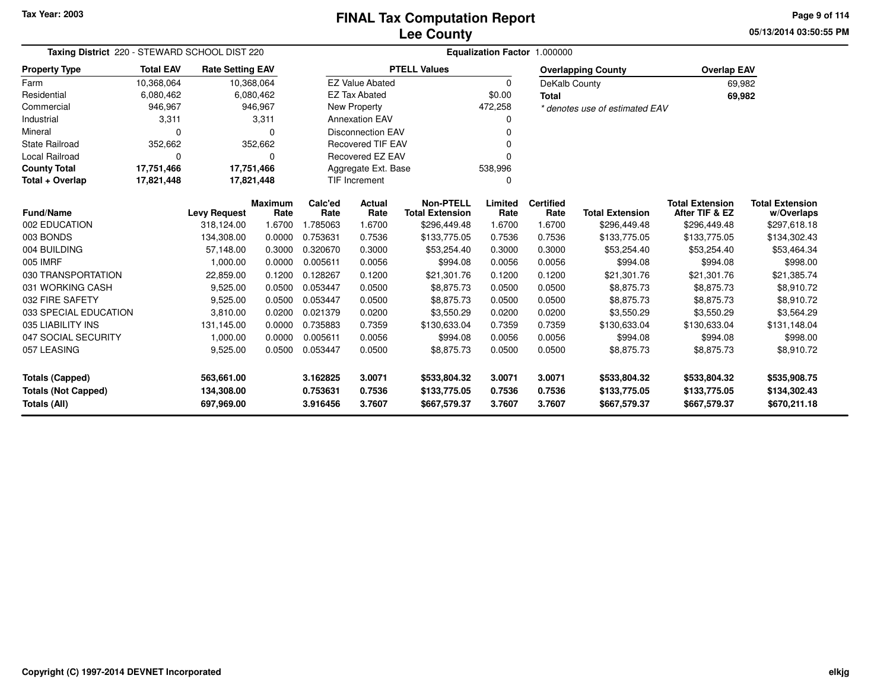# FINAL Tax Computation Report
## Lee County

Tax Year: 2003

05/13/2014 03:50:55 PM

**Taxing District** 220 - STEWARD SCHOOL DIST 220

**Equalization Factor** 1.000000

| Property Type | Total EAV | Rate Setting EAV |
|---|---|---|
| Farm | 10,368,064 | 10,368,064 |
| Residential | 6,080,462 | 6,080,462 |
| Commercial | 946,967 | 946,967 |
| Industrial | 3,311 | 3,311 |
| Mineral | 0 | 0 |
| State Railroad | 352,662 | 352,662 |
| Local Railroad | 0 | 0 |
| **County Total** | **17,751,466** | **17,751,466** |
| **Total + Overlap** | **17,821,448** | **17,821,448** |

| PTELL Values | |
|---|---|
| EZ Value Abated | 0 |
| EZ Tax Abated | $0.00 |
| New Property | 472,258 |
| Annexation EAV | 0 |
| Disconnection EAV | 0 |
| Recovered TIF EAV | 0 |
| Recovered EZ EAV | 0 |
| Aggregate Ext. Base | 538,996 |
| TIF Increment | 0 |

| Overlapping County | Overlap EAV |
|---|---|
| DeKalb County | 69,982 |
| **Total** | **69,982** |

*\* denotes use of estimated EAV*

| Fund/Name | Levy Request | Maximum Rate | Calc'ed Rate | Actual Rate | Non-PTELL Total Extension | Limited Rate | Certified Rate | Total Extension | Total Extension After TIF & EZ | Total Extension w/Overlaps |
|---|---|---|---|---|---|---|---|---|---|---|
| 002 EDUCATION | 318,124.00 | 1.6700 | 1.785063 | 1.6700 | $296,449.48 | 1.6700 | 1.6700 | $296,449.48 | $296,449.48 | $297,618.18 |
| 003 BONDS | 134,308.00 | 0.0000 | 0.753631 | 0.7536 | $133,775.05 | 0.7536 | 0.7536 | $133,775.05 | $133,775.05 | $134,302.43 |
| 004 BUILDING | 57,148.00 | 0.3000 | 0.320670 | 0.3000 | $53,254.40 | 0.3000 | 0.3000 | $53,254.40 | $53,254.40 | $53,464.34 |
| 005 IMRF | 1,000.00 | 0.0000 | 0.005611 | 0.0056 | $994.08 | 0.0056 | 0.0056 | $994.08 | $994.08 | $998.00 |
| 030 TRANSPORTATION | 22,859.00 | 0.1200 | 0.128267 | 0.1200 | $21,301.76 | 0.1200 | 0.1200 | $21,301.76 | $21,301.76 | $21,385.74 |
| 031 WORKING CASH | 9,525.00 | 0.0500 | 0.053447 | 0.0500 | $8,875.73 | 0.0500 | 0.0500 | $8,875.73 | $8,875.73 | $8,910.72 |
| 032 FIRE SAFETY | 9,525.00 | 0.0500 | 0.053447 | 0.0500 | $8,875.73 | 0.0500 | 0.0500 | $8,875.73 | $8,875.73 | $8,910.72 |
| 033 SPECIAL EDUCATION | 3,810.00 | 0.0200 | 0.021379 | 0.0200 | $3,550.29 | 0.0200 | 0.0200 | $3,550.29 | $3,550.29 | $3,564.29 |
| 035 LIABILITY INS | 131,145.00 | 0.0000 | 0.735883 | 0.7359 | $130,633.04 | 0.7359 | 0.7359 | $130,633.04 | $130,633.04 | $131,148.04 |
| 047 SOCIAL SECURITY | 1,000.00 | 0.0000 | 0.005611 | 0.0056 | $994.08 | 0.0056 | 0.0056 | $994.08 | $994.08 | $998.00 |
| 057 LEASING | 9,525.00 | 0.0500 | 0.053447 | 0.0500 | $8,875.73 | 0.0500 | 0.0500 | $8,875.73 | $8,875.73 | $8,910.72 |
| **Totals (Capped)** | **563,661.00** | | **3.162825** | **3.0071** | **$533,804.32** | **3.0071** | **3.0071** | **$533,804.32** | **$533,804.32** | **$535,908.75** |
| **Totals (Not Capped)** | **134,308.00** | | **0.753631** | **0.7536** | **$133,775.05** | **0.7536** | **0.7536** | **$133,775.05** | **$133,775.05** | **$134,302.43** |
| **Totals (All)** | **697,969.00** | | **3.916456** | **3.7607** | **$667,579.37** | **3.7607** | **3.7607** | **$667,579.37** | **$667,579.37** | **$670,211.18** |

Copyright (C) 1997-2014 DEVNET Incorporated

elkjg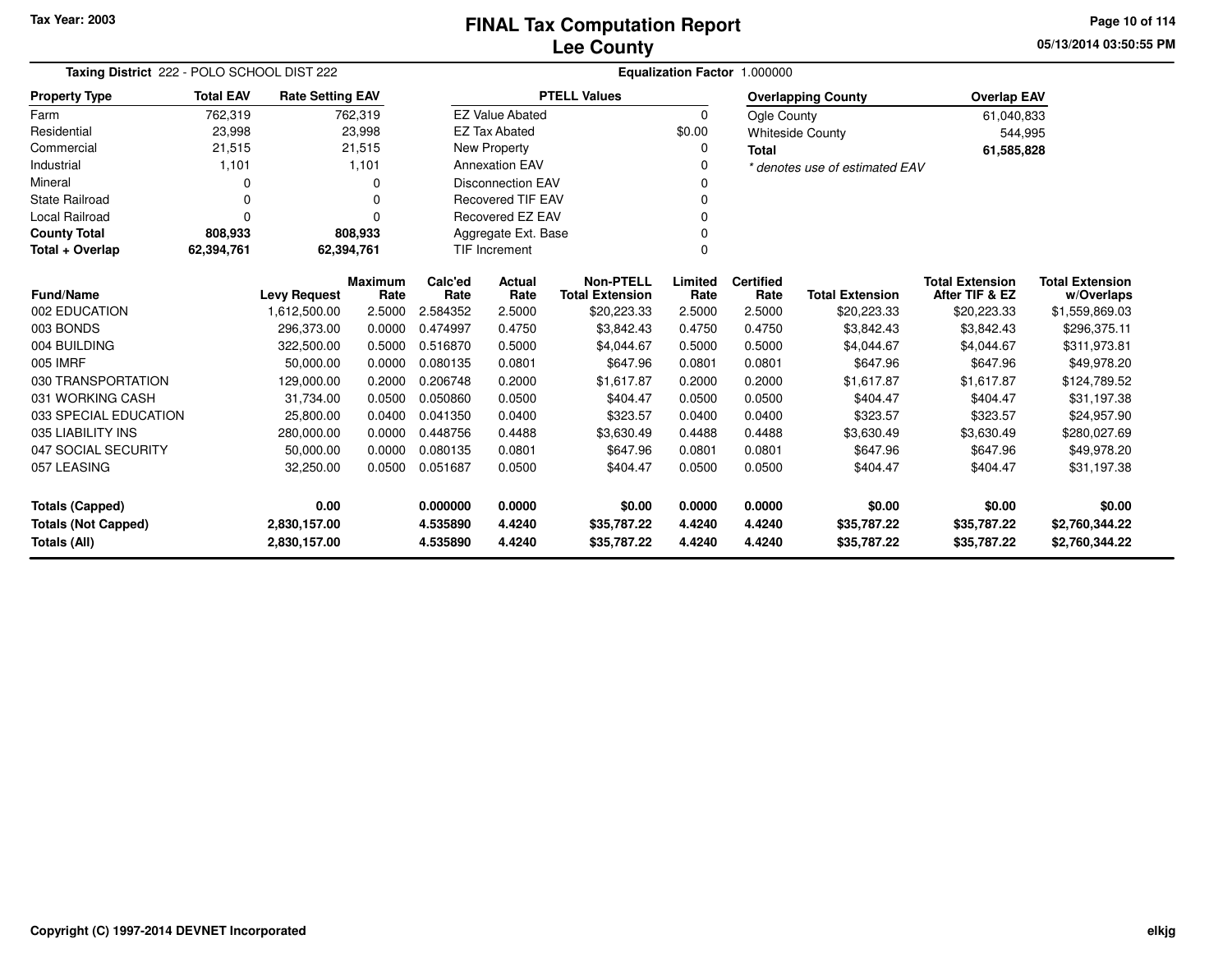Tax Year: 2003

# FINAL Tax Computation Report
## Lee County

**Taxing District** 222 - POLO SCHOOL DIST 222 | **Equalization Factor** 1.000000

| Property Type | Total EAV | Rate Setting EAV |
|---|---|---|
| Farm | 762,319 | 762,319 |
| Residential | 23,998 | 23,998 |
| Commercial | 21,515 | 21,515 |
| Industrial | 1,101 | 1,101 |
| Mineral | 0 | 0 |
| State Railroad | 0 | 0 |
| Local Railroad | 0 | 0 |
| **County Total** | **808,933** | **808,933** |
| **Total + Overlap** | **62,394,761** | **62,394,761** |

| PTELL Values | |
|---|---|
| EZ Value Abated | 0 |
| EZ Tax Abated | $0.00 |
| New Property | 0 |
| Annexation EAV | 0 |
| Disconnection EAV | 0 |
| Recovered TIF EAV | 0 |
| Recovered EZ EAV | 0 |
| Aggregate Ext. Base | 0 |
| TIF Increment | 0 |

| Overlapping County | Overlap EAV |
|---|---|
| Ogle County | 61,040,833 |
| Whiteside County | 544,995 |
| **Total** | **61,585,828** |

*\* denotes use of estimated EAV*

| Fund/Name | Levy Request | Maximum Rate | Calc'ed Rate | Actual Rate | Non-PTELL Total Extension | Limited Rate | Certified Rate | Total Extension | Total Extension After TIF & EZ | Total Extension w/Overlaps |
|---|---|---|---|---|---|---|---|---|---|---|
| 002 EDUCATION | 1,612,500.00 | 2.5000 | 2.584352 | 2.5000 | $20,223.33 | 2.5000 | 2.5000 | $20,223.33 | $20,223.33 | $1,559,869.03 |
| 003 BONDS | 296,373.00 | 0.0000 | 0.474997 | 0.4750 | $3,842.43 | 0.4750 | 0.4750 | $3,842.43 | $3,842.43 | $296,375.11 |
| 004 BUILDING | 322,500.00 | 0.5000 | 0.516870 | 0.5000 | $4,044.67 | 0.5000 | 0.5000 | $4,044.67 | $4,044.67 | $311,973.81 |
| 005 IMRF | 50,000.00 | 0.0000 | 0.080135 | 0.0801 | $647.96 | 0.0801 | 0.0801 | $647.96 | $647.96 | $49,978.20 |
| 030 TRANSPORTATION | 129,000.00 | 0.2000 | 0.206748 | 0.2000 | $1,617.87 | 0.2000 | 0.2000 | $1,617.87 | $1,617.87 | $124,789.52 |
| 031 WORKING CASH | 31,734.00 | 0.0500 | 0.050860 | 0.0500 | $404.47 | 0.0500 | 0.0500 | $404.47 | $404.47 | $31,197.38 |
| 033 SPECIAL EDUCATION | 25,800.00 | 0.0400 | 0.041350 | 0.0400 | $323.57 | 0.0400 | 0.0400 | $323.57 | $323.57 | $24,957.90 |
| 035 LIABILITY INS | 280,000.00 | 0.0000 | 0.448756 | 0.4488 | $3,630.49 | 0.4488 | 0.4488 | $3,630.49 | $3,630.49 | $280,027.69 |
| 047 SOCIAL SECURITY | 50,000.00 | 0.0000 | 0.080135 | 0.0801 | $647.96 | 0.0801 | 0.0801 | $647.96 | $647.96 | $49,978.20 |
| 057 LEASING | 32,250.00 | 0.0500 | 0.051687 | 0.0500 | $404.47 | 0.0500 | 0.0500 | $404.47 | $404.47 | $31,197.38 |
| **Totals (Capped)** | **0.00** | | **0.000000** | **0.0000** | **$0.00** | **0.0000** | **0.0000** | **$0.00** | **$0.00** | **$0.00** |
| **Totals (Not Capped)** | **2,830,157.00** | | **4.535890** | **4.4240** | **$35,787.22** | **4.4240** | **4.4240** | **$35,787.22** | **$35,787.22** | **$2,760,344.22** |
| **Totals (All)** | **2,830,157.00** | | **4.535890** | **4.4240** | **$35,787.22** | **4.4240** | **4.4240** | **$35,787.22** | **$35,787.22** | **$2,760,344.22** |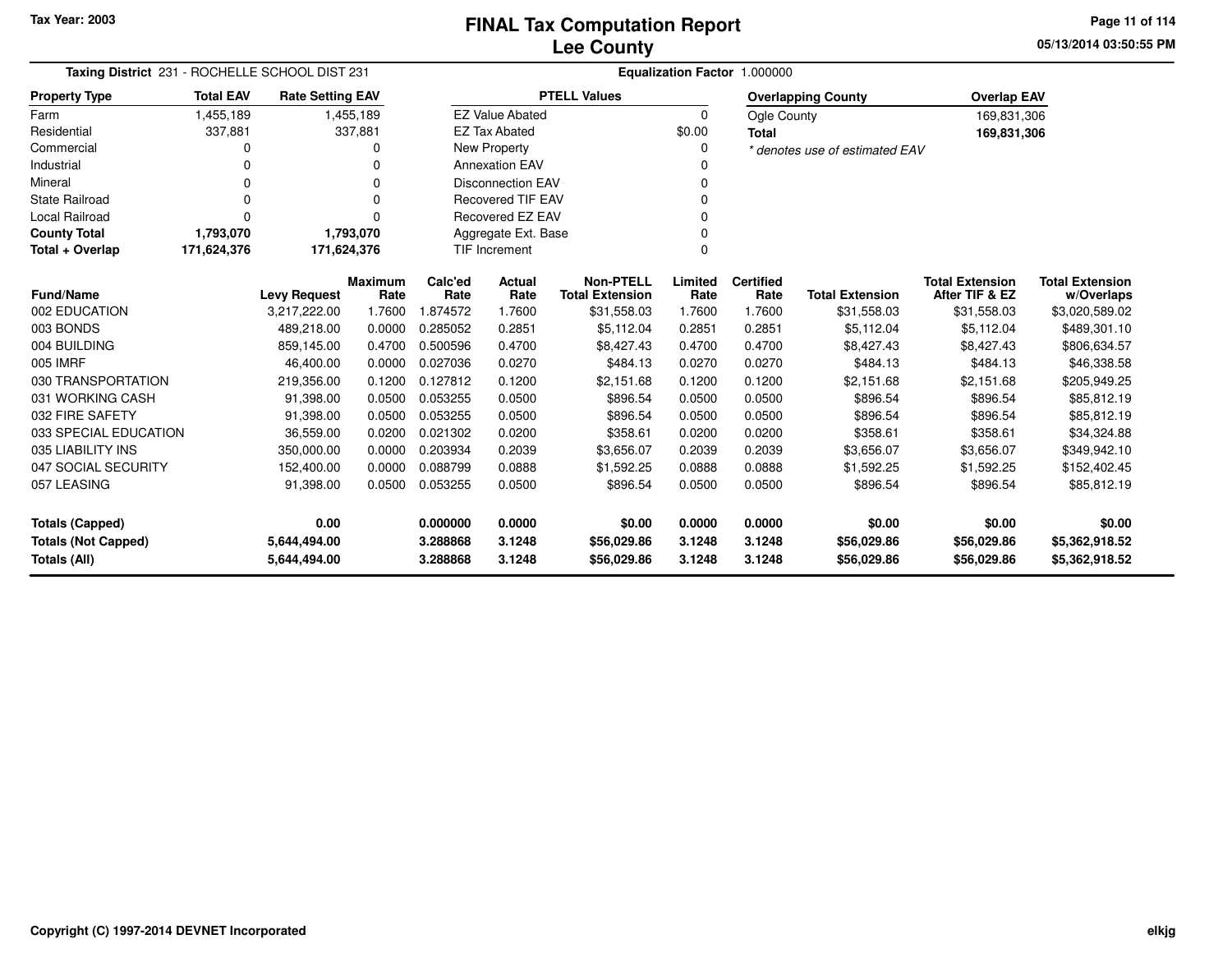# FINAL Tax Computation Report
## Lee County

Tax Year: 2003

**Taxing District** 231 - ROCHELLE SCHOOL DIST 231 **Equalization Factor** 1.000000

| Property Type | Total EAV | Rate Setting EAV |
|---|---|---|
| Farm | 1,455,189 | 1,455,189 |
| Residential | 337,881 | 337,881 |
| Commercial | 0 | 0 |
| Industrial | 0 | 0 |
| Mineral | 0 | 0 |
| State Railroad | 0 | 0 |
| Local Railroad | 0 | 0 |
| **County Total** | **1,793,070** | **1,793,070** |
| **Total + Overlap** | **171,624,376** | **171,624,376** |

| PTELL Values | |
|---|---|
| EZ Value Abated | 0 |
| EZ Tax Abated | $0.00 |
| New Property | 0 |
| Annexation EAV | 0 |
| Disconnection EAV | 0 |
| Recovered TIF EAV | 0 |
| Recovered EZ EAV | 0 |
| Aggregate Ext. Base | 0 |
| TIF Increment | 0 |

| Overlapping County | Overlap EAV |
|---|---|
| Ogle County | 169,831,306 |
| **Total** | **169,831,306** |

*\* denotes use of estimated EAV*

| Fund/Name | Levy Request | Maximum Rate | Calc'ed Rate | Actual Rate | Non-PTELL Total Extension | Limited Rate | Certified Rate | Total Extension | Total Extension After TIF & EZ | Total Extension w/Overlaps |
|---|---|---|---|---|---|---|---|---|---|---|
| 002 EDUCATION | 3,217,222.00 | 1.7600 | 1.874572 | 1.7600 | $31,558.03 | 1.7600 | 1.7600 | $31,558.03 | $31,558.03 | $3,020,589.02 |
| 003 BONDS | 489,218.00 | 0.0000 | 0.285052 | 0.2851 | $5,112.04 | 0.2851 | 0.2851 | $5,112.04 | $5,112.04 | $489,301.10 |
| 004 BUILDING | 859,145.00 | 0.4700 | 0.500596 | 0.4700 | $8,427.43 | 0.4700 | 0.4700 | $8,427.43 | $8,427.43 | $806,634.57 |
| 005 IMRF | 46,400.00 | 0.0000 | 0.027036 | 0.0270 | $484.13 | 0.0270 | 0.0270 | $484.13 | $484.13 | $46,338.58 |
| 030 TRANSPORTATION | 219,356.00 | 0.1200 | 0.127812 | 0.1200 | $2,151.68 | 0.1200 | 0.1200 | $2,151.68 | $2,151.68 | $205,949.25 |
| 031 WORKING CASH | 91,398.00 | 0.0500 | 0.053255 | 0.0500 | $896.54 | 0.0500 | 0.0500 | $896.54 | $896.54 | $85,812.19 |
| 032 FIRE SAFETY | 91,398.00 | 0.0500 | 0.053255 | 0.0500 | $896.54 | 0.0500 | 0.0500 | $896.54 | $896.54 | $85,812.19 |
| 033 SPECIAL EDUCATION | 36,559.00 | 0.0200 | 0.021302 | 0.0200 | $358.61 | 0.0200 | 0.0200 | $358.61 | $358.61 | $34,324.88 |
| 035 LIABILITY INS | 350,000.00 | 0.0000 | 0.203934 | 0.2039 | $3,656.07 | 0.2039 | 0.2039 | $3,656.07 | $3,656.07 | $349,942.10 |
| 047 SOCIAL SECURITY | 152,400.00 | 0.0000 | 0.088799 | 0.0888 | $1,592.25 | 0.0888 | 0.0888 | $1,592.25 | $1,592.25 | $152,402.45 |
| 057 LEASING | 91,398.00 | 0.0500 | 0.053255 | 0.0500 | $896.54 | 0.0500 | 0.0500 | $896.54 | $896.54 | $85,812.19 |
| **Totals (Capped)** | **0.00** | | **0.000000** | **0.0000** | **$0.00** | **0.0000** | **0.0000** | **$0.00** | **$0.00** | **$0.00** |
| **Totals (Not Capped)** | **5,644,494.00** | | **3.288868** | **3.1248** | **$56,029.86** | **3.1248** | **3.1248** | **$56,029.86** | **$56,029.86** | **$5,362,918.52** |
| **Totals (All)** | **5,644,494.00** | | **3.288868** | **3.1248** | **$56,029.86** | **3.1248** | **3.1248** | **$56,029.86** | **$56,029.86** | **$5,362,918.52** |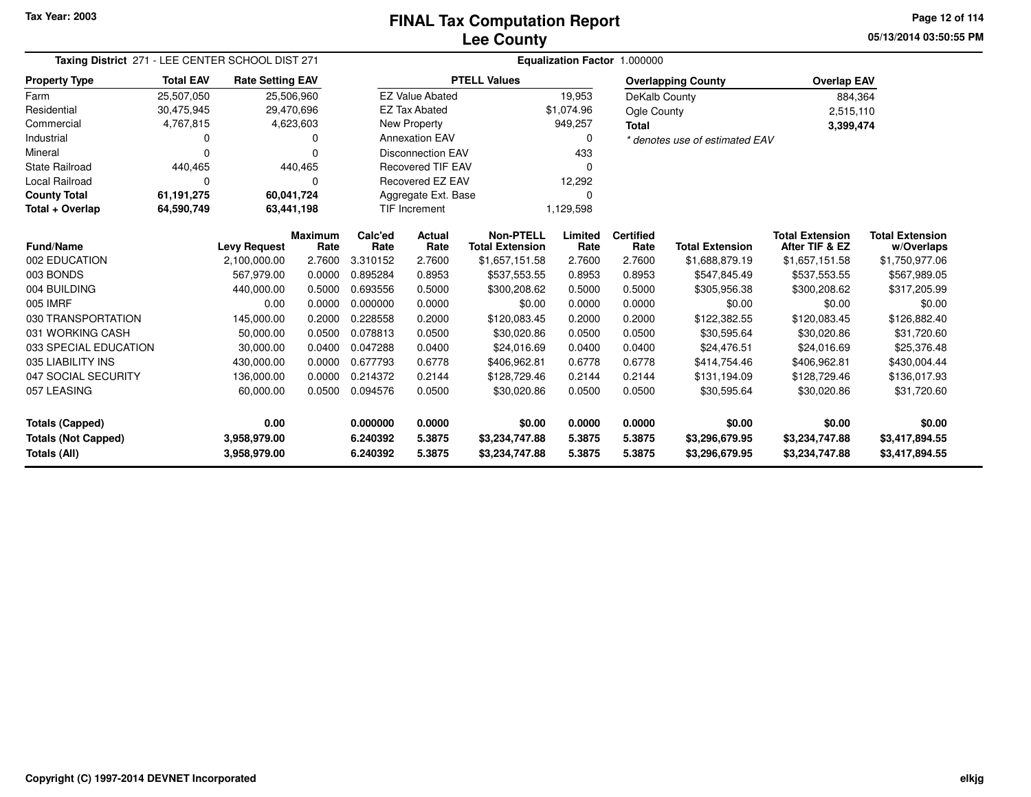Tax Year: 2003

# FINAL Tax Computation Report
## Lee County

05/13/2014 03:50:55 PM

**Taxing District** 271 - LEE CENTER SCHOOL DIST 271

**Equalization Factor** 1.000000

| Property Type | Total EAV | Rate Setting EAV |
|---|---|---|
| Farm | 25,507,050 | 25,506,960 |
| Residential | 30,475,945 | 29,470,696 |
| Commercial | 4,767,815 | 4,623,603 |
| Industrial | 0 | 0 |
| Mineral | 0 | 0 |
| State Railroad | 440,465 | 440,465 |
| Local Railroad | 0 | 0 |
| **County Total** | **61,191,275** | **60,041,724** |
| **Total + Overlap** | **64,590,749** | **63,441,198** |

| PTELL Values | |
|---|---|
| EZ Value Abated | 19,953 |
| EZ Tax Abated | $1,074.96 |
| New Property | 949,257 |
| Annexation EAV | 0 |
| Disconnection EAV | 433 |
| Recovered TIF EAV | 0 |
| Recovered EZ EAV | 12,292 |
| Aggregate Ext. Base | 0 |
| TIF Increment | 1,129,598 |

| Overlapping County | Overlap EAV |
|---|---|
| DeKalb County | 884,364 |
| Ogle County | 2,515,110 |
| **Total** | **3,399,474** |

*\* denotes use of estimated EAV*

| Fund/Name | Levy Request | Maximum Rate | Calc'ed Rate | Actual Rate | Non-PTELL Total Extension | Limited Rate | Certified Rate | Total Extension | Total Extension After TIF & EZ | Total Extension w/Overlaps |
|---|---|---|---|---|---|---|---|---|---|---|
| 002 EDUCATION | 2,100,000.00 | 2.7600 | 3.310152 | 2.7600 | $1,657,151.58 | 2.7600 | 2.7600 | $1,688,879.19 | $1,657,151.58 | $1,750,977.06 |
| 003 BONDS | 567,979.00 | 0.0000 | 0.895284 | 0.8953 | $537,553.55 | 0.8953 | 0.8953 | $547,845.49 | $537,553.55 | $567,989.05 |
| 004 BUILDING | 440,000.00 | 0.5000 | 0.693556 | 0.5000 | $300,208.62 | 0.5000 | 0.5000 | $305,956.38 | $300,208.62 | $317,205.99 |
| 005 IMRF | 0.00 | 0.0000 | 0.000000 | 0.0000 | $0.00 | 0.0000 | 0.0000 | $0.00 | $0.00 | $0.00 |
| 030 TRANSPORTATION | 145,000.00 | 0.2000 | 0.228558 | 0.2000 | $120,083.45 | 0.2000 | 0.2000 | $122,382.55 | $120,083.45 | $126,882.40 |
| 031 WORKING CASH | 50,000.00 | 0.0500 | 0.078813 | 0.0500 | $30,020.86 | 0.0500 | 0.0500 | $30,595.64 | $30,020.86 | $31,720.60 |
| 033 SPECIAL EDUCATION | 30,000.00 | 0.0400 | 0.047288 | 0.0400 | $24,016.69 | 0.0400 | 0.0400 | $24,476.51 | $24,016.69 | $25,376.48 |
| 035 LIABILITY INS | 430,000.00 | 0.0000 | 0.677793 | 0.6778 | $406,962.81 | 0.6778 | 0.6778 | $414,754.46 | $406,962.81 | $430,004.44 |
| 047 SOCIAL SECURITY | 136,000.00 | 0.0000 | 0.214372 | 0.2144 | $128,729.46 | 0.2144 | 0.2144 | $131,194.09 | $128,729.46 | $136,017.93 |
| 057 LEASING | 60,000.00 | 0.0500 | 0.094576 | 0.0500 | $30,020.86 | 0.0500 | 0.0500 | $30,595.64 | $30,020.86 | $31,720.60 |
| **Totals (Capped)** | **0.00** | | **0.000000** | **0.0000** | **$0.00** | **0.0000** | **0.0000** | **$0.00** | **$0.00** | **$0.00** |
| **Totals (Not Capped)** | **3,958,979.00** | | **6.240392** | **5.3875** | **$3,234,747.88** | **5.3875** | **5.3875** | **$3,296,679.95** | **$3,234,747.88** | **$3,417,894.55** |
| **Totals (All)** | **3,958,979.00** | | **6.240392** | **5.3875** | **$3,234,747.88** | **5.3875** | **5.3875** | **$3,296,679.95** | **$3,234,747.88** | **$3,417,894.55** |

Copyright (C) 1997-2014 DEVNET Incorporated

elkjg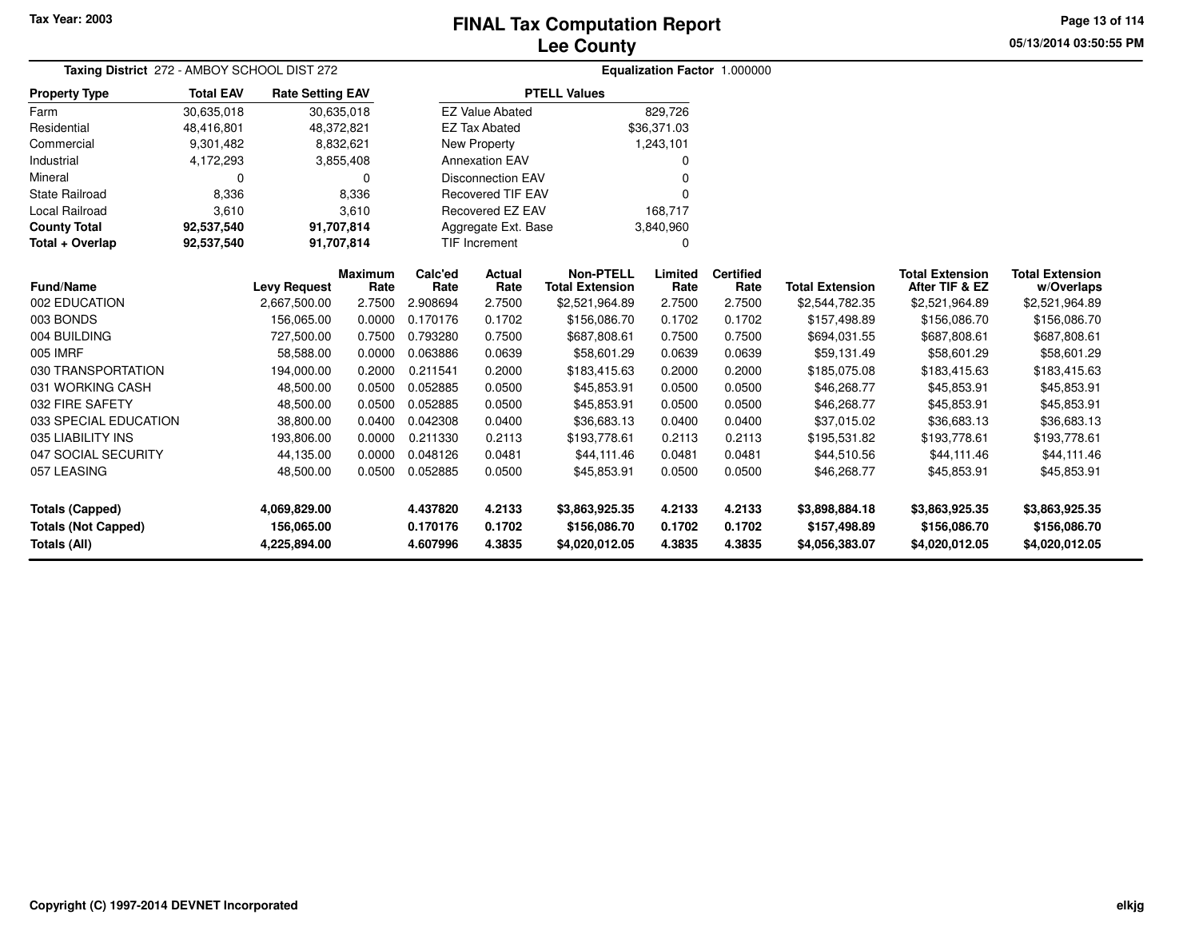Tax Year: 2003

# FINAL Tax Computation Report
## Lee County

05/13/2014 03:50:55 PM

**Taxing District** 272 - AMBOY SCHOOL DIST 272 **Equalization Factor** 1.000000

| Property Type | Total EAV | Rate Setting EAV |
|---|---|---|
| Farm | 30,635,018 | 30,635,018 |
| Residential | 48,416,801 | 48,372,821 |
| Commercial | 9,301,482 | 8,832,621 |
| Industrial | 4,172,293 | 3,855,408 |
| Mineral | 0 | 0 |
| State Railroad | 8,336 | 8,336 |
| Local Railroad | 3,610 | 3,610 |
| **County Total** | **92,537,540** | **91,707,814** |
| **Total + Overlap** | **92,537,540** | **91,707,814** |

| PTELL Values | |
|---|---|
| EZ Value Abated | 829,726 |
| EZ Tax Abated | $36,371.03 |
| New Property | 1,243,101 |
| Annexation EAV | 0 |
| Disconnection EAV | 0 |
| Recovered TIF EAV | 0 |
| Recovered EZ EAV | 168,717 |
| Aggregate Ext. Base | 3,840,960 |
| TIF Increment | 0 |

| Fund/Name | Levy Request | Maximum Rate | Calc'ed Rate | Actual Rate | Non-PTELL Total Extension | Limited Rate | Certified Rate | Total Extension | Total Extension After TIF & EZ | Total Extension w/Overlaps |
|---|---|---|---|---|---|---|---|---|---|---|
| 002 EDUCATION | 2,667,500.00 | 2.7500 | 2.908694 | 2.7500 | $2,521,964.89 | 2.7500 | 2.7500 | $2,544,782.35 | $2,521,964.89 | $2,521,964.89 |
| 003 BONDS | 156,065.00 | 0.0000 | 0.170176 | 0.1702 | $156,086.70 | 0.1702 | 0.1702 | $157,498.89 | $156,086.70 | $156,086.70 |
| 004 BUILDING | 727,500.00 | 0.7500 | 0.793280 | 0.7500 | $687,808.61 | 0.7500 | 0.7500 | $694,031.55 | $687,808.61 | $687,808.61 |
| 005 IMRF | 58,588.00 | 0.0000 | 0.063886 | 0.0639 | $58,601.29 | 0.0639 | 0.0639 | $59,131.49 | $58,601.29 | $58,601.29 |
| 030 TRANSPORTATION | 194,000.00 | 0.2000 | 0.211541 | 0.2000 | $183,415.63 | 0.2000 | 0.2000 | $185,075.08 | $183,415.63 | $183,415.63 |
| 031 WORKING CASH | 48,500.00 | 0.0500 | 0.052885 | 0.0500 | $45,853.91 | 0.0500 | 0.0500 | $46,268.77 | $45,853.91 | $45,853.91 |
| 032 FIRE SAFETY | 48,500.00 | 0.0500 | 0.052885 | 0.0500 | $45,853.91 | 0.0500 | 0.0500 | $46,268.77 | $45,853.91 | $45,853.91 |
| 033 SPECIAL EDUCATION | 38,800.00 | 0.0400 | 0.042308 | 0.0400 | $36,683.13 | 0.0400 | 0.0400 | $37,015.02 | $36,683.13 | $36,683.13 |
| 035 LIABILITY INS | 193,806.00 | 0.0000 | 0.211330 | 0.2113 | $193,778.61 | 0.2113 | 0.2113 | $195,531.82 | $193,778.61 | $193,778.61 |
| 047 SOCIAL SECURITY | 44,135.00 | 0.0000 | 0.048126 | 0.0481 | $44,111.46 | 0.0481 | 0.0481 | $44,510.56 | $44,111.46 | $44,111.46 |
| 057 LEASING | 48,500.00 | 0.0500 | 0.052885 | 0.0500 | $45,853.91 | 0.0500 | 0.0500 | $46,268.77 | $45,853.91 | $45,853.91 |
| **Totals (Capped)** | **4,069,829.00** | | **4.437820** | **4.2133** | **$3,863,925.35** | **4.2133** | **4.2133** | **$3,898,884.18** | **$3,863,925.35** | **$3,863,925.35** |
| **Totals (Not Capped)** | **156,065.00** | | **0.170176** | **0.1702** | **$156,086.70** | **0.1702** | **0.1702** | **$157,498.89** | **$156,086.70** | **$156,086.70** |
| **Totals (All)** | **4,225,894.00** | | **4.607996** | **4.3835** | **$4,020,012.05** | **4.3835** | **4.3835** | **$4,056,383.07** | **$4,020,012.05** | **$4,020,012.05** |

Copyright (C) 1997-2014 DEVNET Incorporated

elkjg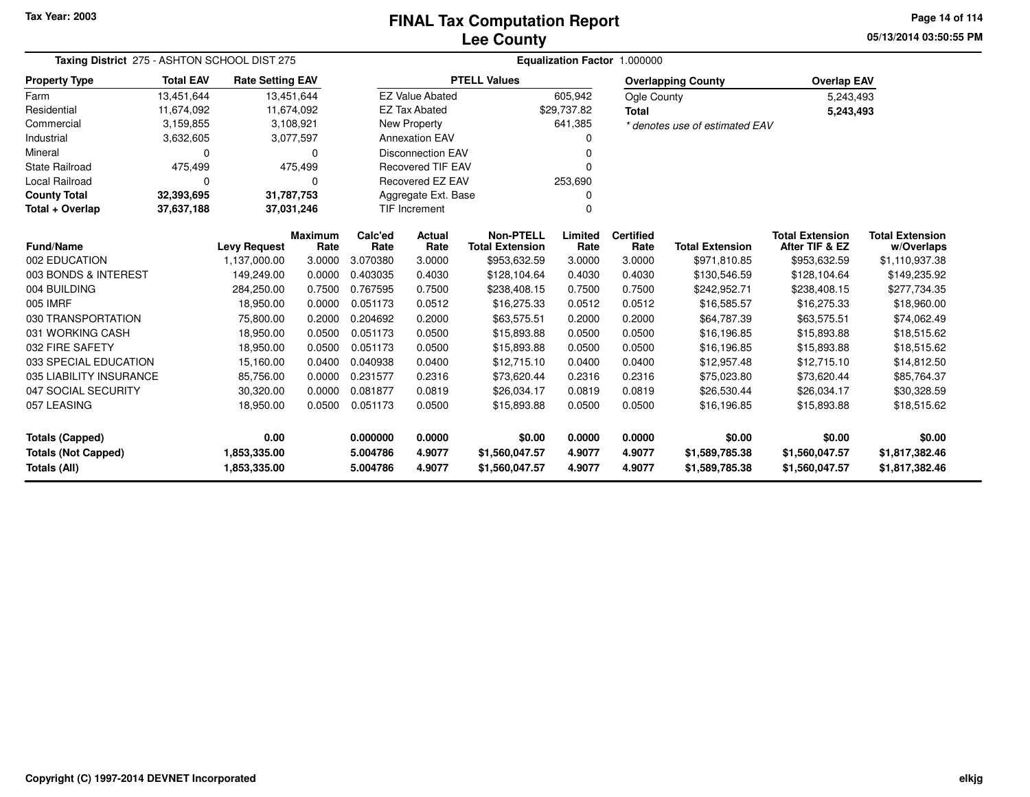Tax Year: 2003

# FINAL Tax Computation Report
# Lee County

05/13/2014 03:50:55 PM

**Taxing District** 275 - ASHTON SCHOOL DIST 275

**Equalization Factor** 1.000000

| Property Type | Total EAV | Rate Setting EAV |
|---|---|---|
| Farm | 13,451,644 | 13,451,644 |
| Residential | 11,674,092 | 11,674,092 |
| Commercial | 3,159,855 | 3,108,921 |
| Industrial | 3,632,605 | 3,077,597 |
| Mineral | 0 | 0 |
| State Railroad | 475,499 | 475,499 |
| Local Railroad | 0 | 0 |
| **County Total** | **32,393,695** | **31,787,753** |
| **Total + Overlap** | **37,637,188** | **37,031,246** |

| PTELL Values | |
|---|---|
| EZ Value Abated | 605,942 |
| EZ Tax Abated | $29,737.82 |
| New Property | 641,385 |
| Annexation EAV | 0 |
| Disconnection EAV | 0 |
| Recovered TIF EAV | 0 |
| Recovered EZ EAV | 253,690 |
| Aggregate Ext. Base | 0 |
| TIF Increment | 0 |

| Overlapping County | Overlap EAV |
|---|---|
| Ogle County | 5,243,493 |
| **Total** | **5,243,493** |

* denotes use of estimated EAV

| Fund/Name | Levy Request | Maximum Rate | Calc'ed Rate | Actual Rate | Non-PTELL Total Extension | Limited Rate | Certified Rate | Total Extension | Total Extension After TIF & EZ | Total Extension w/Overlaps |
|---|---|---|---|---|---|---|---|---|---|---|
| 002 EDUCATION | 1,137,000.00 | 3.0000 | 3.070380 | 3.0000 | $953,632.59 | 3.0000 | 3.0000 | $971,810.85 | $953,632.59 | $1,110,937.38 |
| 003 BONDS & INTEREST | 149,249.00 | 0.0000 | 0.403035 | 0.4030 | $128,104.64 | 0.4030 | 0.4030 | $130,546.59 | $128,104.64 | $149,235.92 |
| 004 BUILDING | 284,250.00 | 0.7500 | 0.767595 | 0.7500 | $238,408.15 | 0.7500 | 0.7500 | $242,952.71 | $238,408.15 | $277,734.35 |
| 005 IMRF | 18,950.00 | 0.0000 | 0.051173 | 0.0512 | $16,275.33 | 0.0512 | 0.0512 | $16,585.57 | $16,275.33 | $18,960.00 |
| 030 TRANSPORTATION | 75,800.00 | 0.2000 | 0.204692 | 0.2000 | $63,575.51 | 0.2000 | 0.2000 | $64,787.39 | $63,575.51 | $74,062.49 |
| 031 WORKING CASH | 18,950.00 | 0.0500 | 0.051173 | 0.0500 | $15,893.88 | 0.0500 | 0.0500 | $16,196.85 | $15,893.88 | $18,515.62 |
| 032 FIRE SAFETY | 18,950.00 | 0.0500 | 0.051173 | 0.0500 | $15,893.88 | 0.0500 | 0.0500 | $16,196.85 | $15,893.88 | $18,515.62 |
| 033 SPECIAL EDUCATION | 15,160.00 | 0.0400 | 0.040938 | 0.0400 | $12,715.10 | 0.0400 | 0.0400 | $12,957.48 | $12,715.10 | $14,812.50 |
| 035 LIABILITY INSURANCE | 85,756.00 | 0.0000 | 0.231577 | 0.2316 | $73,620.44 | 0.2316 | 0.2316 | $75,023.80 | $73,620.44 | $85,764.37 |
| 047 SOCIAL SECURITY | 30,320.00 | 0.0000 | 0.081877 | 0.0819 | $26,034.17 | 0.0819 | 0.0819 | $26,530.44 | $26,034.17 | $30,328.59 |
| 057 LEASING | 18,950.00 | 0.0500 | 0.051173 | 0.0500 | $15,893.88 | 0.0500 | 0.0500 | $16,196.85 | $15,893.88 | $18,515.62 |
| **Totals (Capped)** | **0.00** | | **0.000000** | **0.0000** | **$0.00** | **0.0000** | **0.0000** | **$0.00** | **$0.00** | **$0.00** |
| **Totals (Not Capped)** | **1,853,335.00** | | **5.004786** | **4.9077** | **$1,560,047.57** | **4.9077** | **4.9077** | **$1,589,785.38** | **$1,560,047.57** | **$1,817,382.46** |
| **Totals (All)** | **1,853,335.00** | | **5.004786** | **4.9077** | **$1,560,047.57** | **4.9077** | **4.9077** | **$1,589,785.38** | **$1,560,047.57** | **$1,817,382.46** |

Copyright (C) 1997-2014 DEVNET Incorporated

elkjg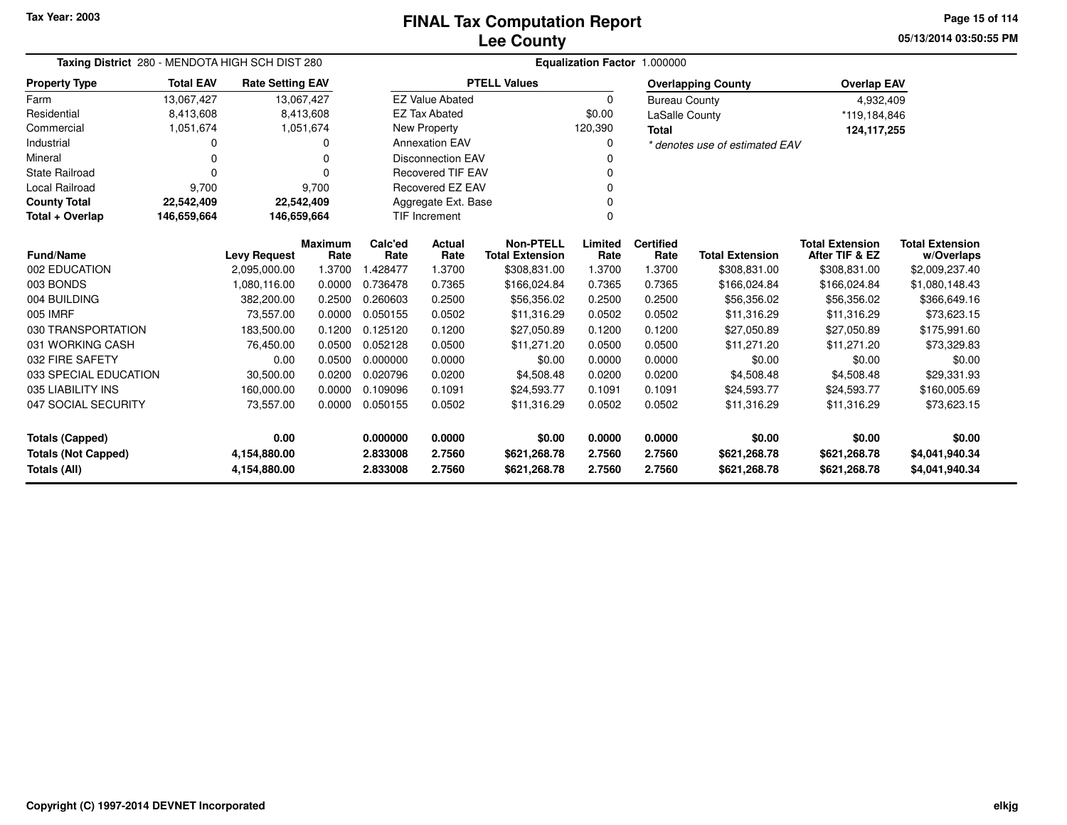Tax Year: 2003

# FINAL Tax Computation Report
## Lee County

05/13/2014 03:50:55 PM

**Taxing District** 280 - MENDOTA HIGH SCH DIST 280 **Equalization Factor** 1.000000

| Property Type | Total EAV | Rate Setting EAV |
|---|---|---|
| Farm | 13,067,427 | 13,067,427 |
| Residential | 8,413,608 | 8,413,608 |
| Commercial | 1,051,674 | 1,051,674 |
| Industrial | 0 | 0 |
| Mineral | 0 | 0 |
| State Railroad | 0 | 0 |
| Local Railroad | 9,700 | 9,700 |
| **County Total** | **22,542,409** | **22,542,409** |
| **Total + Overlap** | **146,659,664** | **146,659,664** |

| PTELL Values | |
|---|---|
| EZ Value Abated | 0 |
| EZ Tax Abated | $0.00 |
| New Property | 120,390 |
| Annexation EAV | 0 |
| Disconnection EAV | 0 |
| Recovered TIF EAV | 0 |
| Recovered EZ EAV | 0 |
| Aggregate Ext. Base | 0 |
| TIF Increment | 0 |

| Overlapping County | Overlap EAV |
|---|---|
| Bureau County | 4,932,409 |
| LaSalle County | *119,184,846 |
| **Total** | **124,117,255** |

*\* denotes use of estimated EAV*

| Fund/Name | Levy Request | Maximum Rate | Calc'ed Rate | Actual Rate | Non-PTELL Total Extension | Limited Rate | Certified Rate | Total Extension | Total Extension After TIF & EZ | Total Extension w/Overlaps |
|---|---|---|---|---|---|---|---|---|---|---|
| 002 EDUCATION | 2,095,000.00 | 1.3700 | 1.428477 | 1.3700 | $308,831.00 | 1.3700 | 1.3700 | $308,831.00 | $308,831.00 | $2,009,237.40 |
| 003 BONDS | 1,080,116.00 | 0.0000 | 0.736478 | 0.7365 | $166,024.84 | 0.7365 | 0.7365 | $166,024.84 | $166,024.84 | $1,080,148.43 |
| 004 BUILDING | 382,200.00 | 0.2500 | 0.260603 | 0.2500 | $56,356.02 | 0.2500 | 0.2500 | $56,356.02 | $56,356.02 | $366,649.16 |
| 005 IMRF | 73,557.00 | 0.0000 | 0.050155 | 0.0502 | $11,316.29 | 0.0502 | 0.0502 | $11,316.29 | $11,316.29 | $73,623.15 |
| 030 TRANSPORTATION | 183,500.00 | 0.1200 | 0.125120 | 0.1200 | $27,050.89 | 0.1200 | 0.1200 | $27,050.89 | $27,050.89 | $175,991.60 |
| 031 WORKING CASH | 76,450.00 | 0.0500 | 0.052128 | 0.0500 | $11,271.20 | 0.0500 | 0.0500 | $11,271.20 | $11,271.20 | $73,329.83 |
| 032 FIRE SAFETY | 0.00 | 0.0500 | 0.000000 | 0.0000 | $0.00 | 0.0000 | 0.0000 | $0.00 | $0.00 | $0.00 |
| 033 SPECIAL EDUCATION | 30,500.00 | 0.0200 | 0.020796 | 0.0200 | $4,508.48 | 0.0200 | 0.0200 | $4,508.48 | $4,508.48 | $29,331.93 |
| 035 LIABILITY INS | 160,000.00 | 0.0000 | 0.109096 | 0.1091 | $24,593.77 | 0.1091 | 0.1091 | $24,593.77 | $24,593.77 | $160,005.69 |
| 047 SOCIAL SECURITY | 73,557.00 | 0.0000 | 0.050155 | 0.0502 | $11,316.29 | 0.0502 | 0.0502 | $11,316.29 | $11,316.29 | $73,623.15 |
| **Totals (Capped)** | **0.00** | | **0.000000** | **0.0000** | **$0.00** | **0.0000** | **0.0000** | **$0.00** | **$0.00** | **$0.00** |
| **Totals (Not Capped)** | **4,154,880.00** | | **2.833008** | **2.7560** | **$621,268.78** | **2.7560** | **2.7560** | **$621,268.78** | **$621,268.78** | **$4,041,940.34** |
| **Totals (All)** | **4,154,880.00** | | **2.833008** | **2.7560** | **$621,268.78** | **2.7560** | **2.7560** | **$621,268.78** | **$621,268.78** | **$4,041,940.34** |

Copyright (C) 1997-2014 DEVNET Incorporated

elkjg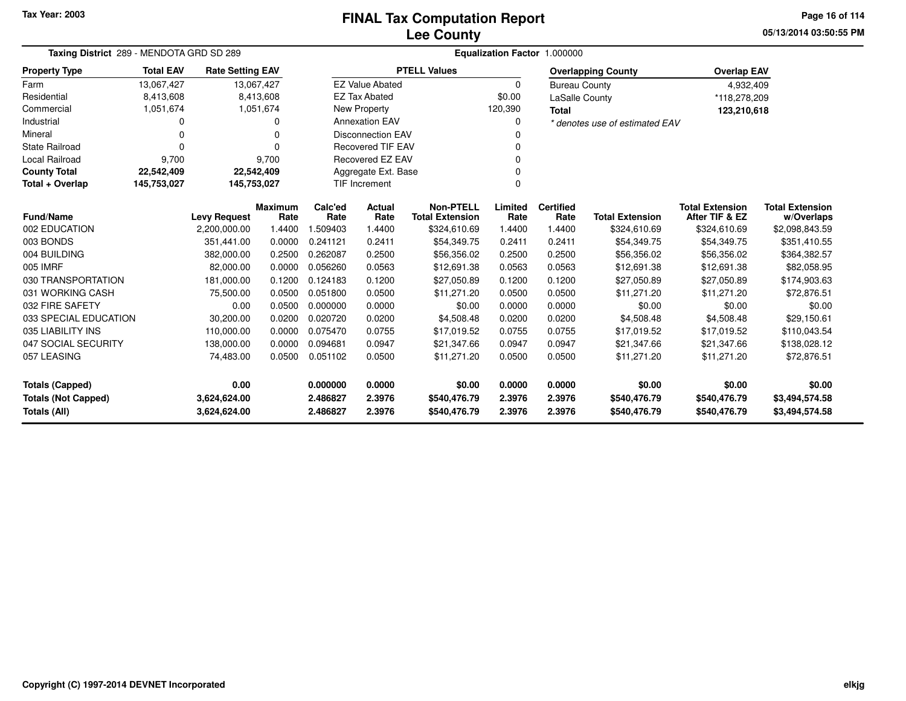Tax Year: 2003

# FINAL Tax Computation Report
## Lee County

**Taxing District** 289 - MENDOTA GRD SD 289 **Equalization Factor** 1.000000

| Property Type | Total EAV | Rate Setting EAV |
|---|---|---|
| Farm | 13,067,427 | 13,067,427 |
| Residential | 8,413,608 | 8,413,608 |
| Commercial | 1,051,674 | 1,051,674 |
| Industrial | 0 | 0 |
| Mineral | 0 | 0 |
| State Railroad | 0 | 0 |
| Local Railroad | 9,700 | 9,700 |
| **County Total** | **22,542,409** | **22,542,409** |
| **Total + Overlap** | **145,753,027** | **145,753,027** |

| PTELL Values | |
|---|---|
| EZ Value Abated | 0 |
| EZ Tax Abated | $0.00 |
| New Property | 120,390 |
| Annexation EAV | 0 |
| Disconnection EAV | 0 |
| Recovered TIF EAV | 0 |
| Recovered EZ EAV | 0 |
| Aggregate Ext. Base | 0 |
| TIF Increment | 0 |

| Overlapping County | Overlap EAV |
|---|---|
| Bureau County | 4,932,409 |
| LaSalle County | *118,278,209 |
| **Total** | **123,210,618** |

*\* denotes use of estimated EAV*

| Fund/Name | Levy Request | Maximum Rate | Calc'ed Rate | Actual Rate | Non-PTELL Total Extension | Limited Rate | Certified Rate | Total Extension | Total Extension After TIF & EZ | Total Extension w/Overlaps |
|---|---|---|---|---|---|---|---|---|---|---|
| 002 EDUCATION | 2,200,000.00 | 1.4400 | 1.509403 | 1.4400 | $324,610.69 | 1.4400 | 1.4400 | $324,610.69 | $324,610.69 | $2,098,843.59 |
| 003 BONDS | 351,441.00 | 0.0000 | 0.241121 | 0.2411 | $54,349.75 | 0.2411 | 0.2411 | $54,349.75 | $54,349.75 | $351,410.55 |
| 004 BUILDING | 382,000.00 | 0.2500 | 0.262087 | 0.2500 | $56,356.02 | 0.2500 | 0.2500 | $56,356.02 | $56,356.02 | $364,382.57 |
| 005 IMRF | 82,000.00 | 0.0000 | 0.056260 | 0.0563 | $12,691.38 | 0.0563 | 0.0563 | $12,691.38 | $12,691.38 | $82,058.95 |
| 030 TRANSPORTATION | 181,000.00 | 0.1200 | 0.124183 | 0.1200 | $27,050.89 | 0.1200 | 0.1200 | $27,050.89 | $27,050.89 | $174,903.63 |
| 031 WORKING CASH | 75,500.00 | 0.0500 | 0.051800 | 0.0500 | $11,271.20 | 0.0500 | 0.0500 | $11,271.20 | $11,271.20 | $72,876.51 |
| 032 FIRE SAFETY | 0.00 | 0.0500 | 0.000000 | 0.0000 | $0.00 | 0.0000 | 0.0000 | $0.00 | $0.00 | $0.00 |
| 033 SPECIAL EDUCATION | 30,200.00 | 0.0200 | 0.020720 | 0.0200 | $4,508.48 | 0.0200 | 0.0200 | $4,508.48 | $4,508.48 | $29,150.61 |
| 035 LIABILITY INS | 110,000.00 | 0.0000 | 0.075470 | 0.0755 | $17,019.52 | 0.0755 | 0.0755 | $17,019.52 | $17,019.52 | $110,043.54 |
| 047 SOCIAL SECURITY | 138,000.00 | 0.0000 | 0.094681 | 0.0947 | $21,347.66 | 0.0947 | 0.0947 | $21,347.66 | $21,347.66 | $138,028.12 |
| 057 LEASING | 74,483.00 | 0.0500 | 0.051102 | 0.0500 | $11,271.20 | 0.0500 | 0.0500 | $11,271.20 | $11,271.20 | $72,876.51 |
| **Totals (Capped)** | **0.00** | | **0.000000** | **0.0000** | **$0.00** | **0.0000** | **0.0000** | **$0.00** | **$0.00** | **$0.00** |
| **Totals (Not Capped)** | **3,624,624.00** | | **2.486827** | **2.3976** | **$540,476.79** | **2.3976** | **2.3976** | **$540,476.79** | **$540,476.79** | **$3,494,574.58** |
| **Totals (All)** | **3,624,624.00** | | **2.486827** | **2.3976** | **$540,476.79** | **2.3976** | **2.3976** | **$540,476.79** | **$540,476.79** | **$3,494,574.58** |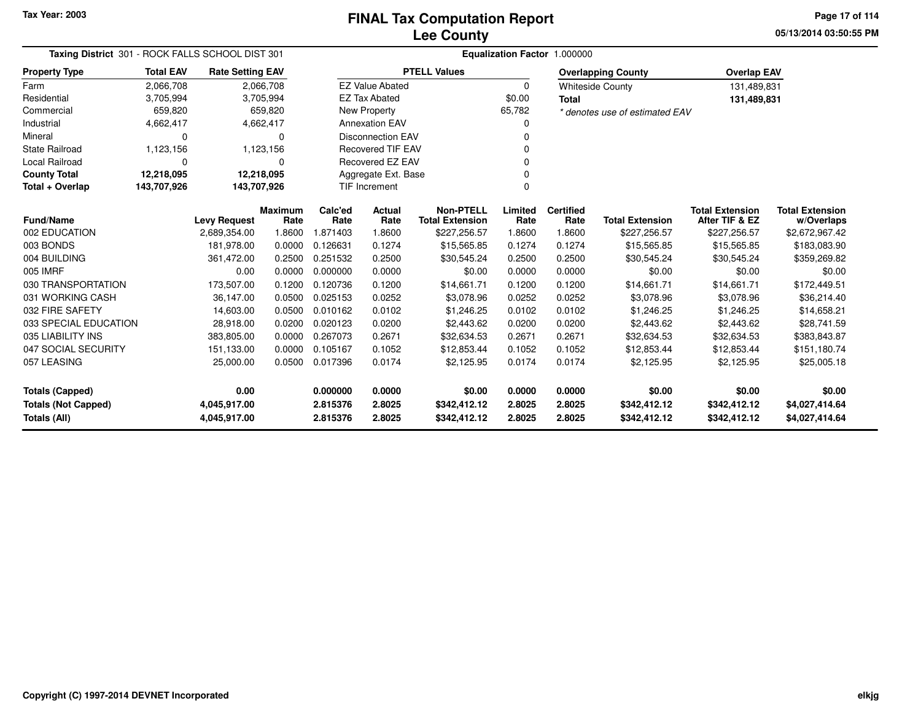# FINAL Tax Computation Report
## Lee County

Tax Year: 2003

**Taxing District** 301 - ROCK FALLS SCHOOL DIST 301

**Equalization Factor** 1.000000

| Property Type | Total EAV | Rate Setting EAV |
|---|---|---|
| Farm | 2,066,708 | 2,066,708 |
| Residential | 3,705,994 | 3,705,994 |
| Commercial | 659,820 | 659,820 |
| Industrial | 4,662,417 | 4,662,417 |
| Mineral | 0 | 0 |
| State Railroad | 1,123,156 | 1,123,156 |
| Local Railroad | 0 | 0 |
| **County Total** | **12,218,095** | **12,218,095** |
| **Total + Overlap** | **143,707,926** | **143,707,926** |

| PTELL Values | |
|---|---|
| EZ Value Abated | 0 |
| EZ Tax Abated | $0.00 |
| New Property | 65,782 |
| Annexation EAV | 0 |
| Disconnection EAV | 0 |
| Recovered TIF EAV | 0 |
| Recovered EZ EAV | 0 |
| Aggregate Ext. Base | 0 |
| TIF Increment | 0 |

| Overlapping County | Overlap EAV |
|---|---|
| Whiteside County | 131,489,831 |
| **Total** | **131,489,831** |

*\* denotes use of estimated EAV*

| Fund/Name | Levy Request | Maximum Rate | Calc'ed Rate | Actual Rate | Non-PTELL Total Extension | Limited Rate | Certified Rate | Total Extension | Total Extension After TIF & EZ | Total Extension w/Overlaps |
|---|---|---|---|---|---|---|---|---|---|---|
| 002 EDUCATION | 2,689,354.00 | 1.8600 | 1.871403 | 1.8600 | $227,256.57 | 1.8600 | 1.8600 | $227,256.57 | $227,256.57 | $2,672,967.42 |
| 003 BONDS | 181,978.00 | 0.0000 | 0.126631 | 0.1274 | $15,565.85 | 0.1274 | 0.1274 | $15,565.85 | $15,565.85 | $183,083.90 |
| 004 BUILDING | 361,472.00 | 0.2500 | 0.251532 | 0.2500 | $30,545.24 | 0.2500 | 0.2500 | $30,545.24 | $30,545.24 | $359,269.82 |
| 005 IMRF | 0.00 | 0.0000 | 0.000000 | 0.0000 | $0.00 | 0.0000 | 0.0000 | $0.00 | $0.00 | $0.00 |
| 030 TRANSPORTATION | 173,507.00 | 0.1200 | 0.120736 | 0.1200 | $14,661.71 | 0.1200 | 0.1200 | $14,661.71 | $14,661.71 | $172,449.51 |
| 031 WORKING CASH | 36,147.00 | 0.0500 | 0.025153 | 0.0252 | $3,078.96 | 0.0252 | 0.0252 | $3,078.96 | $3,078.96 | $36,214.40 |
| 032 FIRE SAFETY | 14,603.00 | 0.0500 | 0.010162 | 0.0102 | $1,246.25 | 0.0102 | 0.0102 | $1,246.25 | $1,246.25 | $14,658.21 |
| 033 SPECIAL EDUCATION | 28,918.00 | 0.0200 | 0.020123 | 0.0200 | $2,443.62 | 0.0200 | 0.0200 | $2,443.62 | $2,443.62 | $28,741.59 |
| 035 LIABILITY INS | 383,805.00 | 0.0000 | 0.267073 | 0.2671 | $32,634.53 | 0.2671 | 0.2671 | $32,634.53 | $32,634.53 | $383,843.87 |
| 047 SOCIAL SECURITY | 151,133.00 | 0.0000 | 0.105167 | 0.1052 | $12,853.44 | 0.1052 | 0.1052 | $12,853.44 | $12,853.44 | $151,180.74 |
| 057 LEASING | 25,000.00 | 0.0500 | 0.017396 | 0.0174 | $2,125.95 | 0.0174 | 0.0174 | $2,125.95 | $2,125.95 | $25,005.18 |
| **Totals (Capped)** | **0.00** | | **0.000000** | **0.0000** | **$0.00** | **0.0000** | **0.0000** | **$0.00** | **$0.00** | **$0.00** |
| **Totals (Not Capped)** | **4,045,917.00** | | **2.815376** | **2.8025** | **$342,412.12** | **2.8025** | **2.8025** | **$342,412.12** | **$342,412.12** | **$4,027,414.64** |
| **Totals (All)** | **4,045,917.00** | | **2.815376** | **2.8025** | **$342,412.12** | **2.8025** | **2.8025** | **$342,412.12** | **$342,412.12** | **$4,027,414.64** |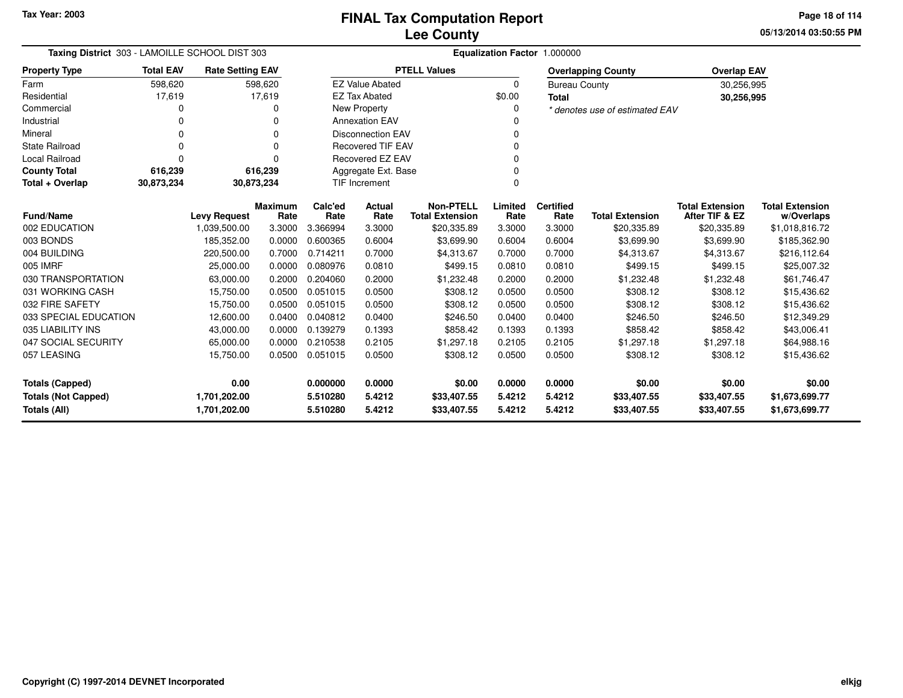Tax Year: 2003

# FINAL Tax Computation Report
## Lee County

05/13/2014 03:50:55 PM

**Taxing District** 303 - LAMOILLE SCHOOL DIST 303 **Equalization Factor** 1.000000

| Property Type | Total EAV | Rate Setting EAV |
|---|---|---|
| Farm | 598,620 | 598,620 |
| Residential | 17,619 | 17,619 |
| Commercial | 0 | 0 |
| Industrial | 0 | 0 |
| Mineral | 0 | 0 |
| State Railroad | 0 | 0 |
| Local Railroad | 0 | 0 |
| **County Total** | **616,239** | **616,239** |
| **Total + Overlap** | **30,873,234** | **30,873,234** |

| PTELL Values | |
|---|---|
| EZ Value Abated | 0 |
| EZ Tax Abated | $0.00 |
| New Property | 0 |
| Annexation EAV | 0 |
| Disconnection EAV | 0 |
| Recovered TIF EAV | 0 |
| Recovered EZ EAV | 0 |
| Aggregate Ext. Base | 0 |
| TIF Increment | 0 |

| Overlapping County | Overlap EAV |
|---|---|
| Bureau County | 30,256,995 |
| **Total** | **30,256,995** |

*\* denotes use of estimated EAV*

| Fund/Name | Levy Request | Maximum Rate | Calc'ed Rate | Actual Rate | Non-PTELL Total Extension | Limited Rate | Certified Rate | Total Extension | Total Extension After TIF & EZ | Total Extension w/Overlaps |
|---|---|---|---|---|---|---|---|---|---|---|
| 002 EDUCATION | 1,039,500.00 | 3.3000 | 3.366994 | 3.3000 | $20,335.89 | 3.3000 | 3.3000 | $20,335.89 | $20,335.89 | $1,018,816.72 |
| 003 BONDS | 185,352.00 | 0.0000 | 0.600365 | 0.6004 | $3,699.90 | 0.6004 | 0.6004 | $3,699.90 | $3,699.90 | $185,362.90 |
| 004 BUILDING | 220,500.00 | 0.7000 | 0.714211 | 0.7000 | $4,313.67 | 0.7000 | 0.7000 | $4,313.67 | $4,313.67 | $216,112.64 |
| 005 IMRF | 25,000.00 | 0.0000 | 0.080976 | 0.0810 | $499.15 | 0.0810 | 0.0810 | $499.15 | $499.15 | $25,007.32 |
| 030 TRANSPORTATION | 63,000.00 | 0.2000 | 0.204060 | 0.2000 | $1,232.48 | 0.2000 | 0.2000 | $1,232.48 | $1,232.48 | $61,746.47 |
| 031 WORKING CASH | 15,750.00 | 0.0500 | 0.051015 | 0.0500 | $308.12 | 0.0500 | 0.0500 | $308.12 | $308.12 | $15,436.62 |
| 032 FIRE SAFETY | 15,750.00 | 0.0500 | 0.051015 | 0.0500 | $308.12 | 0.0500 | 0.0500 | $308.12 | $308.12 | $15,436.62 |
| 033 SPECIAL EDUCATION | 12,600.00 | 0.0400 | 0.040812 | 0.0400 | $246.50 | 0.0400 | 0.0400 | $246.50 | $246.50 | $12,349.29 |
| 035 LIABILITY INS | 43,000.00 | 0.0000 | 0.139279 | 0.1393 | $858.42 | 0.1393 | 0.1393 | $858.42 | $858.42 | $43,006.41 |
| 047 SOCIAL SECURITY | 65,000.00 | 0.0000 | 0.210538 | 0.2105 | $1,297.18 | 0.2105 | 0.2105 | $1,297.18 | $1,297.18 | $64,988.16 |
| 057 LEASING | 15,750.00 | 0.0500 | 0.051015 | 0.0500 | $308.12 | 0.0500 | 0.0500 | $308.12 | $308.12 | $15,436.62 |
| **Totals (Capped)** | **0.00** | | **0.000000** | **0.0000** | **$0.00** | **0.0000** | **0.0000** | **$0.00** | **$0.00** | **$0.00** |
| **Totals (Not Capped)** | **1,701,202.00** | | **5.510280** | **5.4212** | **$33,407.55** | **5.4212** | **5.4212** | **$33,407.55** | **$33,407.55** | **$1,673,699.77** |
| **Totals (All)** | **1,701,202.00** | | **5.510280** | **5.4212** | **$33,407.55** | **5.4212** | **5.4212** | **$33,407.55** | **$33,407.55** | **$1,673,699.77** |

Copyright (C) 1997-2014 DEVNET Incorporated

elkjg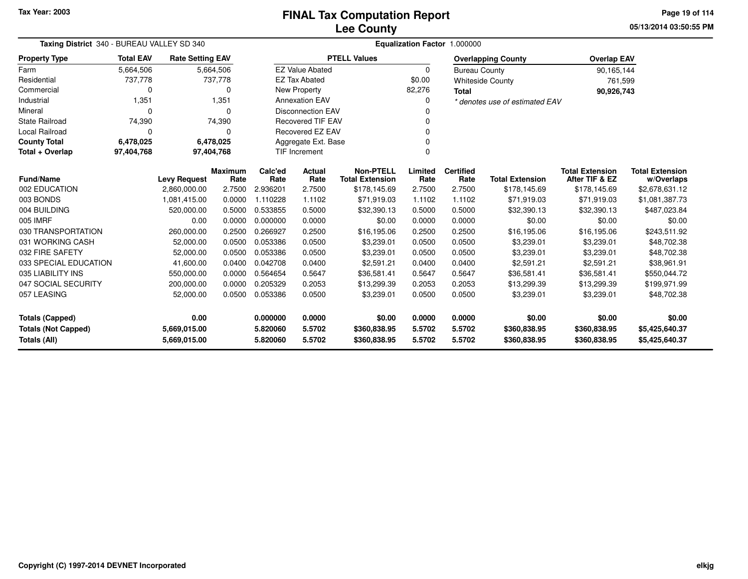# FINAL Tax Computation Report
# Lee County

Tax Year: 2003

**Taxing District** 340 - BUREAU VALLEY SD 340

**Equalization Factor** 1.000000

| Property Type | Total EAV | Rate Setting EAV |
|---|---|---|
| Farm | 5,664,506 | 5,664,506 |
| Residential | 737,778 | 737,778 |
| Commercial | 0 | 0 |
| Industrial | 1,351 | 1,351 |
| Mineral | 0 | 0 |
| State Railroad | 74,390 | 74,390 |
| Local Railroad | 0 | 0 |
| **County Total** | **6,478,025** | **6,478,025** |
| **Total + Overlap** | **97,404,768** | **97,404,768** |

| PTELL Values | |
|---|---|
| EZ Value Abated | 0 |
| EZ Tax Abated | $0.00 |
| New Property | 82,276 |
| Annexation EAV | 0 |
| Disconnection EAV | 0 |
| Recovered TIF EAV | 0 |
| Recovered EZ EAV | 0 |
| Aggregate Ext. Base | 0 |
| TIF Increment | 0 |

| Overlapping County | Overlap EAV |
|---|---|
| Bureau County | 90,165,144 |
| Whiteside County | 761,599 |
| **Total** | **90,926,743** |

*\* denotes use of estimated EAV*

| Fund/Name | Levy Request | Maximum Rate | Calc'ed Rate | Actual Rate | Non-PTELL Total Extension | Limited Rate | Certified Rate | Total Extension | Total Extension After TIF & EZ | Total Extension w/Overlaps |
|---|---|---|---|---|---|---|---|---|---|---|
| 002 EDUCATION | 2,860,000.00 | 2.7500 | 2.936201 | 2.7500 | $178,145.69 | 2.7500 | 2.7500 | $178,145.69 | $178,145.69 | $2,678,631.12 |
| 003 BONDS | 1,081,415.00 | 0.0000 | 1.110228 | 1.1102 | $71,919.03 | 1.1102 | 1.1102 | $71,919.03 | $71,919.03 | $1,081,387.73 |
| 004 BUILDING | 520,000.00 | 0.5000 | 0.533855 | 0.5000 | $32,390.13 | 0.5000 | 0.5000 | $32,390.13 | $32,390.13 | $487,023.84 |
| 005 IMRF | 0.00 | 0.0000 | 0.000000 | 0.0000 | $0.00 | 0.0000 | 0.0000 | $0.00 | $0.00 | $0.00 |
| 030 TRANSPORTATION | 260,000.00 | 0.2500 | 0.266927 | 0.2500 | $16,195.06 | 0.2500 | 0.2500 | $16,195.06 | $16,195.06 | $243,511.92 |
| 031 WORKING CASH | 52,000.00 | 0.0500 | 0.053386 | 0.0500 | $3,239.01 | 0.0500 | 0.0500 | $3,239.01 | $3,239.01 | $48,702.38 |
| 032 FIRE SAFETY | 52,000.00 | 0.0500 | 0.053386 | 0.0500 | $3,239.01 | 0.0500 | 0.0500 | $3,239.01 | $3,239.01 | $48,702.38 |
| 033 SPECIAL EDUCATION | 41,600.00 | 0.0400 | 0.042708 | 0.0400 | $2,591.21 | 0.0400 | 0.0400 | $2,591.21 | $2,591.21 | $38,961.91 |
| 035 LIABILITY INS | 550,000.00 | 0.0000 | 0.564654 | 0.5647 | $36,581.41 | 0.5647 | 0.5647 | $36,581.41 | $36,581.41 | $550,044.72 |
| 047 SOCIAL SECURITY | 200,000.00 | 0.0000 | 0.205329 | 0.2053 | $13,299.39 | 0.2053 | 0.2053 | $13,299.39 | $13,299.39 | $199,971.99 |
| 057 LEASING | 52,000.00 | 0.0500 | 0.053386 | 0.0500 | $3,239.01 | 0.0500 | 0.0500 | $3,239.01 | $3,239.01 | $48,702.38 |
| **Totals (Capped)** | **0.00** | | **0.000000** | **0.0000** | **$0.00** | **0.0000** | **0.0000** | **$0.00** | **$0.00** | **$0.00** |
| **Totals (Not Capped)** | **5,669,015.00** | | **5.820060** | **5.5702** | **$360,838.95** | **5.5702** | **5.5702** | **$360,838.95** | **$360,838.95** | **$5,425,640.37** |
| **Totals (All)** | **5,669,015.00** | | **5.820060** | **5.5702** | **$360,838.95** | **5.5702** | **5.5702** | **$360,838.95** | **$360,838.95** | **$5,425,640.37** |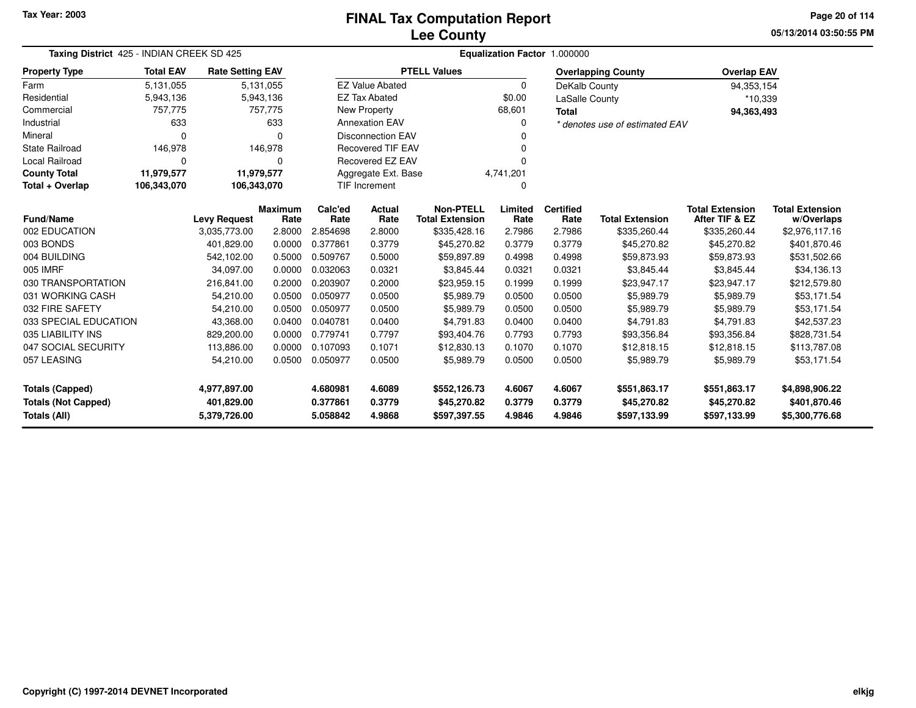# FINAL Tax Computation Report
## Lee County

Tax Year: 2003

05/13/2014 03:50:55 PM

**Taxing District** 425 - INDIAN CREEK SD 425

**Equalization Factor** 1.000000

| Property Type | Total EAV | Rate Setting EAV |
|---|---|---|
| Farm | 5,131,055 | 5,131,055 |
| Residential | 5,943,136 | 5,943,136 |
| Commercial | 757,775 | 757,775 |
| Industrial | 633 | 633 |
| Mineral | 0 | 0 |
| State Railroad | 146,978 | 146,978 |
| Local Railroad | 0 | 0 |
| **County Total** | **11,979,577** | **11,979,577** |
| **Total + Overlap** | **106,343,070** | **106,343,070** |

| PTELL Values | |
|---|---|
| EZ Value Abated | 0 |
| EZ Tax Abated | $0.00 |
| New Property | 68,601 |
| Annexation EAV | 0 |
| Disconnection EAV | 0 |
| Recovered TIF EAV | 0 |
| Recovered EZ EAV | 0 |
| Aggregate Ext. Base | 4,741,201 |
| TIF Increment | 0 |

| Overlapping County | Overlap EAV |
|---|---|
| DeKalb County | 94,353,154 |
| LaSalle County | *10,339 |
| **Total** | **94,363,493** |

*\* denotes use of estimated EAV*

| Fund/Name | Levy Request | Maximum Rate | Calc'ed Rate | Actual Rate | Non-PTELL Total Extension | Limited Rate | Certified Rate | Total Extension | Total Extension After TIF & EZ | Total Extension w/Overlaps |
|---|---|---|---|---|---|---|---|---|---|---|
| 002 EDUCATION | 3,035,773.00 | 2.8000 | 2.854698 | 2.8000 | $335,428.16 | 2.7986 | 2.7986 | $335,260.44 | $335,260.44 | $2,976,117.16 |
| 003 BONDS | 401,829.00 | 0.0000 | 0.377861 | 0.3779 | $45,270.82 | 0.3779 | 0.3779 | $45,270.82 | $45,270.82 | $401,870.46 |
| 004 BUILDING | 542,102.00 | 0.5000 | 0.509767 | 0.5000 | $59,897.89 | 0.4998 | 0.4998 | $59,873.93 | $59,873.93 | $531,502.66 |
| 005 IMRF | 34,097.00 | 0.0000 | 0.032063 | 0.0321 | $3,845.44 | 0.0321 | 0.0321 | $3,845.44 | $3,845.44 | $34,136.13 |
| 030 TRANSPORTATION | 216,841.00 | 0.2000 | 0.203907 | 0.2000 | $23,959.15 | 0.1999 | 0.1999 | $23,947.17 | $23,947.17 | $212,579.80 |
| 031 WORKING CASH | 54,210.00 | 0.0500 | 0.050977 | 0.0500 | $5,989.79 | 0.0500 | 0.0500 | $5,989.79 | $5,989.79 | $53,171.54 |
| 032 FIRE SAFETY | 54,210.00 | 0.0500 | 0.050977 | 0.0500 | $5,989.79 | 0.0500 | 0.0500 | $5,989.79 | $5,989.79 | $53,171.54 |
| 033 SPECIAL EDUCATION | 43,368.00 | 0.0400 | 0.040781 | 0.0400 | $4,791.83 | 0.0400 | 0.0400 | $4,791.83 | $4,791.83 | $42,537.23 |
| 035 LIABILITY INS | 829,200.00 | 0.0000 | 0.779741 | 0.7797 | $93,404.76 | 0.7793 | 0.7793 | $93,356.84 | $93,356.84 | $828,731.54 |
| 047 SOCIAL SECURITY | 113,886.00 | 0.0000 | 0.107093 | 0.1071 | $12,830.13 | 0.1070 | 0.1070 | $12,818.15 | $12,818.15 | $113,787.08 |
| 057 LEASING | 54,210.00 | 0.0500 | 0.050977 | 0.0500 | $5,989.79 | 0.0500 | 0.0500 | $5,989.79 | $5,989.79 | $53,171.54 |
| **Totals (Capped)** | **4,977,897.00** | | **4.680981** | **4.6089** | **$552,126.73** | **4.6067** | **4.6067** | **$551,863.17** | **$551,863.17** | **$4,898,906.22** |
| **Totals (Not Capped)** | **401,829.00** | | **0.377861** | **0.3779** | **$45,270.82** | **0.3779** | **0.3779** | **$45,270.82** | **$45,270.82** | **$401,870.46** |
| **Totals (All)** | **5,379,726.00** | | **5.058842** | **4.9868** | **$597,397.55** | **4.9846** | **4.9846** | **$597,133.99** | **$597,133.99** | **$5,300,776.68** |

Copyright (C) 1997-2014 DEVNET Incorporated

elkjg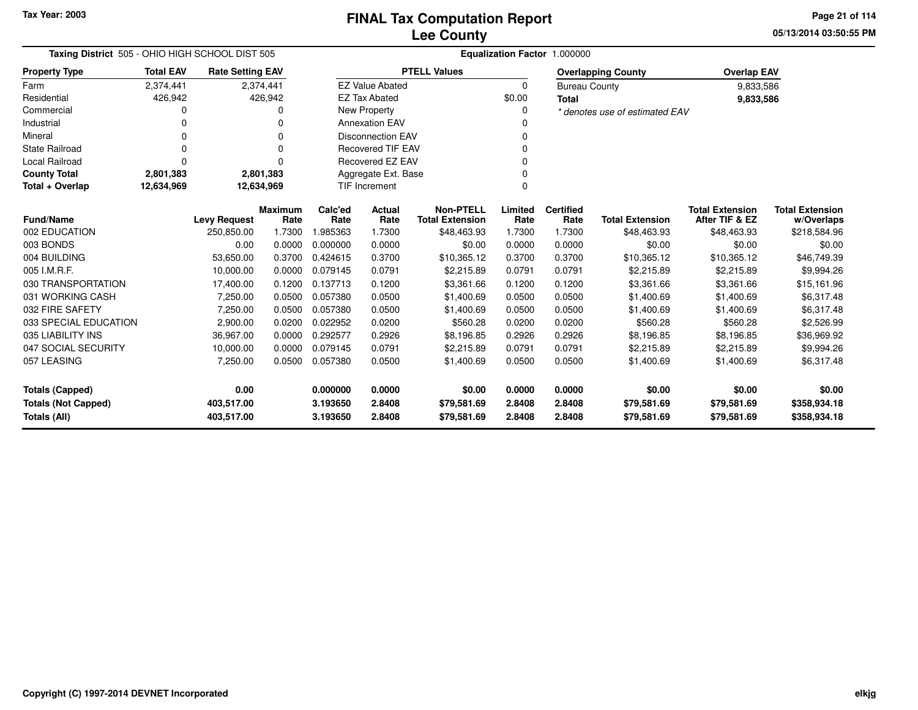Tax Year: 2003

# FINAL Tax Computation Report
## Lee County

05/13/2014 03:50:55 PM

**Taxing District** 505 - OHIO HIGH SCHOOL DIST 505 **Equalization Factor** 1.000000

| Property Type | Total EAV | Rate Setting EAV |
|---|---|---|
| Farm | 2,374,441 | 2,374,441 |
| Residential | 426,942 | 426,942 |
| Commercial | 0 | 0 |
| Industrial | 0 | 0 |
| Mineral | 0 | 0 |
| State Railroad | 0 | 0 |
| Local Railroad | 0 | 0 |
| **County Total** | **2,801,383** | **2,801,383** |
| **Total + Overlap** | **12,634,969** | **12,634,969** |

| PTELL Values | |
|---|---|
| EZ Value Abated | 0 |
| EZ Tax Abated | $0.00 |
| New Property | 0 |
| Annexation EAV | 0 |
| Disconnection EAV | 0 |
| Recovered TIF EAV | 0 |
| Recovered EZ EAV | 0 |
| Aggregate Ext. Base | 0 |
| TIF Increment | 0 |

| Overlapping County | Overlap EAV |
|---|---|
| Bureau County | 9,833,586 |
| **Total** | **9,833,586** |

*\* denotes use of estimated EAV*

| Fund/Name | Levy Request | Maximum Rate | Calc'ed Rate | Actual Rate | Non-PTELL Total Extension | Limited Rate | Certified Rate | Total Extension | Total Extension After TIF & EZ | Total Extension w/Overlaps |
|---|---|---|---|---|---|---|---|---|---|---|
| 002 EDUCATION | 250,850.00 | 1.7300 | 1.985363 | 1.7300 | $48,463.93 | 1.7300 | 1.7300 | $48,463.93 | $48,463.93 | $218,584.96 |
| 003 BONDS | 0.00 | 0.0000 | 0.000000 | 0.0000 | $0.00 | 0.0000 | 0.0000 | $0.00 | $0.00 | $0.00 |
| 004 BUILDING | 53,650.00 | 0.3700 | 0.424615 | 0.3700 | $10,365.12 | 0.3700 | 0.3700 | $10,365.12 | $10,365.12 | $46,749.39 |
| 005 I.M.R.F. | 10,000.00 | 0.0000 | 0.079145 | 0.0791 | $2,215.89 | 0.0791 | 0.0791 | $2,215.89 | $2,215.89 | $9,994.26 |
| 030 TRANSPORTATION | 17,400.00 | 0.1200 | 0.137713 | 0.1200 | $3,361.66 | 0.1200 | 0.1200 | $3,361.66 | $3,361.66 | $15,161.96 |
| 031 WORKING CASH | 7,250.00 | 0.0500 | 0.057380 | 0.0500 | $1,400.69 | 0.0500 | 0.0500 | $1,400.69 | $1,400.69 | $6,317.48 |
| 032 FIRE SAFETY | 7,250.00 | 0.0500 | 0.057380 | 0.0500 | $1,400.69 | 0.0500 | 0.0500 | $1,400.69 | $1,400.69 | $6,317.48 |
| 033 SPECIAL EDUCATION | 2,900.00 | 0.0200 | 0.022952 | 0.0200 | $560.28 | 0.0200 | 0.0200 | $560.28 | $560.28 | $2,526.99 |
| 035 LIABILITY INS | 36,967.00 | 0.0000 | 0.292577 | 0.2926 | $8,196.85 | 0.2926 | 0.2926 | $8,196.85 | $8,196.85 | $36,969.92 |
| 047 SOCIAL SECURITY | 10,000.00 | 0.0000 | 0.079145 | 0.0791 | $2,215.89 | 0.0791 | 0.0791 | $2,215.89 | $2,215.89 | $9,994.26 |
| 057 LEASING | 7,250.00 | 0.0500 | 0.057380 | 0.0500 | $1,400.69 | 0.0500 | 0.0500 | $1,400.69 | $1,400.69 | $6,317.48 |
| **Totals (Capped)** | **0.00** | | **0.000000** | **0.0000** | **$0.00** | **0.0000** | **0.0000** | **$0.00** | **$0.00** | **$0.00** |
| **Totals (Not Capped)** | **403,517.00** | | **3.193650** | **2.8408** | **$79,581.69** | **2.8408** | **2.8408** | **$79,581.69** | **$79,581.69** | **$358,934.18** |
| **Totals (All)** | **403,517.00** | | **3.193650** | **2.8408** | **$79,581.69** | **2.8408** | **2.8408** | **$79,581.69** | **$79,581.69** | **$358,934.18** |

Copyright (C) 1997-2014 DEVNET Incorporated

elkjg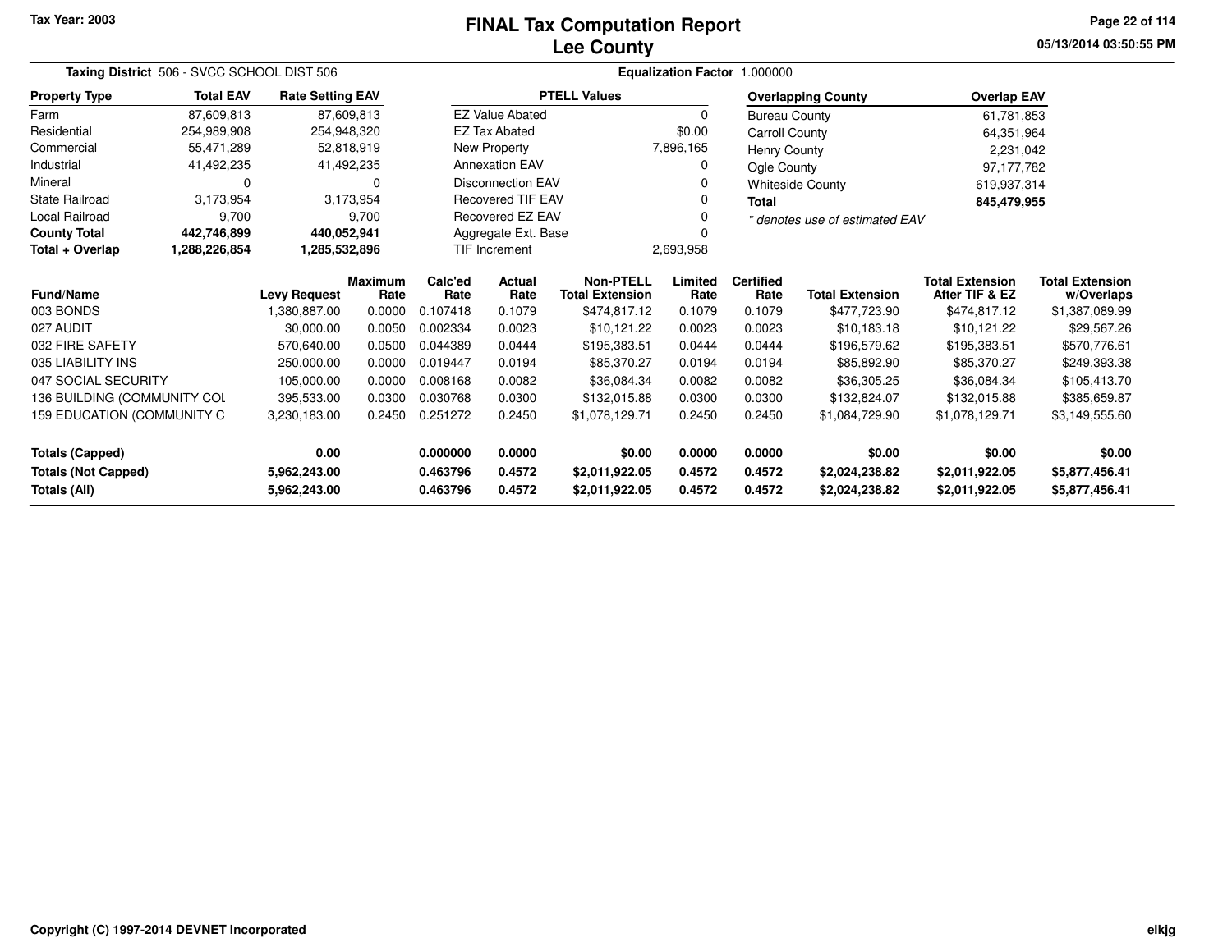# FINAL Tax Computation Report
## Lee County

Tax Year: 2003

**Taxing District** 506 - SVCC SCHOOL DIST 506

**Equalization Factor** 1.000000

| Property Type | Total EAV | Rate Setting EAV |
|---|---|---|
| Farm | 87,609,813 | 87,609,813 |
| Residential | 254,989,908 | 254,948,320 |
| Commercial | 55,471,289 | 52,818,919 |
| Industrial | 41,492,235 | 41,492,235 |
| Mineral | 0 | 0 |
| State Railroad | 3,173,954 | 3,173,954 |
| Local Railroad | 9,700 | 9,700 |
| **County Total** | **442,746,899** | **440,052,941** |
| **Total + Overlap** | **1,288,226,854** | **1,285,532,896** |

| PTELL Values | |
|---|---|
| EZ Value Abated | 0 |
| EZ Tax Abated | $0.00 |
| New Property | 7,896,165 |
| Annexation EAV | 0 |
| Disconnection EAV | 0 |
| Recovered TIF EAV | 0 |
| Recovered EZ EAV | 0 |
| Aggregate Ext. Base | 0 |
| TIF Increment | 2,693,958 |

| Overlapping County | Overlap EAV |
|---|---|
| Bureau County | 61,781,853 |
| Carroll County | 64,351,964 |
| Henry County | 2,231,042 |
| Ogle County | 97,177,782 |
| Whiteside County | 619,937,314 |
| **Total** | **845,479,955** |

*\* denotes use of estimated EAV*

| Fund/Name | Levy Request | Maximum Rate | Calc'ed Rate | Actual Rate | Non-PTELL Total Extension | Limited Rate | Certified Rate | Total Extension | Total Extension After TIF & EZ | Total Extension w/Overlaps |
|---|---|---|---|---|---|---|---|---|---|---|
| 003 BONDS | 1,380,887.00 | 0.0000 | 0.107418 | 0.1079 | $474,817.12 | 0.1079 | 0.1079 | $477,723.90 | $474,817.12 | $1,387,089.99 |
| 027 AUDIT | 30,000.00 | 0.0050 | 0.002334 | 0.0023 | $10,121.22 | 0.0023 | 0.0023 | $10,183.18 | $10,121.22 | $29,567.26 |
| 032 FIRE SAFETY | 570,640.00 | 0.0500 | 0.044389 | 0.0444 | $195,383.51 | 0.0444 | 0.0444 | $196,579.62 | $195,383.51 | $570,776.61 |
| 035 LIABILITY INS | 250,000.00 | 0.0000 | 0.019447 | 0.0194 | $85,370.27 | 0.0194 | 0.0194 | $85,892.90 | $85,370.27 | $249,393.38 |
| 047 SOCIAL SECURITY | 105,000.00 | 0.0000 | 0.008168 | 0.0082 | $36,084.34 | 0.0082 | 0.0082 | $36,305.25 | $36,084.34 | $105,413.70 |
| 136 BUILDING (COMMUNITY COL | 395,533.00 | 0.0300 | 0.030768 | 0.0300 | $132,015.88 | 0.0300 | 0.0300 | $132,824.07 | $132,015.88 | $385,659.87 |
| 159 EDUCATION (COMMUNITY C | 3,230,183.00 | 0.2450 | 0.251272 | 0.2450 | $1,078,129.71 | 0.2450 | 0.2450 | $1,084,729.90 | $1,078,129.71 | $3,149,555.60 |
| **Totals (Capped)** | **0.00** | | **0.000000** | **0.0000** | **$0.00** | **0.0000** | **0.0000** | **$0.00** | **$0.00** | **$0.00** |
| **Totals (Not Capped)** | **5,962,243.00** | | **0.463796** | **0.4572** | **$2,011,922.05** | **0.4572** | **0.4572** | **$2,024,238.82** | **$2,011,922.05** | **$5,877,456.41** |
| **Totals (All)** | **5,962,243.00** | | **0.463796** | **0.4572** | **$2,011,922.05** | **0.4572** | **0.4572** | **$2,024,238.82** | **$2,011,922.05** | **$5,877,456.41** |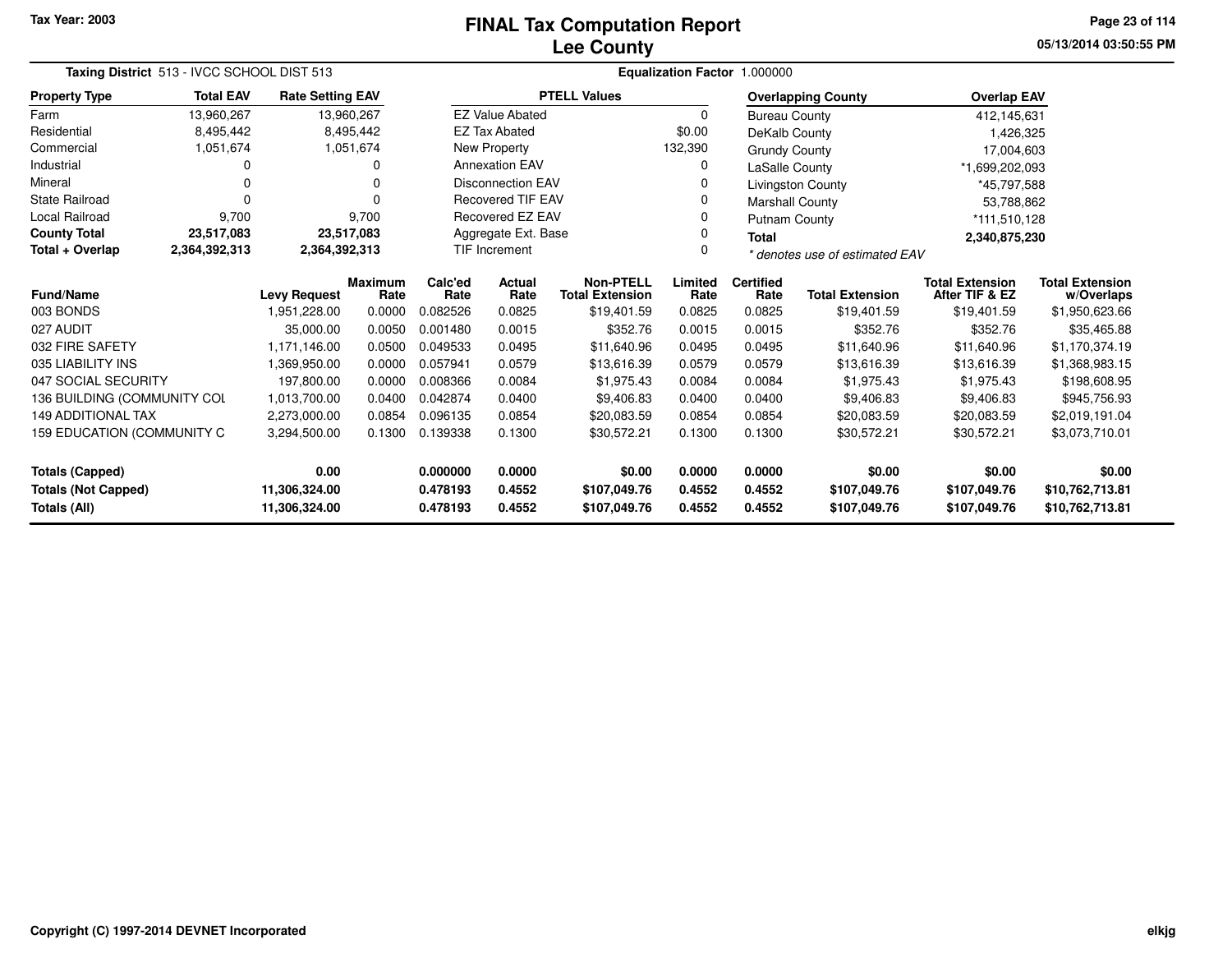Tax Year: 2003

# FINAL Tax Computation Report
## Lee County

05/13/2014 03:50:55 PM

**Taxing District** 513 - IVCC SCHOOL DIST 513 | **Equalization Factor** 1.000000

| Property Type | Total EAV | Rate Setting EAV |
|---|---|---|
| Farm | 13,960,267 | 13,960,267 |
| Residential | 8,495,442 | 8,495,442 |
| Commercial | 1,051,674 | 1,051,674 |
| Industrial | 0 | 0 |
| Mineral | 0 | 0 |
| State Railroad | 0 | 0 |
| Local Railroad | 9,700 | 9,700 |
| **County Total** | **23,517,083** | **23,517,083** |
| **Total + Overlap** | **2,364,392,313** | **2,364,392,313** |

| PTELL Values | |
|---|---|
| EZ Value Abated | 0 |
| EZ Tax Abated | $0.00 |
| New Property | 132,390 |
| Annexation EAV | 0 |
| Disconnection EAV | 0 |
| Recovered TIF EAV | 0 |
| Recovered EZ EAV | 0 |
| Aggregate Ext. Base | 0 |
| TIF Increment | 0 |

| Overlapping County | Overlap EAV |
|---|---|
| Bureau County | 412,145,631 |
| DeKalb County | 1,426,325 |
| Grundy County | 17,004,603 |
| LaSalle County | *1,699,202,093 |
| Livingston County | *45,797,588 |
| Marshall County | 53,788,862 |
| Putnam County | *111,510,128 |
| **Total** | **2,340,875,230** |

*\* denotes use of estimated EAV*

| Fund/Name | Levy Request | Maximum Rate | Calc'ed Rate | Actual Rate | Non-PTELL Total Extension | Limited Rate | Certified Rate | Total Extension | Total Extension After TIF & EZ | Total Extension w/Overlaps |
|---|---|---|---|---|---|---|---|---|---|---|
| 003 BONDS | 1,951,228.00 | 0.0000 | 0.082526 | 0.0825 | $19,401.59 | 0.0825 | 0.0825 | $19,401.59 | $19,401.59 | $1,950,623.66 |
| 027 AUDIT | 35,000.00 | 0.0050 | 0.001480 | 0.0015 | $352.76 | 0.0015 | 0.0015 | $352.76 | $352.76 | $35,465.88 |
| 032 FIRE SAFETY | 1,171,146.00 | 0.0500 | 0.049533 | 0.0495 | $11,640.96 | 0.0495 | 0.0495 | $11,640.96 | $11,640.96 | $1,170,374.19 |
| 035 LIABILITY INS | 1,369,950.00 | 0.0000 | 0.057941 | 0.0579 | $13,616.39 | 0.0579 | 0.0579 | $13,616.39 | $13,616.39 | $1,368,983.15 |
| 047 SOCIAL SECURITY | 197,800.00 | 0.0000 | 0.008366 | 0.0084 | $1,975.43 | 0.0084 | 0.0084 | $1,975.43 | $1,975.43 | $198,608.95 |
| 136 BUILDING (COMMUNITY COL | 1,013,700.00 | 0.0400 | 0.042874 | 0.0400 | $9,406.83 | 0.0400 | 0.0400 | $9,406.83 | $9,406.83 | $945,756.93 |
| 149 ADDITIONAL TAX | 2,273,000.00 | 0.0854 | 0.096135 | 0.0854 | $20,083.59 | 0.0854 | 0.0854 | $20,083.59 | $20,083.59 | $2,019,191.04 |
| 159 EDUCATION (COMMUNITY C | 3,294,500.00 | 0.1300 | 0.139338 | 0.1300 | $30,572.21 | 0.1300 | 0.1300 | $30,572.21 | $30,572.21 | $3,073,710.01 |
| **Totals (Capped)** | **0.00** | | **0.000000** | **0.0000** | **$0.00** | **0.0000** | **0.0000** | **$0.00** | **$0.00** | **$0.00** |
| **Totals (Not Capped)** | **11,306,324.00** | | **0.478193** | **0.4552** | **$107,049.76** | **0.4552** | **0.4552** | **$107,049.76** | **$107,049.76** | **$10,762,713.81** |
| **Totals (All)** | **11,306,324.00** | | **0.478193** | **0.4552** | **$107,049.76** | **0.4552** | **0.4552** | **$107,049.76** | **$107,049.76** | **$10,762,713.81** |

Copyright (C) 1997-2014 DEVNET Incorporated

elkjg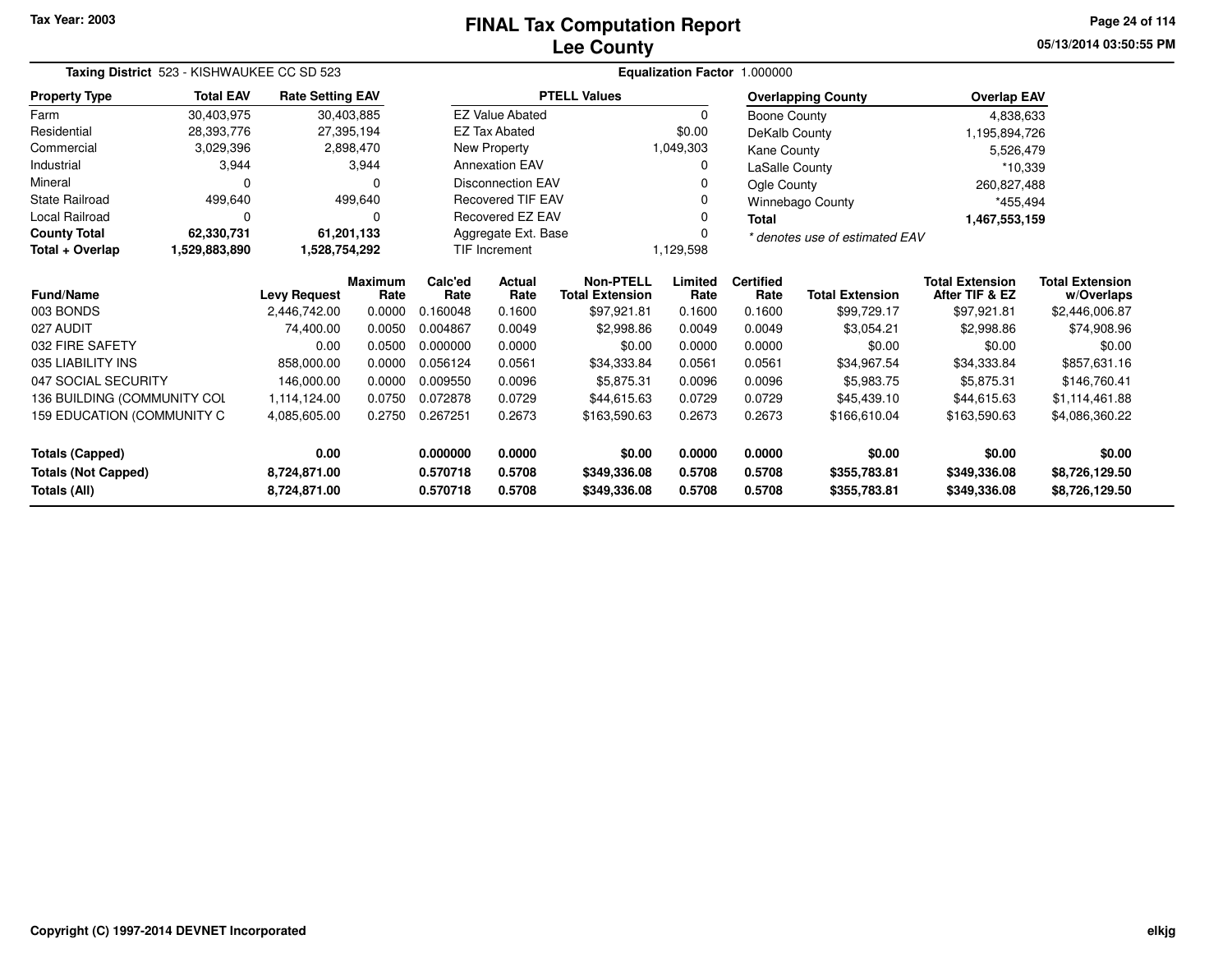Tax Year: 2003

# FINAL Tax Computation Report
## Lee County

05/13/2014 03:50:55 PM

**Taxing District** 523 - KISHWAUKEE CC SD 523 **Equalization Factor** 1.000000

| Property Type | Total EAV | Rate Setting EAV |
|---|---|---|
| Farm | 30,403,975 | 30,403,885 |
| Residential | 28,393,776 | 27,395,194 |
| Commercial | 3,029,396 | 2,898,470 |
| Industrial | 3,944 | 3,944 |
| Mineral | 0 | 0 |
| State Railroad | 499,640 | 499,640 |
| Local Railroad | 0 | 0 |
| **County Total** | **62,330,731** | **61,201,133** |
| **Total + Overlap** | **1,529,883,890** | **1,528,754,292** |

| PTELL Values | |
|---|---|
| EZ Value Abated | 0 |
| EZ Tax Abated | $0.00 |
| New Property | 1,049,303 |
| Annexation EAV | 0 |
| Disconnection EAV | 0 |
| Recovered TIF EAV | 0 |
| Recovered EZ EAV | 0 |
| Aggregate Ext. Base | 0 |
| TIF Increment | 1,129,598 |

| Overlapping County | Overlap EAV |
|---|---|
| Boone County | 4,838,633 |
| DeKalb County | 1,195,894,726 |
| Kane County | 5,526,479 |
| LaSalle County | *10,339 |
| Ogle County | 260,827,488 |
| Winnebago County | *455,494 |
| **Total** | **1,467,553,159** |

*\* denotes use of estimated EAV*

| Fund/Name | Levy Request | Maximum Rate | Calc'ed Rate | Actual Rate | Non-PTELL Total Extension | Limited Rate | Certified Rate | Total Extension | Total Extension After TIF & EZ | Total Extension w/Overlaps |
|---|---|---|---|---|---|---|---|---|---|---|
| 003 BONDS | 2,446,742.00 | 0.0000 | 0.160048 | 0.1600 | $97,921.81 | 0.1600 | 0.1600 | $99,729.17 | $97,921.81 | $2,446,006.87 |
| 027 AUDIT | 74,400.00 | 0.0050 | 0.004867 | 0.0049 | $2,998.86 | 0.0049 | 0.0049 | $3,054.21 | $2,998.86 | $74,908.96 |
| 032 FIRE SAFETY | 0.00 | 0.0500 | 0.000000 | 0.0000 | $0.00 | 0.0000 | 0.0000 | $0.00 | $0.00 | $0.00 |
| 035 LIABILITY INS | 858,000.00 | 0.0000 | 0.056124 | 0.0561 | $34,333.84 | 0.0561 | 0.0561 | $34,967.54 | $34,333.84 | $857,631.16 |
| 047 SOCIAL SECURITY | 146,000.00 | 0.0000 | 0.009550 | 0.0096 | $5,875.31 | 0.0096 | 0.0096 | $5,983.75 | $5,875.31 | $146,760.41 |
| 136 BUILDING (COMMUNITY COL | 1,114,124.00 | 0.0750 | 0.072878 | 0.0729 | $44,615.63 | 0.0729 | 0.0729 | $45,439.10 | $44,615.63 | $1,114,461.88 |
| 159 EDUCATION (COMMUNITY C | 4,085,605.00 | 0.2750 | 0.267251 | 0.2673 | $163,590.63 | 0.2673 | 0.2673 | $166,610.04 | $163,590.63 | $4,086,360.22 |
| **Totals (Capped)** | **0.00** | | **0.000000** | **0.0000** | **$0.00** | **0.0000** | **0.0000** | **$0.00** | **$0.00** | **$0.00** |
| **Totals (Not Capped)** | **8,724,871.00** | | **0.570718** | **0.5708** | **$349,336.08** | **0.5708** | **0.5708** | **$355,783.81** | **$349,336.08** | **$8,726,129.50** |
| **Totals (All)** | **8,724,871.00** | | **0.570718** | **0.5708** | **$349,336.08** | **0.5708** | **0.5708** | **$355,783.81** | **$349,336.08** | **$8,726,129.50** |

Copyright (C) 1997-2014 DEVNET Incorporated

elkjg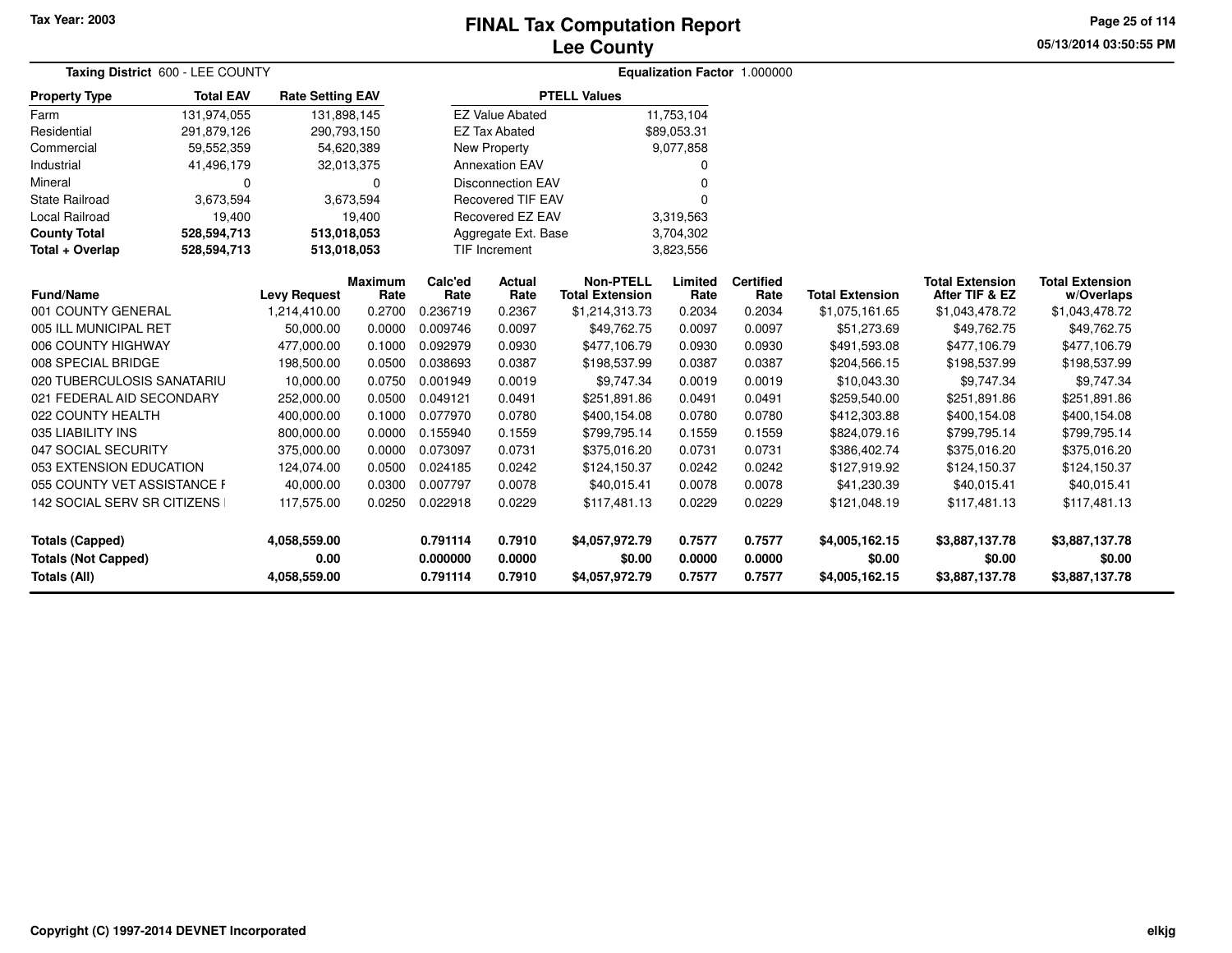Tax Year: 2003

# FINAL Tax Computation Report
## Lee County

05/13/2014 03:50:55 PM

**Taxing District** 600 - LEE COUNTY

**Equalization Factor** 1.000000

| Property Type | Total EAV | Rate Setting EAV |
|---|---|---|
| Farm | 131,974,055 | 131,898,145 |
| Residential | 291,879,126 | 290,793,150 |
| Commercial | 59,552,359 | 54,620,389 |
| Industrial | 41,496,179 | 32,013,375 |
| Mineral | 0 | 0 |
| State Railroad | 3,673,594 | 3,673,594 |
| Local Railroad | 19,400 | 19,400 |
| **County Total** | **528,594,713** | **513,018,053** |
| **Total + Overlap** | **528,594,713** | **513,018,053** |

| PTELL Values | |
|---|---|
| EZ Value Abated | 11,753,104 |
| EZ Tax Abated | $89,053.31 |
| New Property | 9,077,858 |
| Annexation EAV | 0 |
| Disconnection EAV | 0 |
| Recovered TIF EAV | 0 |
| Recovered EZ EAV | 3,319,563 |
| Aggregate Ext. Base | 3,704,302 |
| TIF Increment | 3,823,556 |

| Fund/Name | Levy Request | Maximum Rate | Calc'ed Rate | Actual Rate | Non-PTELL Total Extension | Limited Rate | Certified Rate | Total Extension | Total Extension After TIF & EZ | Total Extension w/Overlaps |
|---|---|---|---|---|---|---|---|---|---|---|
| 001 COUNTY GENERAL | 1,214,410.00 | 0.2700 | 0.236719 | 0.2367 | $1,214,313.73 | 0.2034 | 0.2034 | $1,075,161.65 | $1,043,478.72 | $1,043,478.72 |
| 005 ILL MUNICIPAL RET | 50,000.00 | 0.0000 | 0.009746 | 0.0097 | $49,762.75 | 0.0097 | 0.0097 | $51,273.69 | $49,762.75 | $49,762.75 |
| 006 COUNTY HIGHWAY | 477,000.00 | 0.1000 | 0.092979 | 0.0930 | $477,106.79 | 0.0930 | 0.0930 | $491,593.08 | $477,106.79 | $477,106.79 |
| 008 SPECIAL BRIDGE | 198,500.00 | 0.0500 | 0.038693 | 0.0387 | $198,537.99 | 0.0387 | 0.0387 | $204,566.15 | $198,537.99 | $198,537.99 |
| 020 TUBERCULOSIS SANATARIU | 10,000.00 | 0.0750 | 0.001949 | 0.0019 | $9,747.34 | 0.0019 | 0.0019 | $10,043.30 | $9,747.34 | $9,747.34 |
| 021 FEDERAL AID SECONDARY | 252,000.00 | 0.0500 | 0.049121 | 0.0491 | $251,891.86 | 0.0491 | 0.0491 | $259,540.00 | $251,891.86 | $251,891.86 |
| 022 COUNTY HEALTH | 400,000.00 | 0.1000 | 0.077970 | 0.0780 | $400,154.08 | 0.0780 | 0.0780 | $412,303.88 | $400,154.08 | $400,154.08 |
| 035 LIABILITY INS | 800,000.00 | 0.0000 | 0.155940 | 0.1559 | $799,795.14 | 0.1559 | 0.1559 | $824,079.16 | $799,795.14 | $799,795.14 |
| 047 SOCIAL SECURITY | 375,000.00 | 0.0000 | 0.073097 | 0.0731 | $375,016.20 | 0.0731 | 0.0731 | $386,402.74 | $375,016.20 | $375,016.20 |
| 053 EXTENSION EDUCATION | 124,074.00 | 0.0500 | 0.024185 | 0.0242 | $124,150.37 | 0.0242 | 0.0242 | $127,919.92 | $124,150.37 | $124,150.37 |
| 055 COUNTY VET ASSISTANCE F | 40,000.00 | 0.0300 | 0.007797 | 0.0078 | $40,015.41 | 0.0078 | 0.0078 | $41,230.39 | $40,015.41 | $40,015.41 |
| 142 SOCIAL SERV SR CITIZENS | 117,575.00 | 0.0250 | 0.022918 | 0.0229 | $117,481.13 | 0.0229 | 0.0229 | $121,048.19 | $117,481.13 | $117,481.13 |
| **Totals (Capped)** | **4,058,559.00** | | **0.791114** | **0.7910** | **$4,057,972.79** | **0.7577** | **0.7577** | **$4,005,162.15** | **$3,887,137.78** | **$3,887,137.78** |
| **Totals (Not Capped)** | **0.00** | | **0.000000** | **0.0000** | **$0.00** | **0.0000** | **0.0000** | **$0.00** | **$0.00** | **$0.00** |
| **Totals (All)** | **4,058,559.00** | | **0.791114** | **0.7910** | **$4,057,972.79** | **0.7577** | **0.7577** | **$4,005,162.15** | **$3,887,137.78** | **$3,887,137.78** |

Copyright (C) 1997-2014 DEVNET Incorporated

elkjg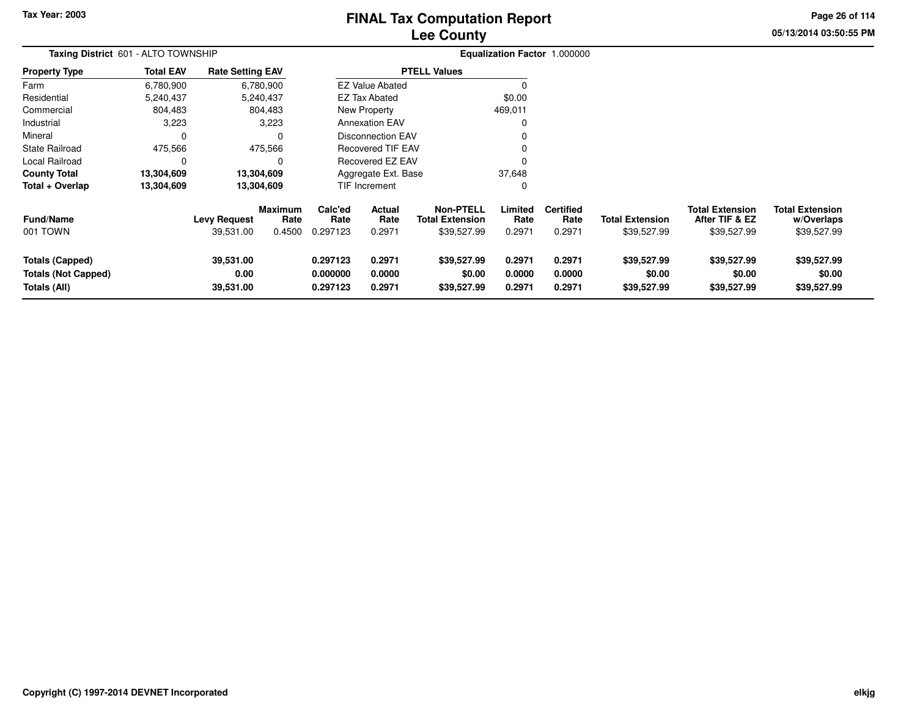# FINAL Tax Computation Report
# Lee County

Tax Year: 2003

**Taxing District** 601 - ALTO TOWNSHIP

**Equalization Factor** 1.000000

| Property Type | Total EAV | Rate Setting EAV |
|---|---|---|
| Farm | 6,780,900 | 6,780,900 |
| Residential | 5,240,437 | 5,240,437 |
| Commercial | 804,483 | 804,483 |
| Industrial | 3,223 | 3,223 |
| Mineral | 0 | 0 |
| State Railroad | 475,566 | 475,566 |
| Local Railroad | 0 | 0 |
| **County Total** | **13,304,609** | **13,304,609** |
| **Total + Overlap** | **13,304,609** | **13,304,609** |

| PTELL Values | |
|---|---|
| EZ Value Abated | 0 |
| EZ Tax Abated | $0.00 |
| New Property | 469,011 |
| Annexation EAV | 0 |
| Disconnection EAV | 0 |
| Recovered TIF EAV | 0 |
| Recovered EZ EAV | 0 |
| Aggregate Ext. Base | 37,648 |
| TIF Increment | 0 |

| Fund/Name | Levy Request | Maximum Rate | Calc'ed Rate | Actual Rate | Non-PTELL Total Extension | Limited Rate | Certified Rate | Total Extension | Total Extension After TIF & EZ | Total Extension w/Overlaps |
|---|---|---|---|---|---|---|---|---|---|---|
| 001 TOWN | 39,531.00 | 0.4500 | 0.297123 | 0.2971 | $39,527.99 | 0.2971 | 0.2971 | $39,527.99 | $39,527.99 | $39,527.99 |
| **Totals (Capped)** | **39,531.00** | | **0.297123** | **0.2971** | **$39,527.99** | **0.2971** | **0.2971** | **$39,527.99** | **$39,527.99** | **$39,527.99** |
| **Totals (Not Capped)** | **0.00** | | **0.000000** | **0.0000** | **$0.00** | **0.0000** | **0.0000** | **$0.00** | **$0.00** | **$0.00** |
| **Totals (All)** | **39,531.00** | | **0.297123** | **0.2971** | **$39,527.99** | **0.2971** | **0.2971** | **$39,527.99** | **$39,527.99** | **$39,527.99** |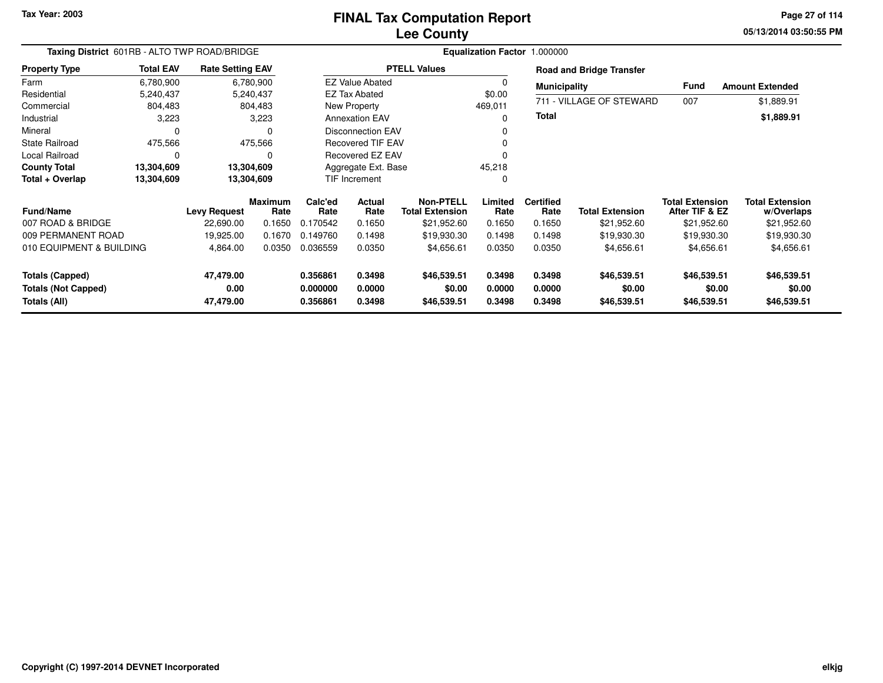Tax Year: 2003

# FINAL Tax Computation Report
## Lee County

05/13/2014 03:50:55 PM

**Taxing District** 601RB - ALTO TWP ROAD/BRIDGE

**Equalization Factor** 1.000000

| Property Type | Total EAV | Rate Setting EAV |
|---|---|---|
| Farm | 6,780,900 | 6,780,900 |
| Residential | 5,240,437 | 5,240,437 |
| Commercial | 804,483 | 804,483 |
| Industrial | 3,223 | 3,223 |
| Mineral | 0 | 0 |
| State Railroad | 475,566 | 475,566 |
| Local Railroad | 0 | 0 |
| **County Total** | **13,304,609** | **13,304,609** |
| **Total + Overlap** | **13,304,609** | **13,304,609** |

| PTELL Values | |
|---|---|
| EZ Value Abated | 0 |
| EZ Tax Abated | $0.00 |
| New Property | 469,011 |
| Annexation EAV | 0 |
| Disconnection EAV | 0 |
| Recovered TIF EAV | 0 |
| Recovered EZ EAV | 0 |
| Aggregate Ext. Base | 45,218 |
| TIF Increment | 0 |

**Road and Bridge Transfer**

| Municipality | Fund | Amount Extended |
|---|---|---|
| 711 - VILLAGE OF STEWARD | 007 | $1,889.91 |
| **Total** | | **$1,889.91** |

| Fund/Name | Levy Request | Maximum Rate | Calc'ed Rate | Actual Rate | Non-PTELL Total Extension | Limited Rate | Certified Rate | Total Extension | Total Extension After TIF & EZ | Total Extension w/Overlaps |
|---|---|---|---|---|---|---|---|---|---|---|
| 007 ROAD & BRIDGE | 22,690.00 | 0.1650 | 0.170542 | 0.1650 | $21,952.60 | 0.1650 | 0.1650 | $21,952.60 | $21,952.60 | $21,952.60 |
| 009 PERMANENT ROAD | 19,925.00 | 0.1670 | 0.149760 | 0.1498 | $19,930.30 | 0.1498 | 0.1498 | $19,930.30 | $19,930.30 | $19,930.30 |
| 010 EQUIPMENT & BUILDING | 4,864.00 | 0.0350 | 0.036559 | 0.0350 | $4,656.61 | 0.0350 | 0.0350 | $4,656.61 | $4,656.61 | $4,656.61 |
| **Totals (Capped)** | **47,479.00** | | **0.356861** | **0.3498** | **$46,539.51** | **0.3498** | **0.3498** | **$46,539.51** | **$46,539.51** | **$46,539.51** |
| **Totals (Not Capped)** | **0.00** | | **0.000000** | **0.0000** | **$0.00** | **0.0000** | **0.0000** | **$0.00** | **$0.00** | **$0.00** |
| **Totals (All)** | **47,479.00** | | **0.356861** | **0.3498** | **$46,539.51** | **0.3498** | **0.3498** | **$46,539.51** | **$46,539.51** | **$46,539.51** |

Copyright (C) 1997-2014 DEVNET Incorporated

elkjg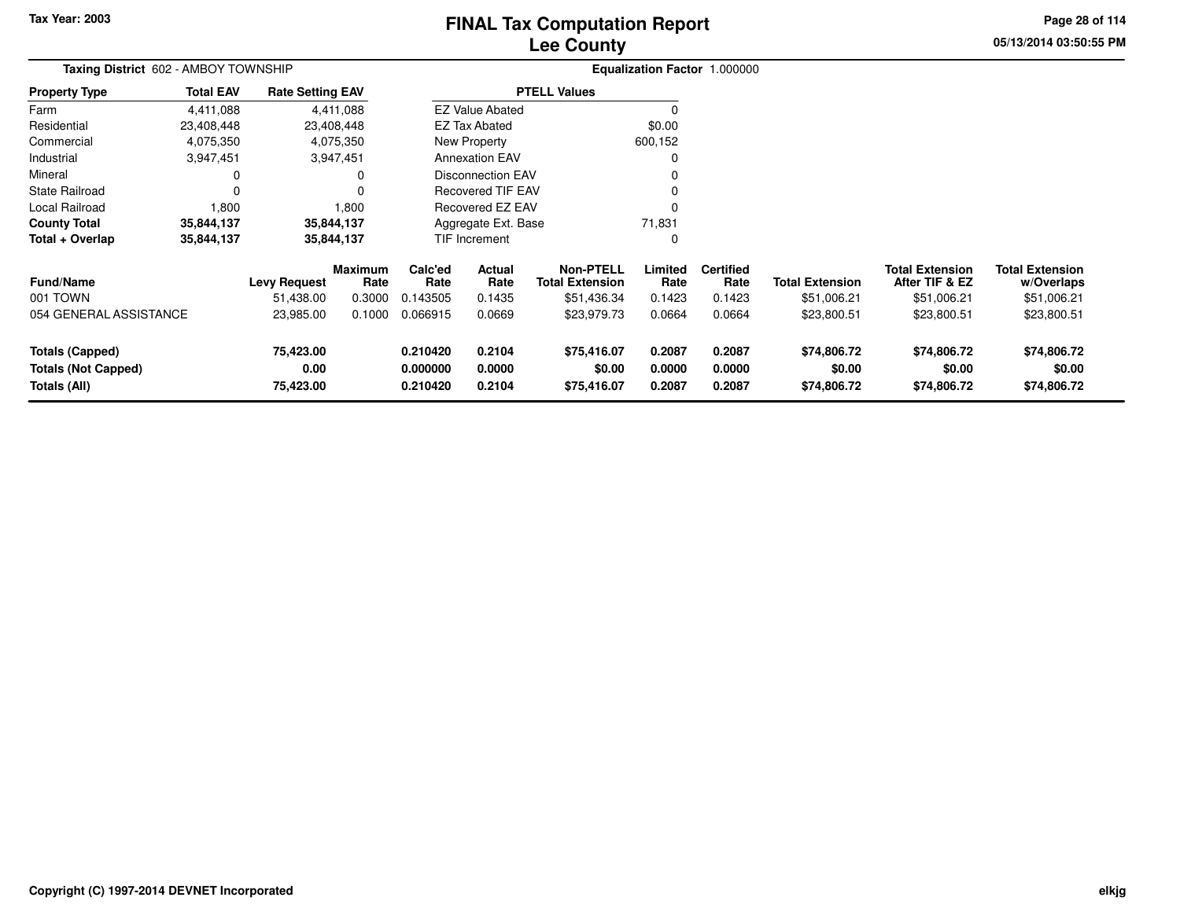Tax Year: 2003

# FINAL Tax Computation Report
## Lee County

**Taxing District** 602 - AMBOY TOWNSHIP

**Equalization Factor** 1.000000

| Property Type | Total EAV | Rate Setting EAV |
|---|---|---|
| Farm | 4,411,088 | 4,411,088 |
| Residential | 23,408,448 | 23,408,448 |
| Commercial | 4,075,350 | 4,075,350 |
| Industrial | 3,947,451 | 3,947,451 |
| Mineral | 0 | 0 |
| State Railroad | 0 | 0 |
| Local Railroad | 1,800 | 1,800 |
| **County Total** | **35,844,137** | **35,844,137** |
| **Total + Overlap** | **35,844,137** | **35,844,137** |

| PTELL Values | |
|---|---|
| EZ Value Abated | 0 |
| EZ Tax Abated | $0.00 |
| New Property | 600,152 |
| Annexation EAV | 0 |
| Disconnection EAV | 0 |
| Recovered TIF EAV | 0 |
| Recovered EZ EAV | 0 |
| Aggregate Ext. Base | 71,831 |
| TIF Increment | 0 |

| Fund/Name | Levy Request | Maximum Rate | Calc'ed Rate | Actual Rate | Non-PTELL Total Extension | Limited Rate | Certified Rate | Total Extension | Total Extension After TIF & EZ | Total Extension w/Overlaps |
|---|---|---|---|---|---|---|---|---|---|---|
| 001 TOWN | 51,438.00 | 0.3000 | 0.143505 | 0.1435 | $51,436.34 | 0.1423 | 0.1423 | $51,006.21 | $51,006.21 | $51,006.21 |
| 054 GENERAL ASSISTANCE | 23,985.00 | 0.1000 | 0.066915 | 0.0669 | $23,979.73 | 0.0664 | 0.0664 | $23,800.51 | $23,800.51 | $23,800.51 |
| **Totals (Capped)** | **75,423.00** | | **0.210420** | **0.2104** | **$75,416.07** | **0.2087** | **0.2087** | **$74,806.72** | **$74,806.72** | **$74,806.72** |
| **Totals (Not Capped)** | **0.00** | | **0.000000** | **0.0000** | **$0.00** | **0.0000** | **0.0000** | **$0.00** | **$0.00** | **$0.00** |
| **Totals (All)** | **75,423.00** | | **0.210420** | **0.2104** | **$75,416.07** | **0.2087** | **0.2087** | **$74,806.72** | **$74,806.72** | **$74,806.72** |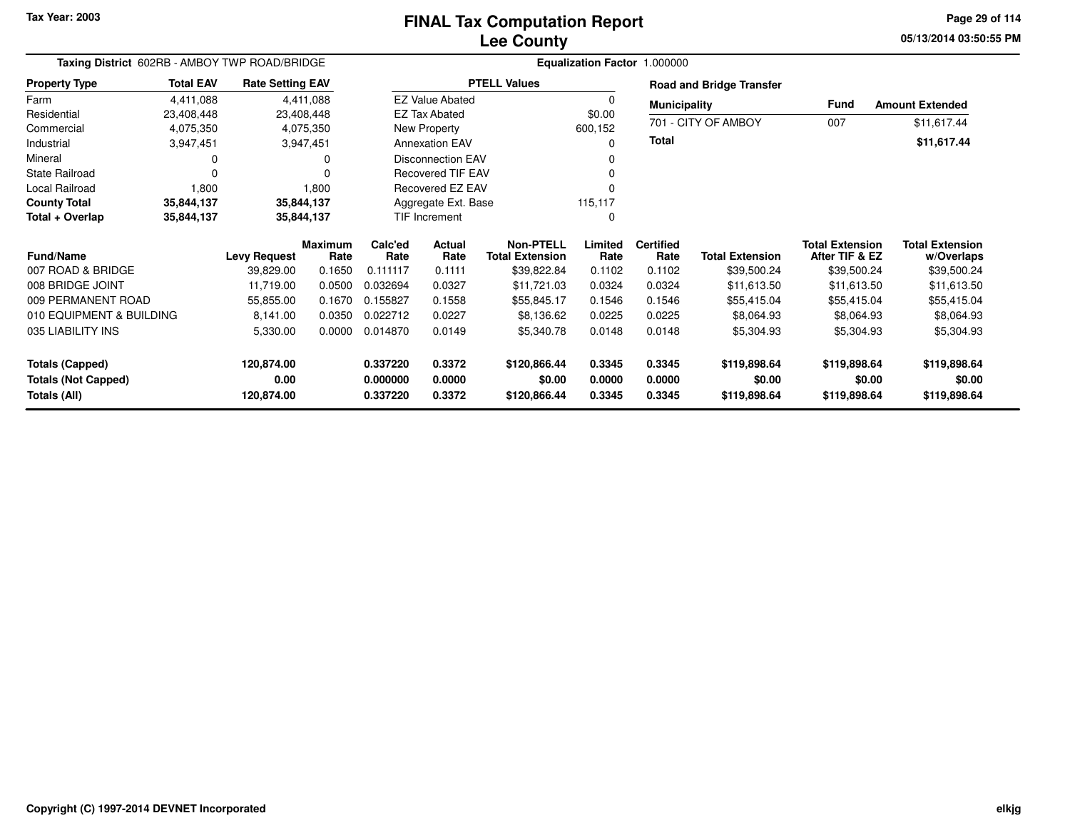# FINAL Tax Computation Report
## Lee County

Tax Year: 2003

**Taxing District** 602RB - AMBOY TWP ROAD/BRIDGE

**Equalization Factor** 1.000000

| Property Type | Total EAV | Rate Setting EAV |
|---|---|---|
| Farm | 4,411,088 | 4,411,088 |
| Residential | 23,408,448 | 23,408,448 |
| Commercial | 4,075,350 | 4,075,350 |
| Industrial | 3,947,451 | 3,947,451 |
| Mineral | 0 | 0 |
| State Railroad | 0 | 0 |
| Local Railroad | 1,800 | 1,800 |
| **County Total** | **35,844,137** | **35,844,137** |
| **Total + Overlap** | **35,844,137** | **35,844,137** |

| PTELL Values | |
|---|---|
| EZ Value Abated | 0 |
| EZ Tax Abated | $0.00 |
| New Property | 600,152 |
| Annexation EAV | 0 |
| Disconnection EAV | 0 |
| Recovered TIF EAV | 0 |
| Recovered EZ EAV | 0 |
| Aggregate Ext. Base | 115,117 |
| TIF Increment | 0 |

**Road and Bridge Transfer**

| Municipality | Fund | Amount Extended |
|---|---|---|
| 701 - CITY OF AMBOY | 007 | $11,617.44 |
| **Total** | | **$11,617.44** |

| Fund/Name | Levy Request | Maximum Rate | Calc'ed Rate | Actual Rate | Non-PTELL Total Extension | Limited Rate | Certified Rate | Total Extension | Total Extension After TIF & EZ | Total Extension w/Overlaps |
|---|---|---|---|---|---|---|---|---|---|---|
| 007 ROAD & BRIDGE | 39,829.00 | 0.1650 | 0.111117 | 0.1111 | $39,822.84 | 0.1102 | 0.1102 | $39,500.24 | $39,500.24 | $39,500.24 |
| 008 BRIDGE JOINT | 11,719.00 | 0.0500 | 0.032694 | 0.0327 | $11,721.03 | 0.0324 | 0.0324 | $11,613.50 | $11,613.50 | $11,613.50 |
| 009 PERMANENT ROAD | 55,855.00 | 0.1670 | 0.155827 | 0.1558 | $55,845.17 | 0.1546 | 0.1546 | $55,415.04 | $55,415.04 | $55,415.04 |
| 010 EQUIPMENT & BUILDING | 8,141.00 | 0.0350 | 0.022712 | 0.0227 | $8,136.62 | 0.0225 | 0.0225 | $8,064.93 | $8,064.93 | $8,064.93 |
| 035 LIABILITY INS | 5,330.00 | 0.0000 | 0.014870 | 0.0149 | $5,340.78 | 0.0148 | 0.0148 | $5,304.93 | $5,304.93 | $5,304.93 |
| **Totals (Capped)** | **120,874.00** | | **0.337220** | **0.3372** | **$120,866.44** | **0.3345** | **0.3345** | **$119,898.64** | **$119,898.64** | **$119,898.64** |
| **Totals (Not Capped)** | **0.00** | | **0.000000** | **0.0000** | **$0.00** | **0.0000** | **0.0000** | **$0.00** | **$0.00** | **$0.00** |
| **Totals (All)** | **120,874.00** | | **0.337220** | **0.3372** | **$120,866.44** | **0.3345** | **0.3345** | **$119,898.64** | **$119,898.64** | **$119,898.64** |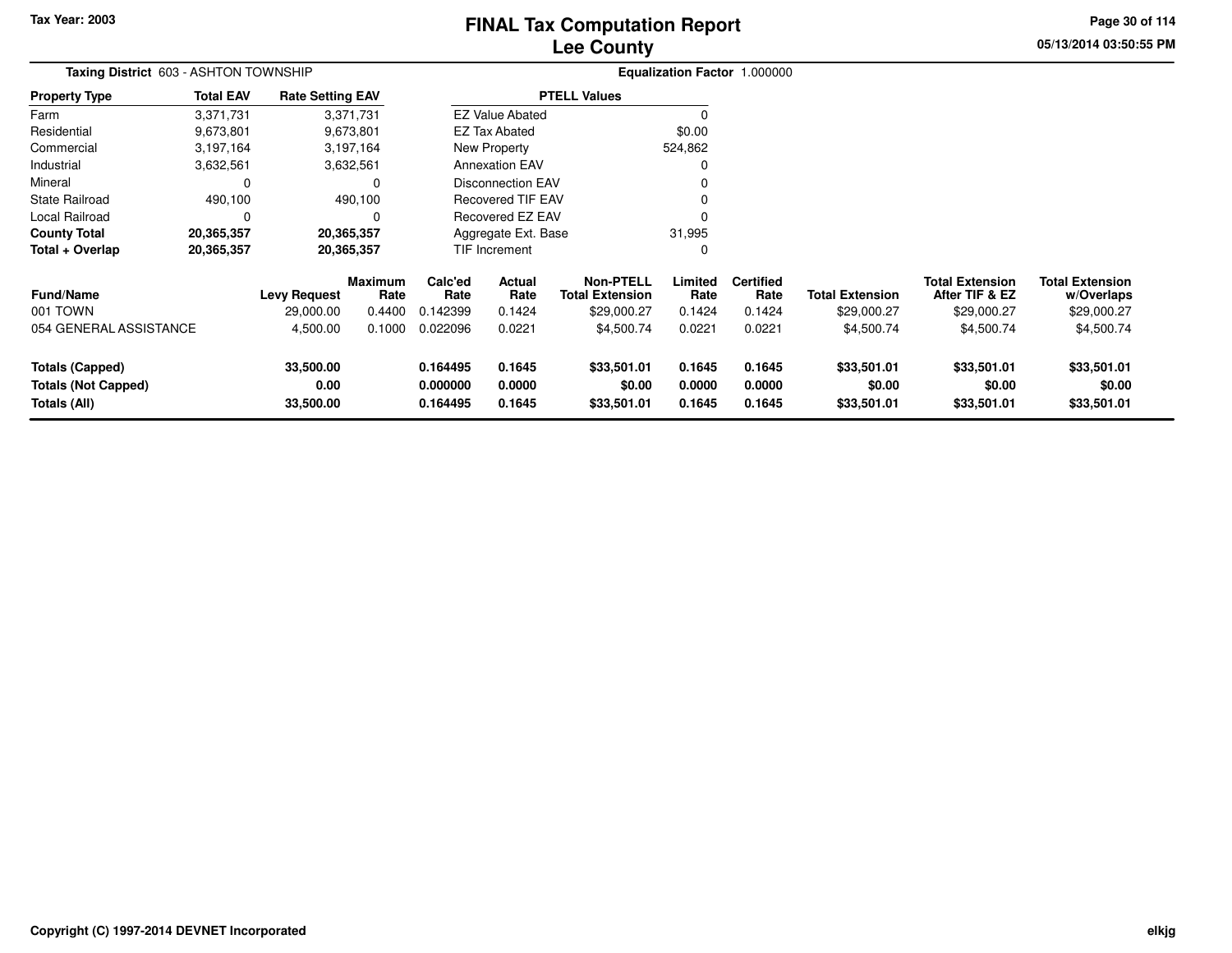Tax Year: 2003

# FINAL Tax Computation Report
## Lee County

**Taxing District** 603 - ASHTON TOWNSHIP

**Equalization Factor** 1.000000

| Property Type | Total EAV | Rate Setting EAV |
|---|---|---|
| Farm | 3,371,731 | 3,371,731 |
| Residential | 9,673,801 | 9,673,801 |
| Commercial | 3,197,164 | 3,197,164 |
| Industrial | 3,632,561 | 3,632,561 |
| Mineral | 0 | 0 |
| State Railroad | 490,100 | 490,100 |
| Local Railroad | 0 | 0 |
| **County Total** | **20,365,357** | **20,365,357** |
| **Total + Overlap** | **20,365,357** | **20,365,357** |

| PTELL Values | |
|---|---|
| EZ Value Abated | 0 |
| EZ Tax Abated | $0.00 |
| New Property | 524,862 |
| Annexation EAV | 0 |
| Disconnection EAV | 0 |
| Recovered TIF EAV | 0 |
| Recovered EZ EAV | 0 |
| Aggregate Ext. Base | 31,995 |
| TIF Increment | 0 |

| Fund/Name | Levy Request | Maximum Rate | Calc'ed Rate | Actual Rate | Non-PTELL Total Extension | Limited Rate | Certified Rate | Total Extension | Total Extension After TIF & EZ | Total Extension w/Overlaps |
|---|---|---|---|---|---|---|---|---|---|---|
| 001 TOWN | 29,000.00 | 0.4400 | 0.142399 | 0.1424 | $29,000.27 | 0.1424 | 0.1424 | $29,000.27 | $29,000.27 | $29,000.27 |
| 054 GENERAL ASSISTANCE | 4,500.00 | 0.1000 | 0.022096 | 0.0221 | $4,500.74 | 0.0221 | 0.0221 | $4,500.74 | $4,500.74 | $4,500.74 |
| **Totals (Capped)** | **33,500.00** | | **0.164495** | **0.1645** | **$33,501.01** | **0.1645** | **0.1645** | **$33,501.01** | **$33,501.01** | **$33,501.01** |
| **Totals (Not Capped)** | **0.00** | | **0.000000** | **0.0000** | **$0.00** | **0.0000** | **0.0000** | **$0.00** | **$0.00** | **$0.00** |
| **Totals (All)** | **33,500.00** | | **0.164495** | **0.1645** | **$33,501.01** | **0.1645** | **0.1645** | **$33,501.01** | **$33,501.01** | **$33,501.01** |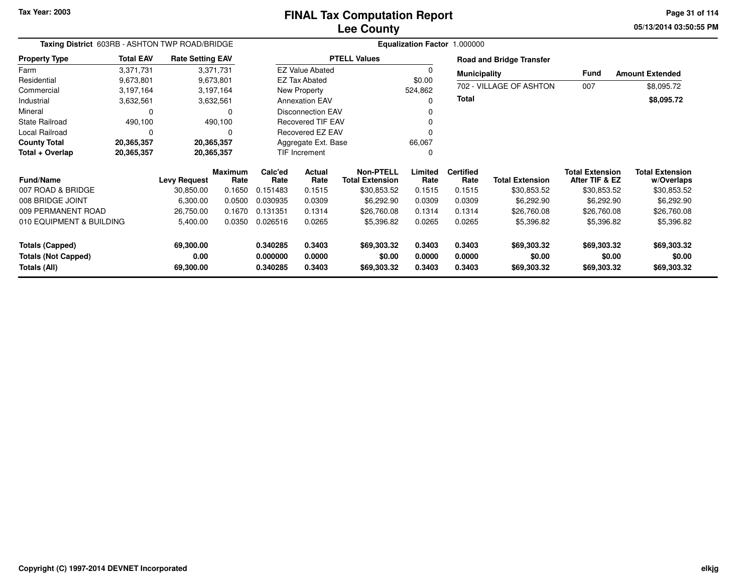Tax Year: 2003

# FINAL Tax Computation Report
## Lee County

05/13/2014 03:50:55 PM

**Taxing District** 603RB - ASHTON TWP ROAD/BRIDGE

**Equalization Factor** 1.000000

| Property Type | Total EAV | Rate Setting EAV |
|---|---|---|
| Farm | 3,371,731 | 3,371,731 |
| Residential | 9,673,801 | 9,673,801 |
| Commercial | 3,197,164 | 3,197,164 |
| Industrial | 3,632,561 | 3,632,561 |
| Mineral | 0 | 0 |
| State Railroad | 490,100 | 490,100 |
| Local Railroad | 0 | 0 |
| **County Total** | **20,365,357** | **20,365,357** |
| **Total + Overlap** | **20,365,357** | **20,365,357** |

| PTELL Values | |
|---|---|
| EZ Value Abated | 0 |
| EZ Tax Abated | $0.00 |
| New Property | 524,862 |
| Annexation EAV | 0 |
| Disconnection EAV | 0 |
| Recovered TIF EAV | 0 |
| Recovered EZ EAV | 0 |
| Aggregate Ext. Base | 66,067 |
| TIF Increment | 0 |

**Road and Bridge Transfer**

| Municipality | Fund | Amount Extended |
|---|---|---|
| 702 - VILLAGE OF ASHTON | 007 | $8,095.72 |
| **Total** | | **$8,095.72** |

| Fund/Name | Levy Request | Maximum Rate | Calc'ed Rate | Actual Rate | Non-PTELL Total Extension | Limited Rate | Certified Rate | Total Extension | Total Extension After TIF & EZ | Total Extension w/Overlaps |
|---|---|---|---|---|---|---|---|---|---|---|
| 007 ROAD & BRIDGE | 30,850.00 | 0.1650 | 0.151483 | 0.1515 | $30,853.52 | 0.1515 | 0.1515 | $30,853.52 | $30,853.52 | $30,853.52 |
| 008 BRIDGE JOINT | 6,300.00 | 0.0500 | 0.030935 | 0.0309 | $6,292.90 | 0.0309 | 0.0309 | $6,292.90 | $6,292.90 | $6,292.90 |
| 009 PERMANENT ROAD | 26,750.00 | 0.1670 | 0.131351 | 0.1314 | $26,760.08 | 0.1314 | 0.1314 | $26,760.08 | $26,760.08 | $26,760.08 |
| 010 EQUIPMENT & BUILDING | 5,400.00 | 0.0350 | 0.026516 | 0.0265 | $5,396.82 | 0.0265 | 0.0265 | $5,396.82 | $5,396.82 | $5,396.82 |
| **Totals (Capped)** | **69,300.00** | | **0.340285** | **0.3403** | **$69,303.32** | **0.3403** | **0.3403** | **$69,303.32** | **$69,303.32** | **$69,303.32** |
| **Totals (Not Capped)** | **0.00** | | **0.000000** | **0.0000** | **$0.00** | **0.0000** | **0.0000** | **$0.00** | **$0.00** | **$0.00** |
| **Totals (All)** | **69,300.00** | | **0.340285** | **0.3403** | **$69,303.32** | **0.3403** | **0.3403** | **$69,303.32** | **$69,303.32** | **$69,303.32** |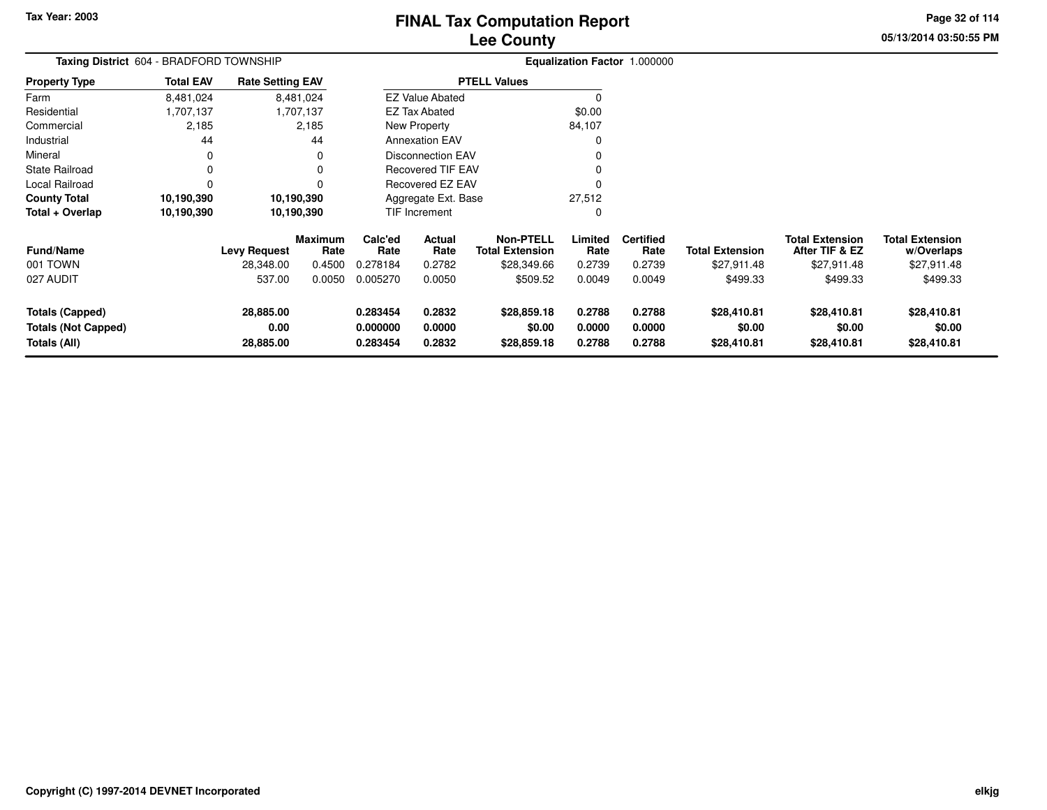Tax Year: 2003

# FINAL Tax Computation Report
# Lee County

05/13/2014 03:50:55 PM

**Taxing District** 604 - BRADFORD TOWNSHIP

**Equalization Factor** 1.000000

| Property Type | Total EAV | Rate Setting EAV |
|---|---|---|
| Farm | 8,481,024 | 8,481,024 |
| Residential | 1,707,137 | 1,707,137 |
| Commercial | 2,185 | 2,185 |
| Industrial | 44 | 44 |
| Mineral | 0 | 0 |
| State Railroad | 0 | 0 |
| Local Railroad | 0 | 0 |
| **County Total** | **10,190,390** | **10,190,390** |
| **Total + Overlap** | **10,190,390** | **10,190,390** |

| PTELL Values | |
|---|---|
| EZ Value Abated | 0 |
| EZ Tax Abated | $0.00 |
| New Property | 84,107 |
| Annexation EAV | 0 |
| Disconnection EAV | 0 |
| Recovered TIF EAV | 0 |
| Recovered EZ EAV | 0 |
| Aggregate Ext. Base | 27,512 |
| TIF Increment | 0 |

| Fund/Name | Levy Request | Maximum Rate | Calc'ed Rate | Actual Rate | Non-PTELL Total Extension | Limited Rate | Certified Rate | Total Extension | Total Extension After TIF & EZ | Total Extension w/Overlaps |
|---|---|---|---|---|---|---|---|---|---|---|
| 001 TOWN | 28,348.00 | 0.4500 | 0.278184 | 0.2782 | $28,349.66 | 0.2739 | 0.2739 | $27,911.48 | $27,911.48 | $27,911.48 |
| 027 AUDIT | 537.00 | 0.0050 | 0.005270 | 0.0050 | $509.52 | 0.0049 | 0.0049 | $499.33 | $499.33 | $499.33 |
| **Totals (Capped)** | **28,885.00** | | **0.283454** | **0.2832** | **$28,859.18** | **0.2788** | **0.2788** | **$28,410.81** | **$28,410.81** | **$28,410.81** |
| **Totals (Not Capped)** | **0.00** | | **0.000000** | **0.0000** | **$0.00** | **0.0000** | **0.0000** | **$0.00** | **$0.00** | **$0.00** |
| **Totals (All)** | **28,885.00** | | **0.283454** | **0.2832** | **$28,859.18** | **0.2788** | **0.2788** | **$28,410.81** | **$28,410.81** | **$28,410.81** |

Copyright (C) 1997-2014 DEVNET Incorporated

elkjg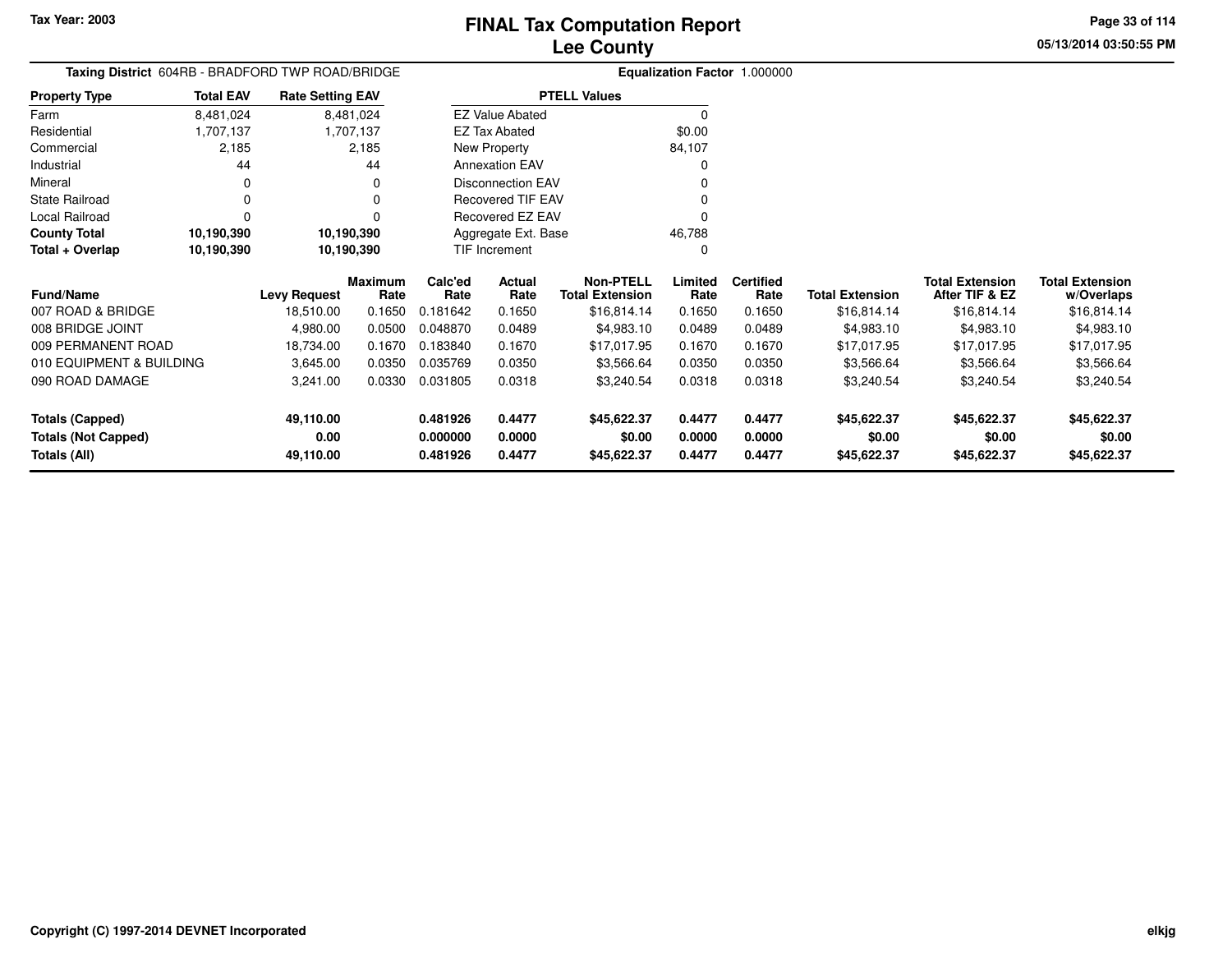Tax Year: 2003

# FINAL Tax Computation Report
## Lee County

05/13/2014 03:50:55 PM

**Taxing District** 604RB - BRADFORD TWP ROAD/BRIDGE

**Equalization Factor** 1.000000

| Property Type | Total EAV | Rate Setting EAV |
|---|---|---|
| Farm | 8,481,024 | 8,481,024 |
| Residential | 1,707,137 | 1,707,137 |
| Commercial | 2,185 | 2,185 |
| Industrial | 44 | 44 |
| Mineral | 0 | 0 |
| State Railroad | 0 | 0 |
| Local Railroad | 0 | 0 |
| **County Total** | **10,190,390** | **10,190,390** |
| **Total + Overlap** | **10,190,390** | **10,190,390** |

| PTELL Values | |
|---|---|
| EZ Value Abated | 0 |
| EZ Tax Abated | $0.00 |
| New Property | 84,107 |
| Annexation EAV | 0 |
| Disconnection EAV | 0 |
| Recovered TIF EAV | 0 |
| Recovered EZ EAV | 0 |
| Aggregate Ext. Base | 46,788 |
| TIF Increment | 0 |

| Fund/Name | Levy Request | Maximum Rate | Calc'ed Rate | Actual Rate | Non-PTELL Total Extension | Limited Rate | Certified Rate | Total Extension | Total Extension After TIF & EZ | Total Extension w/Overlaps |
|---|---|---|---|---|---|---|---|---|---|---|
| 007 ROAD & BRIDGE | 18,510.00 | 0.1650 | 0.181642 | 0.1650 | $16,814.14 | 0.1650 | 0.1650 | $16,814.14 | $16,814.14 | $16,814.14 |
| 008 BRIDGE JOINT | 4,980.00 | 0.0500 | 0.048870 | 0.0489 | $4,983.10 | 0.0489 | 0.0489 | $4,983.10 | $4,983.10 | $4,983.10 |
| 009 PERMANENT ROAD | 18,734.00 | 0.1670 | 0.183840 | 0.1670 | $17,017.95 | 0.1670 | 0.1670 | $17,017.95 | $17,017.95 | $17,017.95 |
| 010 EQUIPMENT & BUILDING | 3,645.00 | 0.0350 | 0.035769 | 0.0350 | $3,566.64 | 0.0350 | 0.0350 | $3,566.64 | $3,566.64 | $3,566.64 |
| 090 ROAD DAMAGE | 3,241.00 | 0.0330 | 0.031805 | 0.0318 | $3,240.54 | 0.0318 | 0.0318 | $3,240.54 | $3,240.54 | $3,240.54 |
| **Totals (Capped)** | **49,110.00** | | **0.481926** | **0.4477** | **$45,622.37** | **0.4477** | **0.4477** | **$45,622.37** | **$45,622.37** | **$45,622.37** |
| **Totals (Not Capped)** | **0.00** | | **0.000000** | **0.0000** | **$0.00** | **0.0000** | **0.0000** | **$0.00** | **$0.00** | **$0.00** |
| **Totals (All)** | **49,110.00** | | **0.481926** | **0.4477** | **$45,622.37** | **0.4477** | **0.4477** | **$45,622.37** | **$45,622.37** | **$45,622.37** |

Copyright (C) 1997-2014 DEVNET Incorporated

elkjg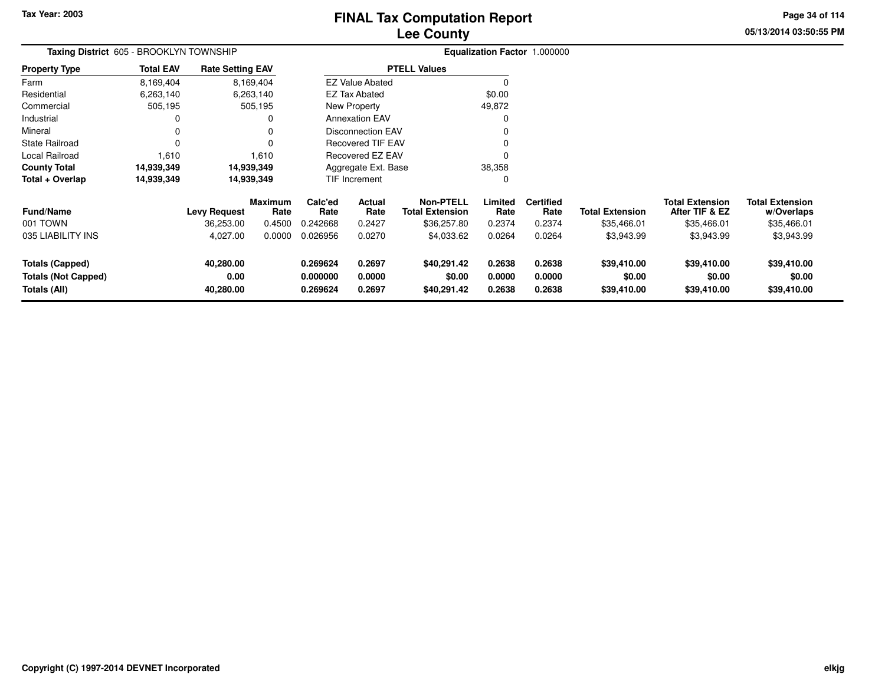# FINAL Tax Computation Report
## Lee County

Tax Year: 2003

**Taxing District** 605 - BROOKLYN TOWNSHIP

**Equalization Factor** 1.000000

| Property Type | Total EAV | Rate Setting EAV |
|---|---|---|
| Farm | 8,169,404 | 8,169,404 |
| Residential | 6,263,140 | 6,263,140 |
| Commercial | 505,195 | 505,195 |
| Industrial | 0 | 0 |
| Mineral | 0 | 0 |
| State Railroad | 0 | 0 |
| Local Railroad | 1,610 | 1,610 |
| **County Total** | **14,939,349** | **14,939,349** |
| **Total + Overlap** | **14,939,349** | **14,939,349** |

| PTELL Values | |
|---|---|
| EZ Value Abated | 0 |
| EZ Tax Abated | $0.00 |
| New Property | 49,872 |
| Annexation EAV | 0 |
| Disconnection EAV | 0 |
| Recovered TIF EAV | 0 |
| Recovered EZ EAV | 0 |
| Aggregate Ext. Base | 38,358 |
| TIF Increment | 0 |

| Fund/Name | Levy Request | Maximum Rate | Calc'ed Rate | Actual Rate | Non-PTELL Total Extension | Limited Rate | Certified Rate | Total Extension | Total Extension After TIF & EZ | Total Extension w/Overlaps |
|---|---|---|---|---|---|---|---|---|---|---|
| 001 TOWN | 36,253.00 | 0.4500 | 0.242668 | 0.2427 | $36,257.80 | 0.2374 | 0.2374 | $35,466.01 | $35,466.01 | $35,466.01 |
| 035 LIABILITY INS | 4,027.00 | 0.0000 | 0.026956 | 0.0270 | $4,033.62 | 0.0264 | 0.0264 | $3,943.99 | $3,943.99 | $3,943.99 |
| **Totals (Capped)** | **40,280.00** | | **0.269624** | **0.2697** | **$40,291.42** | **0.2638** | **0.2638** | **$39,410.00** | **$39,410.00** | **$39,410.00** |
| **Totals (Not Capped)** | **0.00** | | **0.000000** | **0.0000** | **$0.00** | **0.0000** | **0.0000** | **$0.00** | **$0.00** | **$0.00** |
| **Totals (All)** | **40,280.00** | | **0.269624** | **0.2697** | **$40,291.42** | **0.2638** | **0.2638** | **$39,410.00** | **$39,410.00** | **$39,410.00** |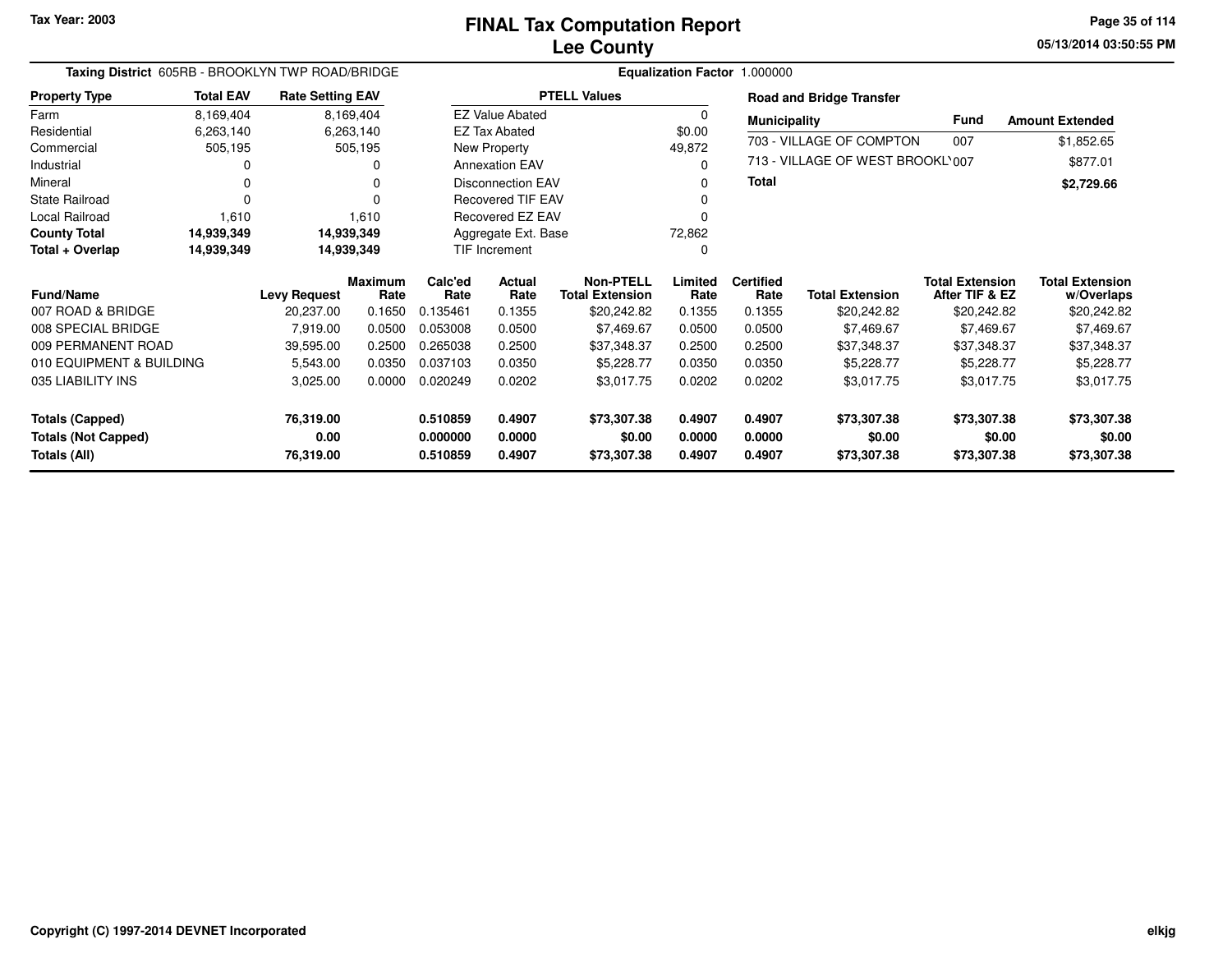# FINAL Tax Computation Report
## Lee County

Tax Year: 2003

**Taxing District** 605RB - BROOKLYN TWP ROAD/BRIDGE **Equalization Factor** 1.000000

| Property Type | Total EAV | Rate Setting EAV |
|---|---|---|
| Farm | 8,169,404 | 8,169,404 |
| Residential | 6,263,140 | 6,263,140 |
| Commercial | 505,195 | 505,195 |
| Industrial | 0 | 0 |
| Mineral | 0 | 0 |
| State Railroad | 0 | 0 |
| Local Railroad | 1,610 | 1,610 |
| **County Total** | **14,939,349** | **14,939,349** |
| **Total + Overlap** | **14,939,349** | **14,939,349** |

| PTELL Values | |
|---|---|
| EZ Value Abated | 0 |
| EZ Tax Abated | $0.00 |
| New Property | 49,872 |
| Annexation EAV | 0 |
| Disconnection EAV | 0 |
| Recovered TIF EAV | 0 |
| Recovered EZ EAV | 0 |
| Aggregate Ext. Base | 72,862 |
| TIF Increment | 0 |

**Road and Bridge Transfer**

| Municipality | Fund | Amount Extended |
|---|---|---|
| 703 - VILLAGE OF COMPTON | 007 | $1,852.65 |
| 713 - VILLAGE OF WEST BROOKL' | 007 | $877.01 |
| **Total** | | **$2,729.66** |

| Fund/Name | Levy Request | Maximum Rate | Calc'ed Rate | Actual Rate | Non-PTELL Total Extension | Limited Rate | Certified Rate | Total Extension | Total Extension After TIF & EZ | Total Extension w/Overlaps |
|---|---|---|---|---|---|---|---|---|---|---|
| 007 ROAD & BRIDGE | 20,237.00 | 0.1650 | 0.135461 | 0.1355 | $20,242.82 | 0.1355 | 0.1355 | $20,242.82 | $20,242.82 | $20,242.82 |
| 008 SPECIAL BRIDGE | 7,919.00 | 0.0500 | 0.053008 | 0.0500 | $7,469.67 | 0.0500 | 0.0500 | $7,469.67 | $7,469.67 | $7,469.67 |
| 009 PERMANENT ROAD | 39,595.00 | 0.2500 | 0.265038 | 0.2500 | $37,348.37 | 0.2500 | 0.2500 | $37,348.37 | $37,348.37 | $37,348.37 |
| 010 EQUIPMENT & BUILDING | 5,543.00 | 0.0350 | 0.037103 | 0.0350 | $5,228.77 | 0.0350 | 0.0350 | $5,228.77 | $5,228.77 | $5,228.77 |
| 035 LIABILITY INS | 3,025.00 | 0.0000 | 0.020249 | 0.0202 | $3,017.75 | 0.0202 | 0.0202 | $3,017.75 | $3,017.75 | $3,017.75 |
| **Totals (Capped)** | **76,319.00** | | **0.510859** | **0.4907** | **$73,307.38** | **0.4907** | **0.4907** | **$73,307.38** | **$73,307.38** | **$73,307.38** |
| **Totals (Not Capped)** | **0.00** | | **0.000000** | **0.0000** | **$0.00** | **0.0000** | **0.0000** | **$0.00** | **$0.00** | **$0.00** |
| **Totals (All)** | **76,319.00** | | **0.510859** | **0.4907** | **$73,307.38** | **0.4907** | **0.4907** | **$73,307.38** | **$73,307.38** | **$73,307.38** |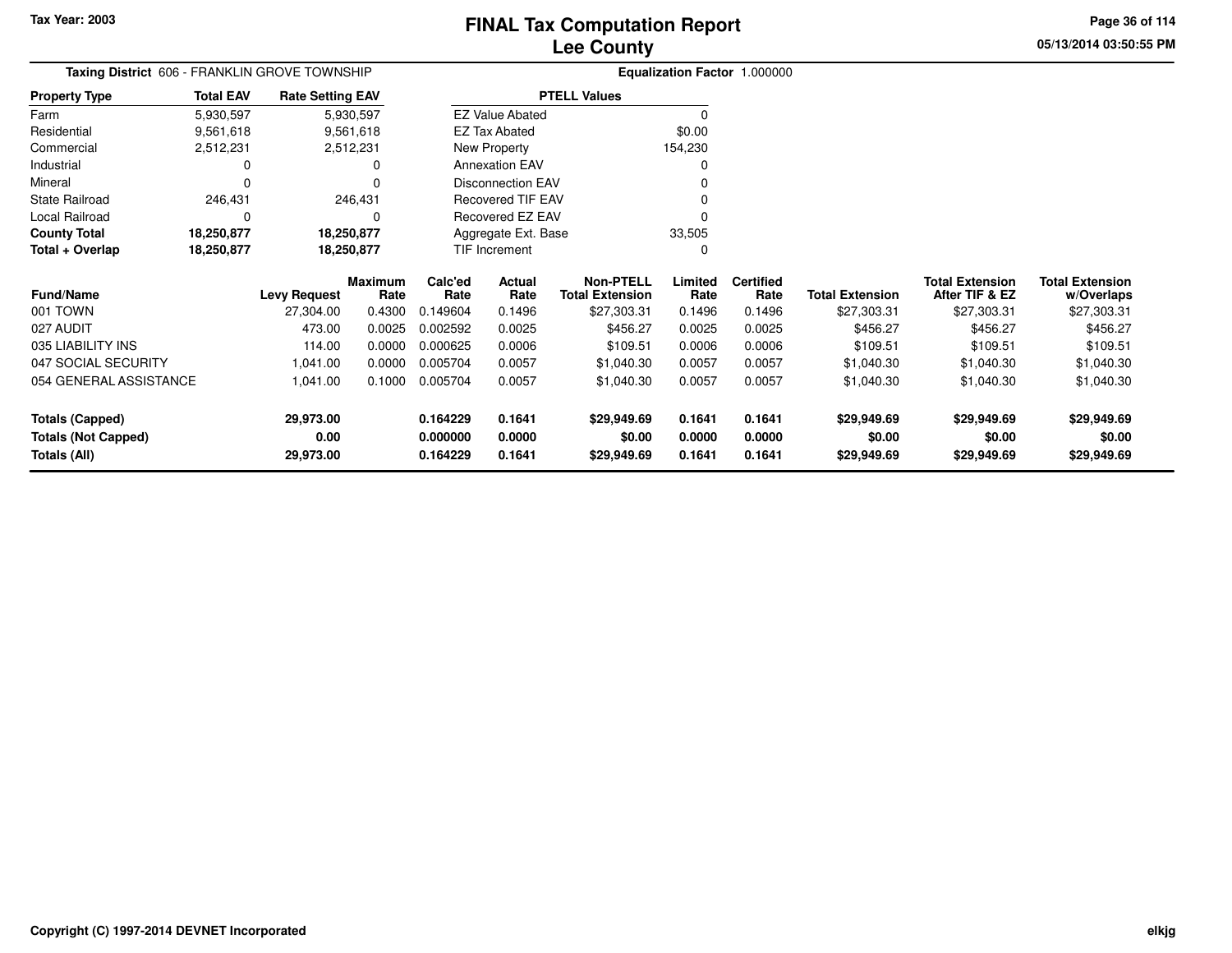# FINAL Tax Computation Report
# Lee County

Tax Year: 2003

05/13/2014 03:50:55 PM

**Taxing District** 606 - FRANKLIN GROVE TOWNSHIP

**Equalization Factor** 1.000000

| Property Type | Total EAV | Rate Setting EAV |
|---|---|---|
| Farm | 5,930,597 | 5,930,597 |
| Residential | 9,561,618 | 9,561,618 |
| Commercial | 2,512,231 | 2,512,231 |
| Industrial | 0 | 0 |
| Mineral | 0 | 0 |
| State Railroad | 246,431 | 246,431 |
| Local Railroad | 0 | 0 |
| **County Total** | **18,250,877** | **18,250,877** |
| **Total + Overlap** | **18,250,877** | **18,250,877** |

| PTELL Values | |
|---|---|
| EZ Value Abated | 0 |
| EZ Tax Abated | $0.00 |
| New Property | 154,230 |
| Annexation EAV | 0 |
| Disconnection EAV | 0 |
| Recovered TIF EAV | 0 |
| Recovered EZ EAV | 0 |
| Aggregate Ext. Base | 33,505 |
| TIF Increment | 0 |

| Fund/Name | Levy Request | Maximum Rate | Calc'ed Rate | Actual Rate | Non-PTELL Total Extension | Limited Rate | Certified Rate | Total Extension | Total Extension After TIF & EZ | Total Extension w/Overlaps |
|---|---|---|---|---|---|---|---|---|---|---|
| 001 TOWN | 27,304.00 | 0.4300 | 0.149604 | 0.1496 | $27,303.31 | 0.1496 | 0.1496 | $27,303.31 | $27,303.31 | $27,303.31 |
| 027 AUDIT | 473.00 | 0.0025 | 0.002592 | 0.0025 | $456.27 | 0.0025 | 0.0025 | $456.27 | $456.27 | $456.27 |
| 035 LIABILITY INS | 114.00 | 0.0000 | 0.000625 | 0.0006 | $109.51 | 0.0006 | 0.0006 | $109.51 | $109.51 | $109.51 |
| 047 SOCIAL SECURITY | 1,041.00 | 0.0000 | 0.005704 | 0.0057 | $1,040.30 | 0.0057 | 0.0057 | $1,040.30 | $1,040.30 | $1,040.30 |
| 054 GENERAL ASSISTANCE | 1,041.00 | 0.1000 | 0.005704 | 0.0057 | $1,040.30 | 0.0057 | 0.0057 | $1,040.30 | $1,040.30 | $1,040.30 |
| **Totals (Capped)** | **29,973.00** | | **0.164229** | **0.1641** | **$29,949.69** | **0.1641** | **0.1641** | **$29,949.69** | **$29,949.69** | **$29,949.69** |
| **Totals (Not Capped)** | **0.00** | | **0.000000** | **0.0000** | **$0.00** | **0.0000** | **0.0000** | **$0.00** | **$0.00** | **$0.00** |
| **Totals (All)** | **29,973.00** | | **0.164229** | **0.1641** | **$29,949.69** | **0.1641** | **0.1641** | **$29,949.69** | **$29,949.69** | **$29,949.69** |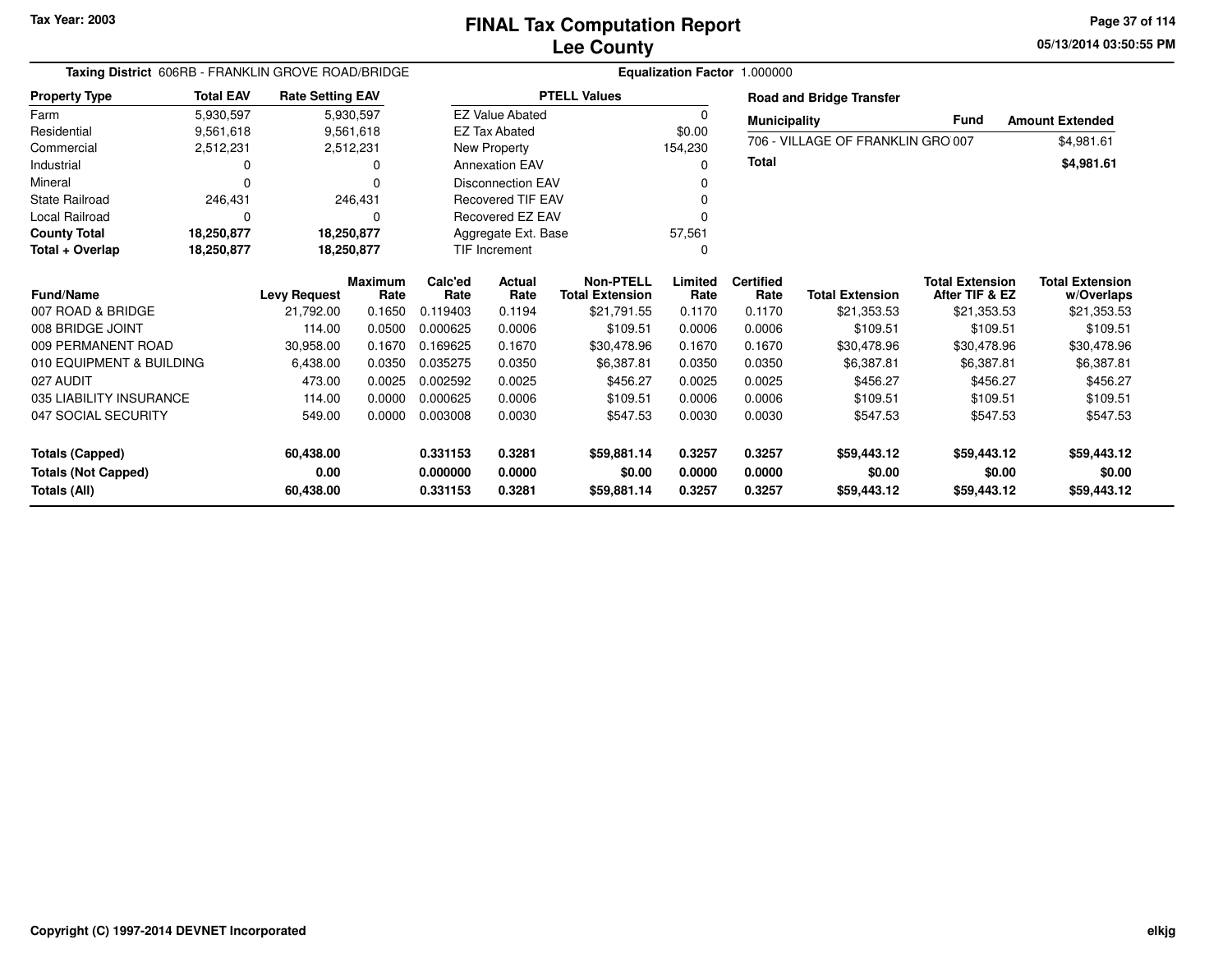Tax Year: 2003

# FINAL Tax Computation Report
## Lee County

05/13/2014 03:50:55 PM

**Taxing District** 606RB - FRANKLIN GROVE ROAD/BRIDGE **Equalization Factor** 1.000000

| Property Type | Total EAV | Rate Setting EAV |
|---|---|---|
| Farm | 5,930,597 | 5,930,597 |
| Residential | 9,561,618 | 9,561,618 |
| Commercial | 2,512,231 | 2,512,231 |
| Industrial | 0 | 0 |
| Mineral | 0 | 0 |
| State Railroad | 246,431 | 246,431 |
| Local Railroad | 0 | 0 |
| **County Total** | **18,250,877** | **18,250,877** |
| **Total + Overlap** | **18,250,877** | **18,250,877** |

| PTELL Values | |
|---|---|
| EZ Value Abated | 0 |
| EZ Tax Abated | $0.00 |
| New Property | 154,230 |
| Annexation EAV | 0 |
| Disconnection EAV | 0 |
| Recovered TIF EAV | 0 |
| Recovered EZ EAV | 0 |
| Aggregate Ext. Base | 57,561 |
| TIF Increment | 0 |

**Road and Bridge Transfer**

| Municipality | Fund | Amount Extended |
|---|---|---|
| 706 - VILLAGE OF FRANKLIN GRO | 007 | $4,981.61 |
| **Total** | | **$4,981.61** |

| Fund/Name | Levy Request | Maximum Rate | Calc'ed Rate | Actual Rate | Non-PTELL Total Extension | Limited Rate | Certified Rate | Total Extension | Total Extension After TIF & EZ | Total Extension w/Overlaps |
|---|---|---|---|---|---|---|---|---|---|---|
| 007 ROAD & BRIDGE | 21,792.00 | 0.1650 | 0.119403 | 0.1194 | $21,791.55 | 0.1170 | 0.1170 | $21,353.53 | $21,353.53 | $21,353.53 |
| 008 BRIDGE JOINT | 114.00 | 0.0500 | 0.000625 | 0.0006 | $109.51 | 0.0006 | 0.0006 | $109.51 | $109.51 | $109.51 |
| 009 PERMANENT ROAD | 30,958.00 | 0.1670 | 0.169625 | 0.1670 | $30,478.96 | 0.1670 | 0.1670 | $30,478.96 | $30,478.96 | $30,478.96 |
| 010 EQUIPMENT & BUILDING | 6,438.00 | 0.0350 | 0.035275 | 0.0350 | $6,387.81 | 0.0350 | 0.0350 | $6,387.81 | $6,387.81 | $6,387.81 |
| 027 AUDIT | 473.00 | 0.0025 | 0.002592 | 0.0025 | $456.27 | 0.0025 | 0.0025 | $456.27 | $456.27 | $456.27 |
| 035 LIABILITY INSURANCE | 114.00 | 0.0000 | 0.000625 | 0.0006 | $109.51 | 0.0006 | 0.0006 | $109.51 | $109.51 | $109.51 |
| 047 SOCIAL SECURITY | 549.00 | 0.0000 | 0.003008 | 0.0030 | $547.53 | 0.0030 | 0.0030 | $547.53 | $547.53 | $547.53 |
| **Totals (Capped)** | **60,438.00** | | **0.331153** | **0.3281** | **$59,881.14** | **0.3257** | **0.3257** | **$59,443.12** | **$59,443.12** | **$59,443.12** |
| **Totals (Not Capped)** | **0.00** | | **0.000000** | **0.0000** | **$0.00** | **0.0000** | **0.0000** | **$0.00** | **$0.00** | **$0.00** |
| **Totals (All)** | **60,438.00** | | **0.331153** | **0.3281** | **$59,881.14** | **0.3257** | **0.3257** | **$59,443.12** | **$59,443.12** | **$59,443.12** |

Copyright (C) 1997-2014 DEVNET Incorporated

elkjg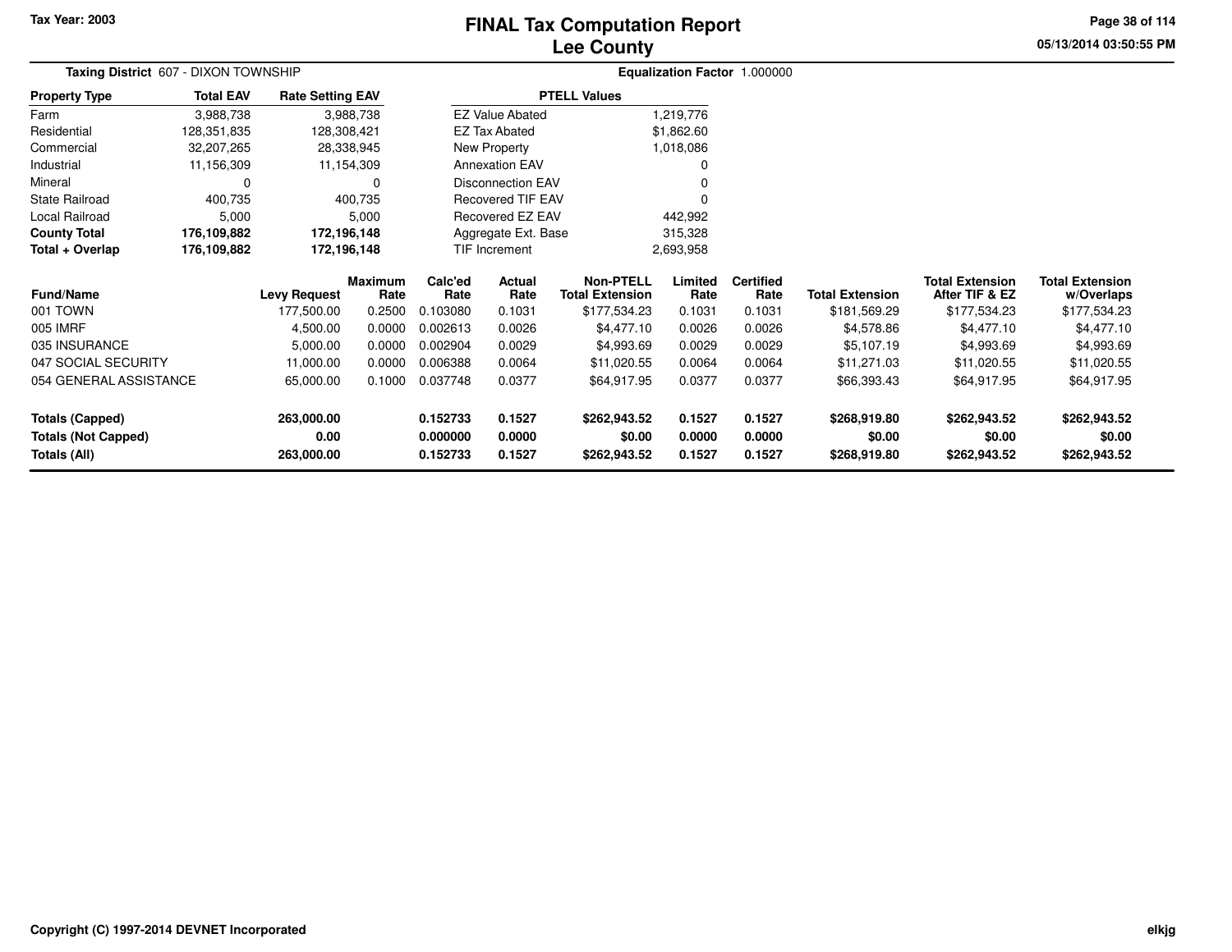# FINAL Tax Computation Report
## Lee County

Tax Year: 2003

**Taxing District** 607 - DIXON TOWNSHIP

**Equalization Factor** 1.000000

| Property Type | Total EAV | Rate Setting EAV |
|---|---|---|
| Farm | 3,988,738 | 3,988,738 |
| Residential | 128,351,835 | 128,308,421 |
| Commercial | 32,207,265 | 28,338,945 |
| Industrial | 11,156,309 | 11,154,309 |
| Mineral | 0 | 0 |
| State Railroad | 400,735 | 400,735 |
| Local Railroad | 5,000 | 5,000 |
| **County Total** | **176,109,882** | **172,196,148** |
| **Total + Overlap** | **176,109,882** | **172,196,148** |

| PTELL Values | |
|---|---|
| EZ Value Abated | 1,219,776 |
| EZ Tax Abated | $1,862.60 |
| New Property | 1,018,086 |
| Annexation EAV | 0 |
| Disconnection EAV | 0 |
| Recovered TIF EAV | 0 |
| Recovered EZ EAV | 442,992 |
| Aggregate Ext. Base | 315,328 |
| TIF Increment | 2,693,958 |

| Fund/Name | Levy Request | Maximum Rate | Calc'ed Rate | Actual Rate | Non-PTELL Total Extension | Limited Rate | Certified Rate | Total Extension | Total Extension After TIF & EZ | Total Extension w/Overlaps |
|---|---|---|---|---|---|---|---|---|---|---|
| 001 TOWN | 177,500.00 | 0.2500 | 0.103080 | 0.1031 | $177,534.23 | 0.1031 | 0.1031 | $181,569.29 | $177,534.23 | $177,534.23 |
| 005 IMRF | 4,500.00 | 0.0000 | 0.002613 | 0.0026 | $4,477.10 | 0.0026 | 0.0026 | $4,578.86 | $4,477.10 | $4,477.10 |
| 035 INSURANCE | 5,000.00 | 0.0000 | 0.002904 | 0.0029 | $4,993.69 | 0.0029 | 0.0029 | $5,107.19 | $4,993.69 | $4,993.69 |
| 047 SOCIAL SECURITY | 11,000.00 | 0.0000 | 0.006388 | 0.0064 | $11,020.55 | 0.0064 | 0.0064 | $11,271.03 | $11,020.55 | $11,020.55 |
| 054 GENERAL ASSISTANCE | 65,000.00 | 0.1000 | 0.037748 | 0.0377 | $64,917.95 | 0.0377 | 0.0377 | $66,393.43 | $64,917.95 | $64,917.95 |
| **Totals (Capped)** | **263,000.00** | | **0.152733** | **0.1527** | **$262,943.52** | **0.1527** | **0.1527** | **$268,919.80** | **$262,943.52** | **$262,943.52** |
| **Totals (Not Capped)** | **0.00** | | **0.000000** | **0.0000** | **$0.00** | **0.0000** | **0.0000** | **$0.00** | **$0.00** | **$0.00** |
| **Totals (All)** | **263,000.00** | | **0.152733** | **0.1527** | **$262,943.52** | **0.1527** | **0.1527** | **$268,919.80** | **$262,943.52** | **$262,943.52** |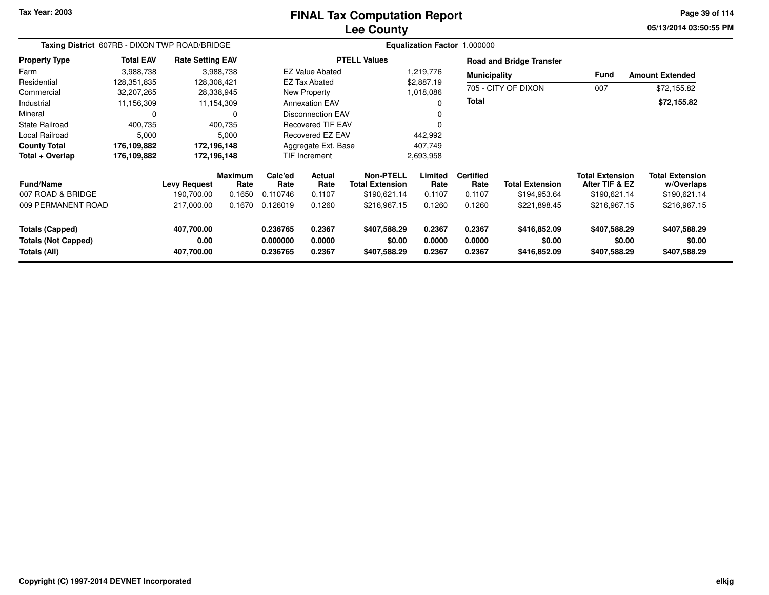Tax Year: 2003

# FINAL Tax Computation Report
## Lee County

05/13/2014 03:50:55 PM

**Taxing District** 607RB - DIXON TWP ROAD/BRIDGE

**Equalization Factor** 1.000000

| Property Type | Total EAV | Rate Setting EAV |
|---|---|---|
| Farm | 3,988,738 | 3,988,738 |
| Residential | 128,351,835 | 128,308,421 |
| Commercial | 32,207,265 | 28,338,945 |
| Industrial | 11,156,309 | 11,154,309 |
| Mineral | 0 | 0 |
| State Railroad | 400,735 | 400,735 |
| Local Railroad | 5,000 | 5,000 |
| **County Total** | **176,109,882** | **172,196,148** |
| **Total + Overlap** | **176,109,882** | **172,196,148** |

| PTELL Values | |
|---|---|
| EZ Value Abated | 1,219,776 |
| EZ Tax Abated | $2,887.19 |
| New Property | 1,018,086 |
| Annexation EAV | 0 |
| Disconnection EAV | 0 |
| Recovered TIF EAV | 0 |
| Recovered EZ EAV | 442,992 |
| Aggregate Ext. Base | 407,749 |
| TIF Increment | 2,693,958 |

**Road and Bridge Transfer**

| Municipality | Fund | Amount Extended |
|---|---|---|
| 705 - CITY OF DIXON | 007 | $72,155.82 |
| **Total** | | **$72,155.82** |

| Fund/Name | Levy Request | Maximum Rate | Calc'ed Rate | Actual Rate | Non-PTELL Total Extension | Limited Rate | Certified Rate | Total Extension | Total Extension After TIF & EZ | Total Extension w/Overlaps |
|---|---|---|---|---|---|---|---|---|---|---|
| 007 ROAD & BRIDGE | 190,700.00 | 0.1650 | 0.110746 | 0.1107 | $190,621.14 | 0.1107 | 0.1107 | $194,953.64 | $190,621.14 | $190,621.14 |
| 009 PERMANENT ROAD | 217,000.00 | 0.1670 | 0.126019 | 0.1260 | $216,967.15 | 0.1260 | 0.1260 | $221,898.45 | $216,967.15 | $216,967.15 |
| **Totals (Capped)** | **407,700.00** | | **0.236765** | **0.2367** | **$407,588.29** | **0.2367** | **0.2367** | **$416,852.09** | **$407,588.29** | **$407,588.29** |
| **Totals (Not Capped)** | **0.00** | | **0.000000** | **0.0000** | **$0.00** | **0.0000** | **0.0000** | **$0.00** | **$0.00** | **$0.00** |
| **Totals (All)** | **407,700.00** | | **0.236765** | **0.2367** | **$407,588.29** | **0.2367** | **0.2367** | **$416,852.09** | **$407,588.29** | **$407,588.29** |

Copyright (C) 1997-2014 DEVNET Incorporated

elkjg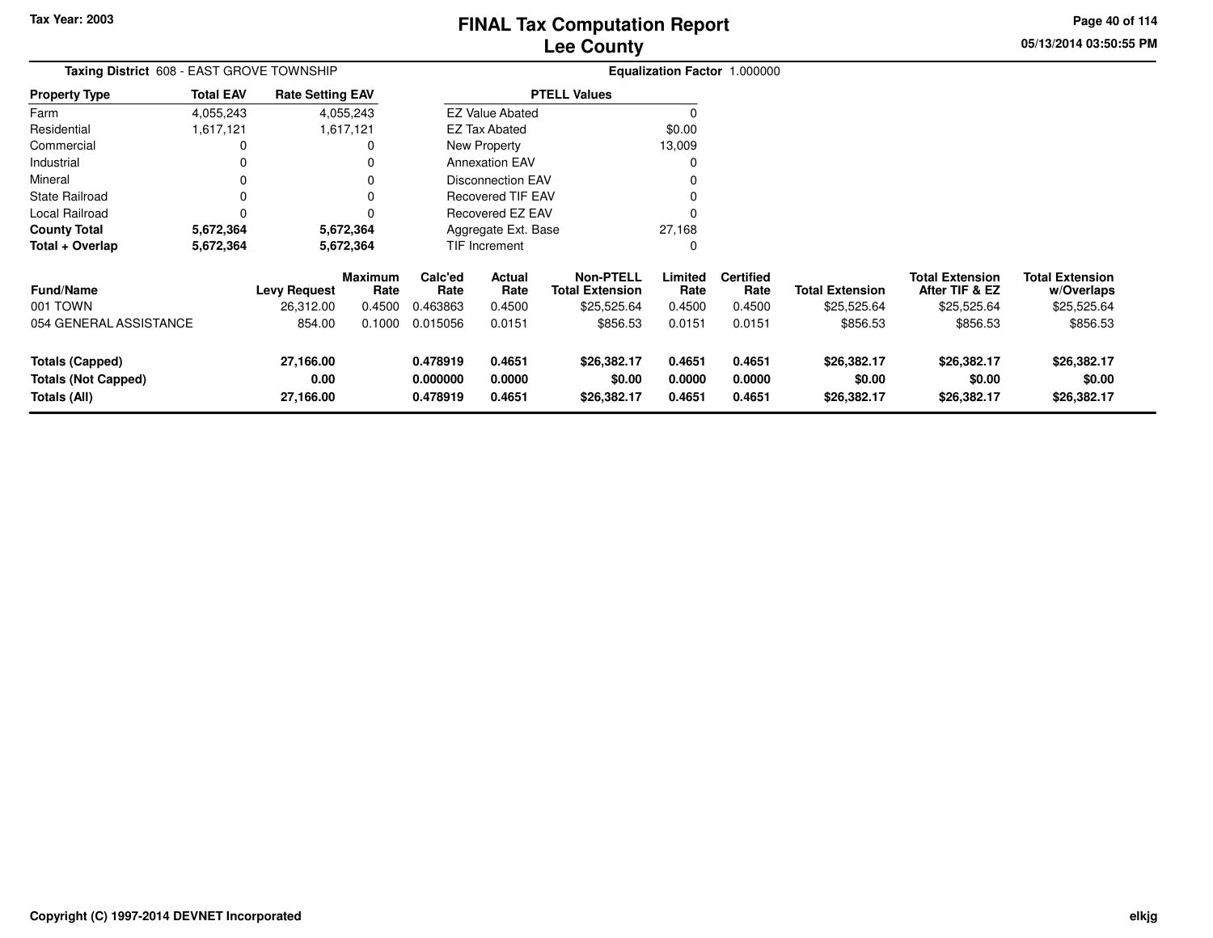# FINAL Tax Computation Report
# Lee County

Tax Year: 2003

05/13/2014 03:50:55 PM

**Taxing District** 608 - EAST GROVE TOWNSHIP

**Equalization Factor** 1.000000

| Property Type | Total EAV | Rate Setting EAV |
|---|---|---|
| Farm | 4,055,243 | 4,055,243 |
| Residential | 1,617,121 | 1,617,121 |
| Commercial | 0 | 0 |
| Industrial | 0 | 0 |
| Mineral | 0 | 0 |
| State Railroad | 0 | 0 |
| Local Railroad | 0 | 0 |
| **County Total** | **5,672,364** | **5,672,364** |
| **Total + Overlap** | **5,672,364** | **5,672,364** |

| PTELL Values | |
|---|---|
| EZ Value Abated | 0 |
| EZ Tax Abated | $0.00 |
| New Property | 13,009 |
| Annexation EAV | 0 |
| Disconnection EAV | 0 |
| Recovered TIF EAV | 0 |
| Recovered EZ EAV | 0 |
| Aggregate Ext. Base | 27,168 |
| TIF Increment | 0 |

| Fund/Name | Levy Request | Maximum Rate | Calc'ed Rate | Actual Rate | Non-PTELL Total Extension | Limited Rate | Certified Rate | Total Extension | Total Extension After TIF & EZ | Total Extension w/Overlaps |
|---|---|---|---|---|---|---|---|---|---|---|
| 001 TOWN | 26,312.00 | 0.4500 | 0.463863 | 0.4500 | $25,525.64 | 0.4500 | 0.4500 | $25,525.64 | $25,525.64 | $25,525.64 |
| 054 GENERAL ASSISTANCE | 854.00 | 0.1000 | 0.015056 | 0.0151 | $856.53 | 0.0151 | 0.0151 | $856.53 | $856.53 | $856.53 |
| **Totals (Capped)** | **27,166.00** | | **0.478919** | **0.4651** | **$26,382.17** | **0.4651** | **0.4651** | **$26,382.17** | **$26,382.17** | **$26,382.17** |
| **Totals (Not Capped)** | **0.00** | | **0.000000** | **0.0000** | **$0.00** | **0.0000** | **0.0000** | **$0.00** | **$0.00** | **$0.00** |
| **Totals (All)** | **27,166.00** | | **0.478919** | **0.4651** | **$26,382.17** | **0.4651** | **0.4651** | **$26,382.17** | **$26,382.17** | **$26,382.17** |

Copyright (C) 1997-2014 DEVNET Incorporated

elkjg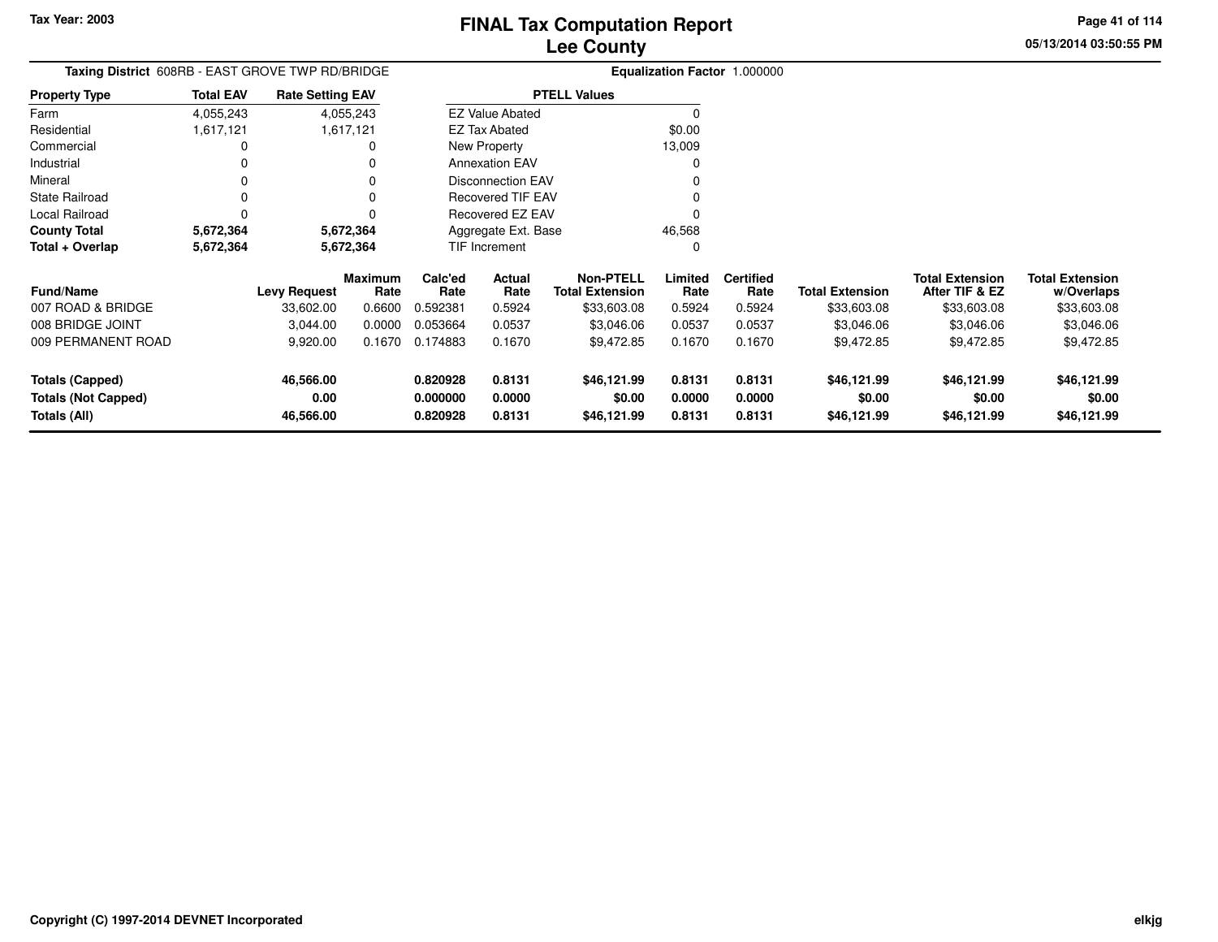# FINAL Tax Computation Report
## Lee County

Tax Year: 2003

05/13/2014 03:50:55 PM

**Taxing District** 608RB - EAST GROVE TWP RD/BRIDGE

**Equalization Factor** 1.000000

| Property Type | Total EAV | Rate Setting EAV |
|---|---|---|
| Farm | 4,055,243 | 4,055,243 |
| Residential | 1,617,121 | 1,617,121 |
| Commercial | 0 | 0 |
| Industrial | 0 | 0 |
| Mineral | 0 | 0 |
| State Railroad | 0 | 0 |
| Local Railroad | 0 | 0 |
| **County Total** | **5,672,364** | **5,672,364** |
| **Total + Overlap** | **5,672,364** | **5,672,364** |

| PTELL Values | |
|---|---|
| EZ Value Abated | 0 |
| EZ Tax Abated | $0.00 |
| New Property | 13,009 |
| Annexation EAV | 0 |
| Disconnection EAV | 0 |
| Recovered TIF EAV | 0 |
| Recovered EZ EAV | 0 |
| Aggregate Ext. Base | 46,568 |
| TIF Increment | 0 |

| Fund/Name | Levy Request | Maximum Rate | Calc'ed Rate | Actual Rate | Non-PTELL Total Extension | Limited Rate | Certified Rate | Total Extension | Total Extension After TIF & EZ | Total Extension w/Overlaps |
|---|---|---|---|---|---|---|---|---|---|---|
| 007 ROAD & BRIDGE | 33,602.00 | 0.6600 | 0.592381 | 0.5924 | $33,603.08 | 0.5924 | 0.5924 | $33,603.08 | $33,603.08 | $33,603.08 |
| 008 BRIDGE JOINT | 3,044.00 | 0.0000 | 0.053664 | 0.0537 | $3,046.06 | 0.0537 | 0.0537 | $3,046.06 | $3,046.06 | $3,046.06 |
| 009 PERMANENT ROAD | 9,920.00 | 0.1670 | 0.174883 | 0.1670 | $9,472.85 | 0.1670 | 0.1670 | $9,472.85 | $9,472.85 | $9,472.85 |
| **Totals (Capped)** | **46,566.00** | | **0.820928** | **0.8131** | **$46,121.99** | **0.8131** | **0.8131** | **$46,121.99** | **$46,121.99** | **$46,121.99** |
| **Totals (Not Capped)** | **0.00** | | **0.000000** | **0.0000** | **$0.00** | **0.0000** | **0.0000** | **$0.00** | **$0.00** | **$0.00** |
| **Totals (All)** | **46,566.00** | | **0.820928** | **0.8131** | **$46,121.99** | **0.8131** | **0.8131** | **$46,121.99** | **$46,121.99** | **$46,121.99** |

Copyright (C) 1997-2014 DEVNET Incorporated

elkjg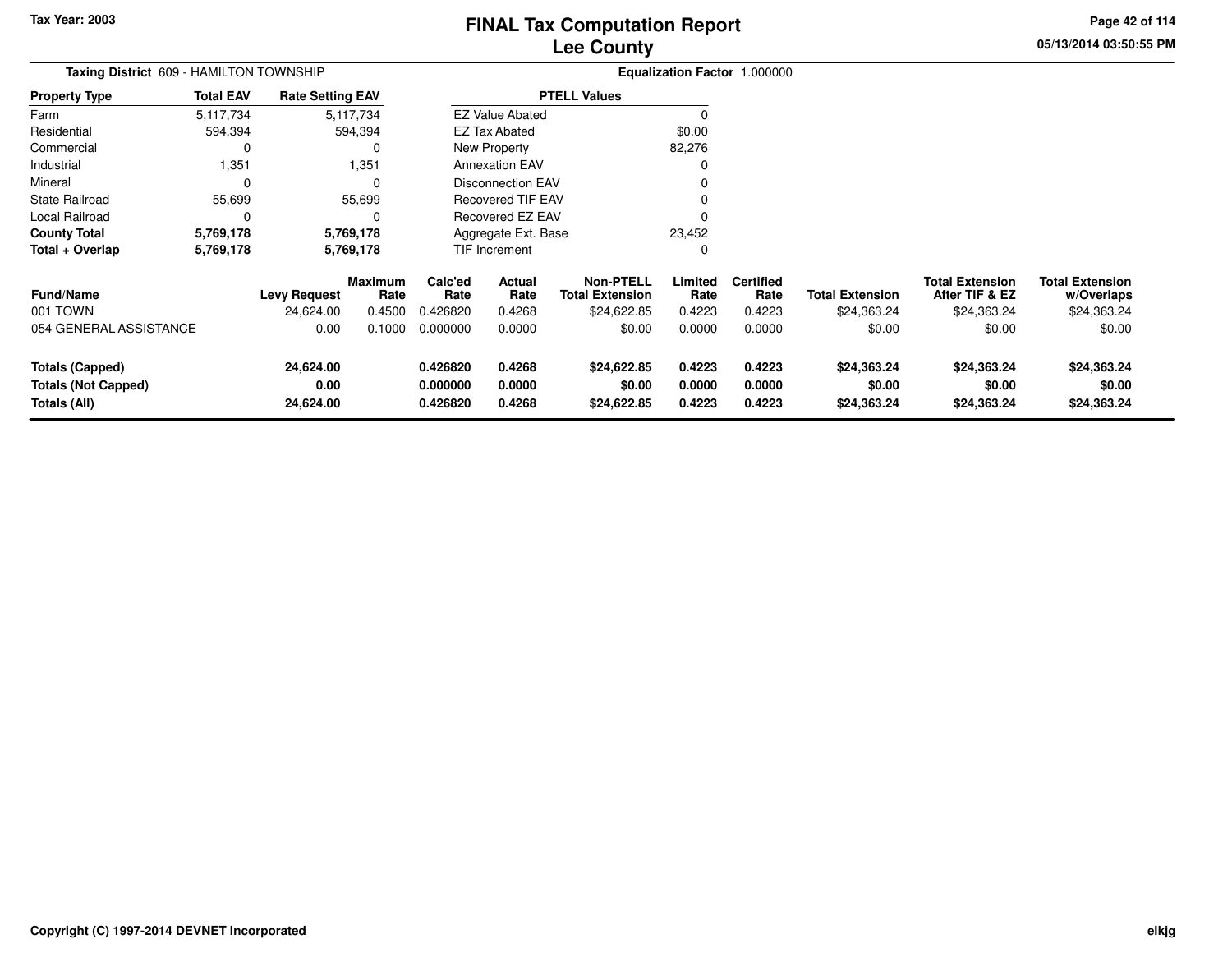# FINAL Tax Computation Report
## Lee County

Tax Year: 2003

**Taxing District** 609 - HAMILTON TOWNSHIP

**Equalization Factor** 1.000000

| Property Type | Total EAV | Rate Setting EAV |
|---|---|---|
| Farm | 5,117,734 | 5,117,734 |
| Residential | 594,394 | 594,394 |
| Commercial | 0 | 0 |
| Industrial | 1,351 | 1,351 |
| Mineral | 0 | 0 |
| State Railroad | 55,699 | 55,699 |
| Local Railroad | 0 | 0 |
| **County Total** | **5,769,178** | **5,769,178** |
| **Total + Overlap** | **5,769,178** | **5,769,178** |

| PTELL Values | |
|---|---|
| EZ Value Abated | 0 |
| EZ Tax Abated | $0.00 |
| New Property | 82,276 |
| Annexation EAV | 0 |
| Disconnection EAV | 0 |
| Recovered TIF EAV | 0 |
| Recovered EZ EAV | 0 |
| Aggregate Ext. Base | 23,452 |
| TIF Increment | 0 |

| Fund/Name | Levy Request | Maximum Rate | Calc'ed Rate | Actual Rate | Non-PTELL Total Extension | Limited Rate | Certified Rate | Total Extension | Total Extension After TIF & EZ | Total Extension w/Overlaps |
|---|---|---|---|---|---|---|---|---|---|---|
| 001 TOWN | 24,624.00 | 0.4500 | 0.426820 | 0.4268 | $24,622.85 | 0.4223 | 0.4223 | $24,363.24 | $24,363.24 | $24,363.24 |
| 054 GENERAL ASSISTANCE | 0.00 | 0.1000 | 0.000000 | 0.0000 | $0.00 | 0.0000 | 0.0000 | $0.00 | $0.00 | $0.00 |
| **Totals (Capped)** | **24,624.00** | | **0.426820** | **0.4268** | **$24,622.85** | **0.4223** | **0.4223** | **$24,363.24** | **$24,363.24** | **$24,363.24** |
| **Totals (Not Capped)** | **0.00** | | **0.000000** | **0.0000** | **$0.00** | **0.0000** | **0.0000** | **$0.00** | **$0.00** | **$0.00** |
| **Totals (All)** | **24,624.00** | | **0.426820** | **0.4268** | **$24,622.85** | **0.4223** | **0.4223** | **$24,363.24** | **$24,363.24** | **$24,363.24** |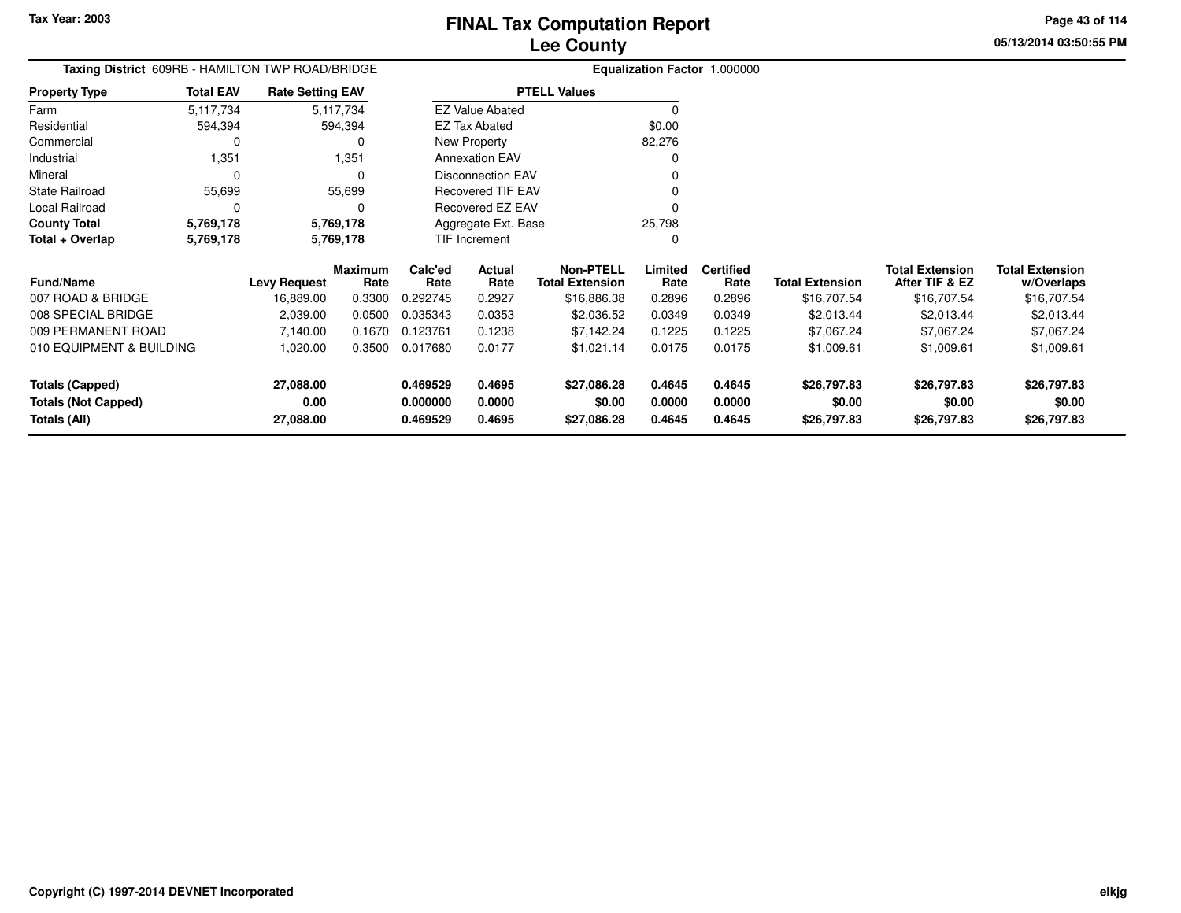# FINAL Tax Computation Report
## Lee County

Tax Year: 2003

05/13/2014 03:50:55 PM

**Taxing District** 609RB - HAMILTON TWP ROAD/BRIDGE

**Equalization Factor** 1.000000

| Property Type | Total EAV | Rate Setting EAV |
|---|---|---|
| Farm | 5,117,734 | 5,117,734 |
| Residential | 594,394 | 594,394 |
| Commercial | 0 | 0 |
| Industrial | 1,351 | 1,351 |
| Mineral | 0 | 0 |
| State Railroad | 55,699 | 55,699 |
| Local Railroad | 0 | 0 |
| **County Total** | **5,769,178** | **5,769,178** |
| **Total + Overlap** | **5,769,178** | **5,769,178** |

| PTELL Values | |
|---|---|
| EZ Value Abated | 0 |
| EZ Tax Abated | $0.00 |
| New Property | 82,276 |
| Annexation EAV | 0 |
| Disconnection EAV | 0 |
| Recovered TIF EAV | 0 |
| Recovered EZ EAV | 0 |
| Aggregate Ext. Base | 25,798 |
| TIF Increment | 0 |

| Fund/Name | Levy Request | Maximum Rate | Calc'ed Rate | Actual Rate | Non-PTELL Total Extension | Limited Rate | Certified Rate | Total Extension | Total Extension After TIF & EZ | Total Extension w/Overlaps |
|---|---|---|---|---|---|---|---|---|---|---|
| 007 ROAD & BRIDGE | 16,889.00 | 0.3300 | 0.292745 | 0.2927 | $16,886.38 | 0.2896 | 0.2896 | $16,707.54 | $16,707.54 | $16,707.54 |
| 008 SPECIAL BRIDGE | 2,039.00 | 0.0500 | 0.035343 | 0.0353 | $2,036.52 | 0.0349 | 0.0349 | $2,013.44 | $2,013.44 | $2,013.44 |
| 009 PERMANENT ROAD | 7,140.00 | 0.1670 | 0.123761 | 0.1238 | $7,142.24 | 0.1225 | 0.1225 | $7,067.24 | $7,067.24 | $7,067.24 |
| 010 EQUIPMENT & BUILDING | 1,020.00 | 0.3500 | 0.017680 | 0.0177 | $1,021.14 | 0.0175 | 0.0175 | $1,009.61 | $1,009.61 | $1,009.61 |
| **Totals (Capped)** | **27,088.00** | | **0.469529** | **0.4695** | **$27,086.28** | **0.4645** | **0.4645** | **$26,797.83** | **$26,797.83** | **$26,797.83** |
| **Totals (Not Capped)** | **0.00** | | **0.000000** | **0.0000** | **$0.00** | **0.0000** | **0.0000** | **$0.00** | **$0.00** | **$0.00** |
| **Totals (All)** | **27,088.00** | | **0.469529** | **0.4695** | **$27,086.28** | **0.4645** | **0.4645** | **$26,797.83** | **$26,797.83** | **$26,797.83** |

Copyright (C) 1997-2014 DEVNET Incorporated

elkjg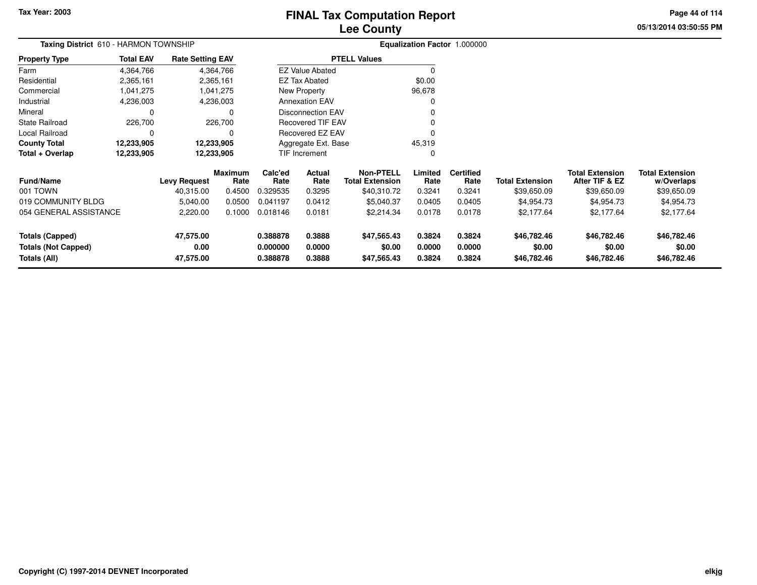# FINAL Tax Computation Report
## Lee County

Tax Year: 2003

**Taxing District** 610 - HARMON TOWNSHIP

**Equalization Factor** 1.000000

| Property Type | Total EAV | Rate Setting EAV |
|---|---|---|
| Farm | 4,364,766 | 4,364,766 |
| Residential | 2,365,161 | 2,365,161 |
| Commercial | 1,041,275 | 1,041,275 |
| Industrial | 4,236,003 | 4,236,003 |
| Mineral | 0 | 0 |
| State Railroad | 226,700 | 226,700 |
| Local Railroad | 0 | 0 |
| **County Total** | **12,233,905** | **12,233,905** |
| **Total + Overlap** | **12,233,905** | **12,233,905** |

| PTELL Values | |
|---|---|
| EZ Value Abated | 0 |
| EZ Tax Abated | $0.00 |
| New Property | 96,678 |
| Annexation EAV | 0 |
| Disconnection EAV | 0 |
| Recovered TIF EAV | 0 |
| Recovered EZ EAV | 0 |
| Aggregate Ext. Base | 45,319 |
| TIF Increment | 0 |

| Fund/Name | Levy Request | Maximum Rate | Calc'ed Rate | Actual Rate | Non-PTELL Total Extension | Limited Rate | Certified Rate | Total Extension | Total Extension After TIF & EZ | Total Extension w/Overlaps |
|---|---|---|---|---|---|---|---|---|---|---|
| 001 TOWN | 40,315.00 | 0.4500 | 0.329535 | 0.3295 | $40,310.72 | 0.3241 | 0.3241 | $39,650.09 | $39,650.09 | $39,650.09 |
| 019 COMMUNITY BLDG | 5,040.00 | 0.0500 | 0.041197 | 0.0412 | $5,040.37 | 0.0405 | 0.0405 | $4,954.73 | $4,954.73 | $4,954.73 |
| 054 GENERAL ASSISTANCE | 2,220.00 | 0.1000 | 0.018146 | 0.0181 | $2,214.34 | 0.0178 | 0.0178 | $2,177.64 | $2,177.64 | $2,177.64 |
| **Totals (Capped)** | **47,575.00** | | **0.388878** | **0.3888** | **$47,565.43** | **0.3824** | **0.3824** | **$46,782.46** | **$46,782.46** | **$46,782.46** |
| **Totals (Not Capped)** | **0.00** | | **0.000000** | **0.0000** | **$0.00** | **0.0000** | **0.0000** | **$0.00** | **$0.00** | **$0.00** |
| **Totals (All)** | **47,575.00** | | **0.388878** | **0.3888** | **$47,565.43** | **0.3824** | **0.3824** | **$46,782.46** | **$46,782.46** | **$46,782.46** |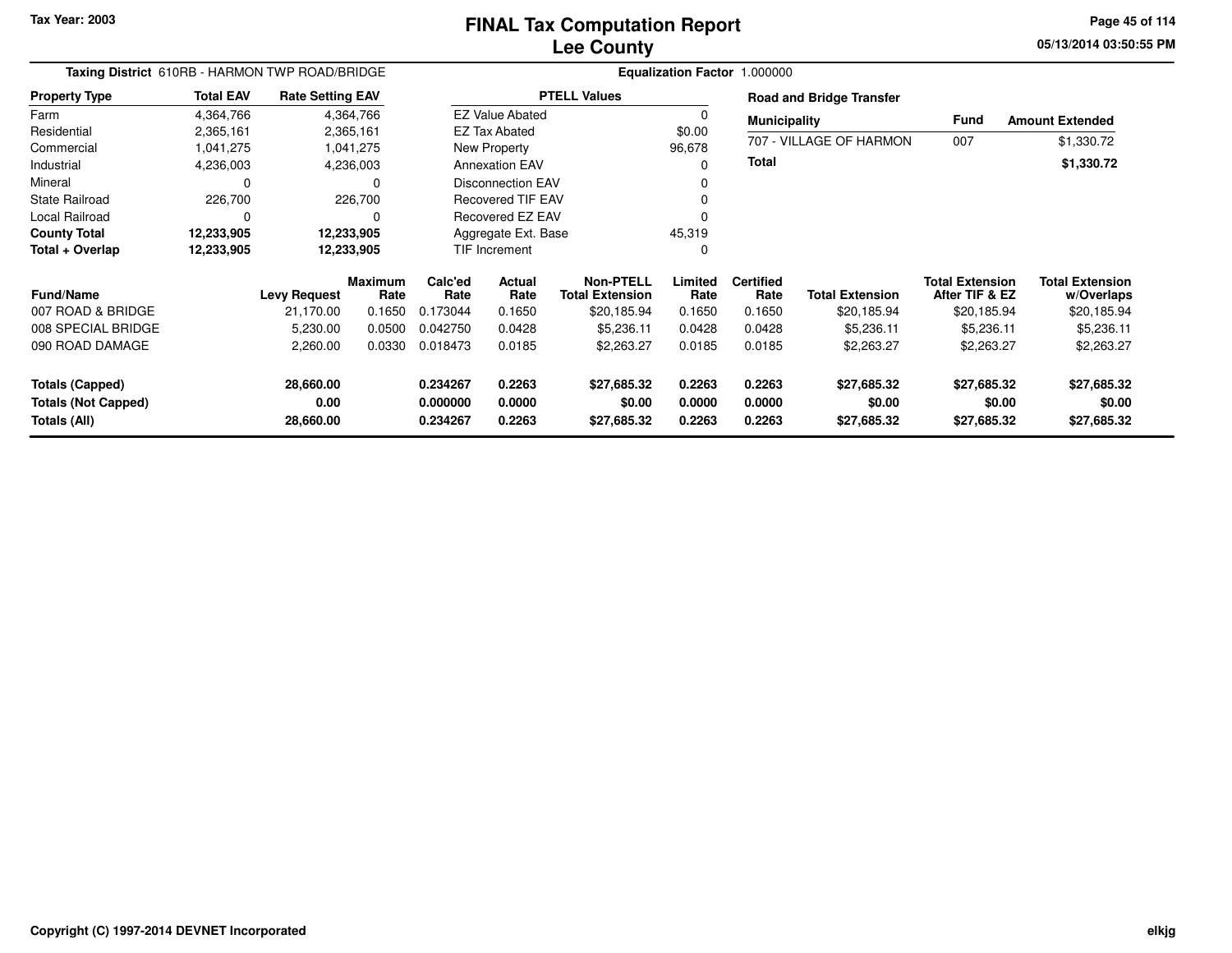Tax Year: 2003

# FINAL Tax Computation Report
## Lee County

05/13/2014 03:50:55 PM

**Taxing District** 610RB - HARMON TWP ROAD/BRIDGE

**Equalization Factor** 1.000000

| Property Type | Total EAV | Rate Setting EAV |
|---|---|---|
| Farm | 4,364,766 | 4,364,766 |
| Residential | 2,365,161 | 2,365,161 |
| Commercial | 1,041,275 | 1,041,275 |
| Industrial | 4,236,003 | 4,236,003 |
| Mineral | 0 | 0 |
| State Railroad | 226,700 | 226,700 |
| Local Railroad | 0 | 0 |
| **County Total** | **12,233,905** | **12,233,905** |
| **Total + Overlap** | **12,233,905** | **12,233,905** |

| PTELL Values | |
|---|---|
| EZ Value Abated | 0 |
| EZ Tax Abated | $0.00 |
| New Property | 96,678 |
| Annexation EAV | 0 |
| Disconnection EAV | 0 |
| Recovered TIF EAV | 0 |
| Recovered EZ EAV | 0 |
| Aggregate Ext. Base | 45,319 |
| TIF Increment | 0 |

**Road and Bridge Transfer**

| Municipality | Fund | Amount Extended |
|---|---|---|
| 707 - VILLAGE OF HARMON | 007 | $1,330.72 |
| **Total** | | **$1,330.72** |

| Fund/Name | Levy Request | Maximum Rate | Calc'ed Rate | Actual Rate | Non-PTELL Total Extension | Limited Rate | Certified Rate | Total Extension | Total Extension After TIF & EZ | Total Extension w/Overlaps |
|---|---|---|---|---|---|---|---|---|---|---|
| 007 ROAD & BRIDGE | 21,170.00 | 0.1650 | 0.173044 | 0.1650 | $20,185.94 | 0.1650 | 0.1650 | $20,185.94 | $20,185.94 | $20,185.94 |
| 008 SPECIAL BRIDGE | 5,230.00 | 0.0500 | 0.042750 | 0.0428 | $5,236.11 | 0.0428 | 0.0428 | $5,236.11 | $5,236.11 | $5,236.11 |
| 090 ROAD DAMAGE | 2,260.00 | 0.0330 | 0.018473 | 0.0185 | $2,263.27 | 0.0185 | 0.0185 | $2,263.27 | $2,263.27 | $2,263.27 |
| **Totals (Capped)** | **28,660.00** | | **0.234267** | **0.2263** | **$27,685.32** | **0.2263** | **0.2263** | **$27,685.32** | **$27,685.32** | **$27,685.32** |
| **Totals (Not Capped)** | **0.00** | | **0.000000** | **0.0000** | **$0.00** | **0.0000** | **0.0000** | **$0.00** | **$0.00** | **$0.00** |
| **Totals (All)** | **28,660.00** | | **0.234267** | **0.2263** | **$27,685.32** | **0.2263** | **0.2263** | **$27,685.32** | **$27,685.32** | **$27,685.32** |

Copyright (C) 1997-2014 DEVNET Incorporated

elkjg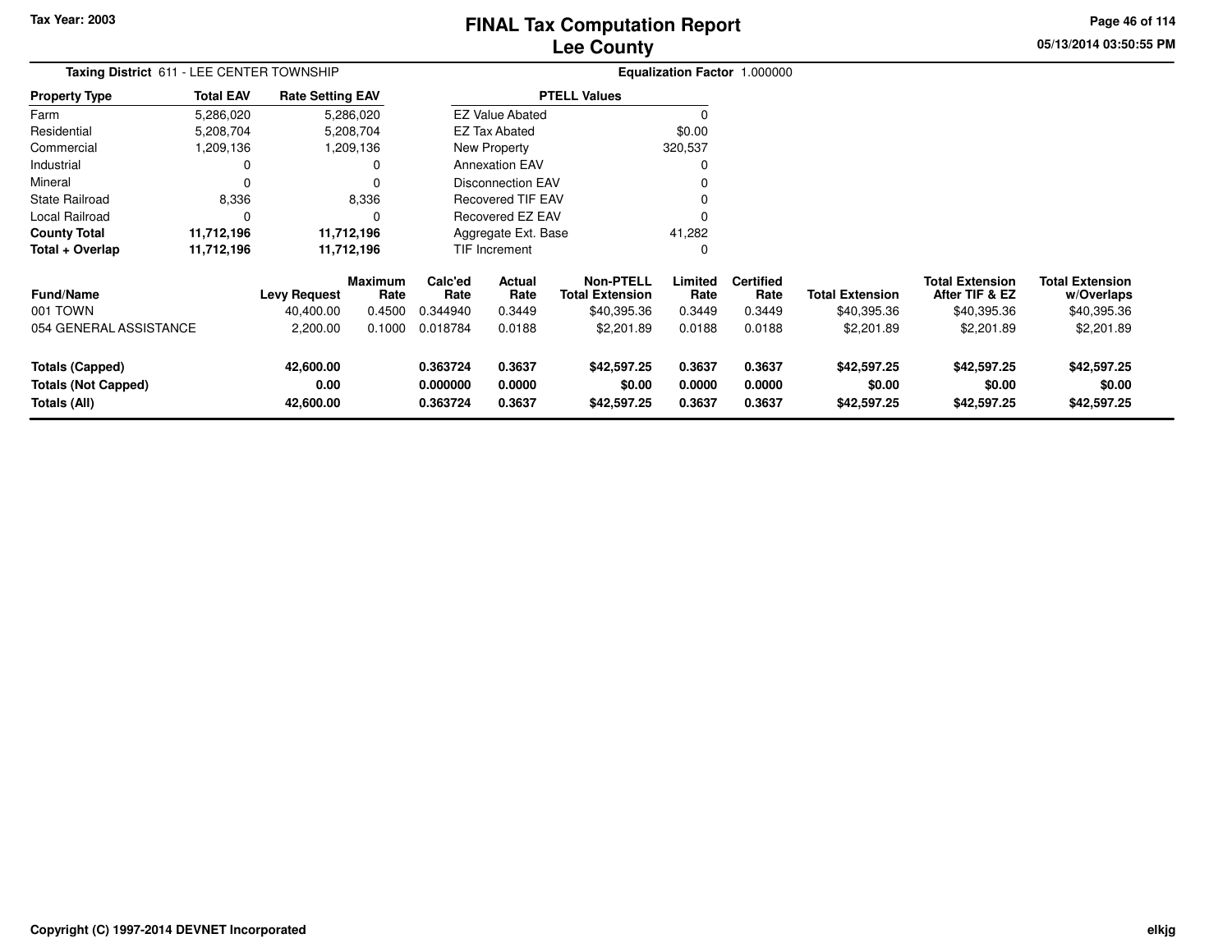# FINAL Tax Computation Report
## Lee County

Tax Year: 2003

**Taxing District** 611 - LEE CENTER TOWNSHIP

**Equalization Factor** 1.000000

| Property Type | Total EAV | Rate Setting EAV |
|---|---|---|
| Farm | 5,286,020 | 5,286,020 |
| Residential | 5,208,704 | 5,208,704 |
| Commercial | 1,209,136 | 1,209,136 |
| Industrial | 0 | 0 |
| Mineral | 0 | 0 |
| State Railroad | 8,336 | 8,336 |
| Local Railroad | 0 | 0 |
| **County Total** | **11,712,196** | **11,712,196** |
| **Total + Overlap** | **11,712,196** | **11,712,196** |

| PTELL Values | |
|---|---|
| EZ Value Abated | 0 |
| EZ Tax Abated | $0.00 |
| New Property | 320,537 |
| Annexation EAV | 0 |
| Disconnection EAV | 0 |
| Recovered TIF EAV | 0 |
| Recovered EZ EAV | 0 |
| Aggregate Ext. Base | 41,282 |
| TIF Increment | 0 |

| Fund/Name | Levy Request | Maximum Rate | Calc'ed Rate | Actual Rate | Non-PTELL Total Extension | Limited Rate | Certified Rate | Total Extension | Total Extension After TIF & EZ | Total Extension w/Overlaps |
|---|---|---|---|---|---|---|---|---|---|---|
| 001 TOWN | 40,400.00 | 0.4500 | 0.344940 | 0.3449 | $40,395.36 | 0.3449 | 0.3449 | $40,395.36 | $40,395.36 | $40,395.36 |
| 054 GENERAL ASSISTANCE | 2,200.00 | 0.1000 | 0.018784 | 0.0188 | $2,201.89 | 0.0188 | 0.0188 | $2,201.89 | $2,201.89 | $2,201.89 |
| **Totals (Capped)** | **42,600.00** | | **0.363724** | **0.3637** | **$42,597.25** | **0.3637** | **0.3637** | **$42,597.25** | **$42,597.25** | **$42,597.25** |
| **Totals (Not Capped)** | **0.00** | | **0.000000** | **0.0000** | **$0.00** | **0.0000** | **0.0000** | **$0.00** | **$0.00** | **$0.00** |
| **Totals (All)** | **42,600.00** | | **0.363724** | **0.3637** | **$42,597.25** | **0.3637** | **0.3637** | **$42,597.25** | **$42,597.25** | **$42,597.25** |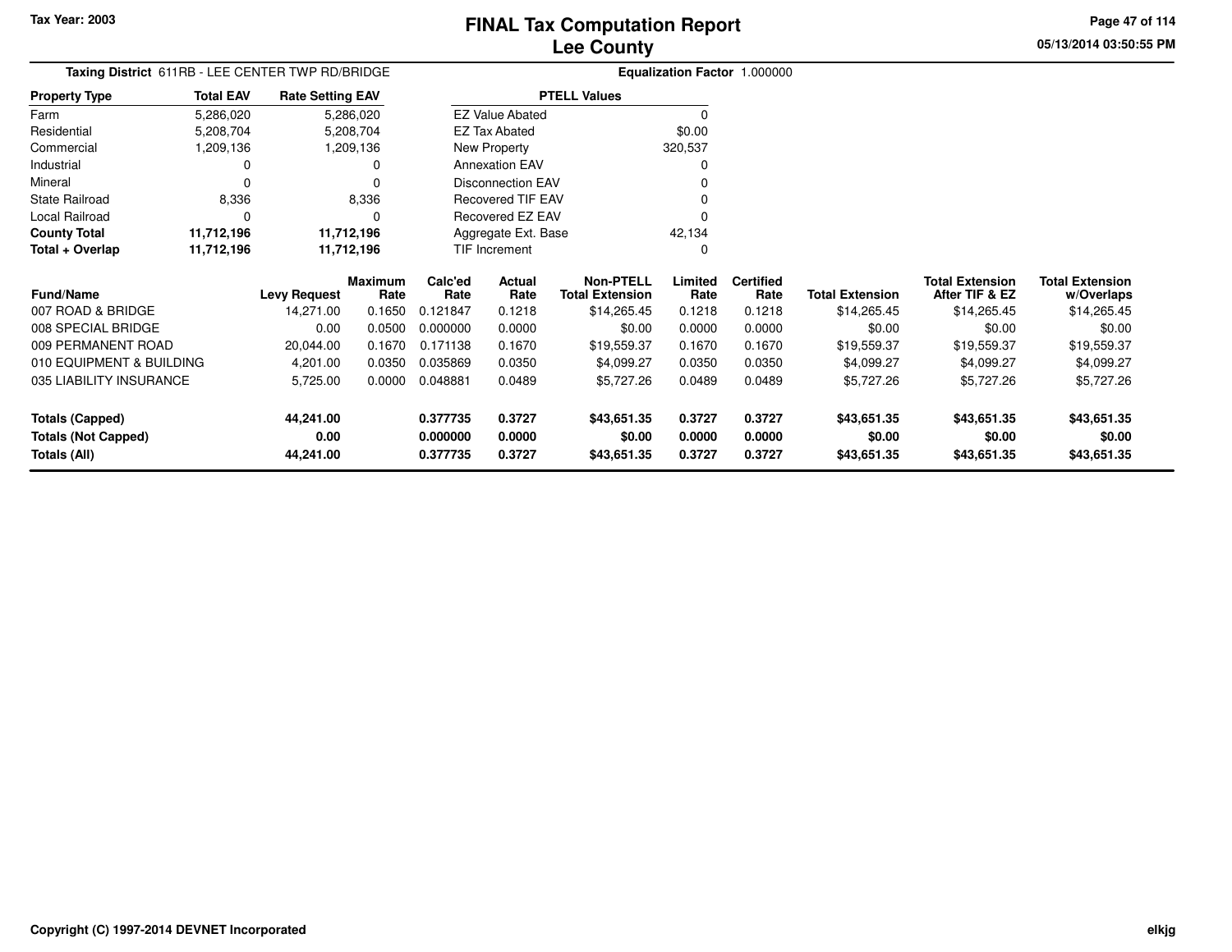Tax Year: 2003

# FINAL Tax Computation Report
## Lee County

05/13/2014 03:50:55 PM

**Taxing District** 611RB - LEE CENTER TWP RD/BRIDGE

**Equalization Factor** 1.000000

| Property Type | Total EAV | Rate Setting EAV |
|---|---|---|
| Farm | 5,286,020 | 5,286,020 |
| Residential | 5,208,704 | 5,208,704 |
| Commercial | 1,209,136 | 1,209,136 |
| Industrial | 0 | 0 |
| Mineral | 0 | 0 |
| State Railroad | 8,336 | 8,336 |
| Local Railroad | 0 | 0 |
| **County Total** | **11,712,196** | **11,712,196** |
| **Total + Overlap** | **11,712,196** | **11,712,196** |

| PTELL Values | |
|---|---|
| EZ Value Abated | 0 |
| EZ Tax Abated | $0.00 |
| New Property | 320,537 |
| Annexation EAV | 0 |
| Disconnection EAV | 0 |
| Recovered TIF EAV | 0 |
| Recovered EZ EAV | 0 |
| Aggregate Ext. Base | 42,134 |
| TIF Increment | 0 |

| Fund/Name | Levy Request | Maximum Rate | Calc'ed Rate | Actual Rate | Non-PTELL Total Extension | Limited Rate | Certified Rate | Total Extension | Total Extension After TIF & EZ | Total Extension w/Overlaps |
|---|---|---|---|---|---|---|---|---|---|---|
| 007 ROAD & BRIDGE | 14,271.00 | 0.1650 | 0.121847 | 0.1218 | $14,265.45 | 0.1218 | 0.1218 | $14,265.45 | $14,265.45 | $14,265.45 |
| 008 SPECIAL BRIDGE | 0.00 | 0.0500 | 0.000000 | 0.0000 | $0.00 | 0.0000 | 0.0000 | $0.00 | $0.00 | $0.00 |
| 009 PERMANENT ROAD | 20,044.00 | 0.1670 | 0.171138 | 0.1670 | $19,559.37 | 0.1670 | 0.1670 | $19,559.37 | $19,559.37 | $19,559.37 |
| 010 EQUIPMENT & BUILDING | 4,201.00 | 0.0350 | 0.035869 | 0.0350 | $4,099.27 | 0.0350 | 0.0350 | $4,099.27 | $4,099.27 | $4,099.27 |
| 035 LIABILITY INSURANCE | 5,725.00 | 0.0000 | 0.048881 | 0.0489 | $5,727.26 | 0.0489 | 0.0489 | $5,727.26 | $5,727.26 | $5,727.26 |
| **Totals (Capped)** | **44,241.00** | | **0.377735** | **0.3727** | **$43,651.35** | **0.3727** | **0.3727** | **$43,651.35** | **$43,651.35** | **$43,651.35** |
| **Totals (Not Capped)** | **0.00** | | **0.000000** | **0.0000** | **$0.00** | **0.0000** | **0.0000** | **$0.00** | **$0.00** | **$0.00** |
| **Totals (All)** | **44,241.00** | | **0.377735** | **0.3727** | **$43,651.35** | **0.3727** | **0.3727** | **$43,651.35** | **$43,651.35** | **$43,651.35** |

Copyright (C) 1997-2014 DEVNET Incorporated

elkjg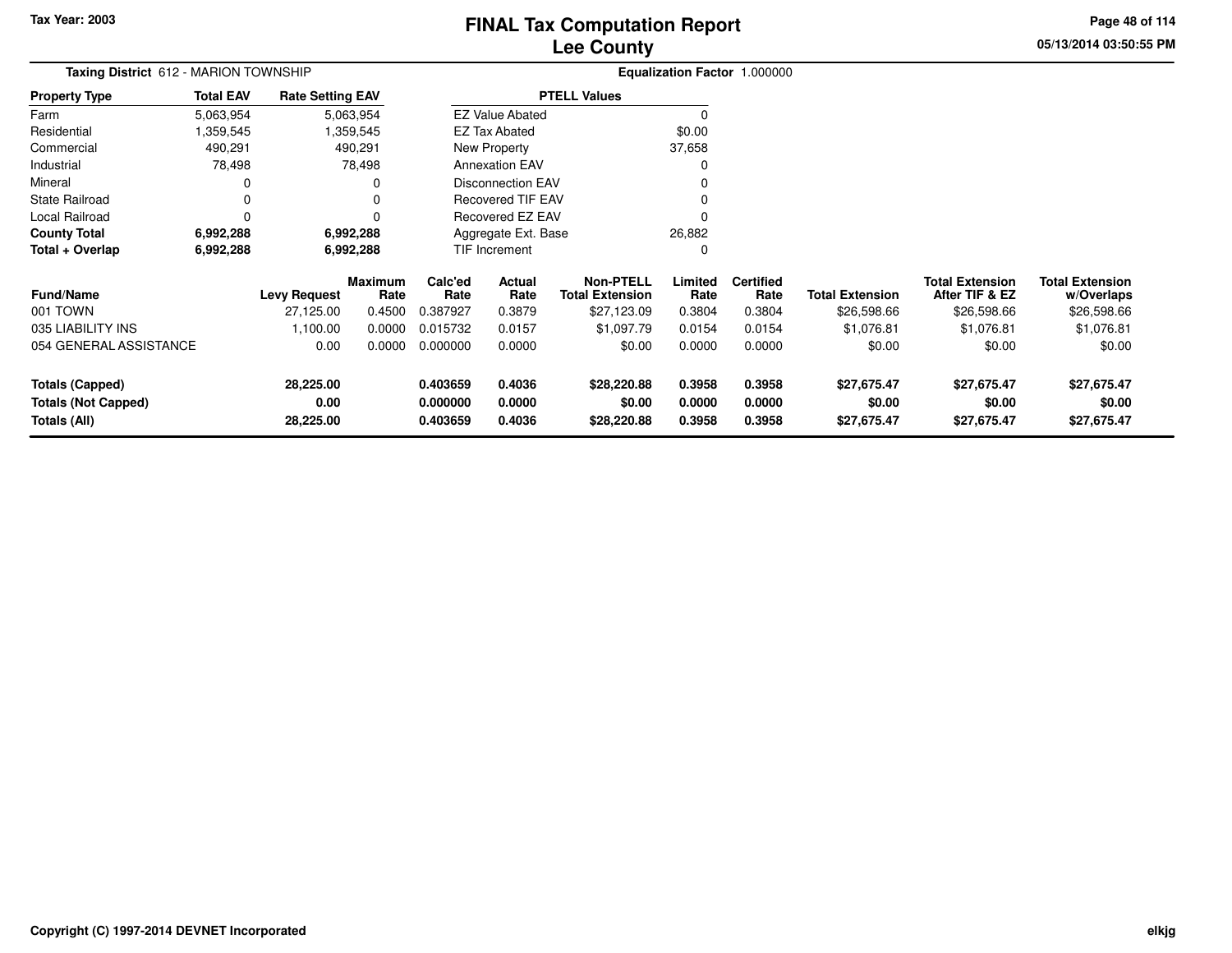Tax Year: 2003

# FINAL Tax Computation Report
## Lee County

05/13/2014 03:50:55 PM

**Taxing District** 612 - MARION TOWNSHIP

**Equalization Factor** 1.000000

| Property Type | Total EAV | Rate Setting EAV |
|---|---|---|
| Farm | 5,063,954 | 5,063,954 |
| Residential | 1,359,545 | 1,359,545 |
| Commercial | 490,291 | 490,291 |
| Industrial | 78,498 | 78,498 |
| Mineral | 0 | 0 |
| State Railroad | 0 | 0 |
| Local Railroad | 0 | 0 |
| **County Total** | **6,992,288** | **6,992,288** |
| **Total + Overlap** | **6,992,288** | **6,992,288** |

| PTELL Values | |
|---|---|
| EZ Value Abated | 0 |
| EZ Tax Abated | $0.00 |
| New Property | 37,658 |
| Annexation EAV | 0 |
| Disconnection EAV | 0 |
| Recovered TIF EAV | 0 |
| Recovered EZ EAV | 0 |
| Aggregate Ext. Base | 26,882 |
| TIF Increment | 0 |

| Fund/Name | Levy Request | Maximum Rate | Calc'ed Rate | Actual Rate | Non-PTELL Total Extension | Limited Rate | Certified Rate | Total Extension | Total Extension After TIF & EZ | Total Extension w/Overlaps |
|---|---|---|---|---|---|---|---|---|---|---|
| 001 TOWN | 27,125.00 | 0.4500 | 0.387927 | 0.3879 | $27,123.09 | 0.3804 | 0.3804 | $26,598.66 | $26,598.66 | $26,598.66 |
| 035 LIABILITY INS | 1,100.00 | 0.0000 | 0.015732 | 0.0157 | $1,097.79 | 0.0154 | 0.0154 | $1,076.81 | $1,076.81 | $1,076.81 |
| 054 GENERAL ASSISTANCE | 0.00 | 0.0000 | 0.000000 | 0.0000 | $0.00 | 0.0000 | 0.0000 | $0.00 | $0.00 | $0.00 |
| **Totals (Capped)** | **28,225.00** | | **0.403659** | **0.4036** | **$28,220.88** | **0.3958** | **0.3958** | **$27,675.47** | **$27,675.47** | **$27,675.47** |
| **Totals (Not Capped)** | **0.00** | | **0.000000** | **0.0000** | **$0.00** | **0.0000** | **0.0000** | **$0.00** | **$0.00** | **$0.00** |
| **Totals (All)** | **28,225.00** | | **0.403659** | **0.4036** | **$28,220.88** | **0.3958** | **0.3958** | **$27,675.47** | **$27,675.47** | **$27,675.47** |

Copyright (C) 1997-2014 DEVNET Incorporated

elkjg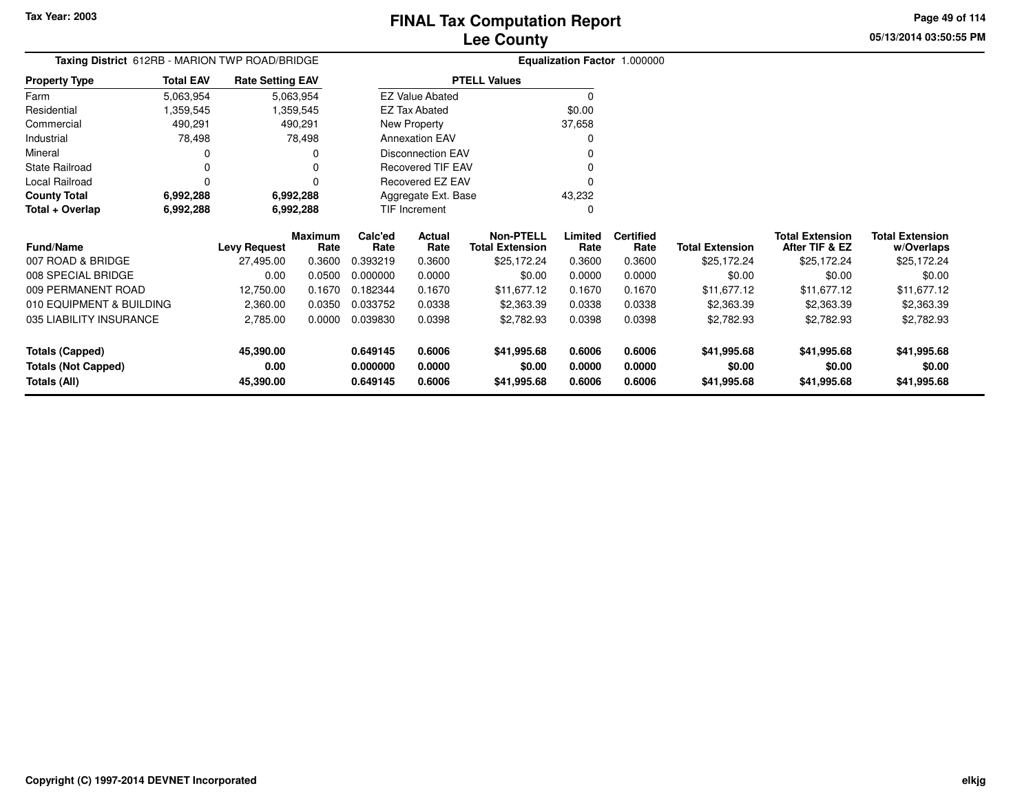Tax Year: 2003

# FINAL Tax Computation Report
## Lee County

05/13/2014 03:50:55 PM

**Taxing District** 612RB - MARION TWP ROAD/BRIDGE

**Equalization Factor** 1.000000

| Property Type | Total EAV | Rate Setting EAV |
|---|---|---|
| Farm | 5,063,954 | 5,063,954 |
| Residential | 1,359,545 | 1,359,545 |
| Commercial | 490,291 | 490,291 |
| Industrial | 78,498 | 78,498 |
| Mineral | 0 | 0 |
| State Railroad | 0 | 0 |
| Local Railroad | 0 | 0 |
| **County Total** | **6,992,288** | **6,992,288** |
| **Total + Overlap** | **6,992,288** | **6,992,288** |

| PTELL Values | |
|---|---|
| EZ Value Abated | 0 |
| EZ Tax Abated | $0.00 |
| New Property | 37,658 |
| Annexation EAV | 0 |
| Disconnection EAV | 0 |
| Recovered TIF EAV | 0 |
| Recovered EZ EAV | 0 |
| Aggregate Ext. Base | 43,232 |
| TIF Increment | 0 |

| Fund/Name | Levy Request | Maximum Rate | Calc'ed Rate | Actual Rate | Non-PTELL Total Extension | Limited Rate | Certified Rate | Total Extension | Total Extension After TIF & EZ | Total Extension w/Overlaps |
|---|---|---|---|---|---|---|---|---|---|---|
| 007 ROAD & BRIDGE | 27,495.00 | 0.3600 | 0.393219 | 0.3600 | $25,172.24 | 0.3600 | 0.3600 | $25,172.24 | $25,172.24 | $25,172.24 |
| 008 SPECIAL BRIDGE | 0.00 | 0.0500 | 0.000000 | 0.0000 | $0.00 | 0.0000 | 0.0000 | $0.00 | $0.00 | $0.00 |
| 009 PERMANENT ROAD | 12,750.00 | 0.1670 | 0.182344 | 0.1670 | $11,677.12 | 0.1670 | 0.1670 | $11,677.12 | $11,677.12 | $11,677.12 |
| 010 EQUIPMENT & BUILDING | 2,360.00 | 0.0350 | 0.033752 | 0.0338 | $2,363.39 | 0.0338 | 0.0338 | $2,363.39 | $2,363.39 | $2,363.39 |
| 035 LIABILITY INSURANCE | 2,785.00 | 0.0000 | 0.039830 | 0.0398 | $2,782.93 | 0.0398 | 0.0398 | $2,782.93 | $2,782.93 | $2,782.93 |
| **Totals (Capped)** | **45,390.00** | | **0.649145** | **0.6006** | **$41,995.68** | **0.6006** | **0.6006** | **$41,995.68** | **$41,995.68** | **$41,995.68** |
| **Totals (Not Capped)** | **0.00** | | **0.000000** | **0.0000** | **$0.00** | **0.0000** | **0.0000** | **$0.00** | **$0.00** | **$0.00** |
| **Totals (All)** | **45,390.00** | | **0.649145** | **0.6006** | **$41,995.68** | **0.6006** | **0.6006** | **$41,995.68** | **$41,995.68** | **$41,995.68** |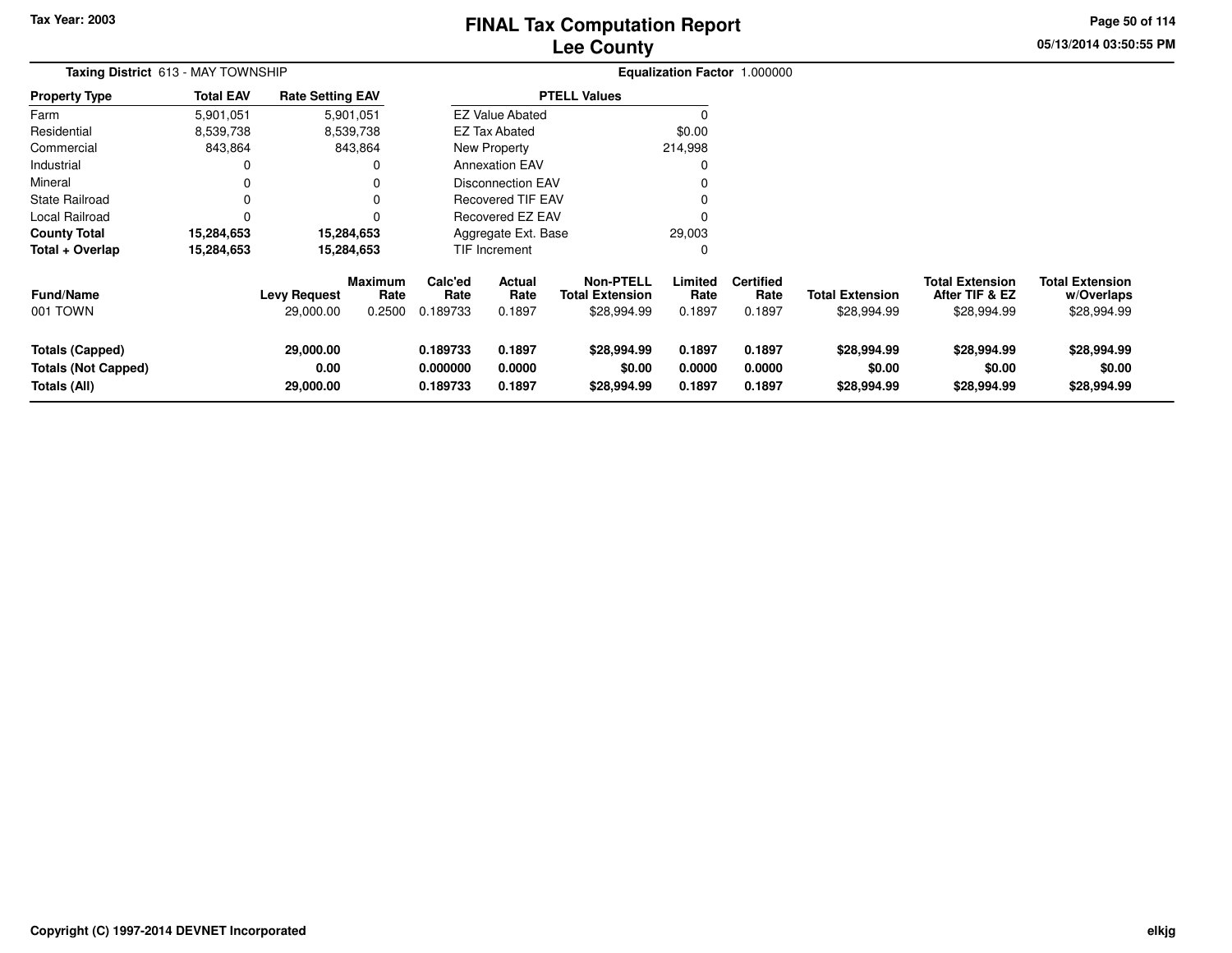Tax Year: 2003

# FINAL Tax Computation Report
## Lee County

05/13/2014 03:50:55 PM

**Taxing District** 613 - MAY TOWNSHIP | **Equalization Factor** 1.000000

| Property Type | Total EAV | Rate Setting EAV |
|---|---|---|
| Farm | 5,901,051 | 5,901,051 |
| Residential | 8,539,738 | 8,539,738 |
| Commercial | 843,864 | 843,864 |
| Industrial | 0 | 0 |
| Mineral | 0 | 0 |
| State Railroad | 0 | 0 |
| Local Railroad | 0 | 0 |
| **County Total** | **15,284,653** | **15,284,653** |
| **Total + Overlap** | **15,284,653** | **15,284,653** |

| PTELL Values | |
|---|---|
| EZ Value Abated | 0 |
| EZ Tax Abated | $0.00 |
| New Property | 214,998 |
| Annexation EAV | 0 |
| Disconnection EAV | 0 |
| Recovered TIF EAV | 0 |
| Recovered EZ EAV | 0 |
| Aggregate Ext. Base | 29,003 |
| TIF Increment | 0 |

| Fund/Name | Levy Request | Maximum Rate | Calc'ed Rate | Actual Rate | Non-PTELL Total Extension | Limited Rate | Certified Rate | Total Extension | Total Extension After TIF & EZ | Total Extension w/Overlaps |
|---|---|---|---|---|---|---|---|---|---|---|
| 001 TOWN | 29,000.00 | 0.2500 | 0.189733 | 0.1897 | $28,994.99 | 0.1897 | 0.1897 | $28,994.99 | $28,994.99 | $28,994.99 |
| **Totals (Capped)** | **29,000.00** | | **0.189733** | **0.1897** | **$28,994.99** | **0.1897** | **0.1897** | **$28,994.99** | **$28,994.99** | **$28,994.99** |
| **Totals (Not Capped)** | **0.00** | | **0.000000** | **0.0000** | **$0.00** | **0.0000** | **0.0000** | **$0.00** | **$0.00** | **$0.00** |
| **Totals (All)** | **29,000.00** | | **0.189733** | **0.1897** | **$28,994.99** | **0.1897** | **0.1897** | **$28,994.99** | **$28,994.99** | **$28,994.99** |

Copyright (C) 1997-2014 DEVNET Incorporated

elkjg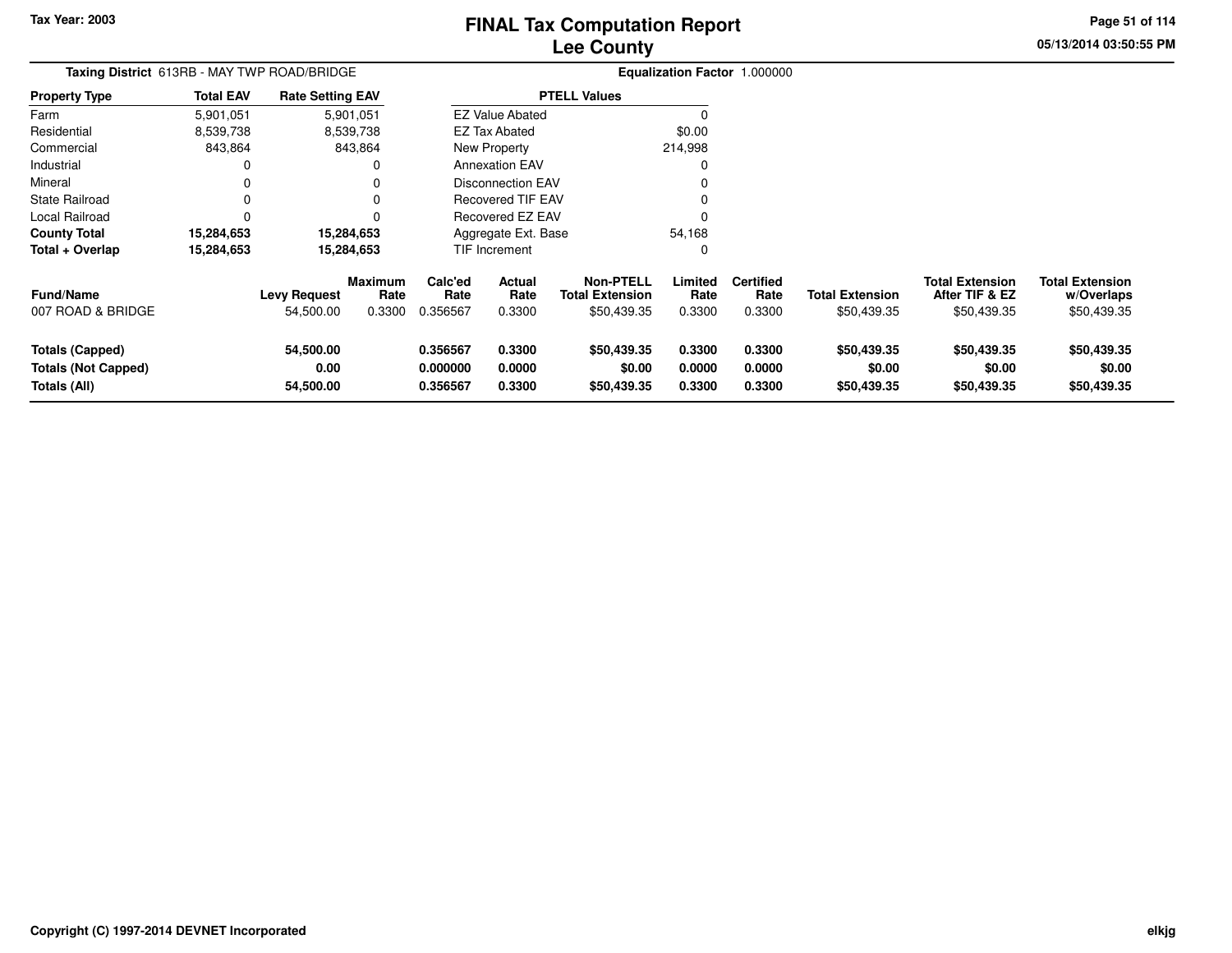# FINAL Tax Computation Report
## Lee County

Tax Year: 2003

05/13/2014 03:50:55 PM

**Taxing District** 613RB - MAY TWP ROAD/BRIDGE

**Equalization Factor** 1.000000

| Property Type | Total EAV | Rate Setting EAV |
|---|---|---|
| Farm | 5,901,051 | 5,901,051 |
| Residential | 8,539,738 | 8,539,738 |
| Commercial | 843,864 | 843,864 |
| Industrial | 0 | 0 |
| Mineral | 0 | 0 |
| State Railroad | 0 | 0 |
| Local Railroad | 0 | 0 |
| **County Total** | **15,284,653** | **15,284,653** |
| **Total + Overlap** | **15,284,653** | **15,284,653** |

| PTELL Values | |
|---|---|
| EZ Value Abated | 0 |
| EZ Tax Abated | $0.00 |
| New Property | 214,998 |
| Annexation EAV | 0 |
| Disconnection EAV | 0 |
| Recovered TIF EAV | 0 |
| Recovered EZ EAV | 0 |
| Aggregate Ext. Base | 54,168 |
| TIF Increment | 0 |

| Fund/Name | Levy Request | Maximum Rate | Calc'ed Rate | Actual Rate | Non-PTELL Total Extension | Limited Rate | Certified Rate | Total Extension | Total Extension After TIF & EZ | Total Extension w/Overlaps |
|---|---|---|---|---|---|---|---|---|---|---|
| 007 ROAD & BRIDGE | 54,500.00 | 0.3300 | 0.356567 | 0.3300 | $50,439.35 | 0.3300 | 0.3300 | $50,439.35 | $50,439.35 | $50,439.35 |
| **Totals (Capped)** | **54,500.00** | | **0.356567** | **0.3300** | **$50,439.35** | **0.3300** | **0.3300** | **$50,439.35** | **$50,439.35** | **$50,439.35** |
| **Totals (Not Capped)** | **0.00** | | **0.000000** | **0.0000** | **$0.00** | **0.0000** | **0.0000** | **$0.00** | **$0.00** | **$0.00** |
| **Totals (All)** | **54,500.00** | | **0.356567** | **0.3300** | **$50,439.35** | **0.3300** | **0.3300** | **$50,439.35** | **$50,439.35** | **$50,439.35** |

Copyright (C) 1997-2014 DEVNET Incorporated

elkjg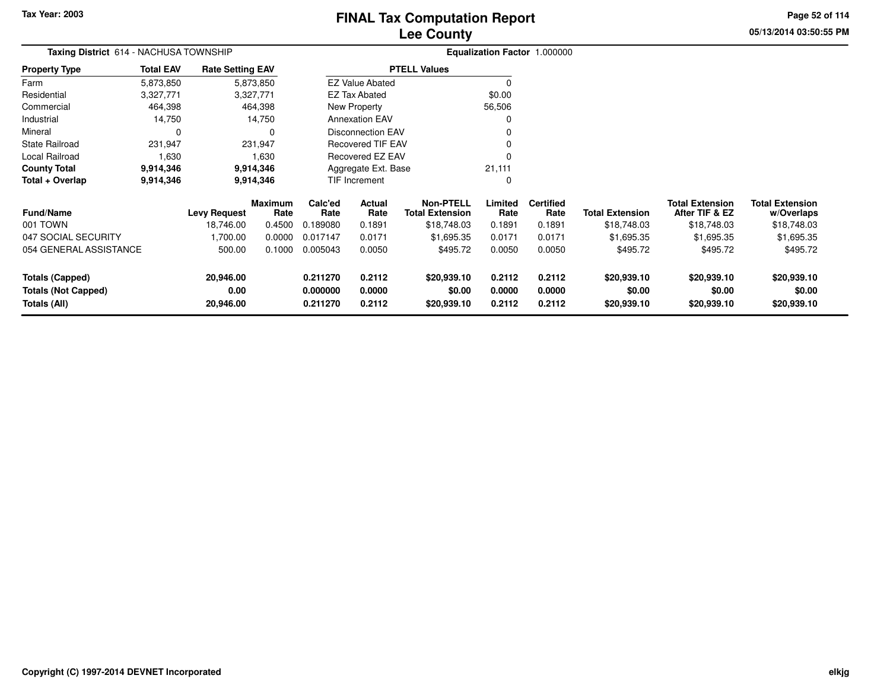Tax Year: 2003

# FINAL Tax Computation Report
# Lee County

05/13/2014 03:50:55 PM

**Taxing District** 614 - NACHUSA TOWNSHIP

**Equalization Factor** 1.000000

| Property Type | Total EAV | Rate Setting EAV |
|---|---|---|
| Farm | 5,873,850 | 5,873,850 |
| Residential | 3,327,771 | 3,327,771 |
| Commercial | 464,398 | 464,398 |
| Industrial | 14,750 | 14,750 |
| Mineral | 0 | 0 |
| State Railroad | 231,947 | 231,947 |
| Local Railroad | 1,630 | 1,630 |
| **County Total** | **9,914,346** | **9,914,346** |
| **Total + Overlap** | **9,914,346** | **9,914,346** |

| PTELL Values | |
|---|---|
| EZ Value Abated | 0 |
| EZ Tax Abated | $0.00 |
| New Property | 56,506 |
| Annexation EAV | 0 |
| Disconnection EAV | 0 |
| Recovered TIF EAV | 0 |
| Recovered EZ EAV | 0 |
| Aggregate Ext. Base | 21,111 |
| TIF Increment | 0 |

| Fund/Name | Levy Request | Maximum Rate | Calc'ed Rate | Actual Rate | Non-PTELL Total Extension | Limited Rate | Certified Rate | Total Extension | Total Extension After TIF & EZ | Total Extension w/Overlaps |
|---|---|---|---|---|---|---|---|---|---|---|
| 001 TOWN | 18,746.00 | 0.4500 | 0.189080 | 0.1891 | $18,748.03 | 0.1891 | 0.1891 | $18,748.03 | $18,748.03 | $18,748.03 |
| 047 SOCIAL SECURITY | 1,700.00 | 0.0000 | 0.017147 | 0.0171 | $1,695.35 | 0.0171 | 0.0171 | $1,695.35 | $1,695.35 | $1,695.35 |
| 054 GENERAL ASSISTANCE | 500.00 | 0.1000 | 0.005043 | 0.0050 | $495.72 | 0.0050 | 0.0050 | $495.72 | $495.72 | $495.72 |
| **Totals (Capped)** | **20,946.00** | | **0.211270** | **0.2112** | **$20,939.10** | **0.2112** | **0.2112** | **$20,939.10** | **$20,939.10** | **$20,939.10** |
| **Totals (Not Capped)** | **0.00** | | **0.000000** | **0.0000** | **$0.00** | **0.0000** | **0.0000** | **$0.00** | **$0.00** | **$0.00** |
| **Totals (All)** | **20,946.00** | | **0.211270** | **0.2112** | **$20,939.10** | **0.2112** | **0.2112** | **$20,939.10** | **$20,939.10** | **$20,939.10** |

Copyright (C) 1997-2014 DEVNET Incorporated

elkjg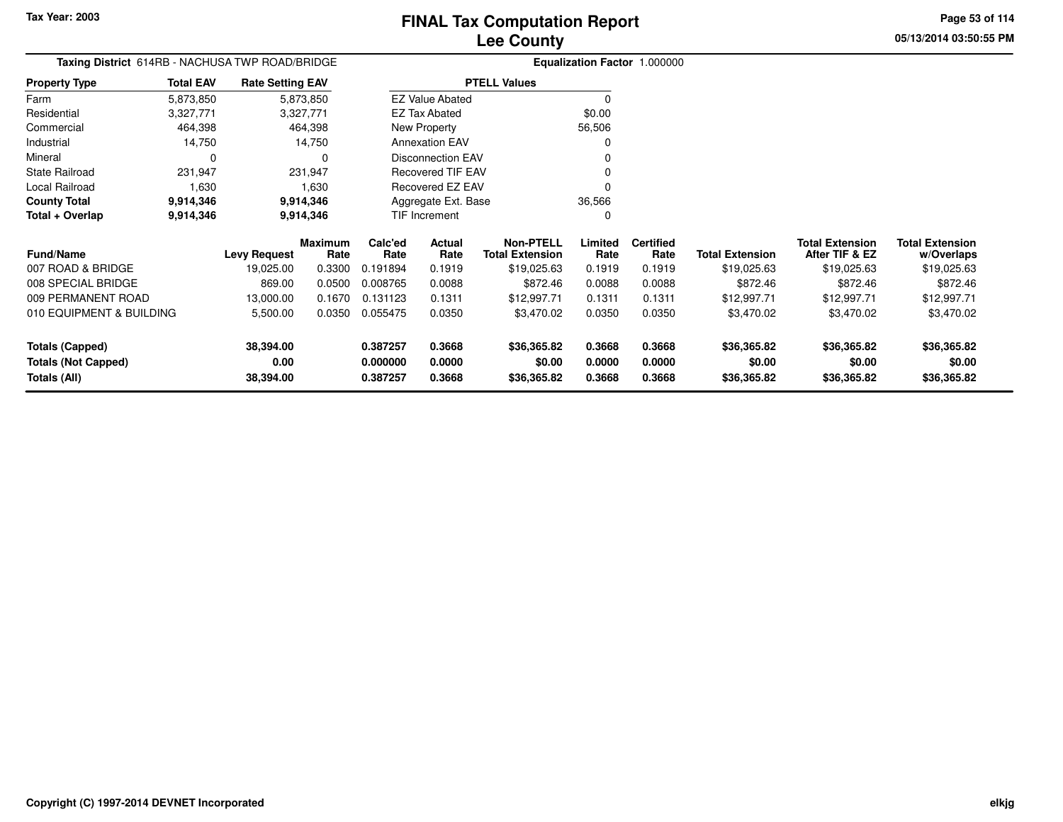Tax Year: 2003

# FINAL Tax Computation Report
## Lee County

05/13/2014 03:50:55 PM

**Taxing District** 614RB - NACHUSA TWP ROAD/BRIDGE

**Equalization Factor** 1.000000

| Property Type | Total EAV | Rate Setting EAV |
|---|---|---|
| Farm | 5,873,850 | 5,873,850 |
| Residential | 3,327,771 | 3,327,771 |
| Commercial | 464,398 | 464,398 |
| Industrial | 14,750 | 14,750 |
| Mineral | 0 | 0 |
| State Railroad | 231,947 | 231,947 |
| Local Railroad | 1,630 | 1,630 |
| **County Total** | **9,914,346** | **9,914,346** |
| **Total + Overlap** | **9,914,346** | **9,914,346** |

| PTELL Values | |
|---|---|
| EZ Value Abated | 0 |
| EZ Tax Abated | $0.00 |
| New Property | 56,506 |
| Annexation EAV | 0 |
| Disconnection EAV | 0 |
| Recovered TIF EAV | 0 |
| Recovered EZ EAV | 0 |
| Aggregate Ext. Base | 36,566 |
| TIF Increment | 0 |

| Fund/Name | Levy Request | Maximum Rate | Calc'ed Rate | Actual Rate | Non-PTELL Total Extension | Limited Rate | Certified Rate | Total Extension | Total Extension After TIF & EZ | Total Extension w/Overlaps |
|---|---|---|---|---|---|---|---|---|---|---|
| 007 ROAD & BRIDGE | 19,025.00 | 0.3300 | 0.191894 | 0.1919 | $19,025.63 | 0.1919 | 0.1919 | $19,025.63 | $19,025.63 | $19,025.63 |
| 008 SPECIAL BRIDGE | 869.00 | 0.0500 | 0.008765 | 0.0088 | $872.46 | 0.0088 | 0.0088 | $872.46 | $872.46 | $872.46 |
| 009 PERMANENT ROAD | 13,000.00 | 0.1670 | 0.131123 | 0.1311 | $12,997.71 | 0.1311 | 0.1311 | $12,997.71 | $12,997.71 | $12,997.71 |
| 010 EQUIPMENT & BUILDING | 5,500.00 | 0.0350 | 0.055475 | 0.0350 | $3,470.02 | 0.0350 | 0.0350 | $3,470.02 | $3,470.02 | $3,470.02 |
| **Totals (Capped)** | **38,394.00** | | **0.387257** | **0.3668** | **$36,365.82** | **0.3668** | **0.3668** | **$36,365.82** | **$36,365.82** | **$36,365.82** |
| **Totals (Not Capped)** | **0.00** | | **0.000000** | **0.0000** | **$0.00** | **0.0000** | **0.0000** | **$0.00** | **$0.00** | **$0.00** |
| **Totals (All)** | **38,394.00** | | **0.387257** | **0.3668** | **$36,365.82** | **0.3668** | **0.3668** | **$36,365.82** | **$36,365.82** | **$36,365.82** |

Copyright (C) 1997-2014 DEVNET Incorporated

elkjg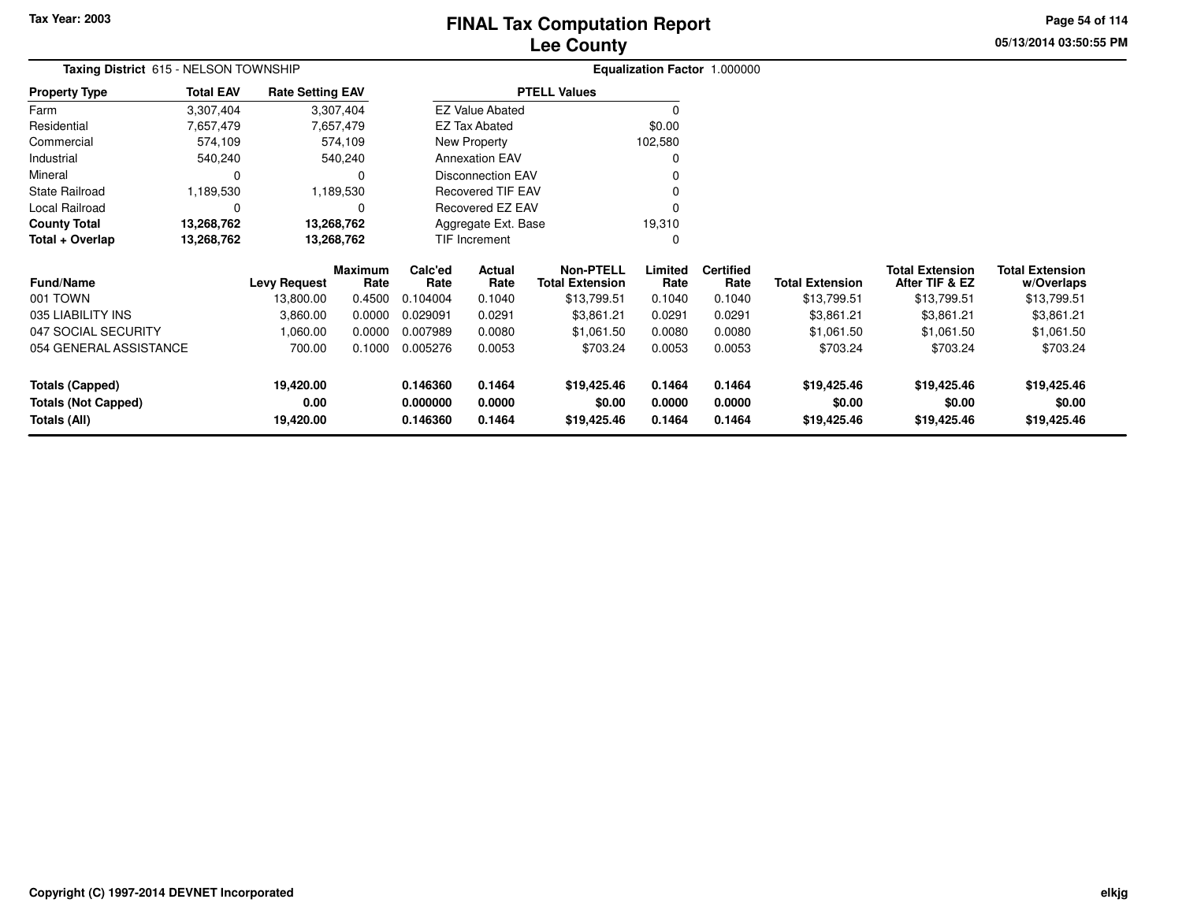Tax Year: 2003

# FINAL Tax Computation Report
## Lee County

05/13/2014 03:50:55 PM

**Taxing District** 615 - NELSON TOWNSHIP

**Equalization Factor** 1.000000

| Property Type | Total EAV | Rate Setting EAV |
|---|---|---|
| Farm | 3,307,404 | 3,307,404 |
| Residential | 7,657,479 | 7,657,479 |
| Commercial | 574,109 | 574,109 |
| Industrial | 540,240 | 540,240 |
| Mineral | 0 | 0 |
| State Railroad | 1,189,530 | 1,189,530 |
| Local Railroad | 0 | 0 |
| **County Total** | **13,268,762** | **13,268,762** |
| **Total + Overlap** | **13,268,762** | **13,268,762** |

| PTELL Values | |
|---|---|
| EZ Value Abated | 0 |
| EZ Tax Abated | $0.00 |
| New Property | 102,580 |
| Annexation EAV | 0 |
| Disconnection EAV | 0 |
| Recovered TIF EAV | 0 |
| Recovered EZ EAV | 0 |
| Aggregate Ext. Base | 19,310 |
| TIF Increment | 0 |

| Fund/Name | Levy Request | Maximum Rate | Calc'ed Rate | Actual Rate | Non-PTELL Total Extension | Limited Rate | Certified Rate | Total Extension | Total Extension After TIF & EZ | Total Extension w/Overlaps |
|---|---|---|---|---|---|---|---|---|---|---|
| 001 TOWN | 13,800.00 | 0.4500 | 0.104004 | 0.1040 | $13,799.51 | 0.1040 | 0.1040 | $13,799.51 | $13,799.51 | $13,799.51 |
| 035 LIABILITY INS | 3,860.00 | 0.0000 | 0.029091 | 0.0291 | $3,861.21 | 0.0291 | 0.0291 | $3,861.21 | $3,861.21 | $3,861.21 |
| 047 SOCIAL SECURITY | 1,060.00 | 0.0000 | 0.007989 | 0.0080 | $1,061.50 | 0.0080 | 0.0080 | $1,061.50 | $1,061.50 | $1,061.50 |
| 054 GENERAL ASSISTANCE | 700.00 | 0.1000 | 0.005276 | 0.0053 | $703.24 | 0.0053 | 0.0053 | $703.24 | $703.24 | $703.24 |
| **Totals (Capped)** | **19,420.00** | | **0.146360** | **0.1464** | **$19,425.46** | **0.1464** | **0.1464** | **$19,425.46** | **$19,425.46** | **$19,425.46** |
| **Totals (Not Capped)** | **0.00** | | **0.000000** | **0.0000** | **$0.00** | **0.0000** | **0.0000** | **$0.00** | **$0.00** | **$0.00** |
| **Totals (All)** | **19,420.00** | | **0.146360** | **0.1464** | **$19,425.46** | **0.1464** | **0.1464** | **$19,425.46** | **$19,425.46** | **$19,425.46** |

Copyright (C) 1997-2014 DEVNET Incorporated

elkjg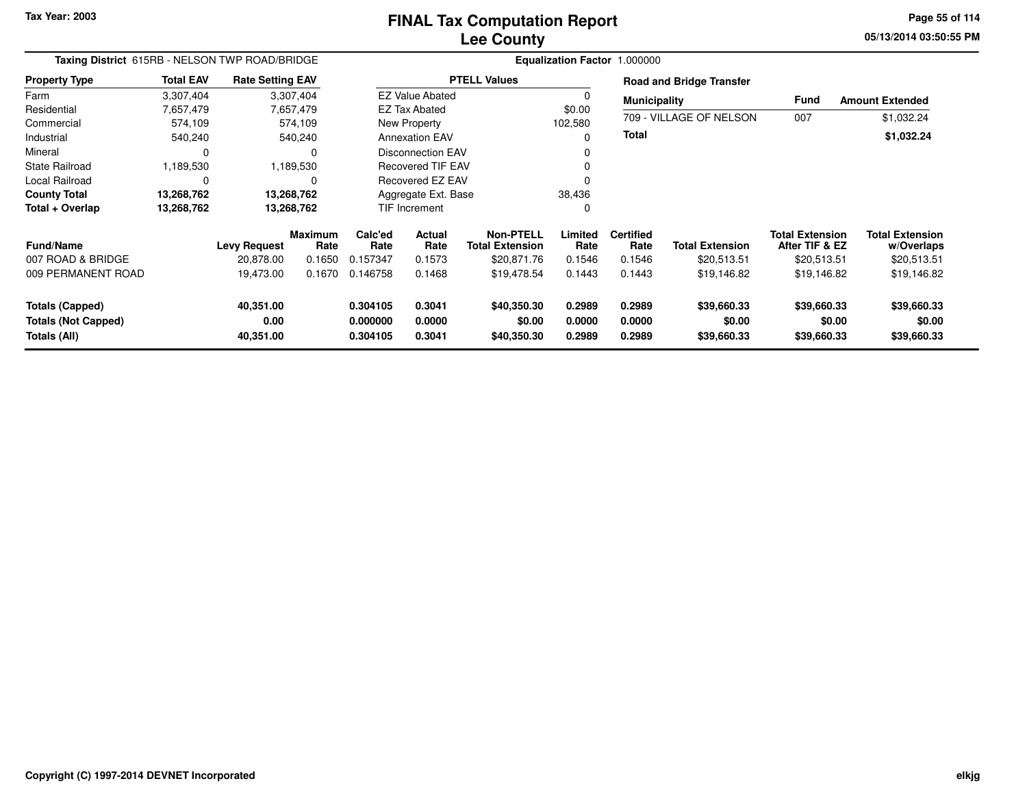Tax Year: 2003

# FINAL Tax Computation Report
## Lee County

05/13/2014 03:50:55 PM

**Taxing District** 615RB - NELSON TWP ROAD/BRIDGE

**Equalization Factor** 1.000000

| Property Type | Total EAV | Rate Setting EAV |
|---|---|---|
| Farm | 3,307,404 | 3,307,404 |
| Residential | 7,657,479 | 7,657,479 |
| Commercial | 574,109 | 574,109 |
| Industrial | 540,240 | 540,240 |
| Mineral | 0 | 0 |
| State Railroad | 1,189,530 | 1,189,530 |
| Local Railroad | 0 | 0 |
| **County Total** | **13,268,762** | **13,268,762** |
| **Total + Overlap** | **13,268,762** | **13,268,762** |

| PTELL Values | |
|---|---|
| EZ Value Abated | 0 |
| EZ Tax Abated | $0.00 |
| New Property | 102,580 |
| Annexation EAV | 0 |
| Disconnection EAV | 0 |
| Recovered TIF EAV | 0 |
| Recovered EZ EAV | 0 |
| Aggregate Ext. Base | 38,436 |
| TIF Increment | 0 |

**Road and Bridge Transfer**

| Municipality | Fund | Amount Extended |
|---|---|---|
| 709 - VILLAGE OF NELSON | 007 | $1,032.24 |
| **Total** | | **$1,032.24** |

| Fund/Name | Levy Request | Maximum Rate | Calc'ed Rate | Actual Rate | Non-PTELL Total Extension | Limited Rate | Certified Rate | Total Extension | Total Extension After TIF & EZ | Total Extension w/Overlaps |
|---|---|---|---|---|---|---|---|---|---|---|
| 007 ROAD & BRIDGE | 20,878.00 | 0.1650 | 0.157347 | 0.1573 | $20,871.76 | 0.1546 | 0.1546 | $20,513.51 | $20,513.51 | $20,513.51 |
| 009 PERMANENT ROAD | 19,473.00 | 0.1670 | 0.146758 | 0.1468 | $19,478.54 | 0.1443 | 0.1443 | $19,146.82 | $19,146.82 | $19,146.82 |
| **Totals (Capped)** | **40,351.00** | | **0.304105** | **0.3041** | **$40,350.30** | **0.2989** | **0.2989** | **$39,660.33** | **$39,660.33** | **$39,660.33** |
| **Totals (Not Capped)** | **0.00** | | **0.000000** | **0.0000** | **$0.00** | **0.0000** | **0.0000** | **$0.00** | **$0.00** | **$0.00** |
| **Totals (All)** | **40,351.00** | | **0.304105** | **0.3041** | **$40,350.30** | **0.2989** | **0.2989** | **$39,660.33** | **$39,660.33** | **$39,660.33** |

Copyright (C) 1997-2014 DEVNET Incorporated

elkjg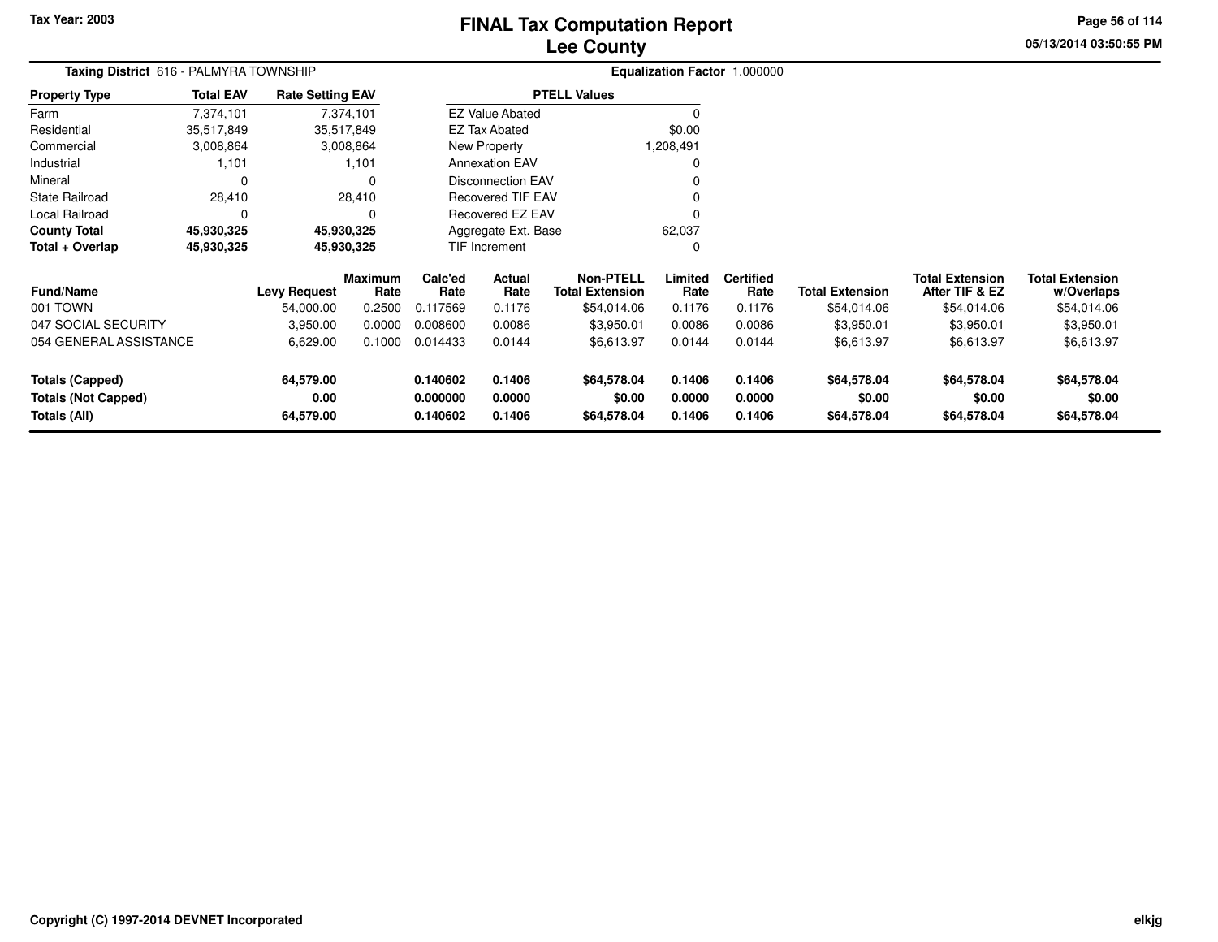Tax Year: 2003

# FINAL Tax Computation Report
## Lee County

05/13/2014 03:50:55 PM

**Taxing District** 616 - PALMYRA TOWNSHIP

**Equalization Factor** 1.000000

| Property Type | Total EAV | Rate Setting EAV |
|---|---|---|
| Farm | 7,374,101 | 7,374,101 |
| Residential | 35,517,849 | 35,517,849 |
| Commercial | 3,008,864 | 3,008,864 |
| Industrial | 1,101 | 1,101 |
| Mineral | 0 | 0 |
| State Railroad | 28,410 | 28,410 |
| Local Railroad | 0 | 0 |
| **County Total** | **45,930,325** | **45,930,325** |
| **Total + Overlap** | **45,930,325** | **45,930,325** |

| PTELL Values | |
|---|---|
| EZ Value Abated | 0 |
| EZ Tax Abated | $0.00 |
| New Property | 1,208,491 |
| Annexation EAV | 0 |
| Disconnection EAV | 0 |
| Recovered TIF EAV | 0 |
| Recovered EZ EAV | 0 |
| Aggregate Ext. Base | 62,037 |
| TIF Increment | 0 |

| Fund/Name | Levy Request | Maximum Rate | Calc'ed Rate | Actual Rate | Non-PTELL Total Extension | Limited Rate | Certified Rate | Total Extension | Total Extension After TIF & EZ | Total Extension w/Overlaps |
|---|---|---|---|---|---|---|---|---|---|---|
| 001 TOWN | 54,000.00 | 0.2500 | 0.117569 | 0.1176 | $54,014.06 | 0.1176 | 0.1176 | $54,014.06 | $54,014.06 | $54,014.06 |
| 047 SOCIAL SECURITY | 3,950.00 | 0.0000 | 0.008600 | 0.0086 | $3,950.01 | 0.0086 | 0.0086 | $3,950.01 | $3,950.01 | $3,950.01 |
| 054 GENERAL ASSISTANCE | 6,629.00 | 0.1000 | 0.014433 | 0.0144 | $6,613.97 | 0.0144 | 0.0144 | $6,613.97 | $6,613.97 | $6,613.97 |
| **Totals (Capped)** | **64,579.00** | | **0.140602** | **0.1406** | **$64,578.04** | **0.1406** | **0.1406** | **$64,578.04** | **$64,578.04** | **$64,578.04** |
| **Totals (Not Capped)** | **0.00** | | **0.000000** | **0.0000** | **$0.00** | **0.0000** | **0.0000** | **$0.00** | **$0.00** | **$0.00** |
| **Totals (All)** | **64,579.00** | | **0.140602** | **0.1406** | **$64,578.04** | **0.1406** | **0.1406** | **$64,578.04** | **$64,578.04** | **$64,578.04** |

Copyright (C) 1997-2014 DEVNET Incorporated

elkjg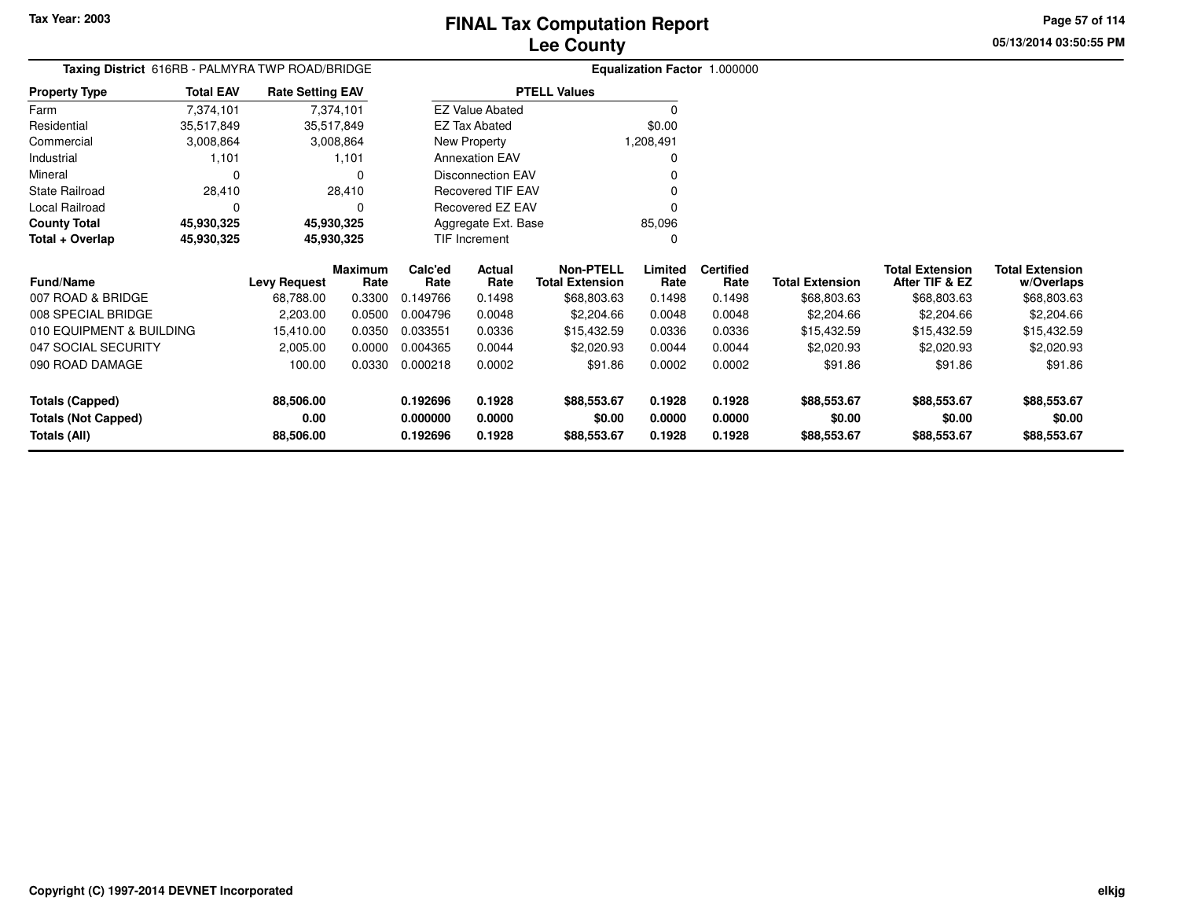# FINAL Tax Computation Report
## Lee County

Tax Year: 2003

**Taxing District** 616RB - PALMYRA TWP ROAD/BRIDGE

**Equalization Factor** 1.000000

| Property Type | Total EAV | Rate Setting EAV |
|---|---|---|
| Farm | 7,374,101 | 7,374,101 |
| Residential | 35,517,849 | 35,517,849 |
| Commercial | 3,008,864 | 3,008,864 |
| Industrial | 1,101 | 1,101 |
| Mineral | 0 | 0 |
| State Railroad | 28,410 | 28,410 |
| Local Railroad | 0 | 0 |
| **County Total** | **45,930,325** | **45,930,325** |
| **Total + Overlap** | **45,930,325** | **45,930,325** |

| PTELL Values | |
|---|---|
| EZ Value Abated | 0 |
| EZ Tax Abated | $0.00 |
| New Property | 1,208,491 |
| Annexation EAV | 0 |
| Disconnection EAV | 0 |
| Recovered TIF EAV | 0 |
| Recovered EZ EAV | 0 |
| Aggregate Ext. Base | 85,096 |
| TIF Increment | 0 |

| Fund/Name | Levy Request | Maximum Rate | Calc'ed Rate | Actual Rate | Non-PTELL Total Extension | Limited Rate | Certified Rate | Total Extension | Total Extension After TIF & EZ | Total Extension w/Overlaps |
|---|---|---|---|---|---|---|---|---|---|---|
| 007 ROAD & BRIDGE | 68,788.00 | 0.3300 | 0.149766 | 0.1498 | $68,803.63 | 0.1498 | 0.1498 | $68,803.63 | $68,803.63 | $68,803.63 |
| 008 SPECIAL BRIDGE | 2,203.00 | 0.0500 | 0.004796 | 0.0048 | $2,204.66 | 0.0048 | 0.0048 | $2,204.66 | $2,204.66 | $2,204.66 |
| 010 EQUIPMENT & BUILDING | 15,410.00 | 0.0350 | 0.033551 | 0.0336 | $15,432.59 | 0.0336 | 0.0336 | $15,432.59 | $15,432.59 | $15,432.59 |
| 047 SOCIAL SECURITY | 2,005.00 | 0.0000 | 0.004365 | 0.0044 | $2,020.93 | 0.0044 | 0.0044 | $2,020.93 | $2,020.93 | $2,020.93 |
| 090 ROAD DAMAGE | 100.00 | 0.0330 | 0.000218 | 0.0002 | $91.86 | 0.0002 | 0.0002 | $91.86 | $91.86 | $91.86 |
| **Totals (Capped)** | **88,506.00** | | **0.192696** | **0.1928** | **$88,553.67** | **0.1928** | **0.1928** | **$88,553.67** | **$88,553.67** | **$88,553.67** |
| **Totals (Not Capped)** | **0.00** | | **0.000000** | **0.0000** | **$0.00** | **0.0000** | **0.0000** | **$0.00** | **$0.00** | **$0.00** |
| **Totals (All)** | **88,506.00** | | **0.192696** | **0.1928** | **$88,553.67** | **0.1928** | **0.1928** | **$88,553.67** | **$88,553.67** | **$88,553.67** |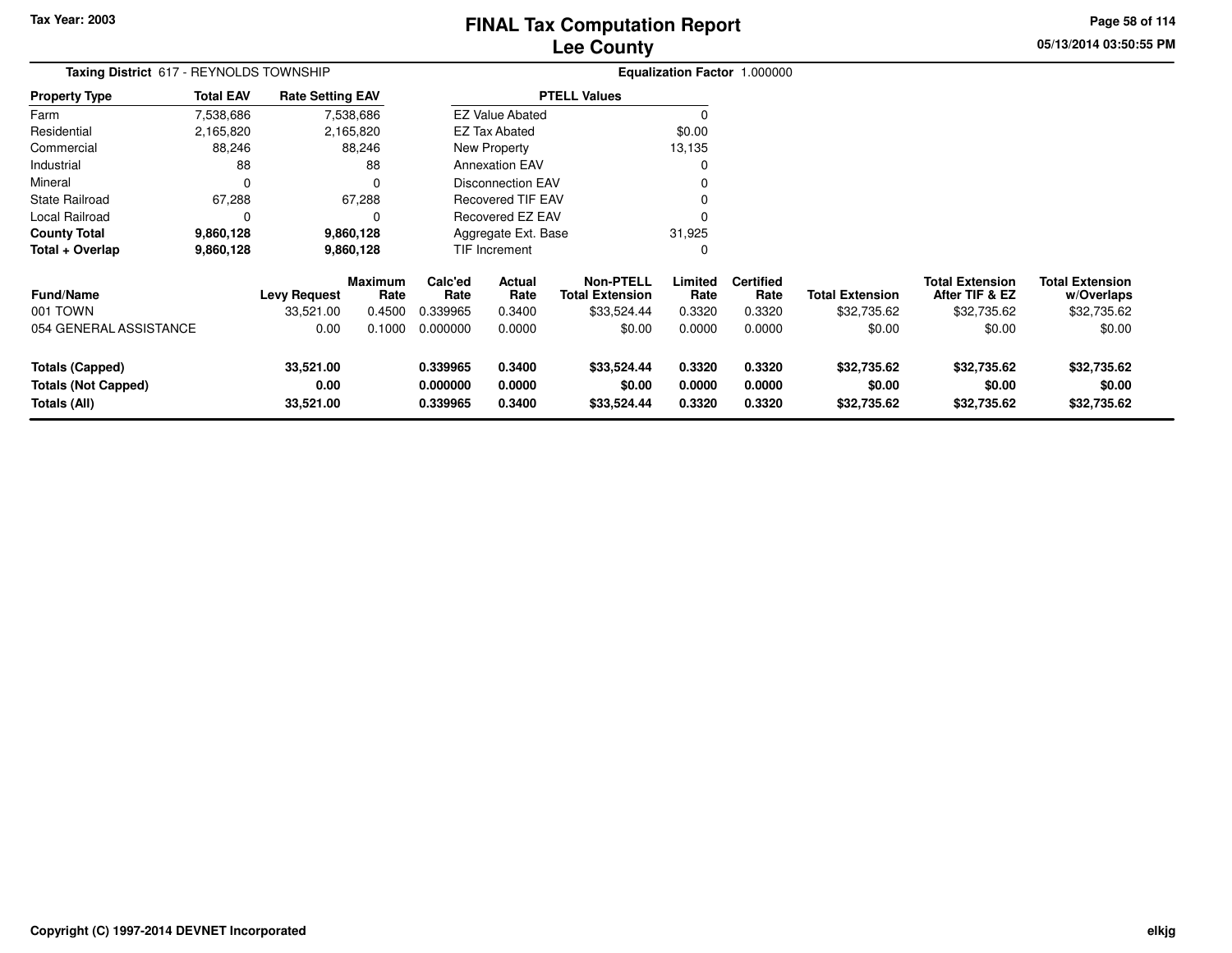Tax Year: 2003

# FINAL Tax Computation Report
## Lee County

05/13/2014 03:50:55 PM

**Taxing District** 617 - REYNOLDS TOWNSHIP

**Equalization Factor** 1.000000

| Property Type | Total EAV | Rate Setting EAV |
|---|---|---|
| Farm | 7,538,686 | 7,538,686 |
| Residential | 2,165,820 | 2,165,820 |
| Commercial | 88,246 | 88,246 |
| Industrial | 88 | 88 |
| Mineral | 0 | 0 |
| State Railroad | 67,288 | 67,288 |
| Local Railroad | 0 | 0 |
| **County Total** | **9,860,128** | **9,860,128** |
| **Total + Overlap** | **9,860,128** | **9,860,128** |

| PTELL Values | |
|---|---|
| EZ Value Abated | 0 |
| EZ Tax Abated | $0.00 |
| New Property | 13,135 |
| Annexation EAV | 0 |
| Disconnection EAV | 0 |
| Recovered TIF EAV | 0 |
| Recovered EZ EAV | 0 |
| Aggregate Ext. Base | 31,925 |
| TIF Increment | 0 |

| Fund/Name | Levy Request | Maximum Rate | Calc'ed Rate | Actual Rate | Non-PTELL Total Extension | Limited Rate | Certified Rate | Total Extension | Total Extension After TIF & EZ | Total Extension w/Overlaps |
|---|---|---|---|---|---|---|---|---|---|---|
| 001 TOWN | 33,521.00 | 0.4500 | 0.339965 | 0.3400 | $33,524.44 | 0.3320 | 0.3320 | $32,735.62 | $32,735.62 | $32,735.62 |
| 054 GENERAL ASSISTANCE | 0.00 | 0.1000 | 0.000000 | 0.0000 | $0.00 | 0.0000 | 0.0000 | $0.00 | $0.00 | $0.00 |
| **Totals (Capped)** | **33,521.00** | | **0.339965** | **0.3400** | **$33,524.44** | **0.3320** | **0.3320** | **$32,735.62** | **$32,735.62** | **$32,735.62** |
| **Totals (Not Capped)** | **0.00** | | **0.000000** | **0.0000** | **$0.00** | **0.0000** | **0.0000** | **$0.00** | **$0.00** | **$0.00** |
| **Totals (All)** | **33,521.00** | | **0.339965** | **0.3400** | **$33,524.44** | **0.3320** | **0.3320** | **$32,735.62** | **$32,735.62** | **$32,735.62** |

Copyright (C) 1997-2014 DEVNET Incorporated

elkjg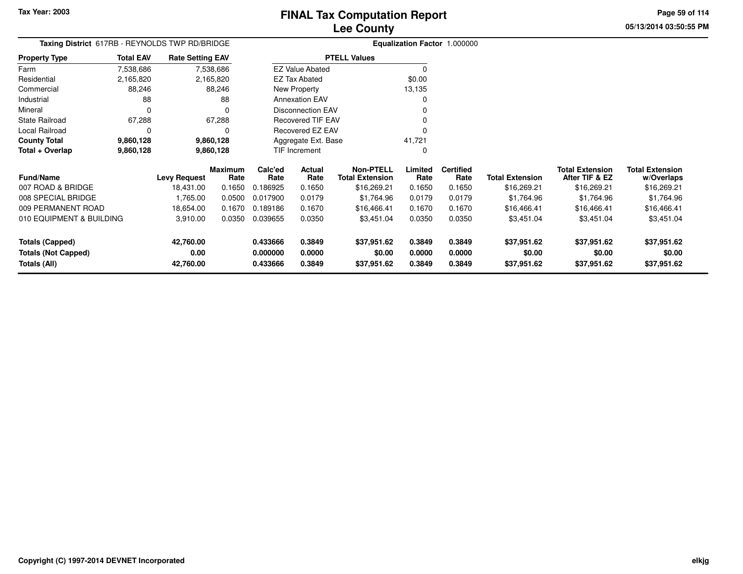Tax Year: 2003

# FINAL Tax Computation Report
## Lee County

05/13/2014 03:50:55 PM

**Taxing District** 617RB - REYNOLDS TWP RD/BRIDGE

**Equalization Factor** 1.000000

| Property Type | Total EAV | Rate Setting EAV |
|---|---|---|
| Farm | 7,538,686 | 7,538,686 |
| Residential | 2,165,820 | 2,165,820 |
| Commercial | 88,246 | 88,246 |
| Industrial | 88 | 88 |
| Mineral | 0 | 0 |
| State Railroad | 67,288 | 67,288 |
| Local Railroad | 0 | 0 |
| **County Total** | **9,860,128** | **9,860,128** |
| **Total + Overlap** | **9,860,128** | **9,860,128** |

| PTELL Values | |
|---|---|
| EZ Value Abated | 0 |
| EZ Tax Abated | $0.00 |
| New Property | 13,135 |
| Annexation EAV | 0 |
| Disconnection EAV | 0 |
| Recovered TIF EAV | 0 |
| Recovered EZ EAV | 0 |
| Aggregate Ext. Base | 41,721 |
| TIF Increment | 0 |

| Fund/Name | Levy Request | Maximum Rate | Calc'ed Rate | Actual Rate | Non-PTELL Total Extension | Limited Rate | Certified Rate | Total Extension | Total Extension After TIF & EZ | Total Extension w/Overlaps |
|---|---|---|---|---|---|---|---|---|---|---|
| 007 ROAD & BRIDGE | 18,431.00 | 0.1650 | 0.186925 | 0.1650 | $16,269.21 | 0.1650 | 0.1650 | $16,269.21 | $16,269.21 | $16,269.21 |
| 008 SPECIAL BRIDGE | 1,765.00 | 0.0500 | 0.017900 | 0.0179 | $1,764.96 | 0.0179 | 0.0179 | $1,764.96 | $1,764.96 | $1,764.96 |
| 009 PERMANENT ROAD | 18,654.00 | 0.1670 | 0.189186 | 0.1670 | $16,466.41 | 0.1670 | 0.1670 | $16,466.41 | $16,466.41 | $16,466.41 |
| 010 EQUIPMENT & BUILDING | 3,910.00 | 0.0350 | 0.039655 | 0.0350 | $3,451.04 | 0.0350 | 0.0350 | $3,451.04 | $3,451.04 | $3,451.04 |
| **Totals (Capped)** | **42,760.00** | | **0.433666** | **0.3849** | **$37,951.62** | **0.3849** | **0.3849** | **$37,951.62** | **$37,951.62** | **$37,951.62** |
| **Totals (Not Capped)** | **0.00** | | **0.000000** | **0.0000** | **$0.00** | **0.0000** | **0.0000** | **$0.00** | **$0.00** | **$0.00** |
| **Totals (All)** | **42,760.00** | | **0.433666** | **0.3849** | **$37,951.62** | **0.3849** | **0.3849** | **$37,951.62** | **$37,951.62** | **$37,951.62** |

Copyright (C) 1997-2014 DEVNET Incorporated

elkjg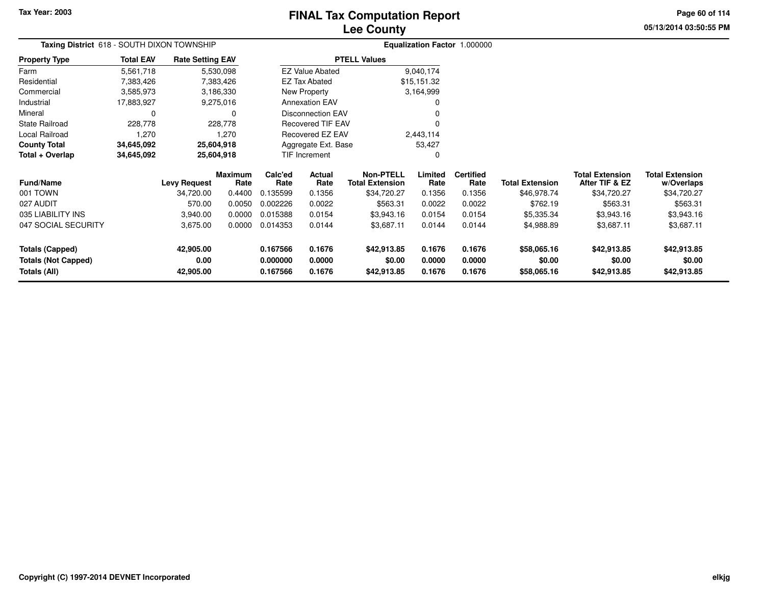Tax Year: 2003

# FINAL Tax Computation Report
## Lee County

05/13/2014 03:50:55 PM

**Taxing District** 618 - SOUTH DIXON TOWNSHIP **Equalization Factor** 1.000000

| Property Type | Total EAV | Rate Setting EAV |
|---|---|---|
| Farm | 5,561,718 | 5,530,098 |
| Residential | 7,383,426 | 7,383,426 |
| Commercial | 3,585,973 | 3,186,330 |
| Industrial | 17,883,927 | 9,275,016 |
| Mineral | 0 | 0 |
| State Railroad | 228,778 | 228,778 |
| Local Railroad | 1,270 | 1,270 |
| **County Total** | **34,645,092** | **25,604,918** |
| **Total + Overlap** | **34,645,092** | **25,604,918** |

| PTELL Values | |
|---|---|
| EZ Value Abated | 9,040,174 |
| EZ Tax Abated | $15,151.32 |
| New Property | 3,164,999 |
| Annexation EAV | 0 |
| Disconnection EAV | 0 |
| Recovered TIF EAV | 0 |
| Recovered EZ EAV | 2,443,114 |
| Aggregate Ext. Base | 53,427 |
| TIF Increment | 0 |

| Fund/Name | Levy Request | Maximum Rate | Calc'ed Rate | Actual Rate | Non-PTELL Total Extension | Limited Rate | Certified Rate | Total Extension | Total Extension After TIF & EZ | Total Extension w/Overlaps |
|---|---|---|---|---|---|---|---|---|---|---|
| 001 TOWN | 34,720.00 | 0.4400 | 0.135599 | 0.1356 | $34,720.27 | 0.1356 | 0.1356 | $46,978.74 | $34,720.27 | $34,720.27 |
| 027 AUDIT | 570.00 | 0.0050 | 0.002226 | 0.0022 | $563.31 | 0.0022 | 0.0022 | $762.19 | $563.31 | $563.31 |
| 035 LIABILITY INS | 3,940.00 | 0.0000 | 0.015388 | 0.0154 | $3,943.16 | 0.0154 | 0.0154 | $5,335.34 | $3,943.16 | $3,943.16 |
| 047 SOCIAL SECURITY | 3,675.00 | 0.0000 | 0.014353 | 0.0144 | $3,687.11 | 0.0144 | 0.0144 | $4,988.89 | $3,687.11 | $3,687.11 |
| **Totals (Capped)** | **42,905.00** | | **0.167566** | **0.1676** | **$42,913.85** | **0.1676** | **0.1676** | **$58,065.16** | **$42,913.85** | **$42,913.85** |
| **Totals (Not Capped)** | **0.00** | | **0.000000** | **0.0000** | **$0.00** | **0.0000** | **0.0000** | **$0.00** | **$0.00** | **$0.00** |
| **Totals (All)** | **42,905.00** | | **0.167566** | **0.1676** | **$42,913.85** | **0.1676** | **0.1676** | **$58,065.16** | **$42,913.85** | **$42,913.85** |

Copyright (C) 1997-2014 DEVNET Incorporated

elkjg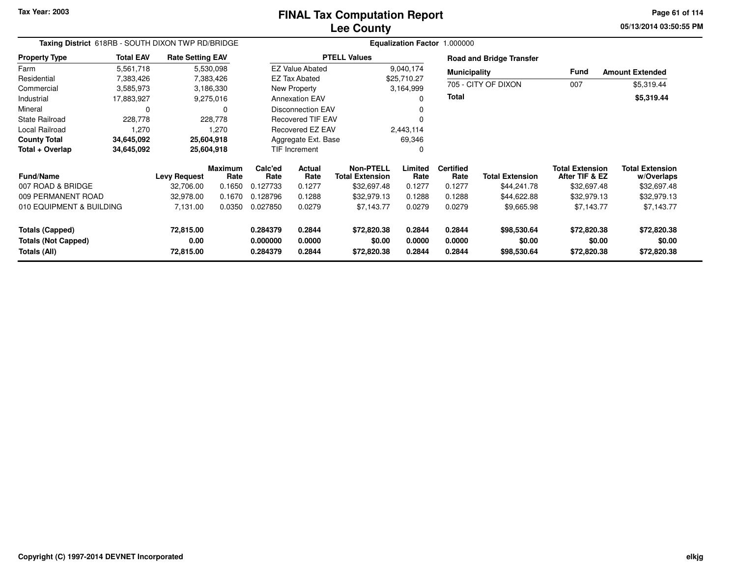Tax Year: 2003

# FINAL Tax Computation Report
## Lee County

05/13/2014 03:50:55 PM

**Taxing District** 618RB - SOUTH DIXON TWP RD/BRIDGE

**Equalization Factor** 1.000000

| Property Type | Total EAV | Rate Setting EAV |
|---|---|---|
| Farm | 5,561,718 | 5,530,098 |
| Residential | 7,383,426 | 7,383,426 |
| Commercial | 3,585,973 | 3,186,330 |
| Industrial | 17,883,927 | 9,275,016 |
| Mineral | 0 | 0 |
| State Railroad | 228,778 | 228,778 |
| Local Railroad | 1,270 | 1,270 |
| **County Total** | **34,645,092** | **25,604,918** |
| **Total + Overlap** | **34,645,092** | **25,604,918** |

| PTELL Values | |
|---|---|
| EZ Value Abated | 9,040,174 |
| EZ Tax Abated | $25,710.27 |
| New Property | 3,164,999 |
| Annexation EAV | 0 |
| Disconnection EAV | 0 |
| Recovered TIF EAV | 0 |
| Recovered EZ EAV | 2,443,114 |
| Aggregate Ext. Base | 69,346 |
| TIF Increment | 0 |

**Road and Bridge Transfer**

| Municipality | Fund | Amount Extended |
|---|---|---|
| 705 - CITY OF DIXON | 007 | $5,319.44 |
| **Total** | | **$5,319.44** |

| Fund/Name | Levy Request | Maximum Rate | Calc'ed Rate | Actual Rate | Non-PTELL Total Extension | Limited Rate | Certified Rate | Total Extension | Total Extension After TIF & EZ | Total Extension w/Overlaps |
|---|---|---|---|---|---|---|---|---|---|---|
| 007 ROAD & BRIDGE | 32,706.00 | 0.1650 | 0.127733 | 0.1277 | $32,697.48 | 0.1277 | 0.1277 | $44,241.78 | $32,697.48 | $32,697.48 |
| 009 PERMANENT ROAD | 32,978.00 | 0.1670 | 0.128796 | 0.1288 | $32,979.13 | 0.1288 | 0.1288 | $44,622.88 | $32,979.13 | $32,979.13 |
| 010 EQUIPMENT & BUILDING | 7,131.00 | 0.0350 | 0.027850 | 0.0279 | $7,143.77 | 0.0279 | 0.0279 | $9,665.98 | $7,143.77 | $7,143.77 |
| **Totals (Capped)** | **72,815.00** | | **0.284379** | **0.2844** | **$72,820.38** | **0.2844** | **0.2844** | **$98,530.64** | **$72,820.38** | **$72,820.38** |
| **Totals (Not Capped)** | **0.00** | | **0.000000** | **0.0000** | **$0.00** | **0.0000** | **0.0000** | **$0.00** | **$0.00** | **$0.00** |
| **Totals (All)** | **72,815.00** | | **0.284379** | **0.2844** | **$72,820.38** | **0.2844** | **0.2844** | **$98,530.64** | **$72,820.38** | **$72,820.38** |

Copyright (C) 1997-2014 DEVNET Incorporated

elkjg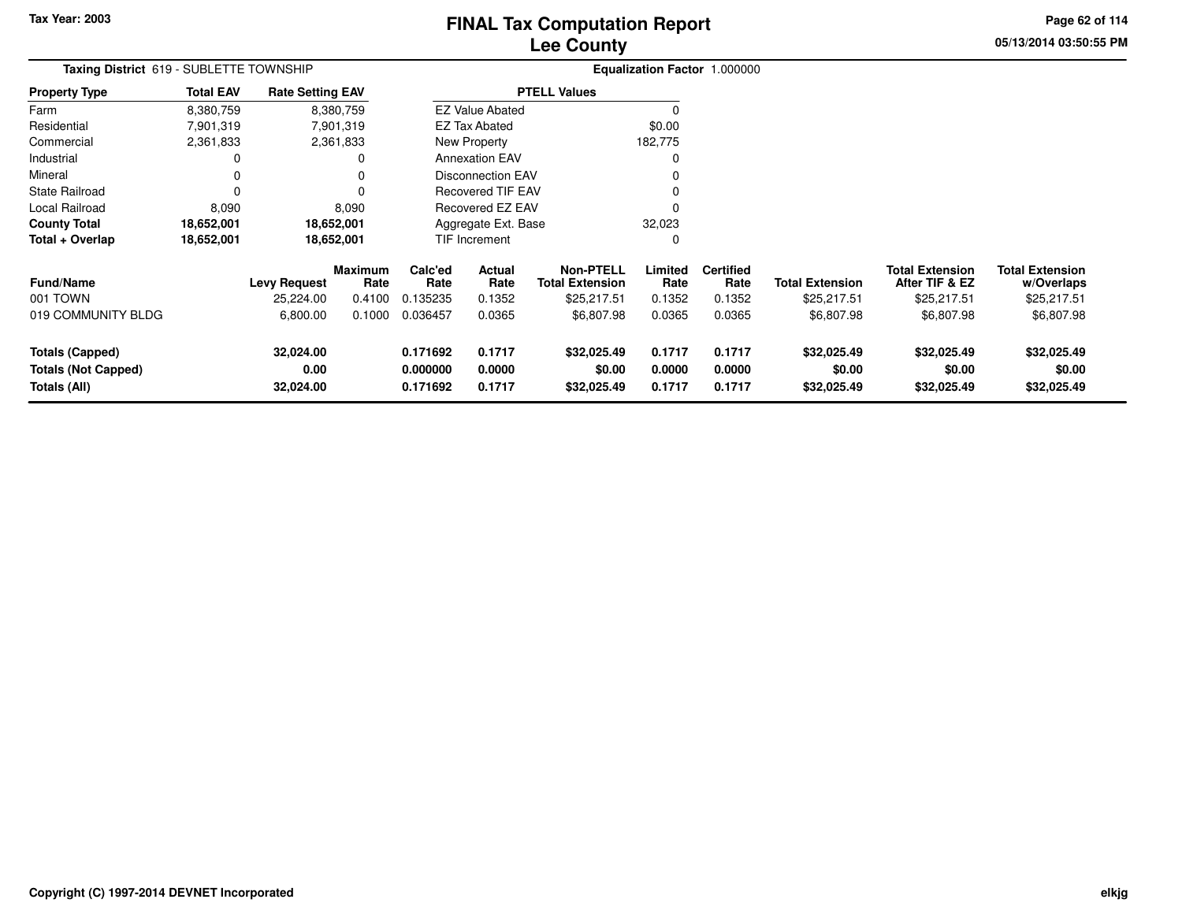Tax Year: 2003

# FINAL Tax Computation Report
## Lee County

05/13/2014 03:50:55 PM

**Taxing District** 619 - SUBLETTE TOWNSHIP

**Equalization Factor** 1.000000

| Property Type | Total EAV | Rate Setting EAV |
|---|---|---|
| Farm | 8,380,759 | 8,380,759 |
| Residential | 7,901,319 | 7,901,319 |
| Commercial | 2,361,833 | 2,361,833 |
| Industrial | 0 | 0 |
| Mineral | 0 | 0 |
| State Railroad | 0 | 0 |
| Local Railroad | 8,090 | 8,090 |
| **County Total** | **18,652,001** | **18,652,001** |
| **Total + Overlap** | **18,652,001** | **18,652,001** |

| PTELL Values | |
|---|---|
| EZ Value Abated | 0 |
| EZ Tax Abated | $0.00 |
| New Property | 182,775 |
| Annexation EAV | 0 |
| Disconnection EAV | 0 |
| Recovered TIF EAV | 0 |
| Recovered EZ EAV | 0 |
| Aggregate Ext. Base | 32,023 |
| TIF Increment | 0 |

| Fund/Name | Levy Request | Maximum Rate | Calc'ed Rate | Actual Rate | Non-PTELL Total Extension | Limited Rate | Certified Rate | Total Extension | Total Extension After TIF & EZ | Total Extension w/Overlaps |
|---|---|---|---|---|---|---|---|---|---|---|
| 001 TOWN | 25,224.00 | 0.4100 | 0.135235 | 0.1352 | $25,217.51 | 0.1352 | 0.1352 | $25,217.51 | $25,217.51 | $25,217.51 |
| 019 COMMUNITY BLDG | 6,800.00 | 0.1000 | 0.036457 | 0.0365 | $6,807.98 | 0.0365 | 0.0365 | $6,807.98 | $6,807.98 | $6,807.98 |
| **Totals (Capped)** | **32,024.00** | | **0.171692** | **0.1717** | **$32,025.49** | **0.1717** | **0.1717** | **$32,025.49** | **$32,025.49** | **$32,025.49** |
| **Totals (Not Capped)** | **0.00** | | **0.000000** | **0.0000** | **$0.00** | **0.0000** | **0.0000** | **$0.00** | **$0.00** | **$0.00** |
| **Totals (All)** | **32,024.00** | | **0.171692** | **0.1717** | **$32,025.49** | **0.1717** | **0.1717** | **$32,025.49** | **$32,025.49** | **$32,025.49** |

Copyright (C) 1997-2014 DEVNET Incorporated

elkjg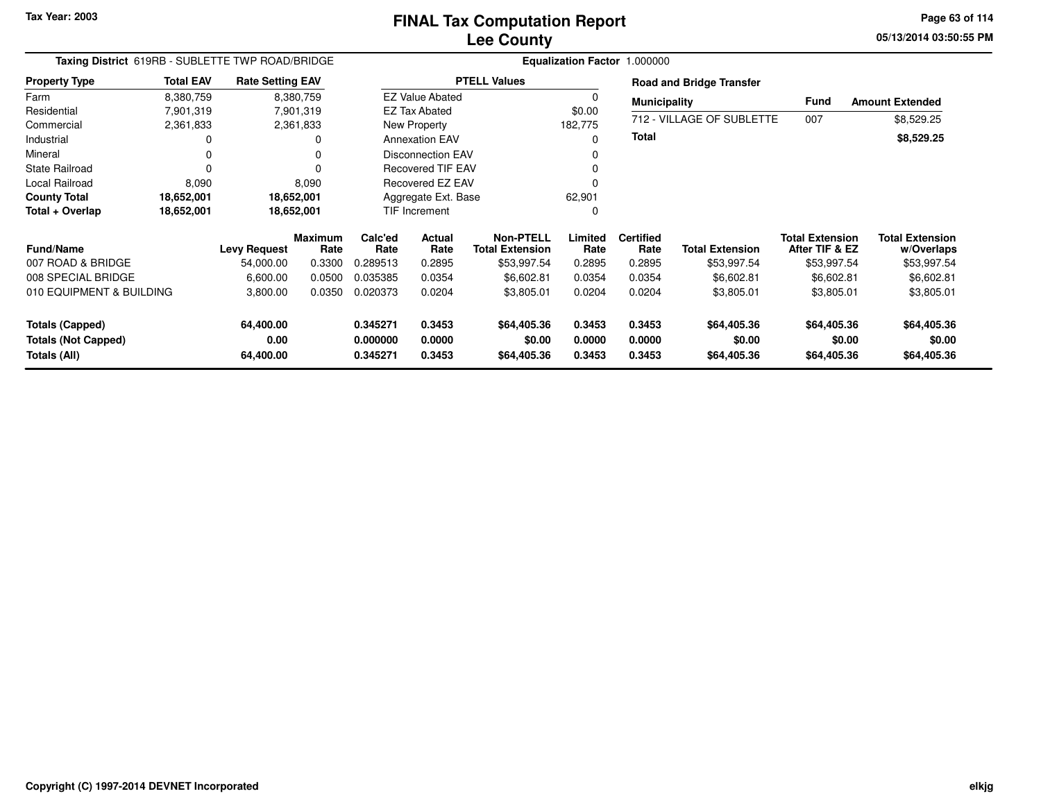# FINAL Tax Computation Report
## Lee County

Tax Year: 2003

**Taxing District** 619RB - SUBLETTE TWP ROAD/BRIDGE

**Equalization Factor** 1.000000

| Property Type | Total EAV | Rate Setting EAV |
|---|---|---|
| Farm | 8,380,759 | 8,380,759 |
| Residential | 7,901,319 | 7,901,319 |
| Commercial | 2,361,833 | 2,361,833 |
| Industrial | 0 | 0 |
| Mineral | 0 | 0 |
| State Railroad | 0 | 0 |
| Local Railroad | 8,090 | 8,090 |
| **County Total** | **18,652,001** | **18,652,001** |
| **Total + Overlap** | **18,652,001** | **18,652,001** |

| PTELL Values | |
|---|---|
| EZ Value Abated | 0 |
| EZ Tax Abated | $0.00 |
| New Property | 182,775 |
| Annexation EAV | 0 |
| Disconnection EAV | 0 |
| Recovered TIF EAV | 0 |
| Recovered EZ EAV | 0 |
| Aggregate Ext. Base | 62,901 |
| TIF Increment | 0 |

**Road and Bridge Transfer**

| Municipality | Fund | Amount Extended |
|---|---|---|
| 712 - VILLAGE OF SUBLETTE | 007 | $8,529.25 |
| **Total** | | **$8,529.25** |

| Fund/Name | Levy Request | Maximum Rate | Calc'ed Rate | Actual Rate | Non-PTELL Total Extension | Limited Rate | Certified Rate | Total Extension | Total Extension After TIF & EZ | Total Extension w/Overlaps |
|---|---|---|---|---|---|---|---|---|---|---|
| 007 ROAD & BRIDGE | 54,000.00 | 0.3300 | 0.289513 | 0.2895 | $53,997.54 | 0.2895 | 0.2895 | $53,997.54 | $53,997.54 | $53,997.54 |
| 008 SPECIAL BRIDGE | 6,600.00 | 0.0500 | 0.035385 | 0.0354 | $6,602.81 | 0.0354 | 0.0354 | $6,602.81 | $6,602.81 | $6,602.81 |
| 010 EQUIPMENT & BUILDING | 3,800.00 | 0.0350 | 0.020373 | 0.0204 | $3,805.01 | 0.0204 | 0.0204 | $3,805.01 | $3,805.01 | $3,805.01 |
| **Totals (Capped)** | **64,400.00** | | **0.345271** | **0.3453** | **$64,405.36** | **0.3453** | **0.3453** | **$64,405.36** | **$64,405.36** | **$64,405.36** |
| **Totals (Not Capped)** | **0.00** | | **0.000000** | **0.0000** | **$0.00** | **0.0000** | **0.0000** | **$0.00** | **$0.00** | **$0.00** |
| **Totals (All)** | **64,400.00** | | **0.345271** | **0.3453** | **$64,405.36** | **0.3453** | **0.3453** | **$64,405.36** | **$64,405.36** | **$64,405.36** |

Copyright (C) 1997-2014 DEVNET Incorporated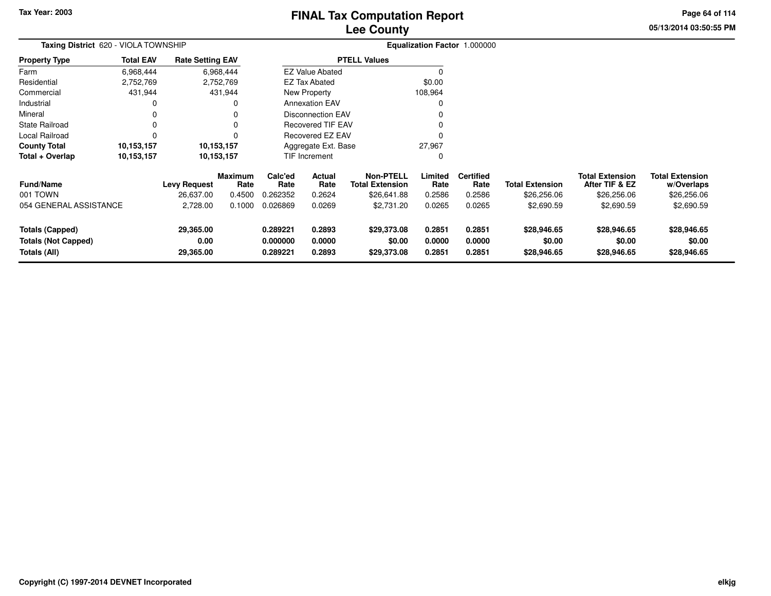**Tax Year: 2003**

# FINAL Tax Computation Report
## Lee County

**Taxing District** 620 - VIOLA TOWNSHIP

**Equalization Factor** 1.000000

| Property Type | Total EAV | Rate Setting EAV |
|---|---|---|
| Farm | 6,968,444 | 6,968,444 |
| Residential | 2,752,769 | 2,752,769 |
| Commercial | 431,944 | 431,944 |
| Industrial | 0 | 0 |
| Mineral | 0 | 0 |
| State Railroad | 0 | 0 |
| Local Railroad | 0 | 0 |
| **County Total** | **10,153,157** | **10,153,157** |
| **Total + Overlap** | **10,153,157** | **10,153,157** |

| PTELL Values | |
|---|---|
| EZ Value Abated | 0 |
| EZ Tax Abated | $0.00 |
| New Property | 108,964 |
| Annexation EAV | 0 |
| Disconnection EAV | 0 |
| Recovered TIF EAV | 0 |
| Recovered EZ EAV | 0 |
| Aggregate Ext. Base | 27,967 |
| TIF Increment | 0 |

| Fund/Name | Levy Request | Maximum Rate | Calc'ed Rate | Actual Rate | Non-PTELL Total Extension | Limited Rate | Certified Rate | Total Extension | Total Extension After TIF & EZ | Total Extension w/Overlaps |
|---|---|---|---|---|---|---|---|---|---|---|
| 001 TOWN | 26,637.00 | 0.4500 | 0.262352 | 0.2624 | $26,641.88 | 0.2586 | 0.2586 | $26,256.06 | $26,256.06 | $26,256.06 |
| 054 GENERAL ASSISTANCE | 2,728.00 | 0.1000 | 0.026869 | 0.0269 | $2,731.20 | 0.0265 | 0.0265 | $2,690.59 | $2,690.59 | $2,690.59 |
| **Totals (Capped)** | **29,365.00** | | **0.289221** | **0.2893** | **$29,373.08** | **0.2851** | **0.2851** | **$28,946.65** | **$28,946.65** | **$28,946.65** |
| **Totals (Not Capped)** | **0.00** | | **0.000000** | **0.0000** | **$0.00** | **0.0000** | **0.0000** | **$0.00** | **$0.00** | **$0.00** |
| **Totals (All)** | **29,365.00** | | **0.289221** | **0.2893** | **$29,373.08** | **0.2851** | **0.2851** | **$28,946.65** | **$28,946.65** | **$28,946.65** |

**Copyright (C) 1997-2014 DEVNET Incorporated**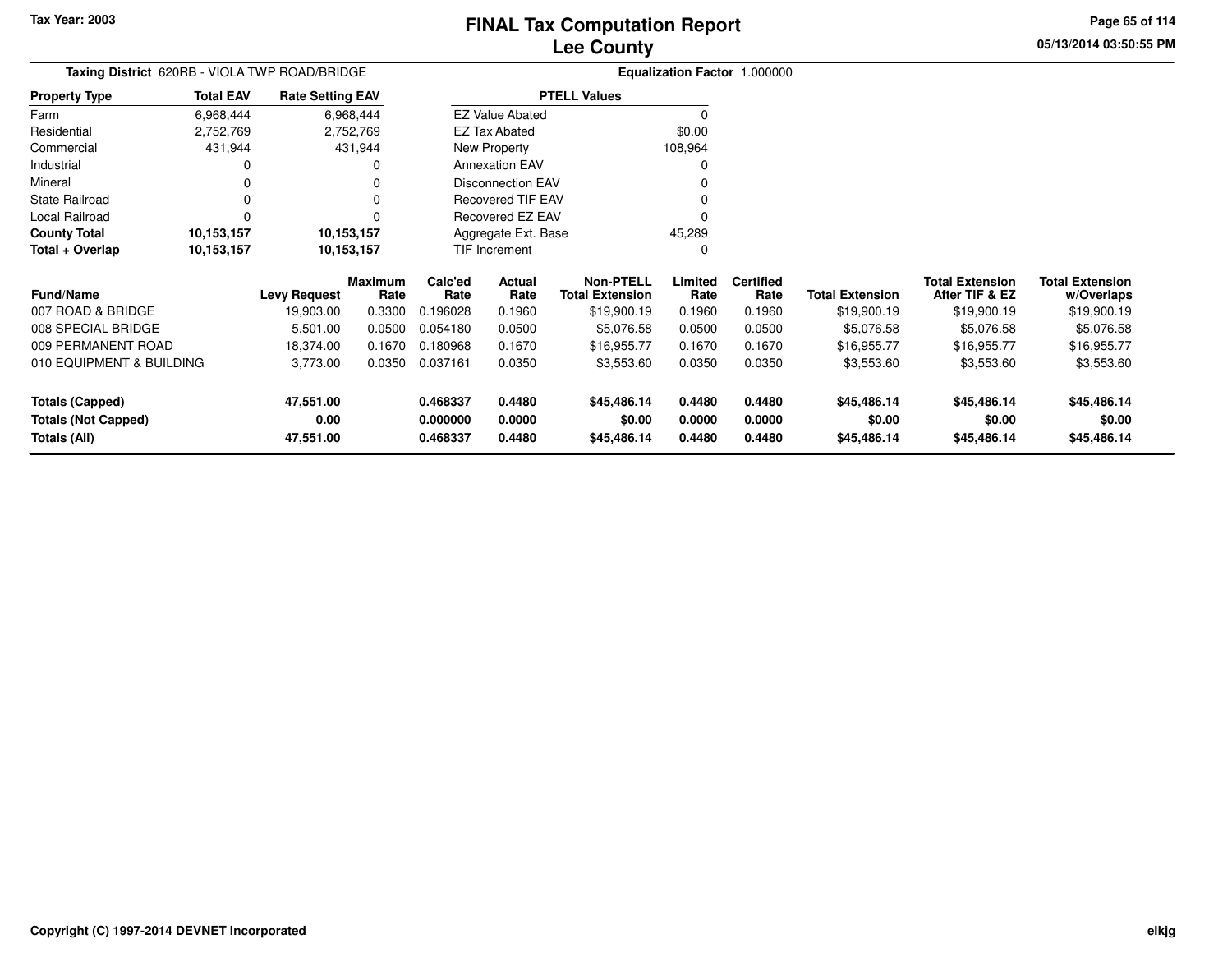# FINAL Tax Computation Report
## Lee County

Tax Year: 2003

05/13/2014 03:50:55 PM

**Taxing District** 620RB - VIOLA TWP ROAD/BRIDGE

**Equalization Factor** 1.000000

| Property Type | Total EAV | Rate Setting EAV |
|---|---|---|
| Farm | 6,968,444 | 6,968,444 |
| Residential | 2,752,769 | 2,752,769 |
| Commercial | 431,944 | 431,944 |
| Industrial | 0 | 0 |
| Mineral | 0 | 0 |
| State Railroad | 0 | 0 |
| Local Railroad | 0 | 0 |
| **County Total** | **10,153,157** | **10,153,157** |
| **Total + Overlap** | **10,153,157** | **10,153,157** |

| PTELL Values | |
|---|---|
| EZ Value Abated | 0 |
| EZ Tax Abated | $0.00 |
| New Property | 108,964 |
| Annexation EAV | 0 |
| Disconnection EAV | 0 |
| Recovered TIF EAV | 0 |
| Recovered EZ EAV | 0 |
| Aggregate Ext. Base | 45,289 |
| TIF Increment | 0 |

| Fund/Name | Levy Request | Maximum Rate | Calc'ed Rate | Actual Rate | Non-PTELL Total Extension | Limited Rate | Certified Rate | Total Extension | Total Extension After TIF & EZ | Total Extension w/Overlaps |
|---|---|---|---|---|---|---|---|---|---|---|
| 007 ROAD & BRIDGE | 19,903.00 | 0.3300 | 0.196028 | 0.1960 | $19,900.19 | 0.1960 | 0.1960 | $19,900.19 | $19,900.19 | $19,900.19 |
| 008 SPECIAL BRIDGE | 5,501.00 | 0.0500 | 0.054180 | 0.0500 | $5,076.58 | 0.0500 | 0.0500 | $5,076.58 | $5,076.58 | $5,076.58 |
| 009 PERMANENT ROAD | 18,374.00 | 0.1670 | 0.180968 | 0.1670 | $16,955.77 | 0.1670 | 0.1670 | $16,955.77 | $16,955.77 | $16,955.77 |
| 010 EQUIPMENT & BUILDING | 3,773.00 | 0.0350 | 0.037161 | 0.0350 | $3,553.60 | 0.0350 | 0.0350 | $3,553.60 | $3,553.60 | $3,553.60 |
| **Totals (Capped)** | **47,551.00** | | **0.468337** | **0.4480** | **$45,486.14** | **0.4480** | **0.4480** | **$45,486.14** | **$45,486.14** | **$45,486.14** |
| **Totals (Not Capped)** | **0.00** | | **0.000000** | **0.0000** | **$0.00** | **0.0000** | **0.0000** | **$0.00** | **$0.00** | **$0.00** |
| **Totals (All)** | **47,551.00** | | **0.468337** | **0.4480** | **$45,486.14** | **0.4480** | **0.4480** | **$45,486.14** | **$45,486.14** | **$45,486.14** |

Copyright (C) 1997-2014 DEVNET Incorporated

elkjg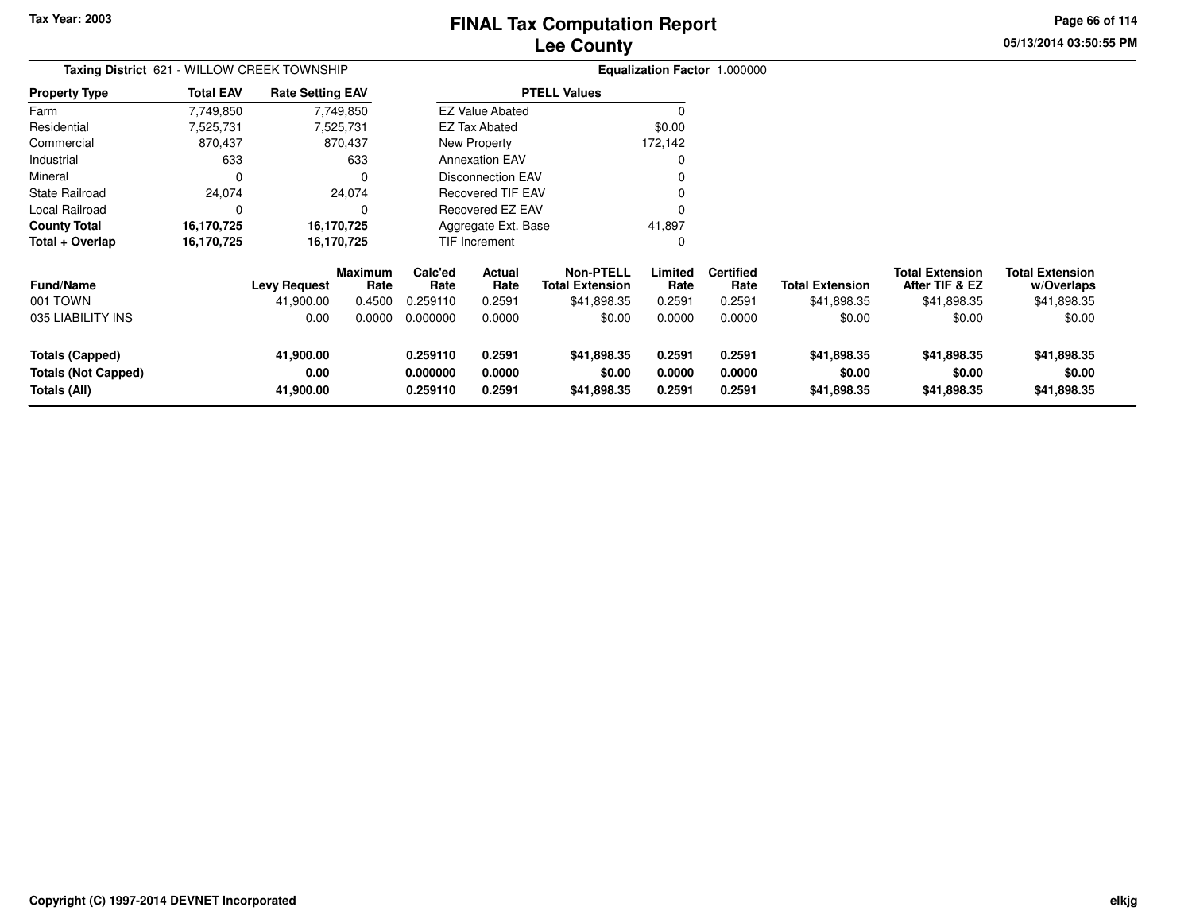Tax Year: 2003

# FINAL Tax Computation Report
# Lee County

05/13/2014 03:50:55 PM

**Taxing District** 621 - WILLOW CREEK TOWNSHIP

**Equalization Factor** 1.000000

| Property Type | Total EAV | Rate Setting EAV |
|---|---|---|
| Farm | 7,749,850 | 7,749,850 |
| Residential | 7,525,731 | 7,525,731 |
| Commercial | 870,437 | 870,437 |
| Industrial | 633 | 633 |
| Mineral | 0 | 0 |
| State Railroad | 24,074 | 24,074 |
| Local Railroad | 0 | 0 |
| **County Total** | **16,170,725** | **16,170,725** |
| **Total + Overlap** | **16,170,725** | **16,170,725** |

| PTELL Values | |
|---|---|
| EZ Value Abated | 0 |
| EZ Tax Abated | $0.00 |
| New Property | 172,142 |
| Annexation EAV | 0 |
| Disconnection EAV | 0 |
| Recovered TIF EAV | 0 |
| Recovered EZ EAV | 0 |
| Aggregate Ext. Base | 41,897 |
| TIF Increment | 0 |

| Fund/Name | Levy Request | Maximum Rate | Calc'ed Rate | Actual Rate | Non-PTELL Total Extension | Limited Rate | Certified Rate | Total Extension | Total Extension After TIF & EZ | Total Extension w/Overlaps |
|---|---|---|---|---|---|---|---|---|---|---|
| 001 TOWN | 41,900.00 | 0.4500 | 0.259110 | 0.2591 | $41,898.35 | 0.2591 | 0.2591 | $41,898.35 | $41,898.35 | $41,898.35 |
| 035 LIABILITY INS | 0.00 | 0.0000 | 0.000000 | 0.0000 | $0.00 | 0.0000 | 0.0000 | $0.00 | $0.00 | $0.00 |
| **Totals (Capped)** | **41,900.00** | | **0.259110** | **0.2591** | **$41,898.35** | **0.2591** | **0.2591** | **$41,898.35** | **$41,898.35** | **$41,898.35** |
| **Totals (Not Capped)** | **0.00** | | **0.000000** | **0.0000** | **$0.00** | **0.0000** | **0.0000** | **$0.00** | **$0.00** | **$0.00** |
| **Totals (All)** | **41,900.00** | | **0.259110** | **0.2591** | **$41,898.35** | **0.2591** | **0.2591** | **$41,898.35** | **$41,898.35** | **$41,898.35** |

Copyright (C) 1997-2014 DEVNET Incorporated

elkjg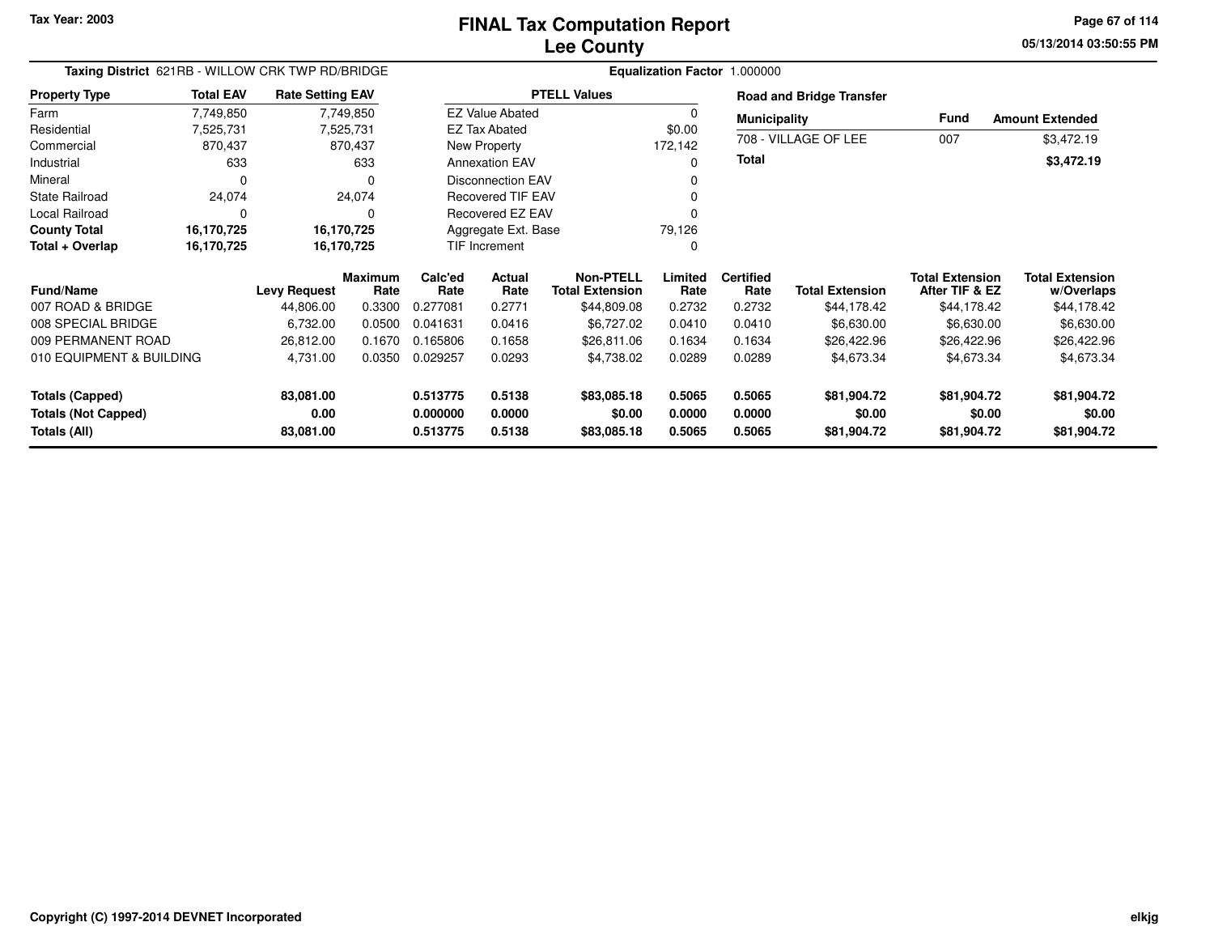Tax Year: 2003

# FINAL Tax Computation Report
## Lee County

05/13/2014 03:50:55 PM

**Taxing District** 621RB - WILLOW CRK TWP RD/BRIDGE

**Equalization Factor** 1.000000

| Property Type | Total EAV | Rate Setting EAV |
|---|---|---|
| Farm | 7,749,850 | 7,749,850 |
| Residential | 7,525,731 | 7,525,731 |
| Commercial | 870,437 | 870,437 |
| Industrial | 633 | 633 |
| Mineral | 0 | 0 |
| State Railroad | 24,074 | 24,074 |
| Local Railroad | 0 | 0 |
| **County Total** | **16,170,725** | **16,170,725** |
| **Total + Overlap** | **16,170,725** | **16,170,725** |

| PTELL Values | |
|---|---|
| EZ Value Abated | 0 |
| EZ Tax Abated | $0.00 |
| New Property | 172,142 |
| Annexation EAV | 0 |
| Disconnection EAV | 0 |
| Recovered TIF EAV | 0 |
| Recovered EZ EAV | 0 |
| Aggregate Ext. Base | 79,126 |
| TIF Increment | 0 |

**Road and Bridge Transfer**

| Municipality | Fund | Amount Extended |
|---|---|---|
| 708 - VILLAGE OF LEE | 007 | $3,472.19 |
| **Total** | | **$3,472.19** |

| Fund/Name | Levy Request | Maximum Rate | Calc'ed Rate | Actual Rate | Non-PTELL Total Extension | Limited Rate | Certified Rate | Total Extension | Total Extension After TIF & EZ | Total Extension w/Overlaps |
|---|---|---|---|---|---|---|---|---|---|---|
| 007 ROAD & BRIDGE | 44,806.00 | 0.3300 | 0.277081 | 0.2771 | $44,809.08 | 0.2732 | 0.2732 | $44,178.42 | $44,178.42 | $44,178.42 |
| 008 SPECIAL BRIDGE | 6,732.00 | 0.0500 | 0.041631 | 0.0416 | $6,727.02 | 0.0410 | 0.0410 | $6,630.00 | $6,630.00 | $6,630.00 |
| 009 PERMANENT ROAD | 26,812.00 | 0.1670 | 0.165806 | 0.1658 | $26,811.06 | 0.1634 | 0.1634 | $26,422.96 | $26,422.96 | $26,422.96 |
| 010 EQUIPMENT & BUILDING | 4,731.00 | 0.0350 | 0.029257 | 0.0293 | $4,738.02 | 0.0289 | 0.0289 | $4,673.34 | $4,673.34 | $4,673.34 |
| **Totals (Capped)** | **83,081.00** | | **0.513775** | **0.5138** | **$83,085.18** | **0.5065** | **0.5065** | **$81,904.72** | **$81,904.72** | **$81,904.72** |
| **Totals (Not Capped)** | **0.00** | | **0.000000** | **0.0000** | **$0.00** | **0.0000** | **0.0000** | **$0.00** | **$0.00** | **$0.00** |
| **Totals (All)** | **83,081.00** | | **0.513775** | **0.5138** | **$83,085.18** | **0.5065** | **0.5065** | **$81,904.72** | **$81,904.72** | **$81,904.72** |

Copyright (C) 1997-2014 DEVNET Incorporated

elkjg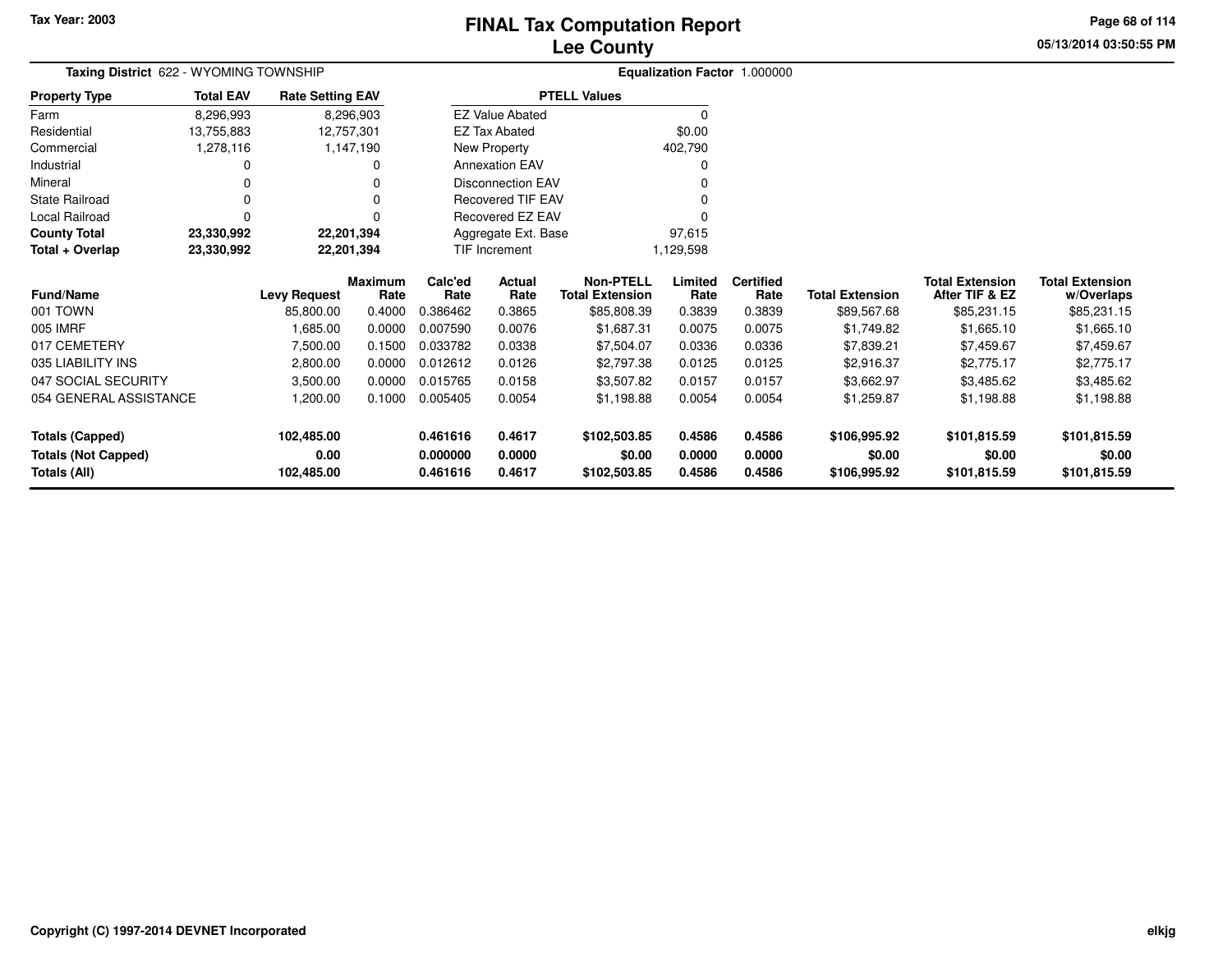# FINAL Tax Computation Report
## Lee County

Tax Year: 2003

05/13/2014 03:50:55 PM

**Taxing District** 622 - WYOMING TOWNSHIP

**Equalization Factor** 1.000000

| Property Type | Total EAV | Rate Setting EAV |
|---|---|---|
| Farm | 8,296,993 | 8,296,903 |
| Residential | 13,755,883 | 12,757,301 |
| Commercial | 1,278,116 | 1,147,190 |
| Industrial | 0 | 0 |
| Mineral | 0 | 0 |
| State Railroad | 0 | 0 |
| Local Railroad | 0 | 0 |
| **County Total** | **23,330,992** | **22,201,394** |
| **Total + Overlap** | **23,330,992** | **22,201,394** |

| PTELL Values | |
|---|---|
| EZ Value Abated | 0 |
| EZ Tax Abated | $0.00 |
| New Property | 402,790 |
| Annexation EAV | 0 |
| Disconnection EAV | 0 |
| Recovered TIF EAV | 0 |
| Recovered EZ EAV | 0 |
| Aggregate Ext. Base | 97,615 |
| TIF Increment | 1,129,598 |

| Fund/Name | Levy Request | Maximum Rate | Calc'ed Rate | Actual Rate | Non-PTELL Total Extension | Limited Rate | Certified Rate | Total Extension | Total Extension After TIF & EZ | Total Extension w/Overlaps |
|---|---|---|---|---|---|---|---|---|---|---|
| 001 TOWN | 85,800.00 | 0.4000 | 0.386462 | 0.3865 | $85,808.39 | 0.3839 | 0.3839 | $89,567.68 | $85,231.15 | $85,231.15 |
| 005 IMRF | 1,685.00 | 0.0000 | 0.007590 | 0.0076 | $1,687.31 | 0.0075 | 0.0075 | $1,749.82 | $1,665.10 | $1,665.10 |
| 017 CEMETERY | 7,500.00 | 0.1500 | 0.033782 | 0.0338 | $7,504.07 | 0.0336 | 0.0336 | $7,839.21 | $7,459.67 | $7,459.67 |
| 035 LIABILITY INS | 2,800.00 | 0.0000 | 0.012612 | 0.0126 | $2,797.38 | 0.0125 | 0.0125 | $2,916.37 | $2,775.17 | $2,775.17 |
| 047 SOCIAL SECURITY | 3,500.00 | 0.0000 | 0.015765 | 0.0158 | $3,507.82 | 0.0157 | 0.0157 | $3,662.97 | $3,485.62 | $3,485.62 |
| 054 GENERAL ASSISTANCE | 1,200.00 | 0.1000 | 0.005405 | 0.0054 | $1,198.88 | 0.0054 | 0.0054 | $1,259.87 | $1,198.88 | $1,198.88 |
| **Totals (Capped)** | **102,485.00** | | **0.461616** | **0.4617** | **$102,503.85** | **0.4586** | **0.4586** | **$106,995.92** | **$101,815.59** | **$101,815.59** |
| **Totals (Not Capped)** | **0.00** | | **0.000000** | **0.0000** | **$0.00** | **0.0000** | **0.0000** | **$0.00** | **$0.00** | **$0.00** |
| **Totals (All)** | **102,485.00** | | **0.461616** | **0.4617** | **$102,503.85** | **0.4586** | **0.4586** | **$106,995.92** | **$101,815.59** | **$101,815.59** |

Copyright (C) 1997-2014 DEVNET Incorporated

elkjg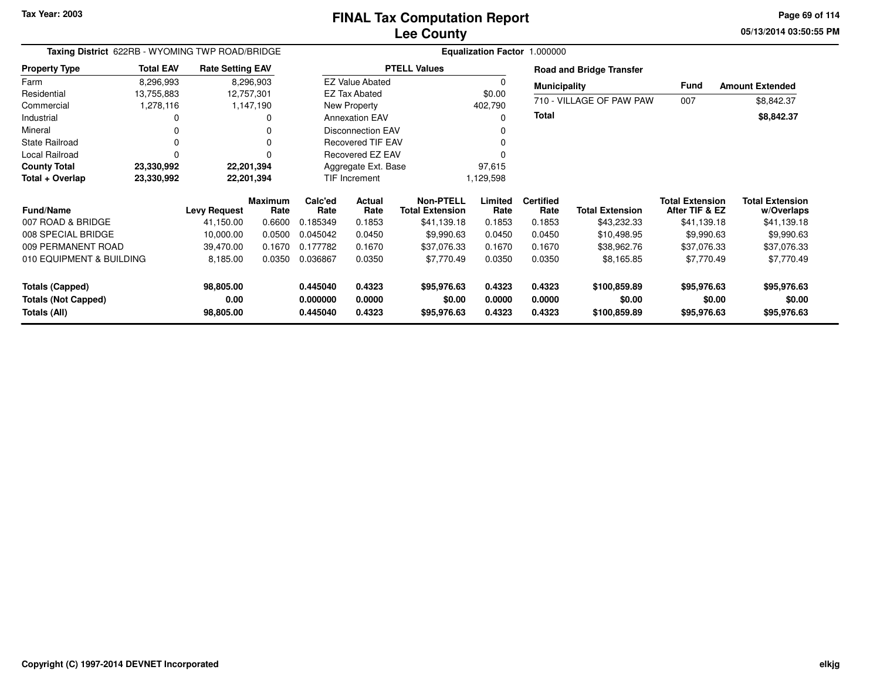Tax Year: 2003

# FINAL Tax Computation Report
## Lee County

05/13/2014 03:50:55 PM

**Taxing District** 622RB - WYOMING TWP ROAD/BRIDGE

**Equalization Factor** 1.000000

| Property Type | Total EAV | Rate Setting EAV |
|---|---|---|
| Farm | 8,296,993 | 8,296,903 |
| Residential | 13,755,883 | 12,757,301 |
| Commercial | 1,278,116 | 1,147,190 |
| Industrial | 0 | 0 |
| Mineral | 0 | 0 |
| State Railroad | 0 | 0 |
| Local Railroad | 0 | 0 |
| **County Total** | **23,330,992** | **22,201,394** |
| **Total + Overlap** | **23,330,992** | **22,201,394** |

| PTELL Values | |
|---|---|
| EZ Value Abated | 0 |
| EZ Tax Abated | $0.00 |
| New Property | 402,790 |
| Annexation EAV | 0 |
| Disconnection EAV | 0 |
| Recovered TIF EAV | 0 |
| Recovered EZ EAV | 0 |
| Aggregate Ext. Base | 97,615 |
| TIF Increment | 1,129,598 |

**Road and Bridge Transfer**

| Municipality | Fund | Amount Extended |
|---|---|---|
| 710 - VILLAGE OF PAW PAW | 007 | $8,842.37 |
| **Total** | | **$8,842.37** |

| Fund/Name | Levy Request | Maximum Rate | Calc'ed Rate | Actual Rate | Non-PTELL Total Extension | Limited Rate | Certified Rate | Total Extension | Total Extension After TIF & EZ | Total Extension w/Overlaps |
|---|---|---|---|---|---|---|---|---|---|---|
| 007 ROAD & BRIDGE | 41,150.00 | 0.6600 | 0.185349 | 0.1853 | $41,139.18 | 0.1853 | 0.1853 | $43,232.33 | $41,139.18 | $41,139.18 |
| 008 SPECIAL BRIDGE | 10,000.00 | 0.0500 | 0.045042 | 0.0450 | $9,990.63 | 0.0450 | 0.0450 | $10,498.95 | $9,990.63 | $9,990.63 |
| 009 PERMANENT ROAD | 39,470.00 | 0.1670 | 0.177782 | 0.1670 | $37,076.33 | 0.1670 | 0.1670 | $38,962.76 | $37,076.33 | $37,076.33 |
| 010 EQUIPMENT & BUILDING | 8,185.00 | 0.0350 | 0.036867 | 0.0350 | $7,770.49 | 0.0350 | 0.0350 | $8,165.85 | $7,770.49 | $7,770.49 |
| **Totals (Capped)** | **98,805.00** | | **0.445040** | **0.4323** | **$95,976.63** | **0.4323** | **0.4323** | **$100,859.89** | **$95,976.63** | **$95,976.63** |
| **Totals (Not Capped)** | **0.00** | | **0.000000** | **0.0000** | **$0.00** | **0.0000** | **0.0000** | **$0.00** | **$0.00** | **$0.00** |
| **Totals (All)** | **98,805.00** | | **0.445040** | **0.4323** | **$95,976.63** | **0.4323** | **0.4323** | **$100,859.89** | **$95,976.63** | **$95,976.63** |

Copyright (C) 1997-2014 DEVNET Incorporated

elkjg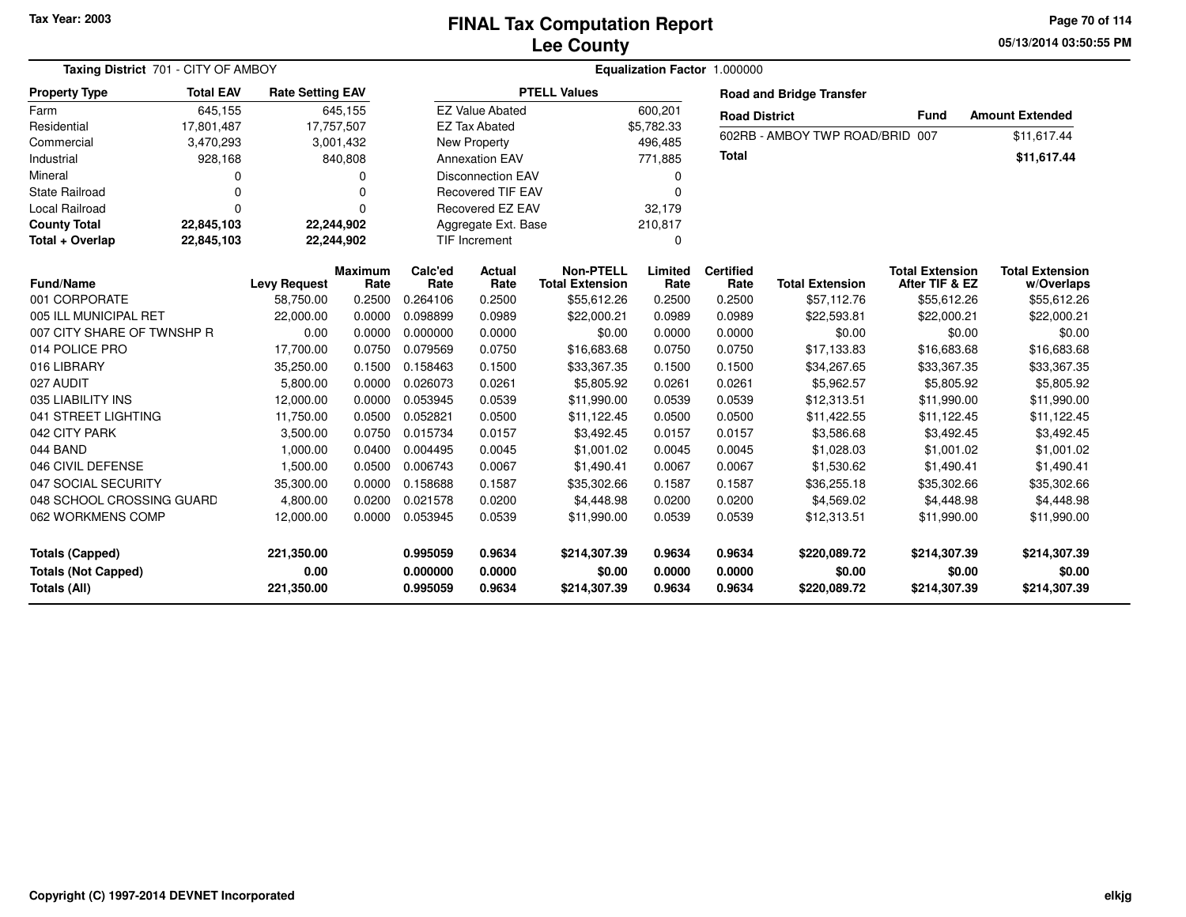Tax Year: 2003

# FINAL Tax Computation Report
## Lee County

05/13/2014 03:50:55 PM

**Taxing District** 701 - CITY OF AMBOY    **Equalization Factor** 1.000000

| Property Type | Total EAV | Rate Setting EAV |
|---|---|---|
| Farm | 645,155 | 645,155 |
| Residential | 17,801,487 | 17,757,507 |
| Commercial | 3,470,293 | 3,001,432 |
| Industrial | 928,168 | 840,808 |
| Mineral | 0 | 0 |
| State Railroad | 0 | 0 |
| Local Railroad | 0 | 0 |
| **County Total** | **22,845,103** | **22,244,902** |
| **Total + Overlap** | **22,845,103** | **22,244,902** |

| PTELL Values | |
|---|---|
| EZ Value Abated | 600,201 |
| EZ Tax Abated | $5,782.33 |
| New Property | 496,485 |
| Annexation EAV | 771,885 |
| Disconnection EAV | 0 |
| Recovered TIF EAV | 0 |
| Recovered EZ EAV | 32,179 |
| Aggregate Ext. Base | 210,817 |
| TIF Increment | 0 |

**Road and Bridge Transfer**

| Road District | Fund | Amount Extended |
|---|---|---|
| 602RB - AMBOY TWP ROAD/BRID | 007 | $11,617.44 |
| **Total** | | **$11,617.44** |

| Fund/Name | Levy Request | Maximum Rate | Calc'ed Rate | Actual Rate | Non-PTELL Total Extension | Limited Rate | Certified Rate | Total Extension | Total Extension After TIF & EZ | Total Extension w/Overlaps |
|---|---|---|---|---|---|---|---|---|---|---|
| 001 CORPORATE | 58,750.00 | 0.2500 | 0.264106 | 0.2500 | $55,612.26 | 0.2500 | 0.2500 | $57,112.76 | $55,612.26 | $55,612.26 |
| 005 ILL MUNICIPAL RET | 22,000.00 | 0.0000 | 0.098899 | 0.0989 | $22,000.21 | 0.0989 | 0.0989 | $22,593.81 | $22,000.21 | $22,000.21 |
| 007 CITY SHARE OF TWNSHP R | 0.00 | 0.0000 | 0.000000 | 0.0000 | $0.00 | 0.0000 | 0.0000 | $0.00 | $0.00 | $0.00 |
| 014 POLICE PRO | 17,700.00 | 0.0750 | 0.079569 | 0.0750 | $16,683.68 | 0.0750 | 0.0750 | $17,133.83 | $16,683.68 | $16,683.68 |
| 016 LIBRARY | 35,250.00 | 0.1500 | 0.158463 | 0.1500 | $33,367.35 | 0.1500 | 0.1500 | $34,267.65 | $33,367.35 | $33,367.35 |
| 027 AUDIT | 5,800.00 | 0.0000 | 0.026073 | 0.0261 | $5,805.92 | 0.0261 | 0.0261 | $5,962.57 | $5,805.92 | $5,805.92 |
| 035 LIABILITY INS | 12,000.00 | 0.0000 | 0.053945 | 0.0539 | $11,990.00 | 0.0539 | 0.0539 | $12,313.51 | $11,990.00 | $11,990.00 |
| 041 STREET LIGHTING | 11,750.00 | 0.0500 | 0.052821 | 0.0500 | $11,122.45 | 0.0500 | 0.0500 | $11,422.55 | $11,122.45 | $11,122.45 |
| 042 CITY PARK | 3,500.00 | 0.0750 | 0.015734 | 0.0157 | $3,492.45 | 0.0157 | 0.0157 | $3,586.68 | $3,492.45 | $3,492.45 |
| 044 BAND | 1,000.00 | 0.0400 | 0.004495 | 0.0045 | $1,001.02 | 0.0045 | 0.0045 | $1,028.03 | $1,001.02 | $1,001.02 |
| 046 CIVIL DEFENSE | 1,500.00 | 0.0500 | 0.006743 | 0.0067 | $1,490.41 | 0.0067 | 0.0067 | $1,530.62 | $1,490.41 | $1,490.41 |
| 047 SOCIAL SECURITY | 35,300.00 | 0.0000 | 0.158688 | 0.1587 | $35,302.66 | 0.1587 | 0.1587 | $36,255.18 | $35,302.66 | $35,302.66 |
| 048 SCHOOL CROSSING GUARD | 4,800.00 | 0.0200 | 0.021578 | 0.0200 | $4,448.98 | 0.0200 | 0.0200 | $4,569.02 | $4,448.98 | $4,448.98 |
| 062 WORKMENS COMP | 12,000.00 | 0.0000 | 0.053945 | 0.0539 | $11,990.00 | 0.0539 | 0.0539 | $12,313.51 | $11,990.00 | $11,990.00 |
| **Totals (Capped)** | **221,350.00** | | **0.995059** | **0.9634** | **$214,307.39** | **0.9634** | **0.9634** | **$220,089.72** | **$214,307.39** | **$214,307.39** |
| **Totals (Not Capped)** | **0.00** | | **0.000000** | **0.0000** | **$0.00** | **0.0000** | **0.0000** | **$0.00** | **$0.00** | **$0.00** |
| **Totals (All)** | **221,350.00** | | **0.995059** | **0.9634** | **$214,307.39** | **0.9634** | **0.9634** | **$220,089.72** | **$214,307.39** | **$214,307.39** |

Copyright (C) 1997-2014 DEVNET Incorporated    elkjg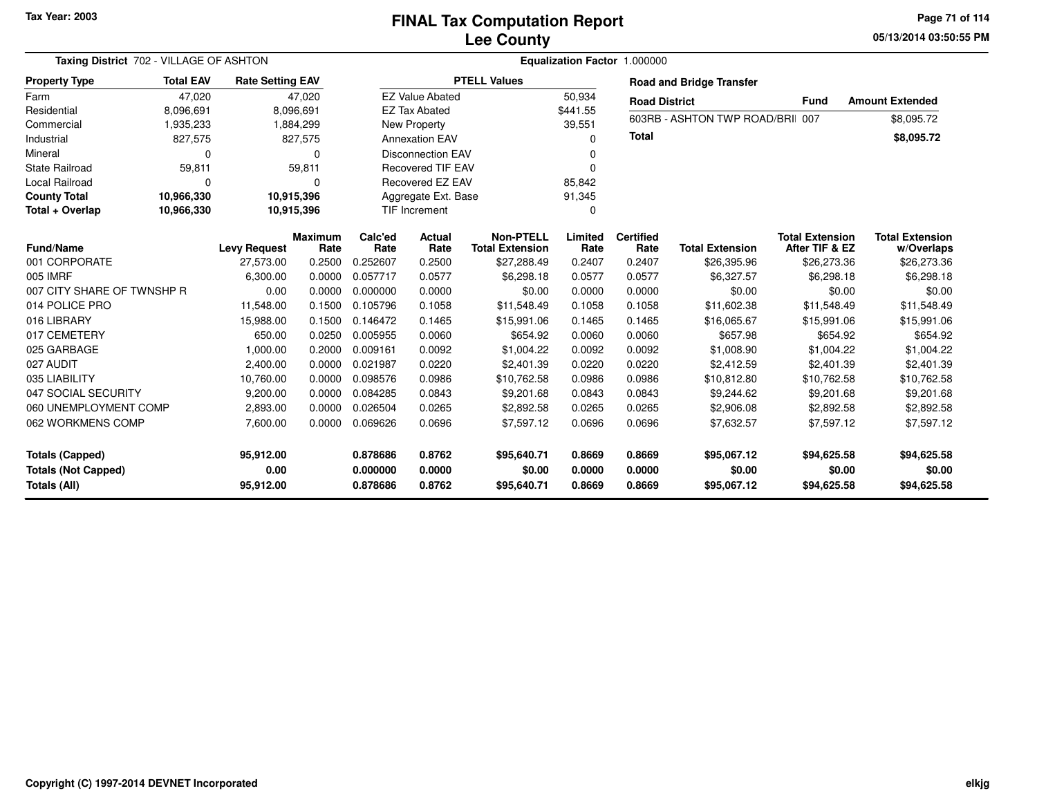Tax Year: 2003

# FINAL Tax Computation Report
# Lee County

05/13/2014 03:50:55 PM

**Taxing District** 702 - VILLAGE OF ASHTON

**Equalization Factor** 1.000000

| Property Type | Total EAV | Rate Setting EAV |
|---|---|---|
| Farm | 47,020 | 47,020 |
| Residential | 8,096,691 | 8,096,691 |
| Commercial | 1,935,233 | 1,884,299 |
| Industrial | 827,575 | 827,575 |
| Mineral | 0 | 0 |
| State Railroad | 59,811 | 59,811 |
| Local Railroad | 0 | 0 |
| **County Total** | **10,966,330** | **10,915,396** |
| **Total + Overlap** | **10,966,330** | **10,915,396** |

| PTELL Values | |
|---|---|
| EZ Value Abated | 50,934 |
| EZ Tax Abated | $441.55 |
| New Property | 39,551 |
| Annexation EAV | 0 |
| Disconnection EAV | 0 |
| Recovered TIF EAV | 0 |
| Recovered EZ EAV | 85,842 |
| Aggregate Ext. Base | 91,345 |
| TIF Increment | 0 |

**Road and Bridge Transfer**

| Road District | Fund | Amount Extended |
|---|---|---|
| 603RB - ASHTON TWP ROAD/BRI | 007 | $8,095.72 |
| **Total** | | **$8,095.72** |

| Fund/Name | Levy Request | Maximum Rate | Calc'ed Rate | Actual Rate | Non-PTELL Total Extension | Limited Rate | Certified Rate | Total Extension | Total Extension After TIF & EZ | Total Extension w/Overlaps |
|---|---|---|---|---|---|---|---|---|---|---|
| 001 CORPORATE | 27,573.00 | 0.2500 | 0.252607 | 0.2500 | $27,288.49 | 0.2407 | 0.2407 | $26,395.96 | $26,273.36 | $26,273.36 |
| 005 IMRF | 6,300.00 | 0.0000 | 0.057717 | 0.0577 | $6,298.18 | 0.0577 | 0.0577 | $6,327.57 | $6,298.18 | $6,298.18 |
| 007 CITY SHARE OF TWNSHP R | 0.00 | 0.0000 | 0.000000 | 0.0000 | $0.00 | 0.0000 | 0.0000 | $0.00 | $0.00 | $0.00 |
| 014 POLICE PRO | 11,548.00 | 0.1500 | 0.105796 | 0.1058 | $11,548.49 | 0.1058 | 0.1058 | $11,602.38 | $11,548.49 | $11,548.49 |
| 016 LIBRARY | 15,988.00 | 0.1500 | 0.146472 | 0.1465 | $15,991.06 | 0.1465 | 0.1465 | $16,065.67 | $15,991.06 | $15,991.06 |
| 017 CEMETERY | 650.00 | 0.0250 | 0.005955 | 0.0060 | $654.92 | 0.0060 | 0.0060 | $657.98 | $654.92 | $654.92 |
| 025 GARBAGE | 1,000.00 | 0.2000 | 0.009161 | 0.0092 | $1,004.22 | 0.0092 | 0.0092 | $1,008.90 | $1,004.22 | $1,004.22 |
| 027 AUDIT | 2,400.00 | 0.0000 | 0.021987 | 0.0220 | $2,401.39 | 0.0220 | 0.0220 | $2,412.59 | $2,401.39 | $2,401.39 |
| 035 LIABILITY | 10,760.00 | 0.0000 | 0.098576 | 0.0986 | $10,762.58 | 0.0986 | 0.0986 | $10,812.80 | $10,762.58 | $10,762.58 |
| 047 SOCIAL SECURITY | 9,200.00 | 0.0000 | 0.084285 | 0.0843 | $9,201.68 | 0.0843 | 0.0843 | $9,244.62 | $9,201.68 | $9,201.68 |
| 060 UNEMPLOYMENT COMP | 2,893.00 | 0.0000 | 0.026504 | 0.0265 | $2,892.58 | 0.0265 | 0.0265 | $2,906.08 | $2,892.58 | $2,892.58 |
| 062 WORKMENS COMP | 7,600.00 | 0.0000 | 0.069626 | 0.0696 | $7,597.12 | 0.0696 | 0.0696 | $7,632.57 | $7,597.12 | $7,597.12 |
| **Totals (Capped)** | **95,912.00** | | **0.878686** | **0.8762** | **$95,640.71** | **0.8669** | **0.8669** | **$95,067.12** | **$94,625.58** | **$94,625.58** |
| **Totals (Not Capped)** | **0.00** | | **0.000000** | **0.0000** | **$0.00** | **0.0000** | **0.0000** | **$0.00** | **$0.00** | **$0.00** |
| **Totals (All)** | **95,912.00** | | **0.878686** | **0.8762** | **$95,640.71** | **0.8669** | **0.8669** | **$95,067.12** | **$94,625.58** | **$94,625.58** |

Copyright (C) 1997-2014 DEVNET Incorporated

elkjg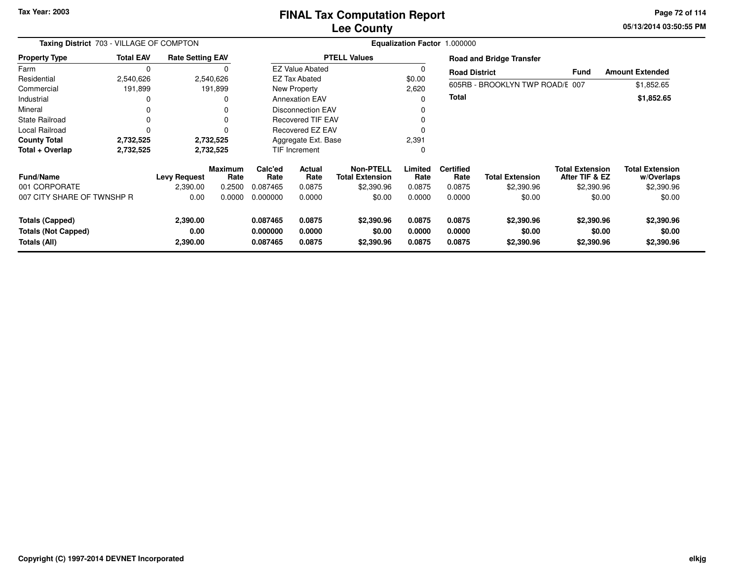# FINAL Tax Computation Report
## Lee County

Tax Year: 2003

**Taxing District** 703 - VILLAGE OF COMPTON

**Equalization Factor** 1.000000

| Property Type | Total EAV | Rate Setting EAV |
|---|---|---|
| Farm | 0 | 0 |
| Residential | 2,540,626 | 2,540,626 |
| Commercial | 191,899 | 191,899 |
| Industrial | 0 | 0 |
| Mineral | 0 | 0 |
| State Railroad | 0 | 0 |
| Local Railroad | 0 | 0 |
| **County Total** | **2,732,525** | **2,732,525** |
| **Total + Overlap** | **2,732,525** | **2,732,525** |

| PTELL Values | |
|---|---|
| EZ Value Abated | 0 |
| EZ Tax Abated | $0.00 |
| New Property | 2,620 |
| Annexation EAV | 0 |
| Disconnection EAV | 0 |
| Recovered TIF EAV | 0 |
| Recovered EZ EAV | 0 |
| Aggregate Ext. Base | 2,391 |
| TIF Increment | 0 |

**Road and Bridge Transfer**

| Road District | Fund | Amount Extended |
|---|---|---|
| 605RB - BROOKLYN TWP ROAD/E | 007 | $1,852.65 |
| **Total** | | **$1,852.65** |

| Fund/Name | Levy Request | Maximum Rate | Calc'ed Rate | Actual Rate | Non-PTELL Total Extension | Limited Rate | Certified Rate | Total Extension | Total Extension After TIF & EZ | Total Extension w/Overlaps |
|---|---|---|---|---|---|---|---|---|---|---|
| 001 CORPORATE | 2,390.00 | 0.2500 | 0.087465 | 0.0875 | $2,390.96 | 0.0875 | 0.0875 | $2,390.96 | $2,390.96 | $2,390.96 |
| 007 CITY SHARE OF TWNSHP R | 0.00 | 0.0000 | 0.000000 | 0.0000 | $0.00 | 0.0000 | 0.0000 | $0.00 | $0.00 | $0.00 |
| **Totals (Capped)** | **2,390.00** | | **0.087465** | **0.0875** | **$2,390.96** | **0.0875** | **0.0875** | **$2,390.96** | **$2,390.96** | **$2,390.96** |
| **Totals (Not Capped)** | **0.00** | | **0.000000** | **0.0000** | **$0.00** | **0.0000** | **0.0000** | **$0.00** | **$0.00** | **$0.00** |
| **Totals (All)** | **2,390.00** | | **0.087465** | **0.0875** | **$2,390.96** | **0.0875** | **0.0875** | **$2,390.96** | **$2,390.96** | **$2,390.96** |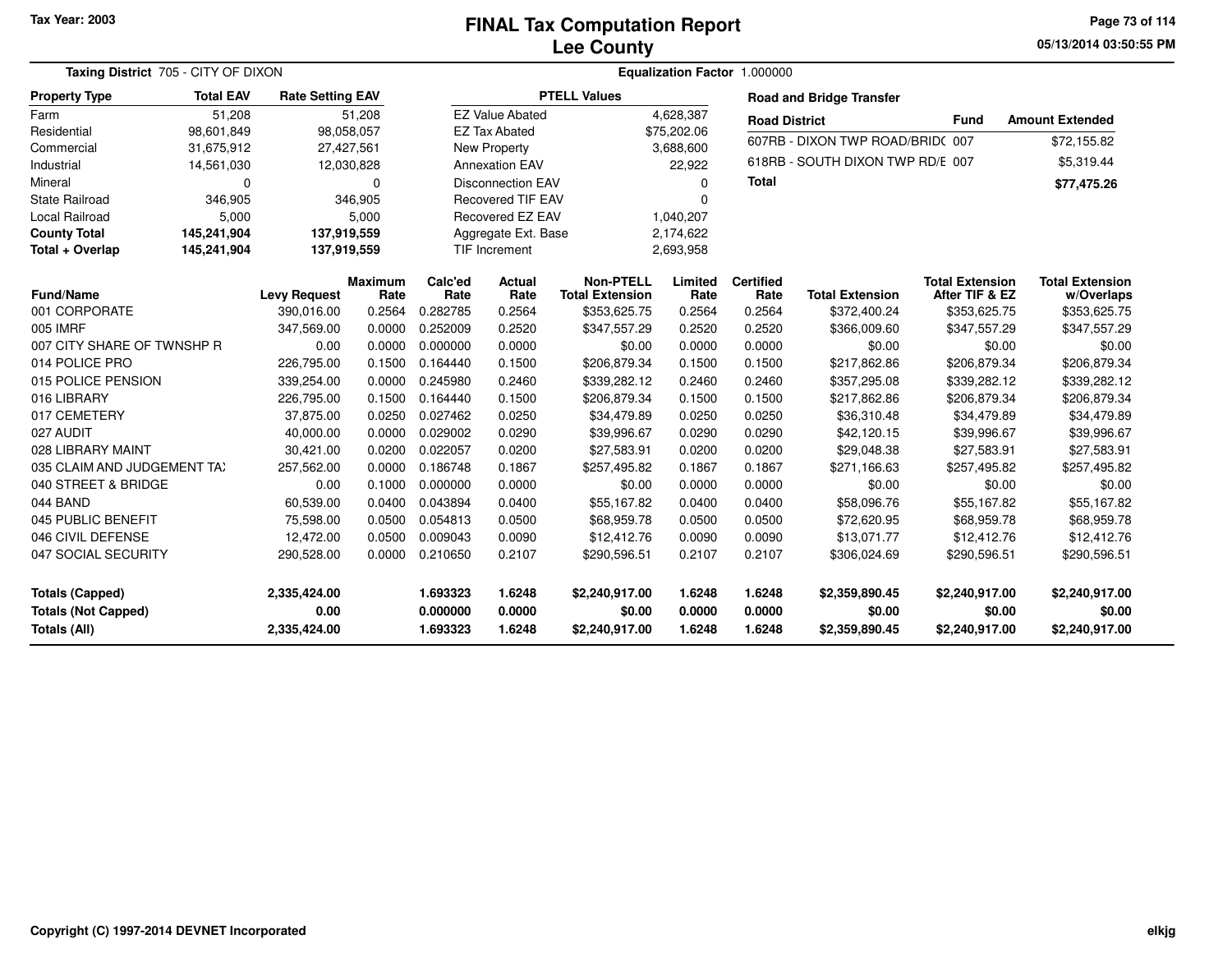Tax Year: 2003

# FINAL Tax Computation Report
## Lee County

05/13/2014 03:50:55 PM

**Taxing District** 705 - CITY OF DIXON

**Equalization Factor** 1.000000

| Property Type | Total EAV | Rate Setting EAV |
|---|---|---|
| Farm | 51,208 | 51,208 |
| Residential | 98,601,849 | 98,058,057 |
| Commercial | 31,675,912 | 27,427,561 |
| Industrial | 14,561,030 | 12,030,828 |
| Mineral | 0 | 0 |
| State Railroad | 346,905 | 346,905 |
| Local Railroad | 5,000 | 5,000 |
| **County Total** | **145,241,904** | **137,919,559** |
| **Total + Overlap** | **145,241,904** | **137,919,559** |

| PTELL Values | |
|---|---|
| EZ Value Abated | 4,628,387 |
| EZ Tax Abated | $75,202.06 |
| New Property | 3,688,600 |
| Annexation EAV | 22,922 |
| Disconnection EAV | 0 |
| Recovered TIF EAV | 0 |
| Recovered EZ EAV | 1,040,207 |
| Aggregate Ext. Base | 2,174,622 |
| TIF Increment | 2,693,958 |

**Road and Bridge Transfer**

| Road District | Fund | Amount Extended |
|---|---|---|
| 607RB - DIXON TWP ROAD/BRID( | 007 | $72,155.82 |
| 618RB - SOUTH DIXON TWP RD/E | 007 | $5,319.44 |
| **Total** | | **$77,475.26** |

| Fund/Name | Levy Request | Maximum Rate | Calc'ed Rate | Actual Rate | Non-PTELL Total Extension | Limited Rate | Certified Rate | Total Extension | Total Extension After TIF & EZ | Total Extension w/Overlaps |
|---|---|---|---|---|---|---|---|---|---|---|
| 001 CORPORATE | 390,016.00 | 0.2564 | 0.282785 | 0.2564 | $353,625.75 | 0.2564 | 0.2564 | $372,400.24 | $353,625.75 | $353,625.75 |
| 005 IMRF | 347,569.00 | 0.0000 | 0.252009 | 0.2520 | $347,557.29 | 0.2520 | 0.2520 | $366,009.60 | $347,557.29 | $347,557.29 |
| 007 CITY SHARE OF TWNSHP R | 0.00 | 0.0000 | 0.000000 | 0.0000 | $0.00 | 0.0000 | 0.0000 | $0.00 | $0.00 | $0.00 |
| 014 POLICE PRO | 226,795.00 | 0.1500 | 0.164440 | 0.1500 | $206,879.34 | 0.1500 | 0.1500 | $217,862.86 | $206,879.34 | $206,879.34 |
| 015 POLICE PENSION | 339,254.00 | 0.0000 | 0.245980 | 0.2460 | $339,282.12 | 0.2460 | 0.2460 | $357,295.08 | $339,282.12 | $339,282.12 |
| 016 LIBRARY | 226,795.00 | 0.1500 | 0.164440 | 0.1500 | $206,879.34 | 0.1500 | 0.1500 | $217,862.86 | $206,879.34 | $206,879.34 |
| 017 CEMETERY | 37,875.00 | 0.0250 | 0.027462 | 0.0250 | $34,479.89 | 0.0250 | 0.0250 | $36,310.48 | $34,479.89 | $34,479.89 |
| 027 AUDIT | 40,000.00 | 0.0000 | 0.029002 | 0.0290 | $39,996.67 | 0.0290 | 0.0290 | $42,120.15 | $39,996.67 | $39,996.67 |
| 028 LIBRARY MAINT | 30,421.00 | 0.0200 | 0.022057 | 0.0200 | $27,583.91 | 0.0200 | 0.0200 | $29,048.38 | $27,583.91 | $27,583.91 |
| 035 CLAIM AND JUDGEMENT TA) | 257,562.00 | 0.0000 | 0.186748 | 0.1867 | $257,495.82 | 0.1867 | 0.1867 | $271,166.63 | $257,495.82 | $257,495.82 |
| 040 STREET & BRIDGE | 0.00 | 0.1000 | 0.000000 | 0.0000 | $0.00 | 0.0000 | 0.0000 | $0.00 | $0.00 | $0.00 |
| 044 BAND | 60,539.00 | 0.0400 | 0.043894 | 0.0400 | $55,167.82 | 0.0400 | 0.0400 | $58,096.76 | $55,167.82 | $55,167.82 |
| 045 PUBLIC BENEFIT | 75,598.00 | 0.0500 | 0.054813 | 0.0500 | $68,959.78 | 0.0500 | 0.0500 | $72,620.95 | $68,959.78 | $68,959.78 |
| 046 CIVIL DEFENSE | 12,472.00 | 0.0500 | 0.009043 | 0.0090 | $12,412.76 | 0.0090 | 0.0090 | $13,071.77 | $12,412.76 | $12,412.76 |
| 047 SOCIAL SECURITY | 290,528.00 | 0.0000 | 0.210650 | 0.2107 | $290,596.51 | 0.2107 | 0.2107 | $306,024.69 | $290,596.51 | $290,596.51 |
| **Totals (Capped)** | **2,335,424.00** | | **1.693323** | **1.6248** | **$2,240,917.00** | **1.6248** | **1.6248** | **$2,359,890.45** | **$2,240,917.00** | **$2,240,917.00** |
| **Totals (Not Capped)** | **0.00** | | **0.000000** | **0.0000** | **$0.00** | **0.0000** | **0.0000** | **$0.00** | **$0.00** | **$0.00** |
| **Totals (All)** | **2,335,424.00** | | **1.693323** | **1.6248** | **$2,240,917.00** | **1.6248** | **1.6248** | **$2,359,890.45** | **$2,240,917.00** | **$2,240,917.00** |

Copyright (C) 1997-2014 DEVNET Incorporated

elkjg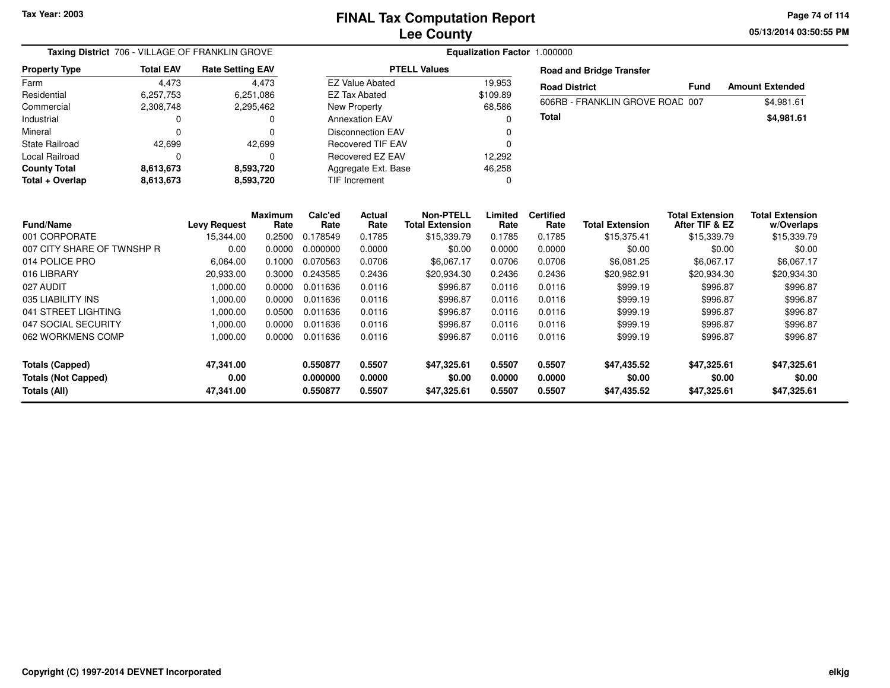Tax Year: 2003

# FINAL Tax Computation Report
## Lee County

05/13/2014 03:50:55 PM

**Taxing District** 706 - VILLAGE OF FRANKLIN GROVE

**Equalization Factor** 1.000000

| Property Type | Total EAV | Rate Setting EAV |
|---|---|---|
| Farm | 4,473 | 4,473 |
| Residential | 6,257,753 | 6,251,086 |
| Commercial | 2,308,748 | 2,295,462 |
| Industrial | 0 | 0 |
| Mineral | 0 | 0 |
| State Railroad | 42,699 | 42,699 |
| Local Railroad | 0 | 0 |
| **County Total** | **8,613,673** | **8,593,720** |
| **Total + Overlap** | **8,613,673** | **8,593,720** |

| PTELL Values | |
|---|---|
| EZ Value Abated | 19,953 |
| EZ Tax Abated | $109.89 |
| New Property | 68,586 |
| Annexation EAV | 0 |
| Disconnection EAV | 0 |
| Recovered TIF EAV | 0 |
| Recovered EZ EAV | 12,292 |
| Aggregate Ext. Base | 46,258 |
| TIF Increment | 0 |

**Road and Bridge Transfer**

| Road District | Fund | Amount Extended |
|---|---|---|
| 606RB - FRANKLIN GROVE ROAD | 007 | $4,981.61 |
| **Total** | | **$4,981.61** |

| Fund/Name | Levy Request | Maximum Rate | Calc'ed Rate | Actual Rate | Non-PTELL Total Extension | Limited Rate | Certified Rate | Total Extension | Total Extension After TIF & EZ | Total Extension w/Overlaps |
|---|---|---|---|---|---|---|---|---|---|---|
| 001 CORPORATE | 15,344.00 | 0.2500 | 0.178549 | 0.1785 | $15,339.79 | 0.1785 | 0.1785 | $15,375.41 | $15,339.79 | $15,339.79 |
| 007 CITY SHARE OF TWNSHP R | 0.00 | 0.0000 | 0.000000 | 0.0000 | $0.00 | 0.0000 | 0.0000 | $0.00 | $0.00 | $0.00 |
| 014 POLICE PRO | 6,064.00 | 0.1000 | 0.070563 | 0.0706 | $6,067.17 | 0.0706 | 0.0706 | $6,081.25 | $6,067.17 | $6,067.17 |
| 016 LIBRARY | 20,933.00 | 0.3000 | 0.243585 | 0.2436 | $20,934.30 | 0.2436 | 0.2436 | $20,982.91 | $20,934.30 | $20,934.30 |
| 027 AUDIT | 1,000.00 | 0.0000 | 0.011636 | 0.0116 | $996.87 | 0.0116 | 0.0116 | $999.19 | $996.87 | $996.87 |
| 035 LIABILITY INS | 1,000.00 | 0.0000 | 0.011636 | 0.0116 | $996.87 | 0.0116 | 0.0116 | $999.19 | $996.87 | $996.87 |
| 041 STREET LIGHTING | 1,000.00 | 0.0500 | 0.011636 | 0.0116 | $996.87 | 0.0116 | 0.0116 | $999.19 | $996.87 | $996.87 |
| 047 SOCIAL SECURITY | 1,000.00 | 0.0000 | 0.011636 | 0.0116 | $996.87 | 0.0116 | 0.0116 | $999.19 | $996.87 | $996.87 |
| 062 WORKMENS COMP | 1,000.00 | 0.0000 | 0.011636 | 0.0116 | $996.87 | 0.0116 | 0.0116 | $999.19 | $996.87 | $996.87 |
| **Totals (Capped)** | **47,341.00** | | **0.550877** | **0.5507** | **$47,325.61** | **0.5507** | **0.5507** | **$47,435.52** | **$47,325.61** | **$47,325.61** |
| **Totals (Not Capped)** | **0.00** | | **0.000000** | **0.0000** | **$0.00** | **0.0000** | **0.0000** | **$0.00** | **$0.00** | **$0.00** |
| **Totals (All)** | **47,341.00** | | **0.550877** | **0.5507** | **$47,325.61** | **0.5507** | **0.5507** | **$47,435.52** | **$47,325.61** | **$47,325.61** |

Copyright (C) 1997-2014 DEVNET Incorporated

elkjg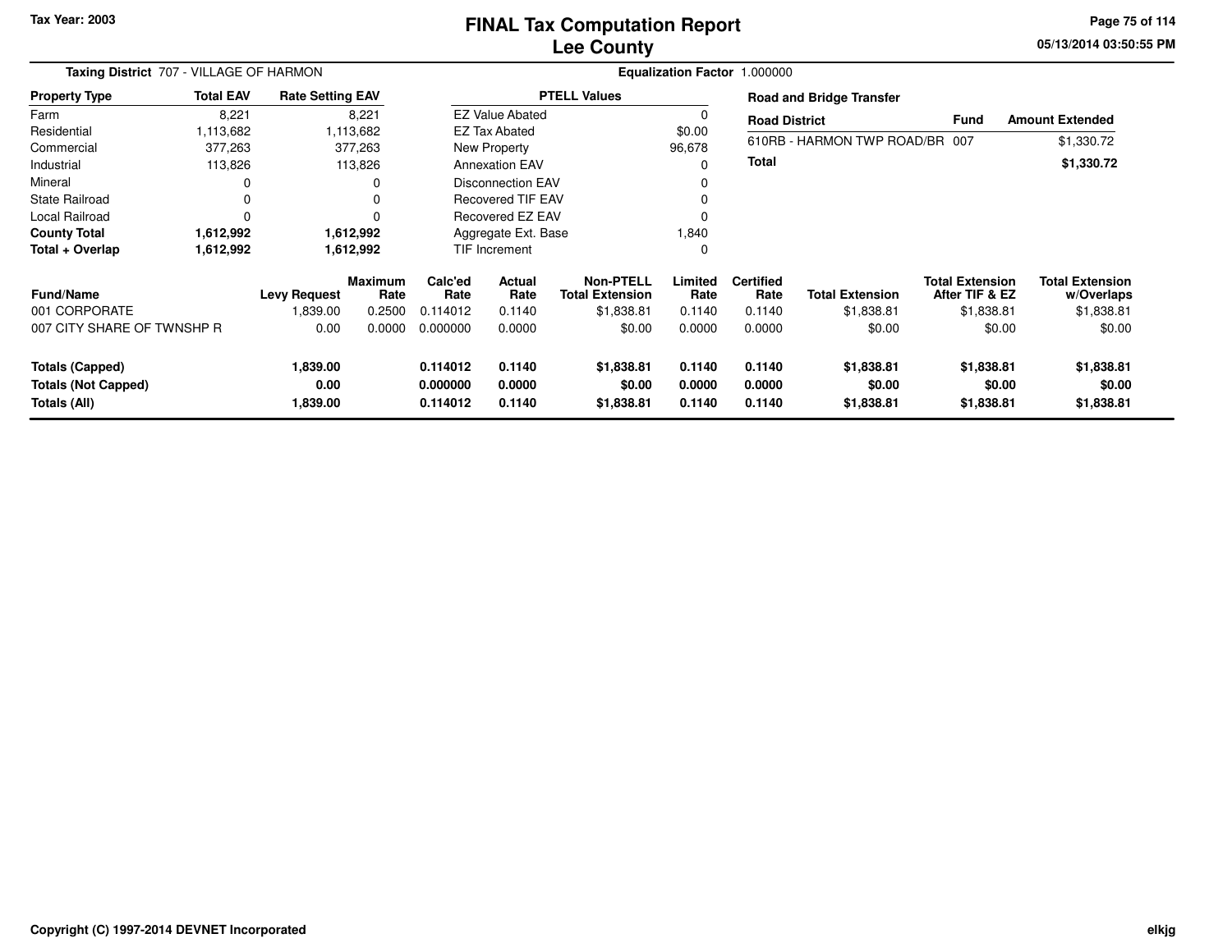Tax Year: 2003

# FINAL Tax Computation Report
# Lee County

05/13/2014 03:50:55 PM

**Taxing District** 707 - VILLAGE OF HARMON

**Equalization Factor** 1.000000

| Property Type | Total EAV | Rate Setting EAV |
|---|---|---|
| Farm | 8,221 | 8,221 |
| Residential | 1,113,682 | 1,113,682 |
| Commercial | 377,263 | 377,263 |
| Industrial | 113,826 | 113,826 |
| Mineral | 0 | 0 |
| State Railroad | 0 | 0 |
| Local Railroad | 0 | 0 |
| **County Total** | **1,612,992** | **1,612,992** |
| **Total + Overlap** | **1,612,992** | **1,612,992** |

| PTELL Values | |
|---|---|
| EZ Value Abated | 0 |
| EZ Tax Abated | $0.00 |
| New Property | 96,678 |
| Annexation EAV | 0 |
| Disconnection EAV | 0 |
| Recovered TIF EAV | 0 |
| Recovered EZ EAV | 0 |
| Aggregate Ext. Base | 1,840 |
| TIF Increment | 0 |

**Road and Bridge Transfer**

| Road District | Fund | Amount Extended |
|---|---|---|
| 610RB - HARMON TWP ROAD/BR | 007 | $1,330.72 |
| **Total** | | **$1,330.72** |

| Fund/Name | Levy Request | Maximum Rate | Calc'ed Rate | Actual Rate | Non-PTELL Total Extension | Limited Rate | Certified Rate | Total Extension | Total Extension After TIF & EZ | Total Extension w/Overlaps |
|---|---|---|---|---|---|---|---|---|---|---|
| 001 CORPORATE | 1,839.00 | 0.2500 | 0.114012 | 0.1140 | $1,838.81 | 0.1140 | 0.1140 | $1,838.81 | $1,838.81 | $1,838.81 |
| 007 CITY SHARE OF TWNSHP R | 0.00 | 0.0000 | 0.000000 | 0.0000 | $0.00 | 0.0000 | 0.0000 | $0.00 | $0.00 | $0.00 |
| **Totals (Capped)** | **1,839.00** | | **0.114012** | **0.1140** | **$1,838.81** | **0.1140** | **0.1140** | **$1,838.81** | **$1,838.81** | **$1,838.81** |
| **Totals (Not Capped)** | **0.00** | | **0.000000** | **0.0000** | **$0.00** | **0.0000** | **0.0000** | **$0.00** | **$0.00** | **$0.00** |
| **Totals (All)** | **1,839.00** | | **0.114012** | **0.1140** | **$1,838.81** | **0.1140** | **0.1140** | **$1,838.81** | **$1,838.81** | **$1,838.81** |

Copyright (C) 1997-2014 DEVNET Incorporated

elkjg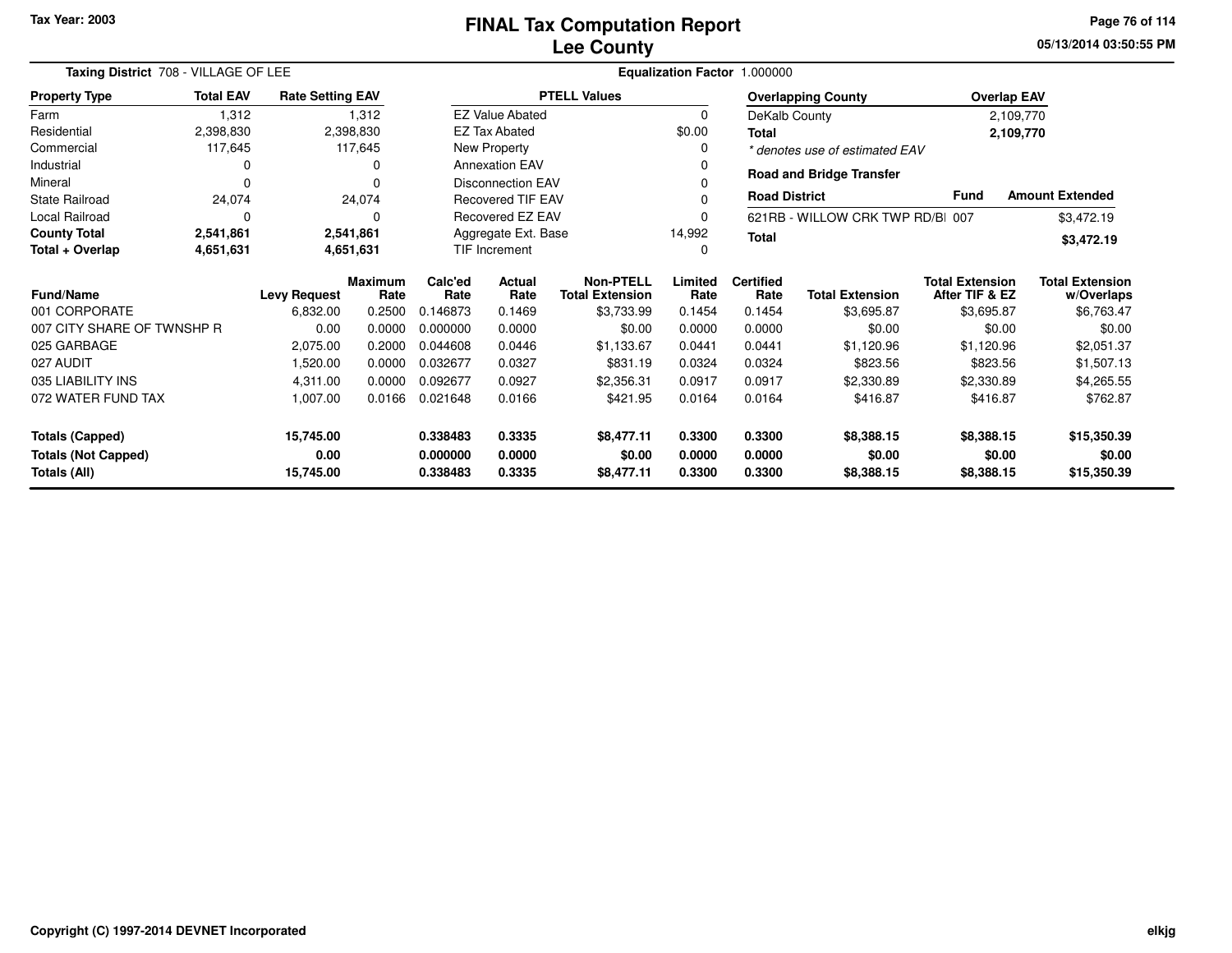Tax Year: 2003

# FINAL Tax Computation Report
## Lee County

05/13/2014 03:50:55 PM

**Taxing District** 708 - VILLAGE OF LEE | **Equalization Factor** 1.000000

| Property Type | Total EAV | Rate Setting EAV |
|---|---|---|
| Farm | 1,312 | 1,312 |
| Residential | 2,398,830 | 2,398,830 |
| Commercial | 117,645 | 117,645 |
| Industrial | 0 | 0 |
| Mineral | 0 | 0 |
| State Railroad | 24,074 | 24,074 |
| Local Railroad | 0 | 0 |
| **County Total** | **2,541,861** | **2,541,861** |
| **Total + Overlap** | **4,651,631** | **4,651,631** |

| PTELL Values | |
|---|---|
| EZ Value Abated | 0 |
| EZ Tax Abated | $0.00 |
| New Property | 0 |
| Annexation EAV | 0 |
| Disconnection EAV | 0 |
| Recovered TIF EAV | 0 |
| Recovered EZ EAV | 0 |
| Aggregate Ext. Base | 14,992 |
| TIF Increment | 0 |

| Overlapping County | Overlap EAV |
|---|---|
| DeKalb County | 2,109,770 |
| **Total** | **2,109,770** |

*\* denotes use of estimated EAV*

**Road and Bridge Transfer**

| Road District | Fund | Amount Extended |
|---|---|---|
| 621RB - WILLOW CRK TWP RD/BI | 007 | $3,472.19 |
| **Total** | | **$3,472.19** |

| Fund/Name | Levy Request | Maximum Rate | Calc'ed Rate | Actual Rate | Non-PTELL Total Extension | Limited Rate | Certified Rate | Total Extension | Total Extension After TIF & EZ | Total Extension w/Overlaps |
|---|---|---|---|---|---|---|---|---|---|---|
| 001 CORPORATE | 6,832.00 | 0.2500 | 0.146873 | 0.1469 | $3,733.99 | 0.1454 | 0.1454 | $3,695.87 | $3,695.87 | $6,763.47 |
| 007 CITY SHARE OF TWNSHP R | 0.00 | 0.0000 | 0.000000 | 0.0000 | $0.00 | 0.0000 | 0.0000 | $0.00 | $0.00 | $0.00 |
| 025 GARBAGE | 2,075.00 | 0.2000 | 0.044608 | 0.0446 | $1,133.67 | 0.0441 | 0.0441 | $1,120.96 | $1,120.96 | $2,051.37 |
| 027 AUDIT | 1,520.00 | 0.0000 | 0.032677 | 0.0327 | $831.19 | 0.0324 | 0.0324 | $823.56 | $823.56 | $1,507.13 |
| 035 LIABILITY INS | 4,311.00 | 0.0000 | 0.092677 | 0.0927 | $2,356.31 | 0.0917 | 0.0917 | $2,330.89 | $2,330.89 | $4,265.55 |
| 072 WATER FUND TAX | 1,007.00 | 0.0166 | 0.021648 | 0.0166 | $421.95 | 0.0164 | 0.0164 | $416.87 | $416.87 | $762.87 |
| **Totals (Capped)** | **15,745.00** | | **0.338483** | **0.3335** | **$8,477.11** | **0.3300** | **0.3300** | **$8,388.15** | **$8,388.15** | **$15,350.39** |
| **Totals (Not Capped)** | **0.00** | | **0.000000** | **0.0000** | **$0.00** | **0.0000** | **0.0000** | **$0.00** | **$0.00** | **$0.00** |
| **Totals (All)** | **15,745.00** | | **0.338483** | **0.3335** | **$8,477.11** | **0.3300** | **0.3300** | **$8,388.15** | **$8,388.15** | **$15,350.39** |

Copyright (C) 1997-2014 DEVNET Incorporated

elkjg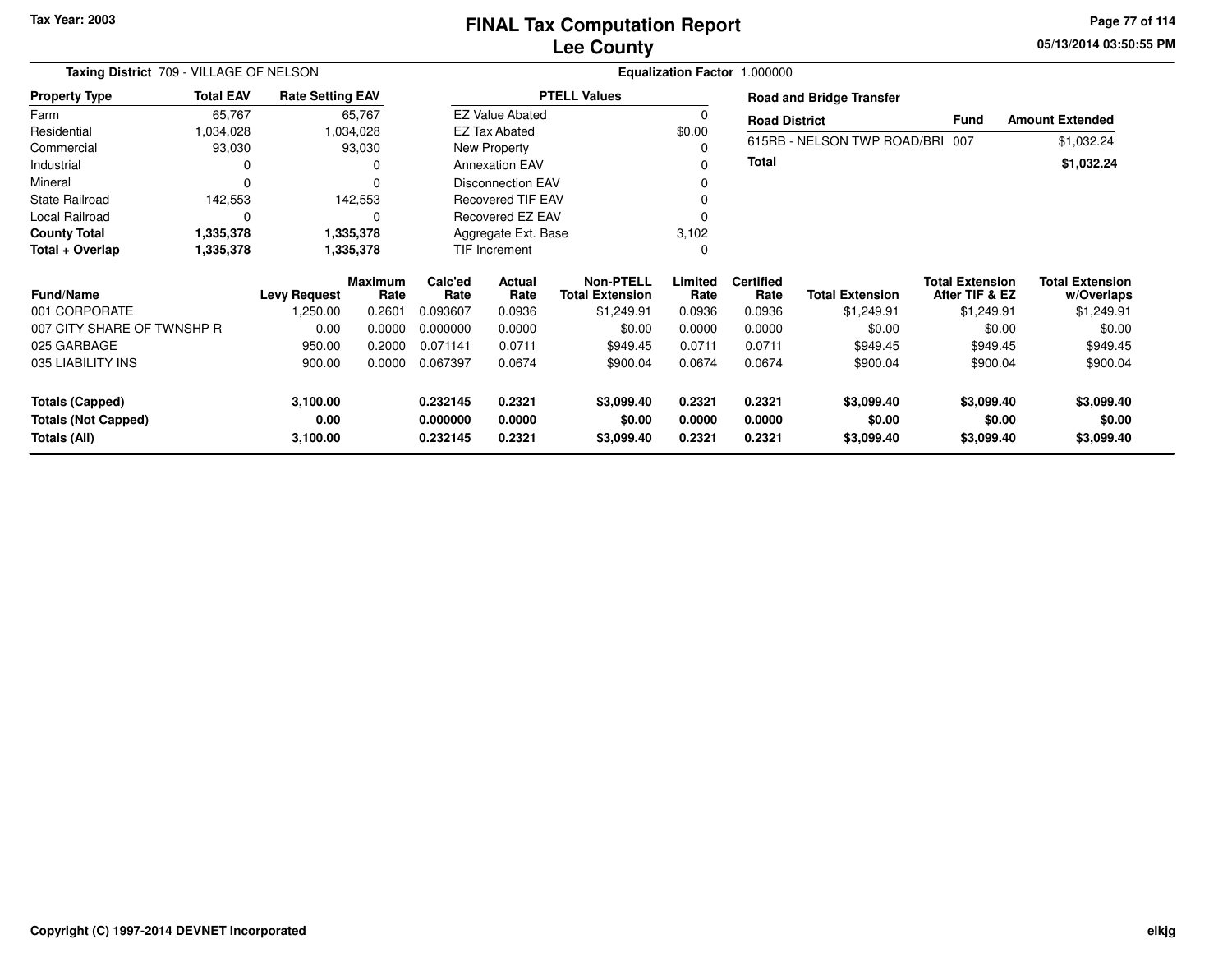Tax Year: 2003

# FINAL Tax Computation Report
## Lee County

05/13/2014 03:50:55 PM

**Taxing District** 709 - VILLAGE OF NELSON

**Equalization Factor** 1.000000

| Property Type | Total EAV | Rate Setting EAV |
|---|---|---|
| Farm | 65,767 | 65,767 |
| Residential | 1,034,028 | 1,034,028 |
| Commercial | 93,030 | 93,030 |
| Industrial | 0 | 0 |
| Mineral | 0 | 0 |
| State Railroad | 142,553 | 142,553 |
| Local Railroad | 0 | 0 |
| **County Total** | **1,335,378** | **1,335,378** |
| **Total + Overlap** | **1,335,378** | **1,335,378** |

| PTELL Values | |
|---|---|
| EZ Value Abated | 0 |
| EZ Tax Abated | $0.00 |
| New Property | 0 |
| Annexation EAV | 0 |
| Disconnection EAV | 0 |
| Recovered TIF EAV | 0 |
| Recovered EZ EAV | 0 |
| Aggregate Ext. Base | 3,102 |
| TIF Increment | 0 |

**Road and Bridge Transfer**

| Road District | Fund | Amount Extended |
|---|---|---|
| 615RB - NELSON TWP ROAD/BRI | 007 | $1,032.24 |
| **Total** | | **$1,032.24** |

| Fund/Name | Levy Request | Maximum Rate | Calc'ed Rate | Actual Rate | Non-PTELL Total Extension | Limited Rate | Certified Rate | Total Extension | Total Extension After TIF & EZ | Total Extension w/Overlaps |
|---|---|---|---|---|---|---|---|---|---|---|
| 001 CORPORATE | 1,250.00 | 0.2601 | 0.093607 | 0.0936 | $1,249.91 | 0.0936 | 0.0936 | $1,249.91 | $1,249.91 | $1,249.91 |
| 007 CITY SHARE OF TWNSHP R | 0.00 | 0.0000 | 0.000000 | 0.0000 | $0.00 | 0.0000 | 0.0000 | $0.00 | $0.00 | $0.00 |
| 025 GARBAGE | 950.00 | 0.2000 | 0.071141 | 0.0711 | $949.45 | 0.0711 | 0.0711 | $949.45 | $949.45 | $949.45 |
| 035 LIABILITY INS | 900.00 | 0.0000 | 0.067397 | 0.0674 | $900.04 | 0.0674 | 0.0674 | $900.04 | $900.04 | $900.04 |
| **Totals (Capped)** | **3,100.00** | | **0.232145** | **0.2321** | **$3,099.40** | **0.2321** | **0.2321** | **$3,099.40** | **$3,099.40** | **$3,099.40** |
| **Totals (Not Capped)** | **0.00** | | **0.000000** | **0.0000** | **$0.00** | **0.0000** | **0.0000** | **$0.00** | **$0.00** | **$0.00** |
| **Totals (All)** | **3,100.00** | | **0.232145** | **0.2321** | **$3,099.40** | **0.2321** | **0.2321** | **$3,099.40** | **$3,099.40** | **$3,099.40** |

Copyright (C) 1997-2014 DEVNET Incorporated

elkjg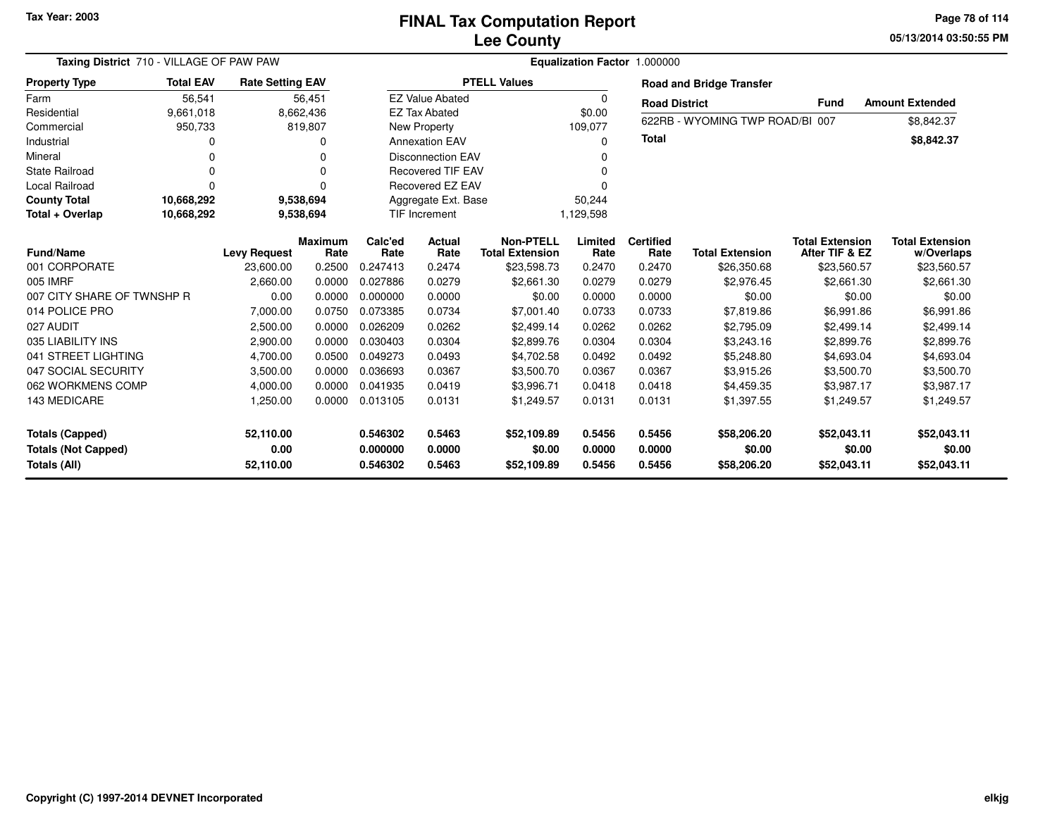Tax Year: 2003

# FINAL Tax Computation Report
# Lee County

05/13/2014 03:50:55 PM

**Taxing District** 710 - VILLAGE OF PAW PAW

**Equalization Factor** 1.000000

| Property Type | Total EAV | Rate Setting EAV |
|---|---|---|
| Farm | 56,541 | 56,451 |
| Residential | 9,661,018 | 8,662,436 |
| Commercial | 950,733 | 819,807 |
| Industrial | 0 | 0 |
| Mineral | 0 | 0 |
| State Railroad | 0 | 0 |
| Local Railroad | 0 | 0 |
| **County Total** | **10,668,292** | **9,538,694** |
| **Total + Overlap** | **10,668,292** | **9,538,694** |

| PTELL Values | |
|---|---|
| EZ Value Abated | 0 |
| EZ Tax Abated | $0.00 |
| New Property | 109,077 |
| Annexation EAV | 0 |
| Disconnection EAV | 0 |
| Recovered TIF EAV | 0 |
| Recovered EZ EAV | 0 |
| Aggregate Ext. Base | 50,244 |
| TIF Increment | 1,129,598 |

**Road and Bridge Transfer**

| Road District | Fund | Amount Extended |
|---|---|---|
| 622RB - WYOMING TWP ROAD/BI | 007 | $8,842.37 |
| **Total** | | **$8,842.37** |

| Fund/Name | Levy Request | Maximum Rate | Calc'ed Rate | Actual Rate | Non-PTELL Total Extension | Limited Rate | Certified Rate | Total Extension | Total Extension After TIF & EZ | Total Extension w/Overlaps |
|---|---|---|---|---|---|---|---|---|---|---|
| 001 CORPORATE | 23,600.00 | 0.2500 | 0.247413 | 0.2474 | $23,598.73 | 0.2470 | 0.2470 | $26,350.68 | $23,560.57 | $23,560.57 |
| 005 IMRF | 2,660.00 | 0.0000 | 0.027886 | 0.0279 | $2,661.30 | 0.0279 | 0.0279 | $2,976.45 | $2,661.30 | $2,661.30 |
| 007 CITY SHARE OF TWNSHP R | 0.00 | 0.0000 | 0.000000 | 0.0000 | $0.00 | 0.0000 | 0.0000 | $0.00 | $0.00 | $0.00 |
| 014 POLICE PRO | 7,000.00 | 0.0750 | 0.073385 | 0.0734 | $7,001.40 | 0.0733 | 0.0733 | $7,819.86 | $6,991.86 | $6,991.86 |
| 027 AUDIT | 2,500.00 | 0.0000 | 0.026209 | 0.0262 | $2,499.14 | 0.0262 | 0.0262 | $2,795.09 | $2,499.14 | $2,499.14 |
| 035 LIABILITY INS | 2,900.00 | 0.0000 | 0.030403 | 0.0304 | $2,899.76 | 0.0304 | 0.0304 | $3,243.16 | $2,899.76 | $2,899.76 |
| 041 STREET LIGHTING | 4,700.00 | 0.0500 | 0.049273 | 0.0493 | $4,702.58 | 0.0492 | 0.0492 | $5,248.80 | $4,693.04 | $4,693.04 |
| 047 SOCIAL SECURITY | 3,500.00 | 0.0000 | 0.036693 | 0.0367 | $3,500.70 | 0.0367 | 0.0367 | $3,915.26 | $3,500.70 | $3,500.70 |
| 062 WORKMENS COMP | 4,000.00 | 0.0000 | 0.041935 | 0.0419 | $3,996.71 | 0.0418 | 0.0418 | $4,459.35 | $3,987.17 | $3,987.17 |
| 143 MEDICARE | 1,250.00 | 0.0000 | 0.013105 | 0.0131 | $1,249.57 | 0.0131 | 0.0131 | $1,397.55 | $1,249.57 | $1,249.57 |
| **Totals (Capped)** | **52,110.00** | | **0.546302** | **0.5463** | **$52,109.89** | **0.5456** | **0.5456** | **$58,206.20** | **$52,043.11** | **$52,043.11** |
| **Totals (Not Capped)** | **0.00** | | **0.000000** | **0.0000** | **$0.00** | **0.0000** | **0.0000** | **$0.00** | **$0.00** | **$0.00** |
| **Totals (All)** | **52,110.00** | | **0.546302** | **0.5463** | **$52,109.89** | **0.5456** | **0.5456** | **$58,206.20** | **$52,043.11** | **$52,043.11** |

Copyright (C) 1997-2014 DEVNET Incorporated

elkjg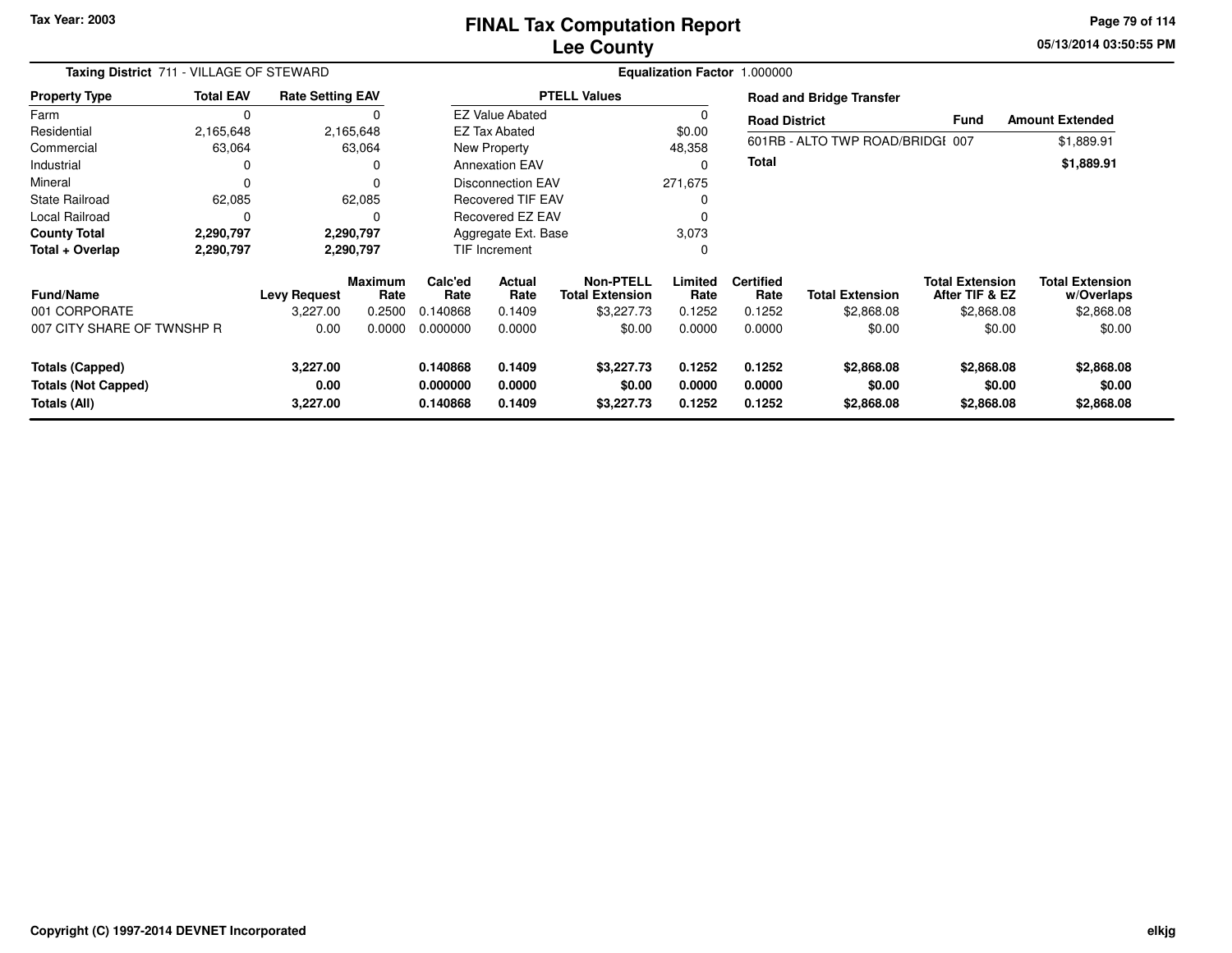Tax Year: 2003

# FINAL Tax Computation Report
## Lee County

05/13/2014 03:50:55 PM

**Taxing District** 711 - VILLAGE OF STEWARD

**Equalization Factor** 1.000000

| Property Type | Total EAV | Rate Setting EAV |
|---|---|---|
| Farm | 0 | 0 |
| Residential | 2,165,648 | 2,165,648 |
| Commercial | 63,064 | 63,064 |
| Industrial | 0 | 0 |
| Mineral | 0 | 0 |
| State Railroad | 62,085 | 62,085 |
| Local Railroad | 0 | 0 |
| **County Total** | **2,290,797** | **2,290,797** |
| **Total + Overlap** | **2,290,797** | **2,290,797** |

| PTELL Values | |
|---|---|
| EZ Value Abated | 0 |
| EZ Tax Abated | $0.00 |
| New Property | 48,358 |
| Annexation EAV | 0 |
| Disconnection EAV | 271,675 |
| Recovered TIF EAV | 0 |
| Recovered EZ EAV | 0 |
| Aggregate Ext. Base | 3,073 |
| TIF Increment | 0 |

**Road and Bridge Transfer**

| Road District | Fund | Amount Extended |
|---|---|---|
| 601RB - ALTO TWP ROAD/BRIDGE | 007 | $1,889.91 |
| **Total** | | **$1,889.91** |

| Fund/Name | Levy Request | Maximum Rate | Calc'ed Rate | Actual Rate | Non-PTELL Total Extension | Limited Rate | Certified Rate | Total Extension | Total Extension After TIF & EZ | Total Extension w/Overlaps |
|---|---|---|---|---|---|---|---|---|---|---|
| 001 CORPORATE | 3,227.00 | 0.2500 | 0.140868 | 0.1409 | $3,227.73 | 0.1252 | 0.1252 | $2,868.08 | $2,868.08 | $2,868.08 |
| 007 CITY SHARE OF TWNSHP R | 0.00 | 0.0000 | 0.000000 | 0.0000 | $0.00 | 0.0000 | 0.0000 | $0.00 | $0.00 | $0.00 |
| **Totals (Capped)** | **3,227.00** | | **0.140868** | **0.1409** | **$3,227.73** | **0.1252** | **0.1252** | **$2,868.08** | **$2,868.08** | **$2,868.08** |
| **Totals (Not Capped)** | **0.00** | | **0.000000** | **0.0000** | **$0.00** | **0.0000** | **0.0000** | **$0.00** | **$0.00** | **$0.00** |
| **Totals (All)** | **3,227.00** | | **0.140868** | **0.1409** | **$3,227.73** | **0.1252** | **0.1252** | **$2,868.08** | **$2,868.08** | **$2,868.08** |

Copyright (C) 1997-2014 DEVNET Incorporated

elkjg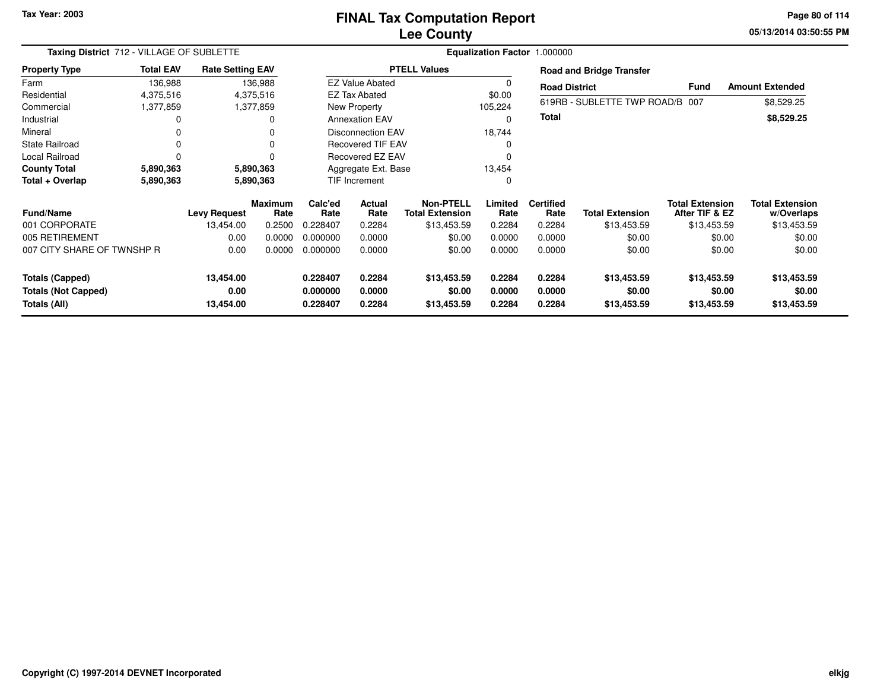Tax Year: 2003

# FINAL Tax Computation Report
## Lee County

05/13/2014 03:50:55 PM

**Taxing District** 712 - VILLAGE OF SUBLETTE

**Equalization Factor** 1.000000

| Property Type | Total EAV | Rate Setting EAV |
|---|---|---|
| Farm | 136,988 | 136,988 |
| Residential | 4,375,516 | 4,375,516 |
| Commercial | 1,377,859 | 1,377,859 |
| Industrial | 0 | 0 |
| Mineral | 0 | 0 |
| State Railroad | 0 | 0 |
| Local Railroad | 0 | 0 |
| **County Total** | **5,890,363** | **5,890,363** |
| **Total + Overlap** | **5,890,363** | **5,890,363** |

| PTELL Values | |
|---|---|
| EZ Value Abated | 0 |
| EZ Tax Abated | $0.00 |
| New Property | 105,224 |
| Annexation EAV | 0 |
| Disconnection EAV | 18,744 |
| Recovered TIF EAV | 0 |
| Recovered EZ EAV | 0 |
| Aggregate Ext. Base | 13,454 |
| TIF Increment | 0 |

**Road and Bridge Transfer**

| Road District | Fund | Amount Extended |
|---|---|---|
| 619RB - SUBLETTE TWP ROAD/B | 007 | $8,529.25 |
| **Total** | | **$8,529.25** |

| Fund/Name | Levy Request | Maximum Rate | Calc'ed Rate | Actual Rate | Non-PTELL Total Extension | Limited Rate | Certified Rate | Total Extension | Total Extension After TIF & EZ | Total Extension w/Overlaps |
|---|---|---|---|---|---|---|---|---|---|---|
| 001 CORPORATE | 13,454.00 | 0.2500 | 0.228407 | 0.2284 | $13,453.59 | 0.2284 | 0.2284 | $13,453.59 | $13,453.59 | $13,453.59 |
| 005 RETIREMENT | 0.00 | 0.0000 | 0.000000 | 0.0000 | $0.00 | 0.0000 | 0.0000 | $0.00 | $0.00 | $0.00 |
| 007 CITY SHARE OF TWNSHP R | 0.00 | 0.0000 | 0.000000 | 0.0000 | $0.00 | 0.0000 | 0.0000 | $0.00 | $0.00 | $0.00 |
| **Totals (Capped)** | **13,454.00** | | **0.228407** | **0.2284** | **$13,453.59** | **0.2284** | **0.2284** | **$13,453.59** | **$13,453.59** | **$13,453.59** |
| **Totals (Not Capped)** | **0.00** | | **0.000000** | **0.0000** | **$0.00** | **0.0000** | **0.0000** | **$0.00** | **$0.00** | **$0.00** |
| **Totals (All)** | **13,454.00** | | **0.228407** | **0.2284** | **$13,453.59** | **0.2284** | **0.2284** | **$13,453.59** | **$13,453.59** | **$13,453.59** |

Copyright (C) 1997-2014 DEVNET Incorporated

elkjg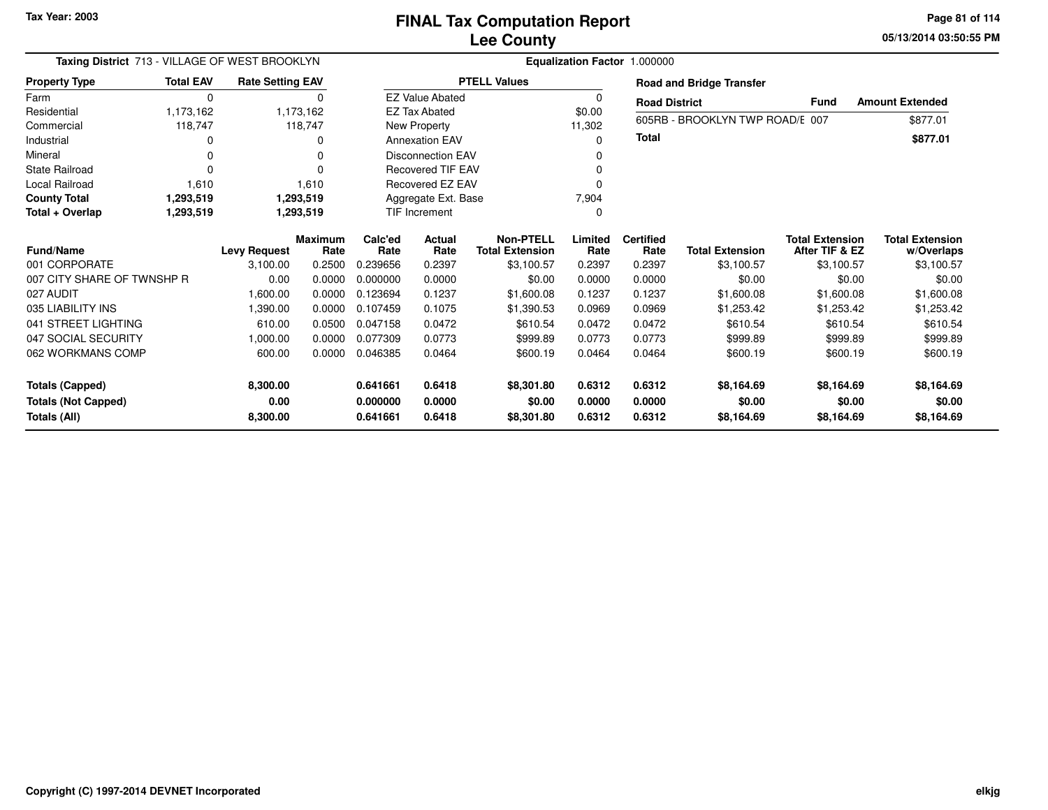Tax Year: 2003

# FINAL Tax Computation Report
## Lee County

05/13/2014 03:50:55 PM

**Taxing District** 713 - VILLAGE OF WEST BROOKLYN

**Equalization Factor** 1.000000

| Property Type | Total EAV | Rate Setting EAV |
|---|---|---|
| Farm | 0 | 0 |
| Residential | 1,173,162 | 1,173,162 |
| Commercial | 118,747 | 118,747 |
| Industrial | 0 | 0 |
| Mineral | 0 | 0 |
| State Railroad | 0 | 0 |
| Local Railroad | 1,610 | 1,610 |
| **County Total** | **1,293,519** | **1,293,519** |
| **Total + Overlap** | **1,293,519** | **1,293,519** |

| PTELL Values | |
|---|---|
| EZ Value Abated | 0 |
| EZ Tax Abated | $0.00 |
| New Property | 11,302 |
| Annexation EAV | 0 |
| Disconnection EAV | 0 |
| Recovered TIF EAV | 0 |
| Recovered EZ EAV | 0 |
| Aggregate Ext. Base | 7,904 |
| TIF Increment | 0 |

**Road and Bridge Transfer**

| Road District | Fund | Amount Extended |
|---|---|---|
| 605RB - BROOKLYN TWP ROAD/E | 007 | $877.01 |
| **Total** | | **$877.01** |

| Fund/Name | Levy Request | Maximum Rate | Calc'ed Rate | Actual Rate | Non-PTELL Total Extension | Limited Rate | Certified Rate | Total Extension | Total Extension After TIF & EZ | Total Extension w/Overlaps |
|---|---|---|---|---|---|---|---|---|---|---|
| 001 CORPORATE | 3,100.00 | 0.2500 | 0.239656 | 0.2397 | $3,100.57 | 0.2397 | 0.2397 | $3,100.57 | $3,100.57 | $3,100.57 |
| 007 CITY SHARE OF TWNSHP R | 0.00 | 0.0000 | 0.000000 | 0.0000 | $0.00 | 0.0000 | 0.0000 | $0.00 | $0.00 | $0.00 |
| 027 AUDIT | 1,600.00 | 0.0000 | 0.123694 | 0.1237 | $1,600.08 | 0.1237 | 0.1237 | $1,600.08 | $1,600.08 | $1,600.08 |
| 035 LIABILITY INS | 1,390.00 | 0.0000 | 0.107459 | 0.1075 | $1,390.53 | 0.0969 | 0.0969 | $1,253.42 | $1,253.42 | $1,253.42 |
| 041 STREET LIGHTING | 610.00 | 0.0500 | 0.047158 | 0.0472 | $610.54 | 0.0472 | 0.0472 | $610.54 | $610.54 | $610.54 |
| 047 SOCIAL SECURITY | 1,000.00 | 0.0000 | 0.077309 | 0.0773 | $999.89 | 0.0773 | 0.0773 | $999.89 | $999.89 | $999.89 |
| 062 WORKMANS COMP | 600.00 | 0.0000 | 0.046385 | 0.0464 | $600.19 | 0.0464 | 0.0464 | $600.19 | $600.19 | $600.19 |
| **Totals (Capped)** | **8,300.00** | | **0.641661** | **0.6418** | **$8,301.80** | **0.6312** | **0.6312** | **$8,164.69** | **$8,164.69** | **$8,164.69** |
| **Totals (Not Capped)** | **0.00** | | **0.000000** | **0.0000** | **$0.00** | **0.0000** | **0.0000** | **$0.00** | **$0.00** | **$0.00** |
| **Totals (All)** | **8,300.00** | | **0.641661** | **0.6418** | **$8,301.80** | **0.6312** | **0.6312** | **$8,164.69** | **$8,164.69** | **$8,164.69** |

Copyright (C) 1997-2014 DEVNET Incorporated

elkjg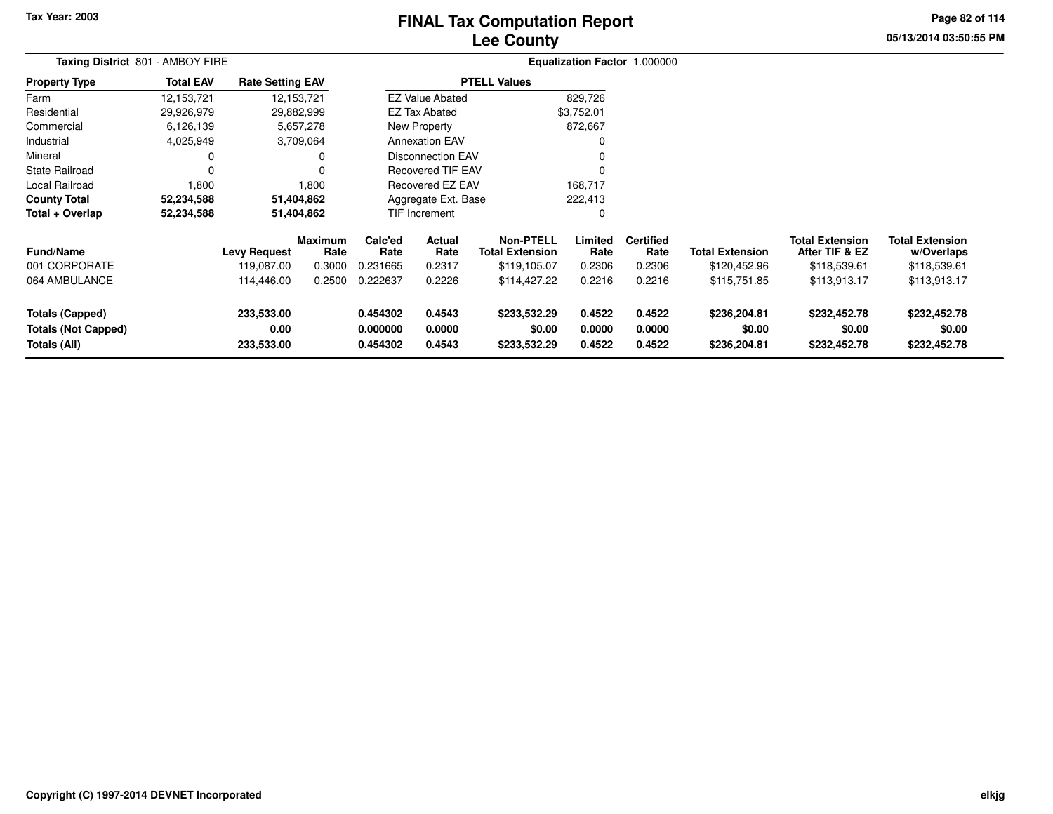Tax Year: 2003

# FINAL Tax Computation Report
## Lee County

05/13/2014 03:50:55 PM

**Taxing District** 801 - AMBOY FIRE

**Equalization Factor** 1.000000

| Property Type | Total EAV | Rate Setting EAV |
|---|---|---|
| Farm | 12,153,721 | 12,153,721 |
| Residential | 29,926,979 | 29,882,999 |
| Commercial | 6,126,139 | 5,657,278 |
| Industrial | 4,025,949 | 3,709,064 |
| Mineral | 0 | 0 |
| State Railroad | 0 | 0 |
| Local Railroad | 1,800 | 1,800 |
| **County Total** | **52,234,588** | **51,404,862** |
| **Total + Overlap** | **52,234,588** | **51,404,862** |

| PTELL Values | |
|---|---|
| EZ Value Abated | 829,726 |
| EZ Tax Abated | $3,752.01 |
| New Property | 872,667 |
| Annexation EAV | 0 |
| Disconnection EAV | 0 |
| Recovered TIF EAV | 0 |
| Recovered EZ EAV | 168,717 |
| Aggregate Ext. Base | 222,413 |
| TIF Increment | 0 |

| Fund/Name | Levy Request | Maximum Rate | Calc'ed Rate | Actual Rate | Non-PTELL Total Extension | Limited Rate | Certified Rate | Total Extension | Total Extension After TIF & EZ | Total Extension w/Overlaps |
|---|---|---|---|---|---|---|---|---|---|---|
| 001 CORPORATE | 119,087.00 | 0.3000 | 0.231665 | 0.2317 | $119,105.07 | 0.2306 | 0.2306 | $120,452.96 | $118,539.61 | $118,539.61 |
| 064 AMBULANCE | 114,446.00 | 0.2500 | 0.222637 | 0.2226 | $114,427.22 | 0.2216 | 0.2216 | $115,751.85 | $113,913.17 | $113,913.17 |
| **Totals (Capped)** | **233,533.00** | | **0.454302** | **0.4543** | **$233,532.29** | **0.4522** | **0.4522** | **$236,204.81** | **$232,452.78** | **$232,452.78** |
| **Totals (Not Capped)** | **0.00** | | **0.000000** | **0.0000** | **$0.00** | **0.0000** | **0.0000** | **$0.00** | **$0.00** | **$0.00** |
| **Totals (All)** | **233,533.00** | | **0.454302** | **0.4543** | **$233,532.29** | **0.4522** | **0.4522** | **$236,204.81** | **$232,452.78** | **$232,452.78** |

Copyright (C) 1997-2014 DEVNET Incorporated

elkjg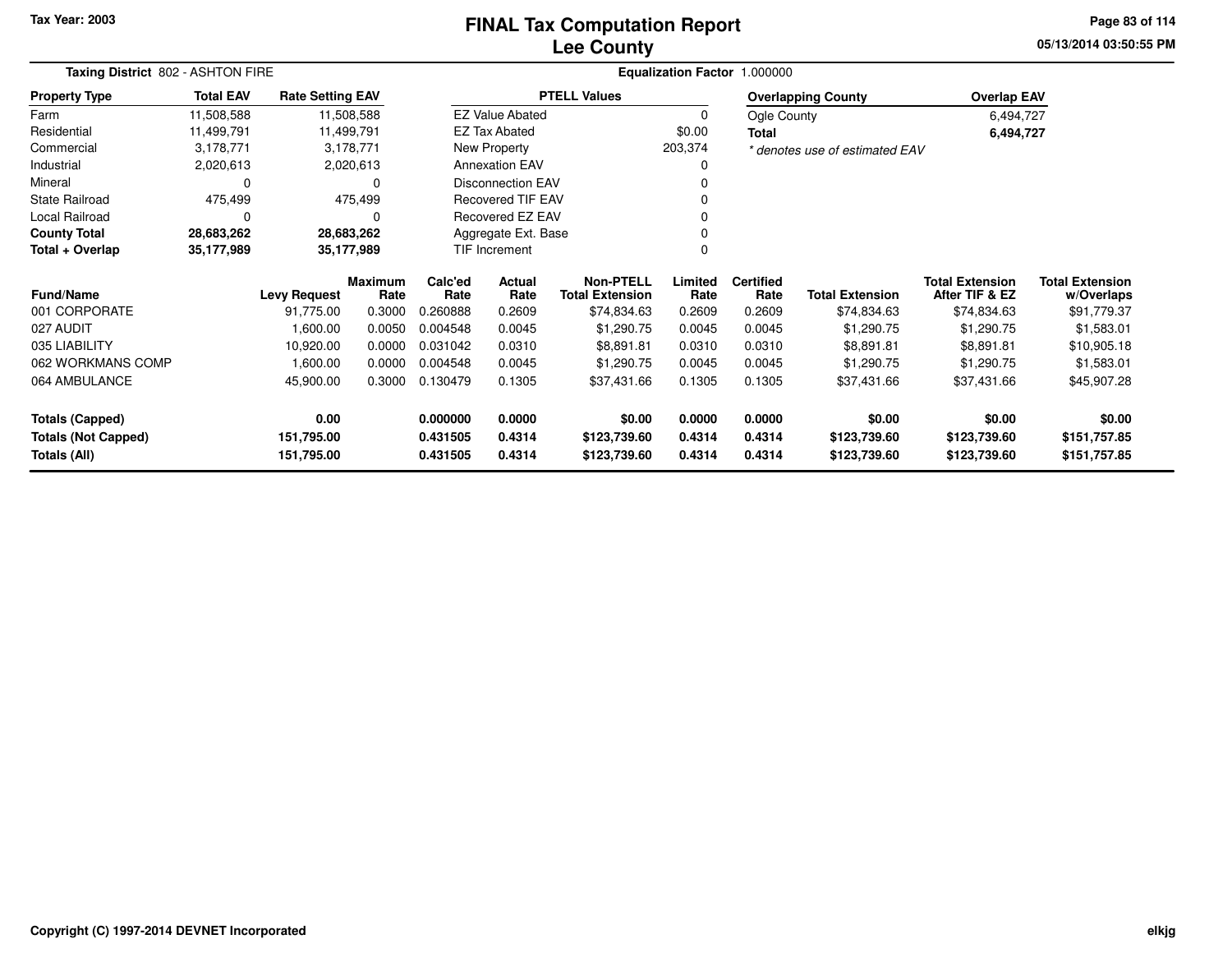Tax Year: 2003

# FINAL Tax Computation Report
## Lee County

05/13/2014 03:50:55 PM

**Taxing District** 802 - ASHTON FIRE

**Equalization Factor** 1.000000

| Property Type | Total EAV | Rate Setting EAV |
|---|---|---|
| Farm | 11,508,588 | 11,508,588 |
| Residential | 11,499,791 | 11,499,791 |
| Commercial | 3,178,771 | 3,178,771 |
| Industrial | 2,020,613 | 2,020,613 |
| Mineral | 0 | 0 |
| State Railroad | 475,499 | 475,499 |
| Local Railroad | 0 | 0 |
| **County Total** | **28,683,262** | **28,683,262** |
| **Total + Overlap** | **35,177,989** | **35,177,989** |

| PTELL Values | |
|---|---|
| EZ Value Abated | 0 |
| EZ Tax Abated | $0.00 |
| New Property | 203,374 |
| Annexation EAV | 0 |
| Disconnection EAV | 0 |
| Recovered TIF EAV | 0 |
| Recovered EZ EAV | 0 |
| Aggregate Ext. Base | 0 |
| TIF Increment | 0 |

| Overlapping County | Overlap EAV |
|---|---|
| Ogle County | 6,494,727 |
| **Total** | **6,494,727** |

*\* denotes use of estimated EAV*

| Fund/Name | Levy Request | Maximum Rate | Calc'ed Rate | Actual Rate | Non-PTELL Total Extension | Limited Rate | Certified Rate | Total Extension | Total Extension After TIF & EZ | Total Extension w/Overlaps |
|---|---|---|---|---|---|---|---|---|---|---|
| 001 CORPORATE | 91,775.00 | 0.3000 | 0.260888 | 0.2609 | $74,834.63 | 0.2609 | 0.2609 | $74,834.63 | $74,834.63 | $91,779.37 |
| 027 AUDIT | 1,600.00 | 0.0050 | 0.004548 | 0.0045 | $1,290.75 | 0.0045 | 0.0045 | $1,290.75 | $1,290.75 | $1,583.01 |
| 035 LIABILITY | 10,920.00 | 0.0000 | 0.031042 | 0.0310 | $8,891.81 | 0.0310 | 0.0310 | $8,891.81 | $8,891.81 | $10,905.18 |
| 062 WORKMANS COMP | 1,600.00 | 0.0000 | 0.004548 | 0.0045 | $1,290.75 | 0.0045 | 0.0045 | $1,290.75 | $1,290.75 | $1,583.01 |
| 064 AMBULANCE | 45,900.00 | 0.3000 | 0.130479 | 0.1305 | $37,431.66 | 0.1305 | 0.1305 | $37,431.66 | $37,431.66 | $45,907.28 |
| **Totals (Capped)** | **0.00** | | **0.000000** | **0.0000** | **$0.00** | **0.0000** | **0.0000** | **$0.00** | **$0.00** | **$0.00** |
| **Totals (Not Capped)** | **151,795.00** | | **0.431505** | **0.4314** | **$123,739.60** | **0.4314** | **0.4314** | **$123,739.60** | **$123,739.60** | **$151,757.85** |
| **Totals (All)** | **151,795.00** | | **0.431505** | **0.4314** | **$123,739.60** | **0.4314** | **0.4314** | **$123,739.60** | **$123,739.60** | **$151,757.85** |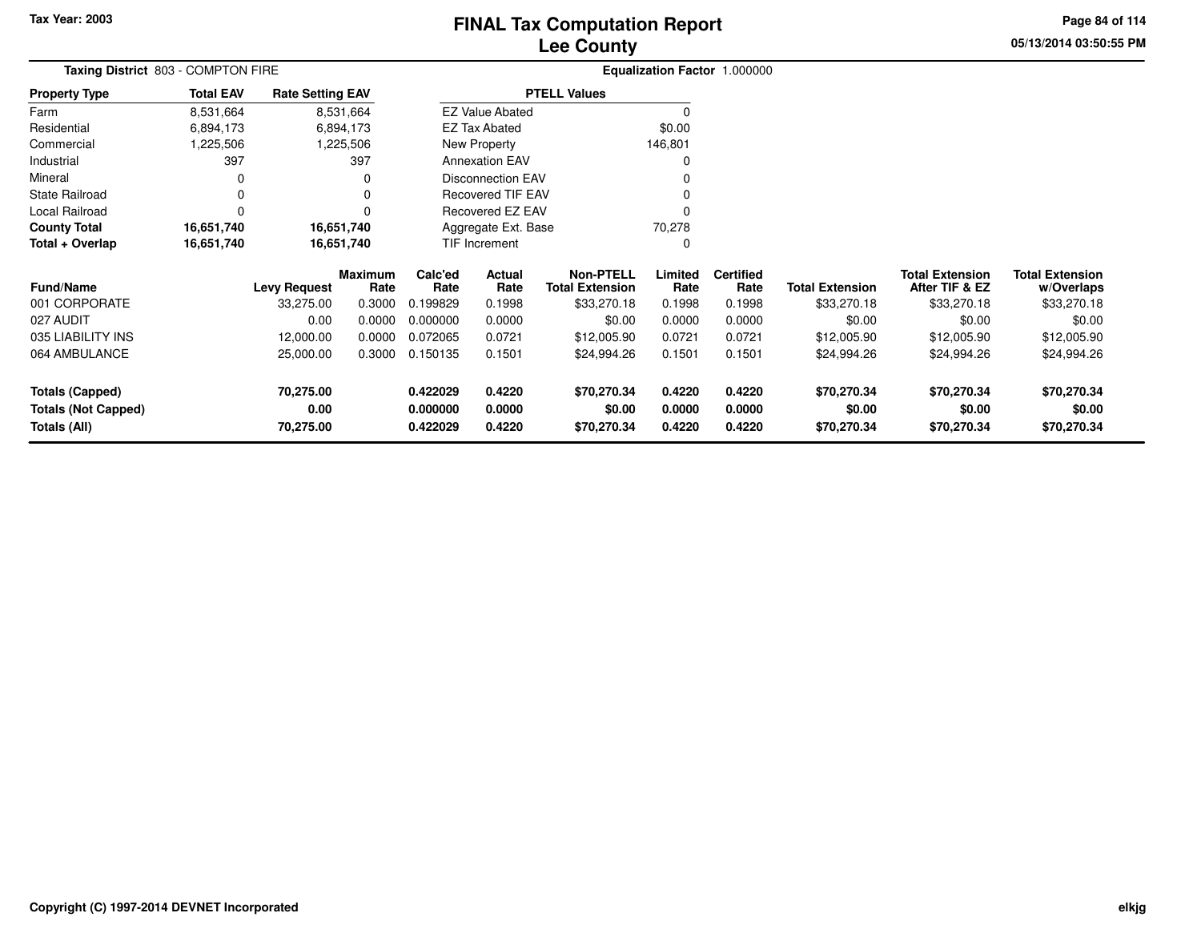# FINAL Tax Computation Report
## Lee County

Tax Year: 2003

**Taxing District** 803 - COMPTON FIRE

**Equalization Factor** 1.000000

| Property Type | Total EAV | Rate Setting EAV |
|---|---|---|
| Farm | 8,531,664 | 8,531,664 |
| Residential | 6,894,173 | 6,894,173 |
| Commercial | 1,225,506 | 1,225,506 |
| Industrial | 397 | 397 |
| Mineral | 0 | 0 |
| State Railroad | 0 | 0 |
| Local Railroad | 0 | 0 |
| **County Total** | **16,651,740** | **16,651,740** |
| **Total + Overlap** | **16,651,740** | **16,651,740** |

| PTELL Values | |
|---|---|
| EZ Value Abated | 0 |
| EZ Tax Abated | $0.00 |
| New Property | 146,801 |
| Annexation EAV | 0 |
| Disconnection EAV | 0 |
| Recovered TIF EAV | 0 |
| Recovered EZ EAV | 0 |
| Aggregate Ext. Base | 70,278 |
| TIF Increment | 0 |

| Fund/Name | Levy Request | Maximum Rate | Calc'ed Rate | Actual Rate | Non-PTELL Total Extension | Limited Rate | Certified Rate | Total Extension | Total Extension After TIF & EZ | Total Extension w/Overlaps |
|---|---|---|---|---|---|---|---|---|---|---|
| 001 CORPORATE | 33,275.00 | 0.3000 | 0.199829 | 0.1998 | $33,270.18 | 0.1998 | 0.1998 | $33,270.18 | $33,270.18 | $33,270.18 |
| 027 AUDIT | 0.00 | 0.0000 | 0.000000 | 0.0000 | $0.00 | 0.0000 | 0.0000 | $0.00 | $0.00 | $0.00 |
| 035 LIABILITY INS | 12,000.00 | 0.0000 | 0.072065 | 0.0721 | $12,005.90 | 0.0721 | 0.0721 | $12,005.90 | $12,005.90 | $12,005.90 |
| 064 AMBULANCE | 25,000.00 | 0.3000 | 0.150135 | 0.1501 | $24,994.26 | 0.1501 | 0.1501 | $24,994.26 | $24,994.26 | $24,994.26 |
| **Totals (Capped)** | **70,275.00** | | **0.422029** | **0.4220** | **$70,270.34** | **0.4220** | **0.4220** | **$70,270.34** | **$70,270.34** | **$70,270.34** |
| **Totals (Not Capped)** | **0.00** | | **0.000000** | **0.0000** | **$0.00** | **0.0000** | **0.0000** | **$0.00** | **$0.00** | **$0.00** |
| **Totals (All)** | **70,275.00** | | **0.422029** | **0.4220** | **$70,270.34** | **0.4220** | **0.4220** | **$70,270.34** | **$70,270.34** | **$70,270.34** |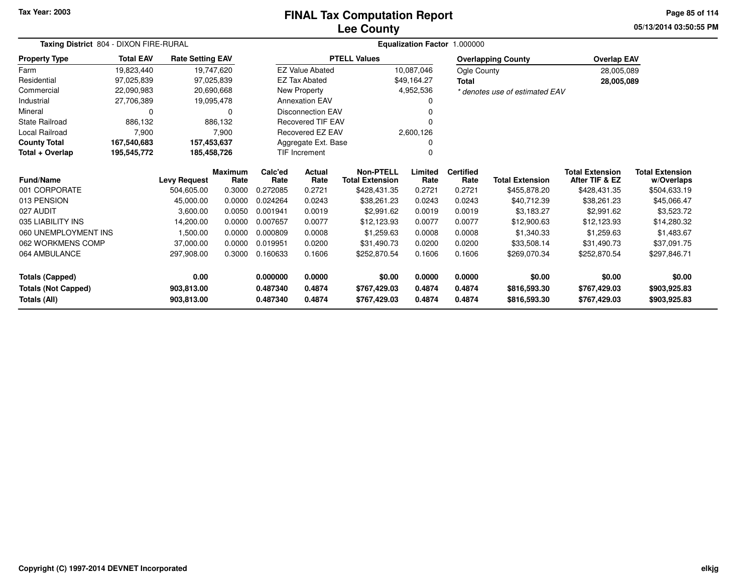# FINAL Tax Computation Report
## Lee County

Tax Year: 2003

**Taxing District** 804 - DIXON FIRE-RURAL

**Equalization Factor** 1.000000

| Property Type | Total EAV | Rate Setting EAV |
|---|---|---|
| Farm | 19,823,440 | 19,747,620 |
| Residential | 97,025,839 | 97,025,839 |
| Commercial | 22,090,983 | 20,690,668 |
| Industrial | 27,706,389 | 19,095,478 |
| Mineral | 0 | 0 |
| State Railroad | 886,132 | 886,132 |
| Local Railroad | 7,900 | 7,900 |
| **County Total** | **167,540,683** | **157,453,637** |
| **Total + Overlap** | **195,545,772** | **185,458,726** |

| PTELL Values | |
|---|---|
| EZ Value Abated | 10,087,046 |
| EZ Tax Abated | $49,164.27 |
| New Property | 4,952,536 |
| Annexation EAV | 0 |
| Disconnection EAV | 0 |
| Recovered TIF EAV | 0 |
| Recovered EZ EAV | 2,600,126 |
| Aggregate Ext. Base | 0 |
| TIF Increment | 0 |

| Overlapping County | Overlap EAV |
|---|---|
| Ogle County | 28,005,089 |
| **Total** | **28,005,089** |

*\* denotes use of estimated EAV*

| Fund/Name | Levy Request | Maximum Rate | Calc'ed Rate | Actual Rate | Non-PTELL Total Extension | Limited Rate | Certified Rate | Total Extension | Total Extension After TIF & EZ | Total Extension w/Overlaps |
|---|---|---|---|---|---|---|---|---|---|---|
| 001 CORPORATE | 504,605.00 | 0.3000 | 0.272085 | 0.2721 | $428,431.35 | 0.2721 | 0.2721 | $455,878.20 | $428,431.35 | $504,633.19 |
| 013 PENSION | 45,000.00 | 0.0000 | 0.024264 | 0.0243 | $38,261.23 | 0.0243 | 0.0243 | $40,712.39 | $38,261.23 | $45,066.47 |
| 027 AUDIT | 3,600.00 | 0.0050 | 0.001941 | 0.0019 | $2,991.62 | 0.0019 | 0.0019 | $3,183.27 | $2,991.62 | $3,523.72 |
| 035 LIABILITY INS | 14,200.00 | 0.0000 | 0.007657 | 0.0077 | $12,123.93 | 0.0077 | 0.0077 | $12,900.63 | $12,123.93 | $14,280.32 |
| 060 UNEMPLOYMENT INS | 1,500.00 | 0.0000 | 0.000809 | 0.0008 | $1,259.63 | 0.0008 | 0.0008 | $1,340.33 | $1,259.63 | $1,483.67 |
| 062 WORKMENS COMP | 37,000.00 | 0.0000 | 0.019951 | 0.0200 | $31,490.73 | 0.0200 | 0.0200 | $33,508.14 | $31,490.73 | $37,091.75 |
| 064 AMBULANCE | 297,908.00 | 0.3000 | 0.160633 | 0.1606 | $252,870.54 | 0.1606 | 0.1606 | $269,070.34 | $252,870.54 | $297,846.71 |
| **Totals (Capped)** | **0.00** | | **0.000000** | **0.0000** | **$0.00** | **0.0000** | **0.0000** | **$0.00** | **$0.00** | **$0.00** |
| **Totals (Not Capped)** | **903,813.00** | | **0.487340** | **0.4874** | **$767,429.03** | **0.4874** | **0.4874** | **$816,593.30** | **$767,429.03** | **$903,925.83** |
| **Totals (All)** | **903,813.00** | | **0.487340** | **0.4874** | **$767,429.03** | **0.4874** | **0.4874** | **$816,593.30** | **$767,429.03** | **$903,925.83** |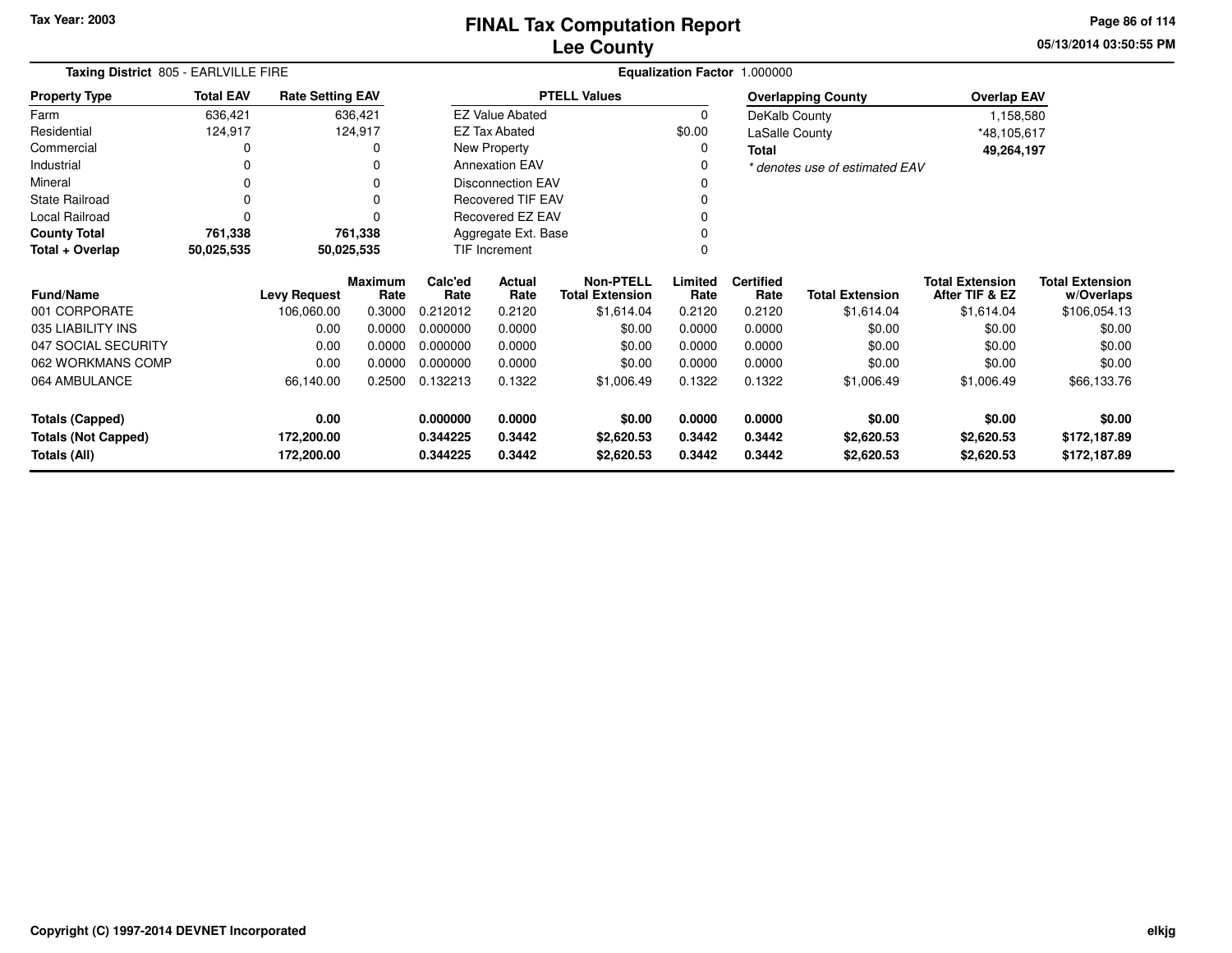Tax Year: 2003

# FINAL Tax Computation Report
## Lee County

05/13/2014 03:50:55 PM

**Taxing District** 805 - EARLVILLE FIRE

**Equalization Factor** 1.000000

| Property Type | Total EAV | Rate Setting EAV |
|---|---|---|
| Farm | 636,421 | 636,421 |
| Residential | 124,917 | 124,917 |
| Commercial | 0 | 0 |
| Industrial | 0 | 0 |
| Mineral | 0 | 0 |
| State Railroad | 0 | 0 |
| Local Railroad | 0 | 0 |
| **County Total** | **761,338** | **761,338** |
| **Total + Overlap** | **50,025,535** | **50,025,535** |

| PTELL Values | |
|---|---|
| EZ Value Abated | 0 |
| EZ Tax Abated | $0.00 |
| New Property | 0 |
| Annexation EAV | 0 |
| Disconnection EAV | 0 |
| Recovered TIF EAV | 0 |
| Recovered EZ EAV | 0 |
| Aggregate Ext. Base | 0 |
| TIF Increment | 0 |

| Overlapping County | Overlap EAV |
|---|---|
| DeKalb County | 1,158,580 |
| LaSalle County | *48,105,617 |
| **Total** | **49,264,197** |

*\* denotes use of estimated EAV*

| Fund/Name | Levy Request | Maximum Rate | Calc'ed Rate | Actual Rate | Non-PTELL Total Extension | Limited Rate | Certified Rate | Total Extension | Total Extension After TIF & EZ | Total Extension w/Overlaps |
|---|---|---|---|---|---|---|---|---|---|---|
| 001 CORPORATE | 106,060.00 | 0.3000 | 0.212012 | 0.2120 | $1,614.04 | 0.2120 | 0.2120 | $1,614.04 | $1,614.04 | $106,054.13 |
| 035 LIABILITY INS | 0.00 | 0.0000 | 0.000000 | 0.0000 | $0.00 | 0.0000 | 0.0000 | $0.00 | $0.00 | $0.00 |
| 047 SOCIAL SECURITY | 0.00 | 0.0000 | 0.000000 | 0.0000 | $0.00 | 0.0000 | 0.0000 | $0.00 | $0.00 | $0.00 |
| 062 WORKMANS COMP | 0.00 | 0.0000 | 0.000000 | 0.0000 | $0.00 | 0.0000 | 0.0000 | $0.00 | $0.00 | $0.00 |
| 064 AMBULANCE | 66,140.00 | 0.2500 | 0.132213 | 0.1322 | $1,006.49 | 0.1322 | 0.1322 | $1,006.49 | $1,006.49 | $66,133.76 |
| **Totals (Capped)** | **0.00** | | **0.000000** | **0.0000** | **$0.00** | **0.0000** | **0.0000** | **$0.00** | **$0.00** | **$0.00** |
| **Totals (Not Capped)** | **172,200.00** | | **0.344225** | **0.3442** | **$2,620.53** | **0.3442** | **0.3442** | **$2,620.53** | **$2,620.53** | **$172,187.89** |
| **Totals (All)** | **172,200.00** | | **0.344225** | **0.3442** | **$2,620.53** | **0.3442** | **0.3442** | **$2,620.53** | **$2,620.53** | **$172,187.89** |

Copyright (C) 1997-2014 DEVNET Incorporated

elkjg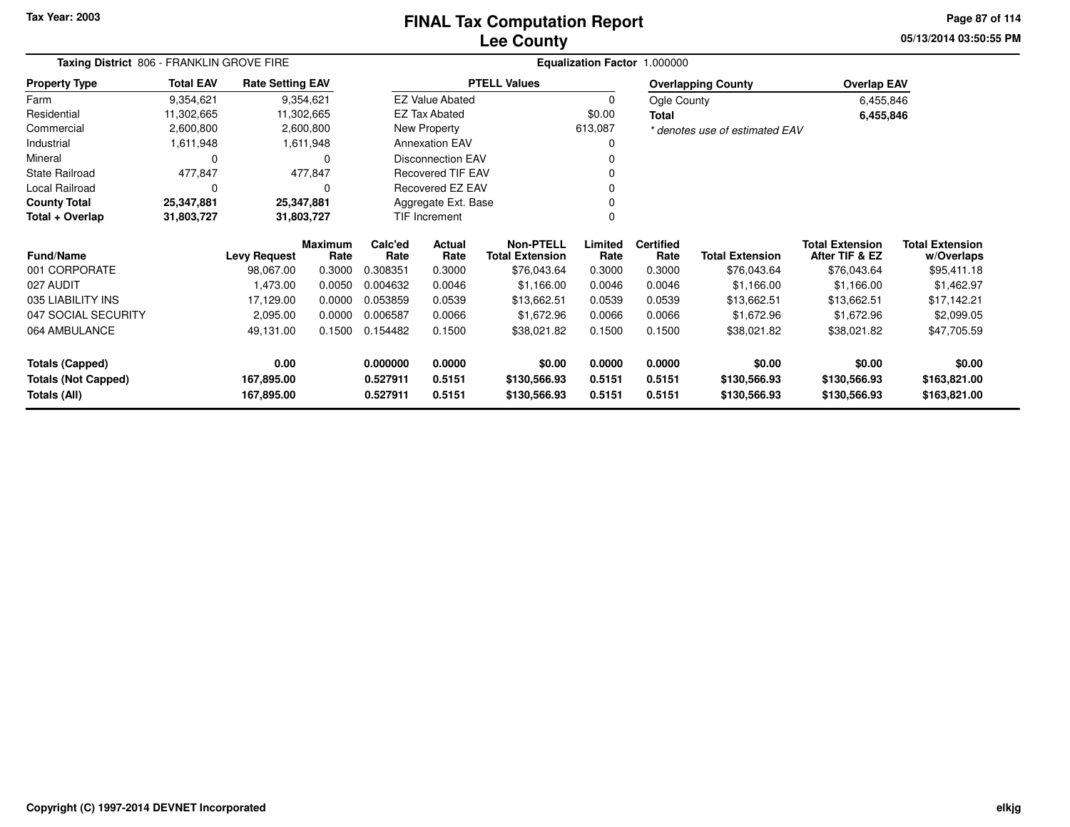Tax Year: 2003

# FINAL Tax Computation Report
## Lee County

05/13/2014 03:50:55 PM

**Taxing District** 806 - FRANKLIN GROVE FIRE **Equalization Factor** 1.000000

| Property Type | Total EAV | Rate Setting EAV |
|---|---|---|
| Farm | 9,354,621 | 9,354,621 |
| Residential | 11,302,665 | 11,302,665 |
| Commercial | 2,600,800 | 2,600,800 |
| Industrial | 1,611,948 | 1,611,948 |
| Mineral | 0 | 0 |
| State Railroad | 477,847 | 477,847 |
| Local Railroad | 0 | 0 |
| **County Total** | **25,347,881** | **25,347,881** |
| **Total + Overlap** | **31,803,727** | **31,803,727** |

| PTELL Values | |
|---|---|
| EZ Value Abated | 0 |
| EZ Tax Abated | $0.00 |
| New Property | 613,087 |
| Annexation EAV | 0 |
| Disconnection EAV | 0 |
| Recovered TIF EAV | 0 |
| Recovered EZ EAV | 0 |
| Aggregate Ext. Base | 0 |
| TIF Increment | 0 |

| Overlapping County | Overlap EAV |
|---|---|
| Ogle County | 6,455,846 |
| **Total** | **6,455,846** |

*\* denotes use of estimated EAV*

| Fund/Name | Levy Request | Maximum Rate | Calc'ed Rate | Actual Rate | Non-PTELL Total Extension | Limited Rate | Certified Rate | Total Extension | Total Extension After TIF & EZ | Total Extension w/Overlaps |
|---|---|---|---|---|---|---|---|---|---|---|
| 001 CORPORATE | 98,067.00 | 0.3000 | 0.308351 | 0.3000 | $76,043.64 | 0.3000 | 0.3000 | $76,043.64 | $76,043.64 | $95,411.18 |
| 027 AUDIT | 1,473.00 | 0.0050 | 0.004632 | 0.0046 | $1,166.00 | 0.0046 | 0.0046 | $1,166.00 | $1,166.00 | $1,462.97 |
| 035 LIABILITY INS | 17,129.00 | 0.0000 | 0.053859 | 0.0539 | $13,662.51 | 0.0539 | 0.0539 | $13,662.51 | $13,662.51 | $17,142.21 |
| 047 SOCIAL SECURITY | 2,095.00 | 0.0000 | 0.006587 | 0.0066 | $1,672.96 | 0.0066 | 0.0066 | $1,672.96 | $1,672.96 | $2,099.05 |
| 064 AMBULANCE | 49,131.00 | 0.1500 | 0.154482 | 0.1500 | $38,021.82 | 0.1500 | 0.1500 | $38,021.82 | $38,021.82 | $47,705.59 |
| **Totals (Capped)** | **0.00** | | **0.000000** | **0.0000** | **$0.00** | **0.0000** | **0.0000** | **$0.00** | **$0.00** | **$0.00** |
| **Totals (Not Capped)** | **167,895.00** | | **0.527911** | **0.5151** | **$130,566.93** | **0.5151** | **0.5151** | **$130,566.93** | **$130,566.93** | **$163,821.00** |
| **Totals (All)** | **167,895.00** | | **0.527911** | **0.5151** | **$130,566.93** | **0.5151** | **0.5151** | **$130,566.93** | **$130,566.93** | **$163,821.00** |

Copyright (C) 1997-2014 DEVNET Incorporated

elkjg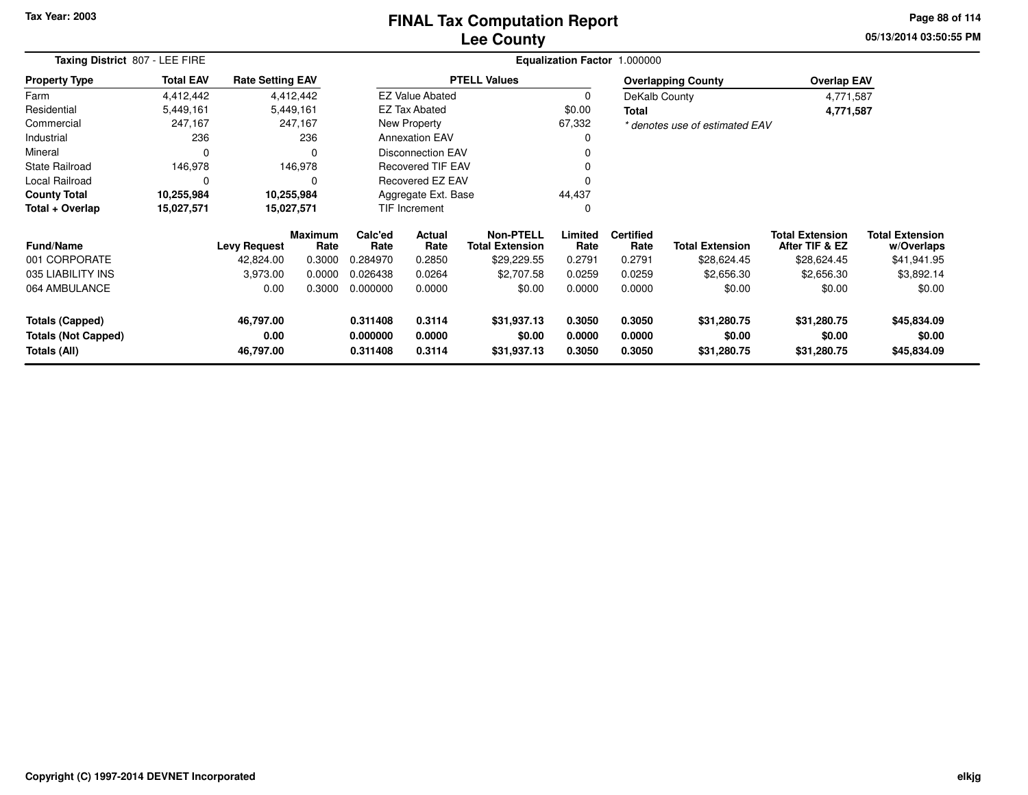Tax Year: 2003

# FINAL Tax Computation Report
# Lee County

05/13/2014 03:50:55 PM

**Taxing District** 807 - LEE FIRE | **Equalization Factor** 1.000000

| Property Type | Total EAV | Rate Setting EAV |
|---|---|---|
| Farm | 4,412,442 | 4,412,442 |
| Residential | 5,449,161 | 5,449,161 |
| Commercial | 247,167 | 247,167 |
| Industrial | 236 | 236 |
| Mineral | 0 | 0 |
| State Railroad | 146,978 | 146,978 |
| Local Railroad | 0 | 0 |
| **County Total** | **10,255,984** | **10,255,984** |
| **Total + Overlap** | **15,027,571** | **15,027,571** |

| PTELL Values | |
|---|---|
| EZ Value Abated | 0 |
| EZ Tax Abated | $0.00 |
| New Property | 67,332 |
| Annexation EAV | 0 |
| Disconnection EAV | 0 |
| Recovered TIF EAV | 0 |
| Recovered EZ EAV | 0 |
| Aggregate Ext. Base | 44,437 |
| TIF Increment | 0 |

| Overlapping County | Overlap EAV |
|---|---|
| DeKalb County | 4,771,587 |
| **Total** | **4,771,587** |

*\* denotes use of estimated EAV*

| Fund/Name | Levy Request | Maximum Rate | Calc'ed Rate | Actual Rate | Non-PTELL Total Extension | Limited Rate | Certified Rate | Total Extension | Total Extension After TIF & EZ | Total Extension w/Overlaps |
|---|---|---|---|---|---|---|---|---|---|---|
| 001 CORPORATE | 42,824.00 | 0.3000 | 0.284970 | 0.2850 | $29,229.55 | 0.2791 | 0.2791 | $28,624.45 | $28,624.45 | $41,941.95 |
| 035 LIABILITY INS | 3,973.00 | 0.0000 | 0.026438 | 0.0264 | $2,707.58 | 0.0259 | 0.0259 | $2,656.30 | $2,656.30 | $3,892.14 |
| 064 AMBULANCE | 0.00 | 0.3000 | 0.000000 | 0.0000 | $0.00 | 0.0000 | 0.0000 | $0.00 | $0.00 | $0.00 |
| **Totals (Capped)** | **46,797.00** | | **0.311408** | **0.3114** | **$31,937.13** | **0.3050** | **0.3050** | **$31,280.75** | **$31,280.75** | **$45,834.09** |
| **Totals (Not Capped)** | **0.00** | | **0.000000** | **0.0000** | **$0.00** | **0.0000** | **0.0000** | **$0.00** | **$0.00** | **$0.00** |
| **Totals (All)** | **46,797.00** | | **0.311408** | **0.3114** | **$31,937.13** | **0.3050** | **0.3050** | **$31,280.75** | **$31,280.75** | **$45,834.09** |

**Copyright (C) 1997-2014 DEVNET Incorporated** elkjg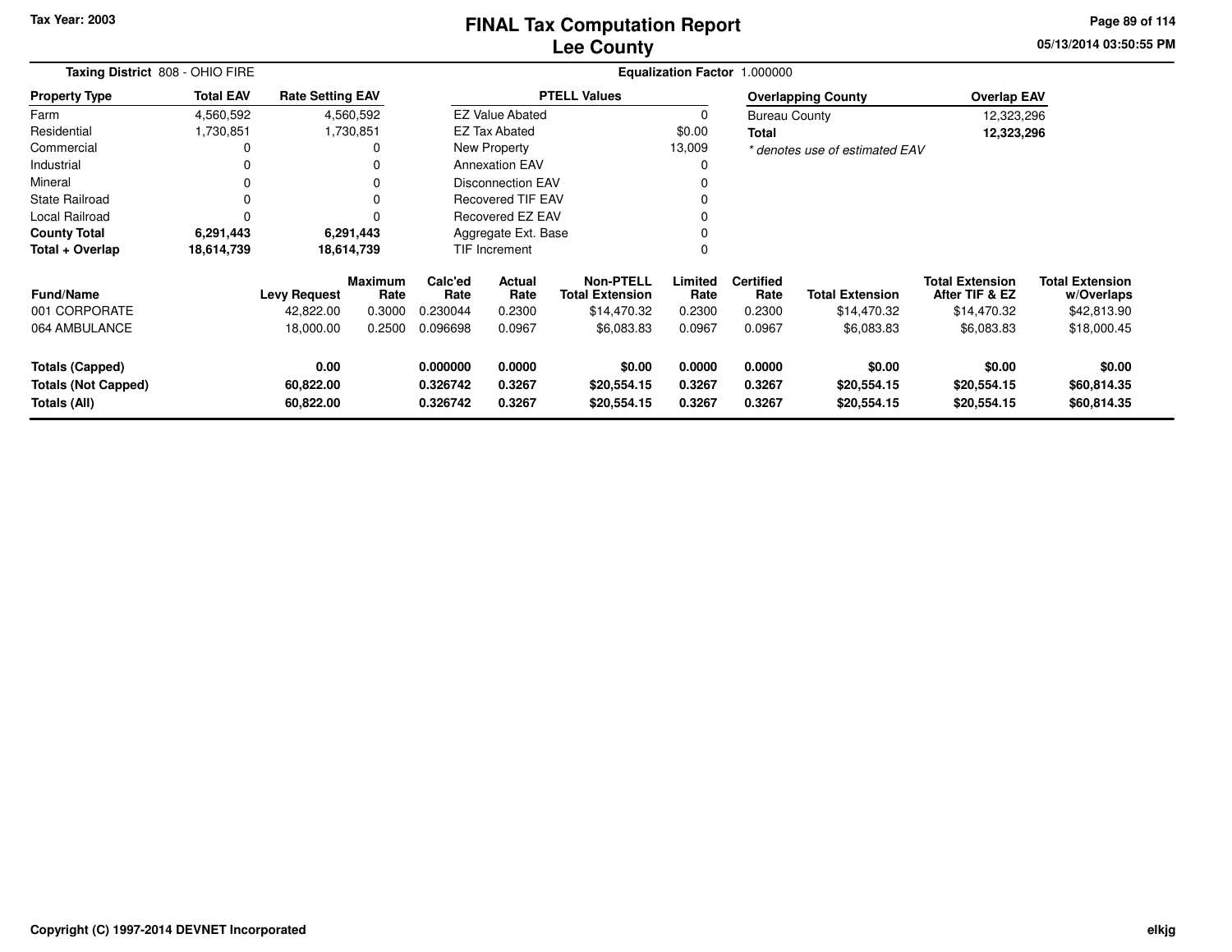Tax Year: 2003

# FINAL Tax Computation Report
# Lee County

05/13/2014 03:50:55 PM

**Taxing District** 808 - OHIO FIRE

**Equalization Factor** 1.000000

| Property Type | Total EAV | Rate Setting EAV |
|---|---|---|
| Farm | 4,560,592 | 4,560,592 |
| Residential | 1,730,851 | 1,730,851 |
| Commercial | 0 | 0 |
| Industrial | 0 | 0 |
| Mineral | 0 | 0 |
| State Railroad | 0 | 0 |
| Local Railroad | 0 | 0 |
| **County Total** | **6,291,443** | **6,291,443** |
| **Total + Overlap** | **18,614,739** | **18,614,739** |

| PTELL Values | |
|---|---|
| EZ Value Abated | 0 |
| EZ Tax Abated | $0.00 |
| New Property | 13,009 |
| Annexation EAV | 0 |
| Disconnection EAV | 0 |
| Recovered TIF EAV | 0 |
| Recovered EZ EAV | 0 |
| Aggregate Ext. Base | 0 |
| TIF Increment | 0 |

| Overlapping County | Overlap EAV |
|---|---|
| Bureau County | 12,323,296 |
| **Total** | **12,323,296** |

*\* denotes use of estimated EAV*

| Fund/Name | Levy Request | Maximum Rate | Calc'ed Rate | Actual Rate | Non-PTELL Total Extension | Limited Rate | Certified Rate | Total Extension | Total Extension After TIF & EZ | Total Extension w/Overlaps |
|---|---|---|---|---|---|---|---|---|---|---|
| 001 CORPORATE | 42,822.00 | 0.3000 | 0.230044 | 0.2300 | $14,470.32 | 0.2300 | 0.2300 | $14,470.32 | $14,470.32 | $42,813.90 |
| 064 AMBULANCE | 18,000.00 | 0.2500 | 0.096698 | 0.0967 | $6,083.83 | 0.0967 | 0.0967 | $6,083.83 | $6,083.83 | $18,000.45 |
| **Totals (Capped)** | **0.00** | | **0.000000** | **0.0000** | **$0.00** | **0.0000** | **0.0000** | **$0.00** | **$0.00** | **$0.00** |
| **Totals (Not Capped)** | **60,822.00** | | **0.326742** | **0.3267** | **$20,554.15** | **0.3267** | **0.3267** | **$20,554.15** | **$20,554.15** | **$60,814.35** |
| **Totals (All)** | **60,822.00** | | **0.326742** | **0.3267** | **$20,554.15** | **0.3267** | **0.3267** | **$20,554.15** | **$20,554.15** | **$60,814.35** |

Copyright (C) 1997-2014 DEVNET Incorporated

elkjg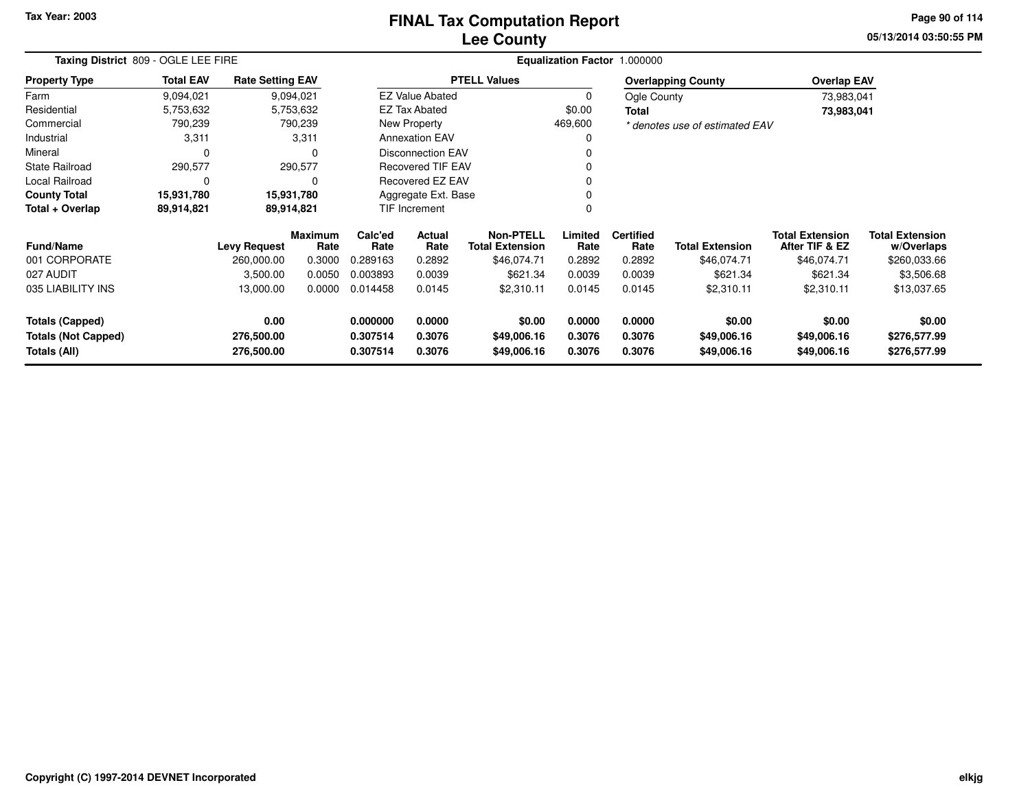Tax Year: 2003

# FINAL Tax Computation Report
## Lee County

05/13/2014 03:50:55 PM

**Taxing District** 809 - OGLE LEE FIRE

**Equalization Factor** 1.000000

| Property Type | Total EAV | Rate Setting EAV |
|---|---|---|
| Farm | 9,094,021 | 9,094,021 |
| Residential | 5,753,632 | 5,753,632 |
| Commercial | 790,239 | 790,239 |
| Industrial | 3,311 | 3,311 |
| Mineral | 0 | 0 |
| State Railroad | 290,577 | 290,577 |
| Local Railroad | 0 | 0 |
| **County Total** | **15,931,780** | **15,931,780** |
| **Total + Overlap** | **89,914,821** | **89,914,821** |

| PTELL Values | |
|---|---|
| EZ Value Abated | 0 |
| EZ Tax Abated | $0.00 |
| New Property | 469,600 |
| Annexation EAV | 0 |
| Disconnection EAV | 0 |
| Recovered TIF EAV | 0 |
| Recovered EZ EAV | 0 |
| Aggregate Ext. Base | 0 |
| TIF Increment | 0 |

| Overlapping County | Overlap EAV |
|---|---|
| Ogle County | 73,983,041 |
| **Total** | **73,983,041** |

*\* denotes use of estimated EAV*

| Fund/Name | Levy Request | Maximum Rate | Calc'ed Rate | Actual Rate | Non-PTELL Total Extension | Limited Rate | Certified Rate | Total Extension | Total Extension After TIF & EZ | Total Extension w/Overlaps |
|---|---|---|---|---|---|---|---|---|---|---|
| 001 CORPORATE | 260,000.00 | 0.3000 | 0.289163 | 0.2892 | $46,074.71 | 0.2892 | 0.2892 | $46,074.71 | $46,074.71 | $260,033.66 |
| 027 AUDIT | 3,500.00 | 0.0050 | 0.003893 | 0.0039 | $621.34 | 0.0039 | 0.0039 | $621.34 | $621.34 | $3,506.68 |
| 035 LIABILITY INS | 13,000.00 | 0.0000 | 0.014458 | 0.0145 | $2,310.11 | 0.0145 | 0.0145 | $2,310.11 | $2,310.11 | $13,037.65 |
| **Totals (Capped)** | **0.00** | | **0.000000** | **0.0000** | **$0.00** | **0.0000** | **0.0000** | **$0.00** | **$0.00** | **$0.00** |
| **Totals (Not Capped)** | **276,500.00** | | **0.307514** | **0.3076** | **$49,006.16** | **0.3076** | **0.3076** | **$49,006.16** | **$49,006.16** | **$276,577.99** |
| **Totals (All)** | **276,500.00** | | **0.307514** | **0.3076** | **$49,006.16** | **0.3076** | **0.3076** | **$49,006.16** | **$49,006.16** | **$276,577.99** |

Copyright (C) 1997-2014 DEVNET Incorporated

elkjg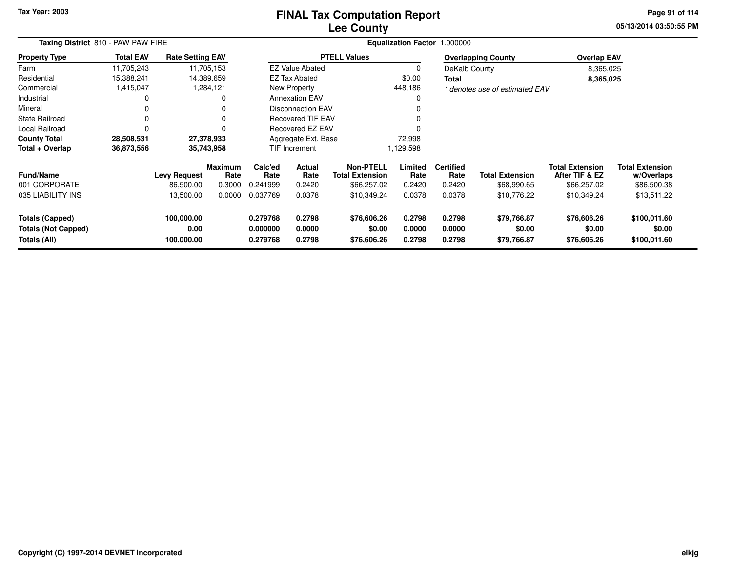Tax Year: 2003

# FINAL Tax Computation Report
## Lee County

05/13/2014 03:50:55 PM

**Taxing District** 810 - PAW PAW FIRE

**Equalization Factor** 1.000000

| Property Type | Total EAV | Rate Setting EAV |
|---|---|---|
| Farm | 11,705,243 | 11,705,153 |
| Residential | 15,388,241 | 14,389,659 |
| Commercial | 1,415,047 | 1,284,121 |
| Industrial | 0 | 0 |
| Mineral | 0 | 0 |
| State Railroad | 0 | 0 |
| Local Railroad | 0 | 0 |
| **County Total** | **28,508,531** | **27,378,933** |
| **Total + Overlap** | **36,873,556** | **35,743,958** |

| PTELL Values | |
|---|---|
| EZ Value Abated | 0 |
| EZ Tax Abated | $0.00 |
| New Property | 448,186 |
| Annexation EAV | 0 |
| Disconnection EAV | 0 |
| Recovered TIF EAV | 0 |
| Recovered EZ EAV | 0 |
| Aggregate Ext. Base | 72,998 |
| TIF Increment | 1,129,598 |

| Overlapping County | Overlap EAV |
|---|---|
| DeKalb County | 8,365,025 |
| **Total** | **8,365,025** |

*\* denotes use of estimated EAV*

| Fund/Name | Levy Request | Maximum Rate | Calc'ed Rate | Actual Rate | Non-PTELL Total Extension | Limited Rate | Certified Rate | Total Extension | Total Extension After TIF & EZ | Total Extension w/Overlaps |
|---|---|---|---|---|---|---|---|---|---|---|
| 001 CORPORATE | 86,500.00 | 0.3000 | 0.241999 | 0.2420 | $66,257.02 | 0.2420 | 0.2420 | $68,990.65 | $66,257.02 | $86,500.38 |
| 035 LIABILITY INS | 13,500.00 | 0.0000 | 0.037769 | 0.0378 | $10,349.24 | 0.0378 | 0.0378 | $10,776.22 | $10,349.24 | $13,511.22 |
| **Totals (Capped)** | **100,000.00** | | **0.279768** | **0.2798** | **$76,606.26** | **0.2798** | **0.2798** | **$79,766.87** | **$76,606.26** | **$100,011.60** |
| **Totals (Not Capped)** | **0.00** | | **0.000000** | **0.0000** | **$0.00** | **0.0000** | **0.0000** | **$0.00** | **$0.00** | **$0.00** |
| **Totals (All)** | **100,000.00** | | **0.279768** | **0.2798** | **$76,606.26** | **0.2798** | **0.2798** | **$79,766.87** | **$76,606.26** | **$100,011.60** |

Copyright (C) 1997-2014 DEVNET Incorporated

elkjg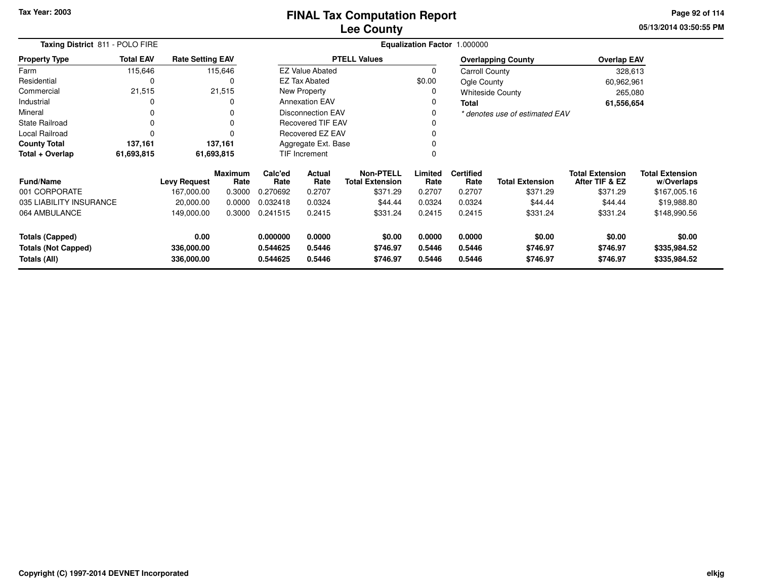Tax Year: 2003

# FINAL Tax Computation Report
## Lee County

05/13/2014 03:50:55 PM

**Taxing District** 811 - POLO FIRE

**Equalization Factor** 1.000000

| Property Type | Total EAV | Rate Setting EAV |
|---|---|---|
| Farm | 115,646 | 115,646 |
| Residential | 0 | 0 |
| Commercial | 21,515 | 21,515 |
| Industrial | 0 | 0 |
| Mineral | 0 | 0 |
| State Railroad | 0 | 0 |
| Local Railroad | 0 | 0 |
| **County Total** | **137,161** | **137,161** |
| **Total + Overlap** | **61,693,815** | **61,693,815** |

| PTELL Values | |
|---|---|
| EZ Value Abated | 0 |
| EZ Tax Abated | $0.00 |
| New Property | 0 |
| Annexation EAV | 0 |
| Disconnection EAV | 0 |
| Recovered TIF EAV | 0 |
| Recovered EZ EAV | 0 |
| Aggregate Ext. Base | 0 |
| TIF Increment | 0 |

| Overlapping County | Overlap EAV |
|---|---|
| Carroll County | 328,613 |
| Ogle County | 60,962,961 |
| Whiteside County | 265,080 |
| **Total** | **61,556,654** |

*\* denotes use of estimated EAV*

| Fund/Name | Levy Request | Maximum Rate | Calc'ed Rate | Actual Rate | Non-PTELL Total Extension | Limited Rate | Certified Rate | Total Extension | Total Extension After TIF & EZ | Total Extension w/Overlaps |
|---|---|---|---|---|---|---|---|---|---|---|
| 001 CORPORATE | 167,000.00 | 0.3000 | 0.270692 | 0.2707 | $371.29 | 0.2707 | 0.2707 | $371.29 | $371.29 | $167,005.16 |
| 035 LIABILITY INSURANCE | 20,000.00 | 0.0000 | 0.032418 | 0.0324 | $44.44 | 0.0324 | 0.0324 | $44.44 | $44.44 | $19,988.80 |
| 064 AMBULANCE | 149,000.00 | 0.3000 | 0.241515 | 0.2415 | $331.24 | 0.2415 | 0.2415 | $331.24 | $331.24 | $148,990.56 |
| **Totals (Capped)** | **0.00** | | **0.000000** | **0.0000** | **$0.00** | **0.0000** | **0.0000** | **$0.00** | **$0.00** | **$0.00** |
| **Totals (Not Capped)** | **336,000.00** | | **0.544625** | **0.5446** | **$746.97** | **0.5446** | **0.5446** | **$746.97** | **$746.97** | **$335,984.52** |
| **Totals (All)** | **336,000.00** | | **0.544625** | **0.5446** | **$746.97** | **0.5446** | **0.5446** | **$746.97** | **$746.97** | **$335,984.52** |

Copyright (C) 1997-2014 DEVNET Incorporated

elkjg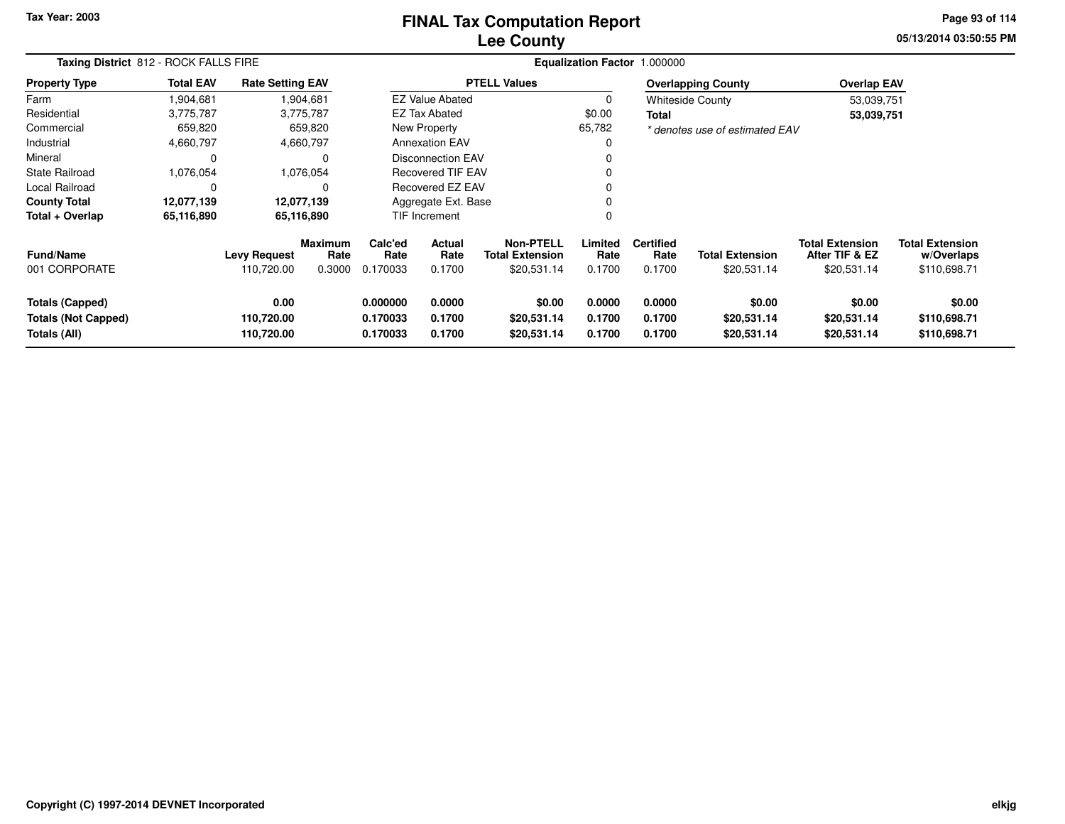Tax Year: 2003

# FINAL Tax Computation Report
# Lee County

05/13/2014 03:50:55 PM

**Taxing District** 812 - ROCK FALLS FIRE

**Equalization Factor** 1.000000

| Property Type | Total EAV | Rate Setting EAV |
|---|---|---|
| Farm | 1,904,681 | 1,904,681 |
| Residential | 3,775,787 | 3,775,787 |
| Commercial | 659,820 | 659,820 |
| Industrial | 4,660,797 | 4,660,797 |
| Mineral | 0 | 0 |
| State Railroad | 1,076,054 | 1,076,054 |
| Local Railroad | 0 | 0 |
| **County Total** | **12,077,139** | **12,077,139** |
| **Total + Overlap** | **65,116,890** | **65,116,890** |

| PTELL Values | |
|---|---|
| EZ Value Abated | 0 |
| EZ Tax Abated | $0.00 |
| New Property | 65,782 |
| Annexation EAV | 0 |
| Disconnection EAV | 0 |
| Recovered TIF EAV | 0 |
| Recovered EZ EAV | 0 |
| Aggregate Ext. Base | 0 |
| TIF Increment | 0 |

| Overlapping County | Overlap EAV |
|---|---|
| Whiteside County | 53,039,751 |
| **Total** | **53,039,751** |

*\* denotes use of estimated EAV*

| Fund/Name | Levy Request | Maximum Rate | Calc'ed Rate | Actual Rate | Non-PTELL Total Extension | Limited Rate | Certified Rate | Total Extension | Total Extension After TIF & EZ | Total Extension w/Overlaps |
|---|---|---|---|---|---|---|---|---|---|---|
| 001 CORPORATE | 110,720.00 | 0.3000 | 0.170033 | 0.1700 | $20,531.14 | 0.1700 | 0.1700 | $20,531.14 | $20,531.14 | $110,698.71 |
| **Totals (Capped)** | **0.00** | | **0.000000** | **0.0000** | **$0.00** | **0.0000** | **0.0000** | **$0.00** | **$0.00** | **$0.00** |
| **Totals (Not Capped)** | **110,720.00** | | **0.170033** | **0.1700** | **$20,531.14** | **0.1700** | **0.1700** | **$20,531.14** | **$20,531.14** | **$110,698.71** |
| **Totals (All)** | **110,720.00** | | **0.170033** | **0.1700** | **$20,531.14** | **0.1700** | **0.1700** | **$20,531.14** | **$20,531.14** | **$110,698.71** |

Copyright (C) 1997-2014 DEVNET Incorporated

elkjg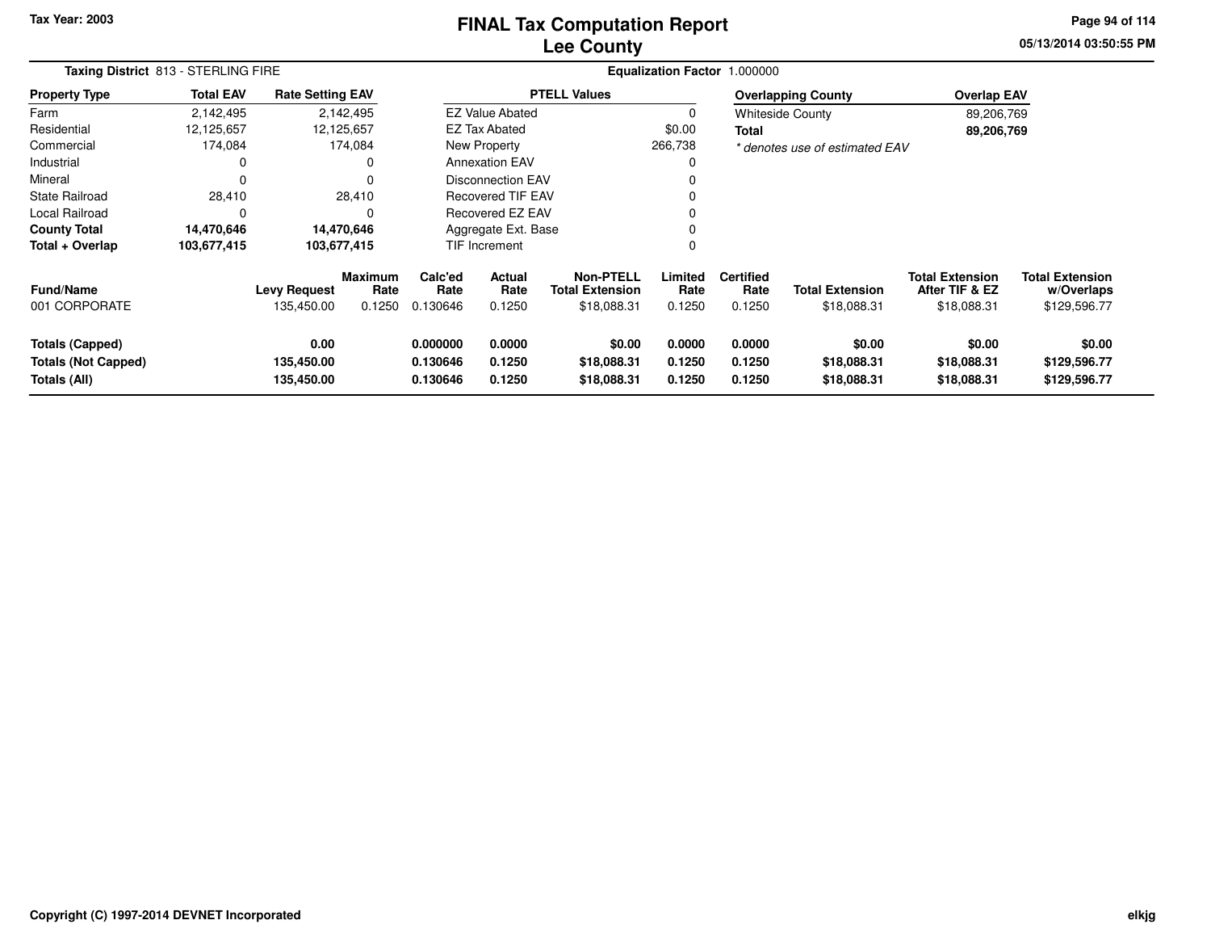# FINAL Tax Computation Report
## Lee County

Tax Year: 2003

**Taxing District** 813 - STERLING FIRE

**Equalization Factor** 1.000000

| Property Type | Total EAV | Rate Setting EAV |
|---|---|---|
| Farm | 2,142,495 | 2,142,495 |
| Residential | 12,125,657 | 12,125,657 |
| Commercial | 174,084 | 174,084 |
| Industrial | 0 | 0 |
| Mineral | 0 | 0 |
| State Railroad | 28,410 | 28,410 |
| Local Railroad | 0 | 0 |
| **County Total** | **14,470,646** | **14,470,646** |
| **Total + Overlap** | **103,677,415** | **103,677,415** |

| PTELL Values | |
|---|---|
| EZ Value Abated | 0 |
| EZ Tax Abated | $0.00 |
| New Property | 266,738 |
| Annexation EAV | 0 |
| Disconnection EAV | 0 |
| Recovered TIF EAV | 0 |
| Recovered EZ EAV | 0 |
| Aggregate Ext. Base | 0 |
| TIF Increment | 0 |

| Overlapping County | Overlap EAV |
|---|---|
| Whiteside County | 89,206,769 |
| **Total** | **89,206,769** |

*\* denotes use of estimated EAV*

| Fund/Name | Levy Request | Maximum Rate | Calc'ed Rate | Actual Rate | Non-PTELL Total Extension | Limited Rate | Certified Rate | Total Extension | Total Extension After TIF & EZ | Total Extension w/Overlaps |
|---|---|---|---|---|---|---|---|---|---|---|
| 001 CORPORATE | 135,450.00 | 0.1250 | 0.130646 | 0.1250 | $18,088.31 | 0.1250 | 0.1250 | $18,088.31 | $18,088.31 | $129,596.77 |
| **Totals (Capped)** | **0.00** | | **0.000000** | **0.0000** | **$0.00** | **0.0000** | **0.0000** | **$0.00** | **$0.00** | **$0.00** |
| **Totals (Not Capped)** | **135,450.00** | | **0.130646** | **0.1250** | **$18,088.31** | **0.1250** | **0.1250** | **$18,088.31** | **$18,088.31** | **$129,596.77** |
| **Totals (All)** | **135,450.00** | | **0.130646** | **0.1250** | **$18,088.31** | **0.1250** | **0.1250** | **$18,088.31** | **$18,088.31** | **$129,596.77** |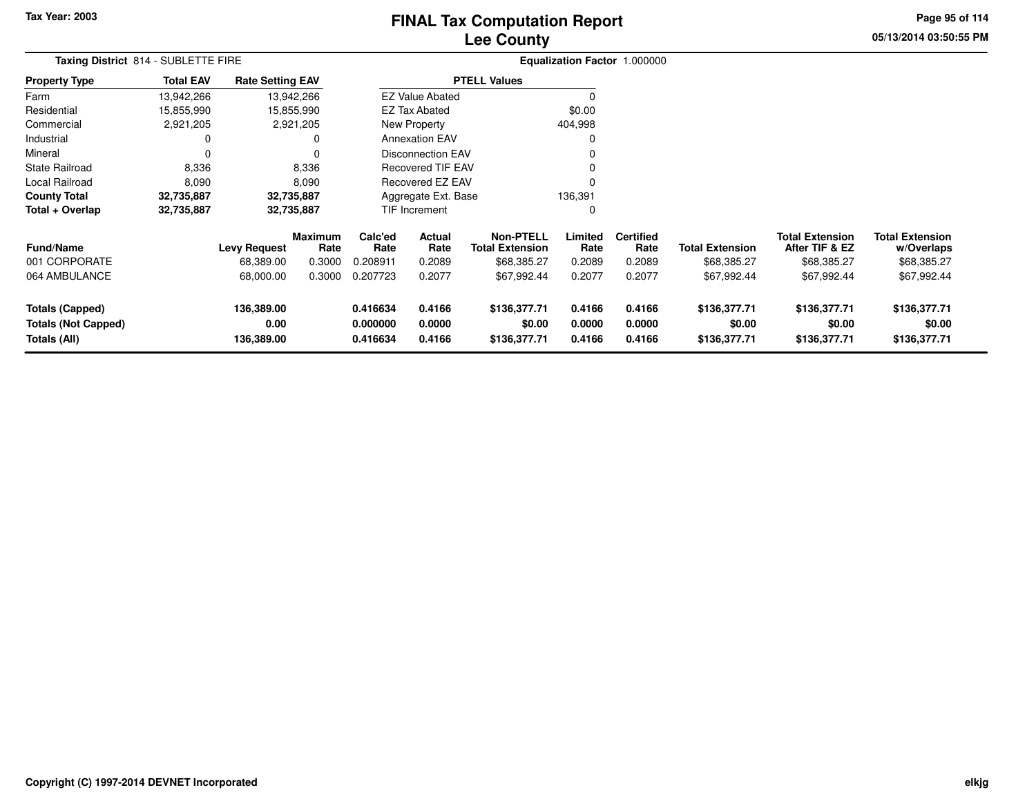# FINAL Tax Computation Report
## Lee County

Tax Year: 2003

05/13/2014 03:50:55 PM

**Taxing District** 814 - SUBLETTE FIRE

**Equalization Factor** 1.000000

| Property Type | Total EAV | Rate Setting EAV |
|---|---|---|
| Farm | 13,942,266 | 13,942,266 |
| Residential | 15,855,990 | 15,855,990 |
| Commercial | 2,921,205 | 2,921,205 |
| Industrial | 0 | 0 |
| Mineral | 0 | 0 |
| State Railroad | 8,336 | 8,336 |
| Local Railroad | 8,090 | 8,090 |
| **County Total** | **32,735,887** | **32,735,887** |
| **Total + Overlap** | **32,735,887** | **32,735,887** |

| PTELL Values | |
|---|---|
| EZ Value Abated | 0 |
| EZ Tax Abated | $0.00 |
| New Property | 404,998 |
| Annexation EAV | 0 |
| Disconnection EAV | 0 |
| Recovered TIF EAV | 0 |
| Recovered EZ EAV | 0 |
| Aggregate Ext. Base | 136,391 |
| TIF Increment | 0 |

| Fund/Name | Levy Request | Maximum Rate | Calc'ed Rate | Actual Rate | Non-PTELL Total Extension | Limited Rate | Certified Rate | Total Extension | Total Extension After TIF & EZ | Total Extension w/Overlaps |
|---|---|---|---|---|---|---|---|---|---|---|
| 001 CORPORATE | 68,389.00 | 0.3000 | 0.208911 | 0.2089 | $68,385.27 | 0.2089 | 0.2089 | $68,385.27 | $68,385.27 | $68,385.27 |
| 064 AMBULANCE | 68,000.00 | 0.3000 | 0.207723 | 0.2077 | $67,992.44 | 0.2077 | 0.2077 | $67,992.44 | $67,992.44 | $67,992.44 |
| **Totals (Capped)** | **136,389.00** | | **0.416634** | **0.4166** | **$136,377.71** | **0.4166** | **0.4166** | **$136,377.71** | **$136,377.71** | **$136,377.71** |
| **Totals (Not Capped)** | **0.00** | | **0.000000** | **0.0000** | **$0.00** | **0.0000** | **0.0000** | **$0.00** | **$0.00** | **$0.00** |
| **Totals (All)** | **136,389.00** | | **0.416634** | **0.4166** | **$136,377.71** | **0.4166** | **0.4166** | **$136,377.71** | **$136,377.71** | **$136,377.71** |

Copyright (C) 1997-2014 DEVNET Incorporated

elkjg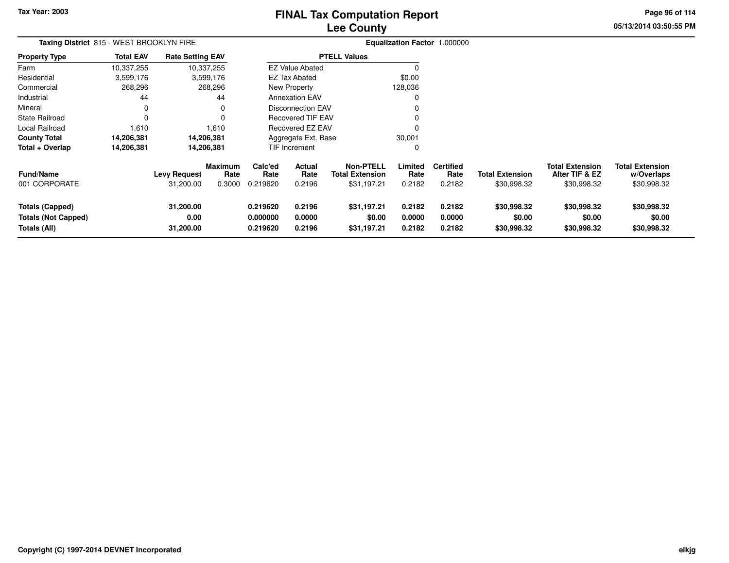# FINAL Tax Computation Report
## Lee County

**Tax Year: 2003**

**Taxing District** 815 - WEST BROOKLYN FIRE

**Equalization Factor** 1.000000

| Property Type | Total EAV | Rate Setting EAV |
|---|---|---|
| Farm | 10,337,255 | 10,337,255 |
| Residential | 3,599,176 | 3,599,176 |
| Commercial | 268,296 | 268,296 |
| Industrial | 44 | 44 |
| Mineral | 0 | 0 |
| State Railroad | 0 | 0 |
| Local Railroad | 1,610 | 1,610 |
| **County Total** | **14,206,381** | **14,206,381** |
| **Total + Overlap** | **14,206,381** | **14,206,381** |

| PTELL Values | |
|---|---|
| EZ Value Abated | 0 |
| EZ Tax Abated | $0.00 |
| New Property | 128,036 |
| Annexation EAV | 0 |
| Disconnection EAV | 0 |
| Recovered TIF EAV | 0 |
| Recovered EZ EAV | 0 |
| Aggregate Ext. Base | 30,001 |
| TIF Increment | 0 |

| Fund/Name | Levy Request | Maximum Rate | Calc'ed Rate | Actual Rate | Non-PTELL Total Extension | Limited Rate | Certified Rate | Total Extension | Total Extension After TIF & EZ | Total Extension w/Overlaps |
|---|---|---|---|---|---|---|---|---|---|---|
| 001 CORPORATE | 31,200.00 | 0.3000 | 0.219620 | 0.2196 | $31,197.21 | 0.2182 | 0.2182 | $30,998.32 | $30,998.32 | $30,998.32 |
| **Totals (Capped)** | **31,200.00** | | **0.219620** | **0.2196** | **$31,197.21** | **0.2182** | **0.2182** | **$30,998.32** | **$30,998.32** | **$30,998.32** |
| **Totals (Not Capped)** | **0.00** | | **0.000000** | **0.0000** | **$0.00** | **0.0000** | **0.0000** | **$0.00** | **$0.00** | **$0.00** |
| **Totals (All)** | **31,200.00** | | **0.219620** | **0.2196** | **$31,197.21** | **0.2182** | **0.2182** | **$30,998.32** | **$30,998.32** | **$30,998.32** |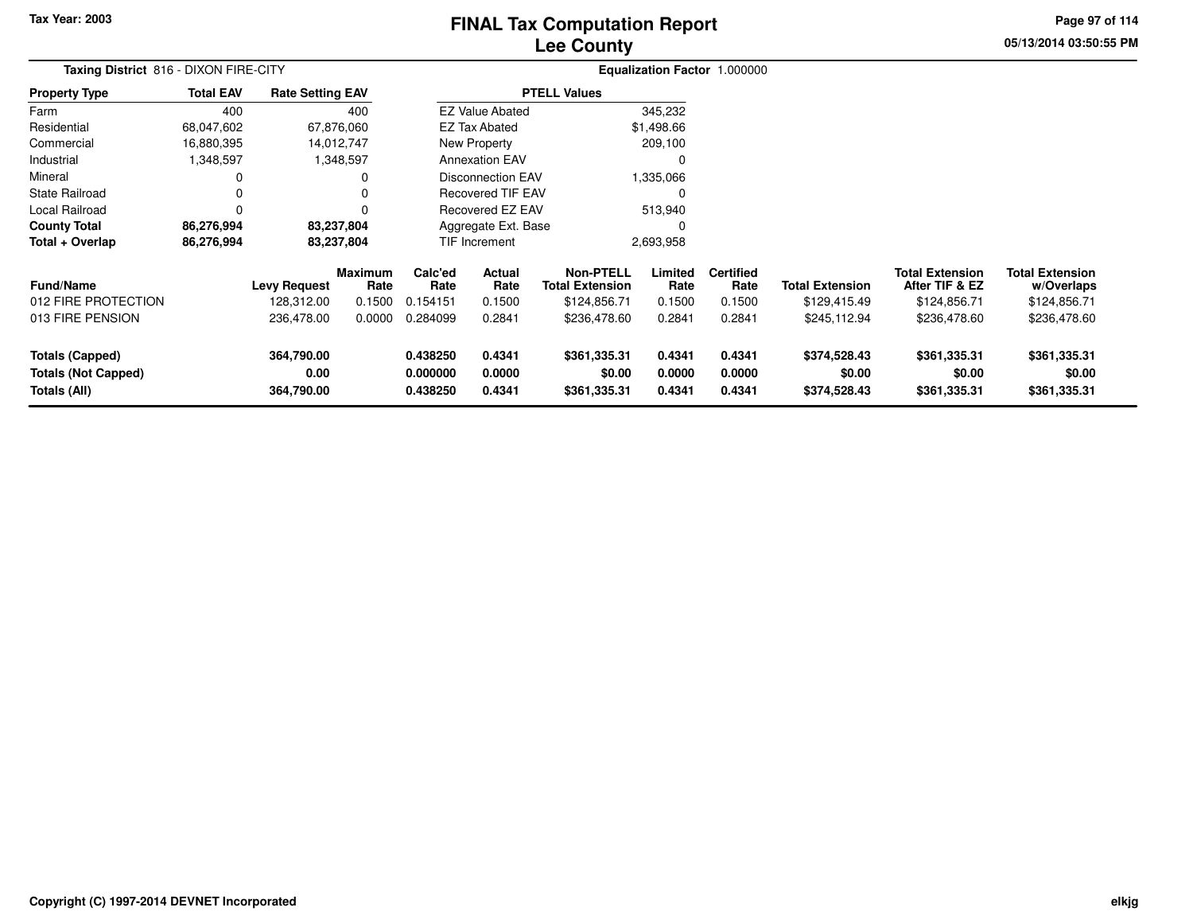Tax Year: 2003

# FINAL Tax Computation Report
# Lee County

05/13/2014 03:50:55 PM

**Taxing District** 816 - DIXON FIRE-CITY

**Equalization Factor** 1.000000

| Property Type | Total EAV | Rate Setting EAV |
|---|---|---|
| Farm | 400 | 400 |
| Residential | 68,047,602 | 67,876,060 |
| Commercial | 16,880,395 | 14,012,747 |
| Industrial | 1,348,597 | 1,348,597 |
| Mineral | 0 | 0 |
| State Railroad | 0 | 0 |
| Local Railroad | 0 | 0 |
| **County Total** | **86,276,994** | **83,237,804** |
| **Total + Overlap** | **86,276,994** | **83,237,804** |

| PTELL Values | |
|---|---|
| EZ Value Abated | 345,232 |
| EZ Tax Abated | $1,498.66 |
| New Property | 209,100 |
| Annexation EAV | 0 |
| Disconnection EAV | 1,335,066 |
| Recovered TIF EAV | 0 |
| Recovered EZ EAV | 513,940 |
| Aggregate Ext. Base | 0 |
| TIF Increment | 2,693,958 |

| Fund/Name | Levy Request | Maximum Rate | Calc'ed Rate | Actual Rate | Non-PTELL Total Extension | Limited Rate | Certified Rate | Total Extension | Total Extension After TIF & EZ | Total Extension w/Overlaps |
|---|---|---|---|---|---|---|---|---|---|---|
| 012 FIRE PROTECTION | 128,312.00 | 0.1500 | 0.154151 | 0.1500 | $124,856.71 | 0.1500 | 0.1500 | $129,415.49 | $124,856.71 | $124,856.71 |
| 013 FIRE PENSION | 236,478.00 | 0.0000 | 0.284099 | 0.2841 | $236,478.60 | 0.2841 | 0.2841 | $245,112.94 | $236,478.60 | $236,478.60 |
| **Totals (Capped)** | **364,790.00** | | **0.438250** | **0.4341** | **$361,335.31** | **0.4341** | **0.4341** | **$374,528.43** | **$361,335.31** | **$361,335.31** |
| **Totals (Not Capped)** | **0.00** | | **0.000000** | **0.0000** | **$0.00** | **0.0000** | **0.0000** | **$0.00** | **$0.00** | **$0.00** |
| **Totals (All)** | **364,790.00** | | **0.438250** | **0.4341** | **$361,335.31** | **0.4341** | **0.4341** | **$374,528.43** | **$361,335.31** | **$361,335.31** |

Copyright (C) 1997-2014 DEVNET Incorporated

elkjg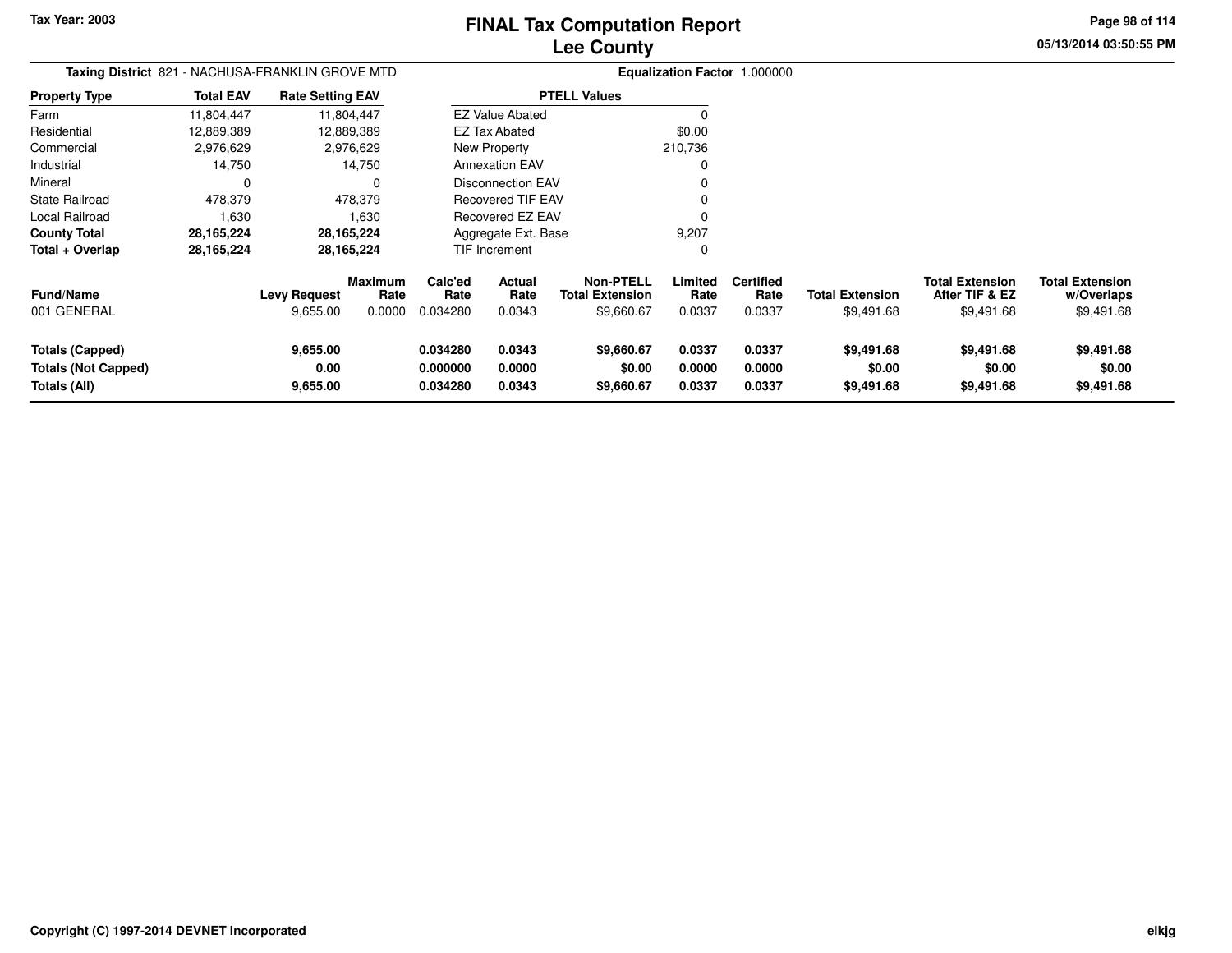# FINAL Tax Computation Report
## Lee County

Tax Year: 2003

05/13/2014 03:50:55 PM

**Taxing District** 821 - NACHUSA-FRANKLIN GROVE MTD

**Equalization Factor** 1.000000

| Property Type | Total EAV | Rate Setting EAV |
|---|---|---|
| Farm | 11,804,447 | 11,804,447 |
| Residential | 12,889,389 | 12,889,389 |
| Commercial | 2,976,629 | 2,976,629 |
| Industrial | 14,750 | 14,750 |
| Mineral | 0 | 0 |
| State Railroad | 478,379 | 478,379 |
| Local Railroad | 1,630 | 1,630 |
| **County Total** | **28,165,224** | **28,165,224** |
| **Total + Overlap** | **28,165,224** | **28,165,224** |

| PTELL Values | |
|---|---|
| EZ Value Abated | 0 |
| EZ Tax Abated | $0.00 |
| New Property | 210,736 |
| Annexation EAV | 0 |
| Disconnection EAV | 0 |
| Recovered TIF EAV | 0 |
| Recovered EZ EAV | 0 |
| Aggregate Ext. Base | 9,207 |
| TIF Increment | 0 |

| Fund/Name | Levy Request | Maximum Rate | Calc'ed Rate | Actual Rate | Non-PTELL Total Extension | Limited Rate | Certified Rate | Total Extension | Total Extension After TIF & EZ | Total Extension w/Overlaps |
|---|---|---|---|---|---|---|---|---|---|---|
| 001 GENERAL | 9,655.00 | 0.0000 | 0.034280 | 0.0343 | $9,660.67 | 0.0337 | 0.0337 | $9,491.68 | $9,491.68 | $9,491.68 |
| **Totals (Capped)** | **9,655.00** | | **0.034280** | **0.0343** | **$9,660.67** | **0.0337** | **0.0337** | **$9,491.68** | **$9,491.68** | **$9,491.68** |
| **Totals (Not Capped)** | **0.00** | | **0.000000** | **0.0000** | **$0.00** | **0.0000** | **0.0000** | **$0.00** | **$0.00** | **$0.00** |
| **Totals (All)** | **9,655.00** | | **0.034280** | **0.0343** | **$9,660.67** | **0.0337** | **0.0337** | **$9,491.68** | **$9,491.68** | **$9,491.68** |

Copyright (C) 1997-2014 DEVNET Incorporated

elkjg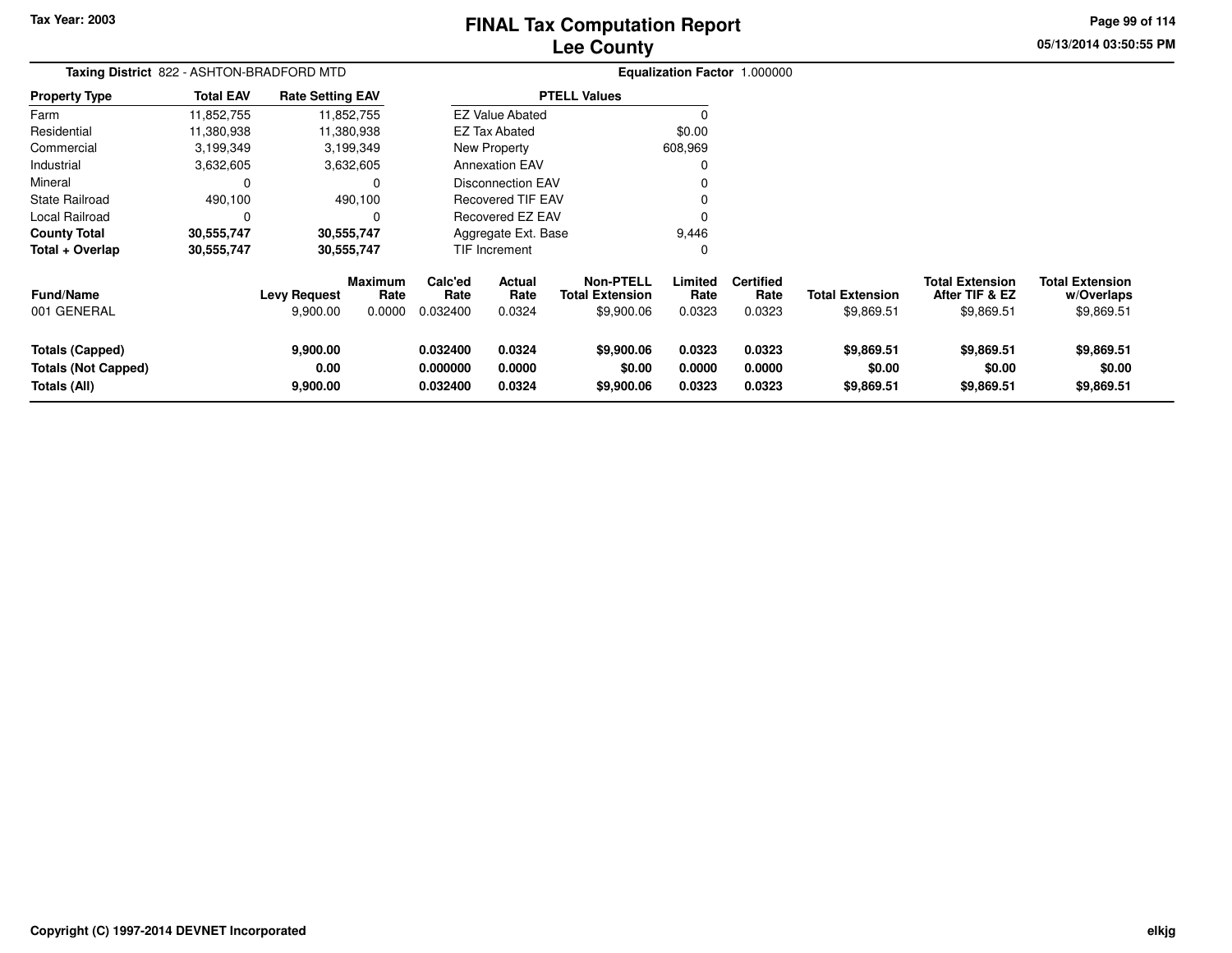# FINAL Tax Computation Report
## Lee County

Tax Year: 2003

**Taxing District** 822 - ASHTON-BRADFORD MTD

**Equalization Factor** 1.000000

| Property Type | Total EAV | Rate Setting EAV |
|---|---|---|
| Farm | 11,852,755 | 11,852,755 |
| Residential | 11,380,938 | 11,380,938 |
| Commercial | 3,199,349 | 3,199,349 |
| Industrial | 3,632,605 | 3,632,605 |
| Mineral | 0 | 0 |
| State Railroad | 490,100 | 490,100 |
| Local Railroad | 0 | 0 |
| **County Total** | **30,555,747** | **30,555,747** |
| **Total + Overlap** | **30,555,747** | **30,555,747** |

| PTELL Values | |
|---|---|
| EZ Value Abated | 0 |
| EZ Tax Abated | $0.00 |
| New Property | 608,969 |
| Annexation EAV | 0 |
| Disconnection EAV | 0 |
| Recovered TIF EAV | 0 |
| Recovered EZ EAV | 0 |
| Aggregate Ext. Base | 9,446 |
| TIF Increment | 0 |

| Fund/Name | Levy Request | Maximum Rate | Calc'ed Rate | Actual Rate | Non-PTELL Total Extension | Limited Rate | Certified Rate | Total Extension | Total Extension After TIF & EZ | Total Extension w/Overlaps |
|---|---|---|---|---|---|---|---|---|---|---|
| 001 GENERAL | 9,900.00 | 0.0000 | 0.032400 | 0.0324 | $9,900.06 | 0.0323 | 0.0323 | $9,869.51 | $9,869.51 | $9,869.51 |
| **Totals (Capped)** | **9,900.00** | | **0.032400** | **0.0324** | **$9,900.06** | **0.0323** | **0.0323** | **$9,869.51** | **$9,869.51** | **$9,869.51** |
| **Totals (Not Capped)** | **0.00** | | **0.000000** | **0.0000** | **$0.00** | **0.0000** | **0.0000** | **$0.00** | **$0.00** | **$0.00** |
| **Totals (All)** | **9,900.00** | | **0.032400** | **0.0324** | **$9,900.06** | **0.0323** | **0.0323** | **$9,869.51** | **$9,869.51** | **$9,869.51** |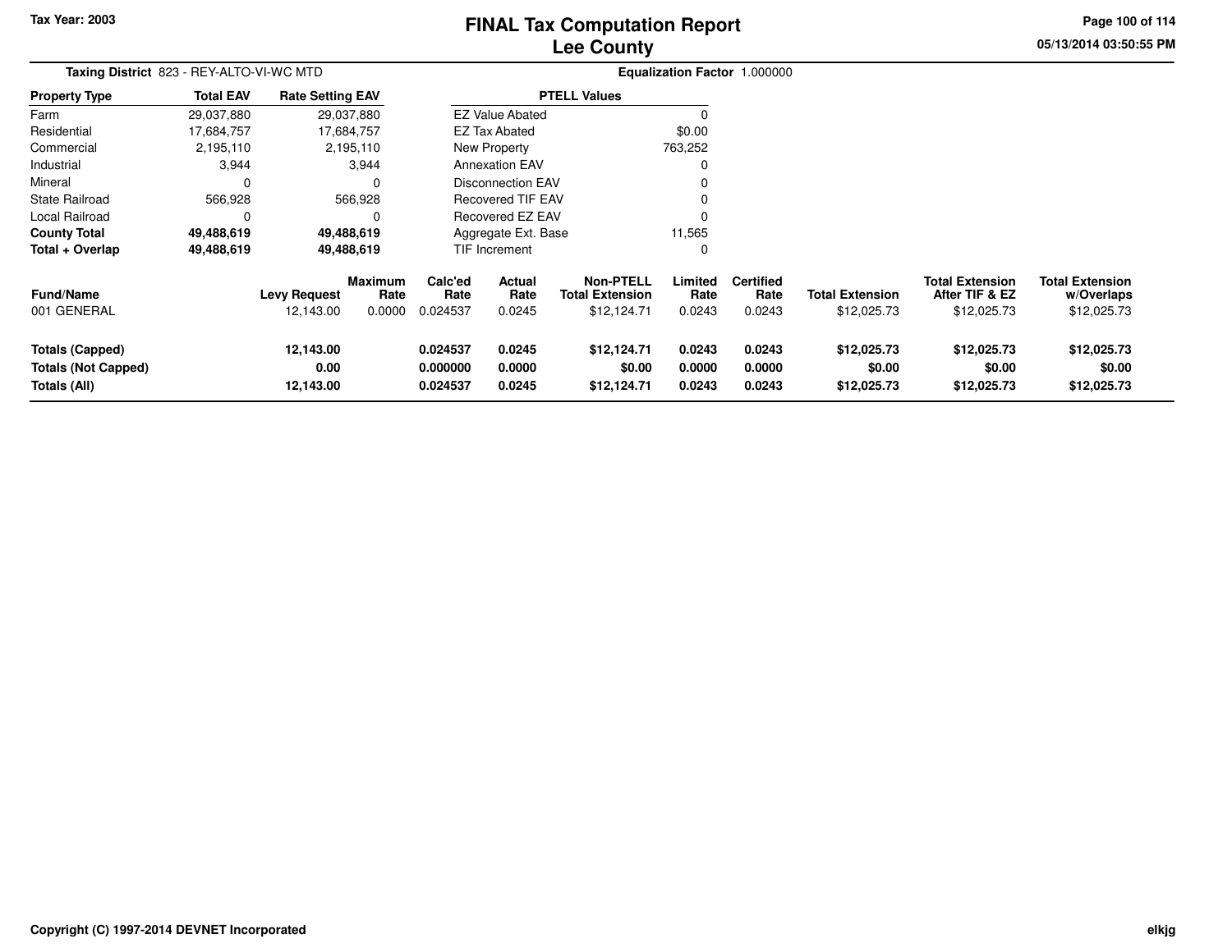# FINAL Tax Computation Report
## Lee County

Tax Year: 2003

**Taxing District** 823 - REY-ALTO-VI-WC MTD

**Equalization Factor** 1.000000

| Property Type | Total EAV | Rate Setting EAV |
|---|---|---|
| Farm | 29,037,880 | 29,037,880 |
| Residential | 17,684,757 | 17,684,757 |
| Commercial | 2,195,110 | 2,195,110 |
| Industrial | 3,944 | 3,944 |
| Mineral | 0 | 0 |
| State Railroad | 566,928 | 566,928 |
| Local Railroad | 0 | 0 |
| **County Total** | **49,488,619** | **49,488,619** |
| **Total + Overlap** | **49,488,619** | **49,488,619** |

| PTELL Values | |
|---|---|
| EZ Value Abated | 0 |
| EZ Tax Abated | $0.00 |
| New Property | 763,252 |
| Annexation EAV | 0 |
| Disconnection EAV | 0 |
| Recovered TIF EAV | 0 |
| Recovered EZ EAV | 0 |
| Aggregate Ext. Base | 11,565 |
| TIF Increment | 0 |

| Fund/Name | Levy Request | Maximum Rate | Calc'ed Rate | Actual Rate | Non-PTELL Total Extension | Limited Rate | Certified Rate | Total Extension | Total Extension After TIF & EZ | Total Extension w/Overlaps |
|---|---|---|---|---|---|---|---|---|---|---|
| 001 GENERAL | 12,143.00 | 0.0000 | 0.024537 | 0.0245 | $12,124.71 | 0.0243 | 0.0243 | $12,025.73 | $12,025.73 | $12,025.73 |
| **Totals (Capped)** | **12,143.00** | | **0.024537** | **0.0245** | **$12,124.71** | **0.0243** | **0.0243** | **$12,025.73** | **$12,025.73** | **$12,025.73** |
| **Totals (Not Capped)** | **0.00** | | **0.000000** | **0.0000** | **$0.00** | **0.0000** | **0.0000** | **$0.00** | **$0.00** | **$0.00** |
| **Totals (All)** | **12,143.00** | | **0.024537** | **0.0245** | **$12,124.71** | **0.0243** | **0.0243** | **$12,025.73** | **$12,025.73** | **$12,025.73** |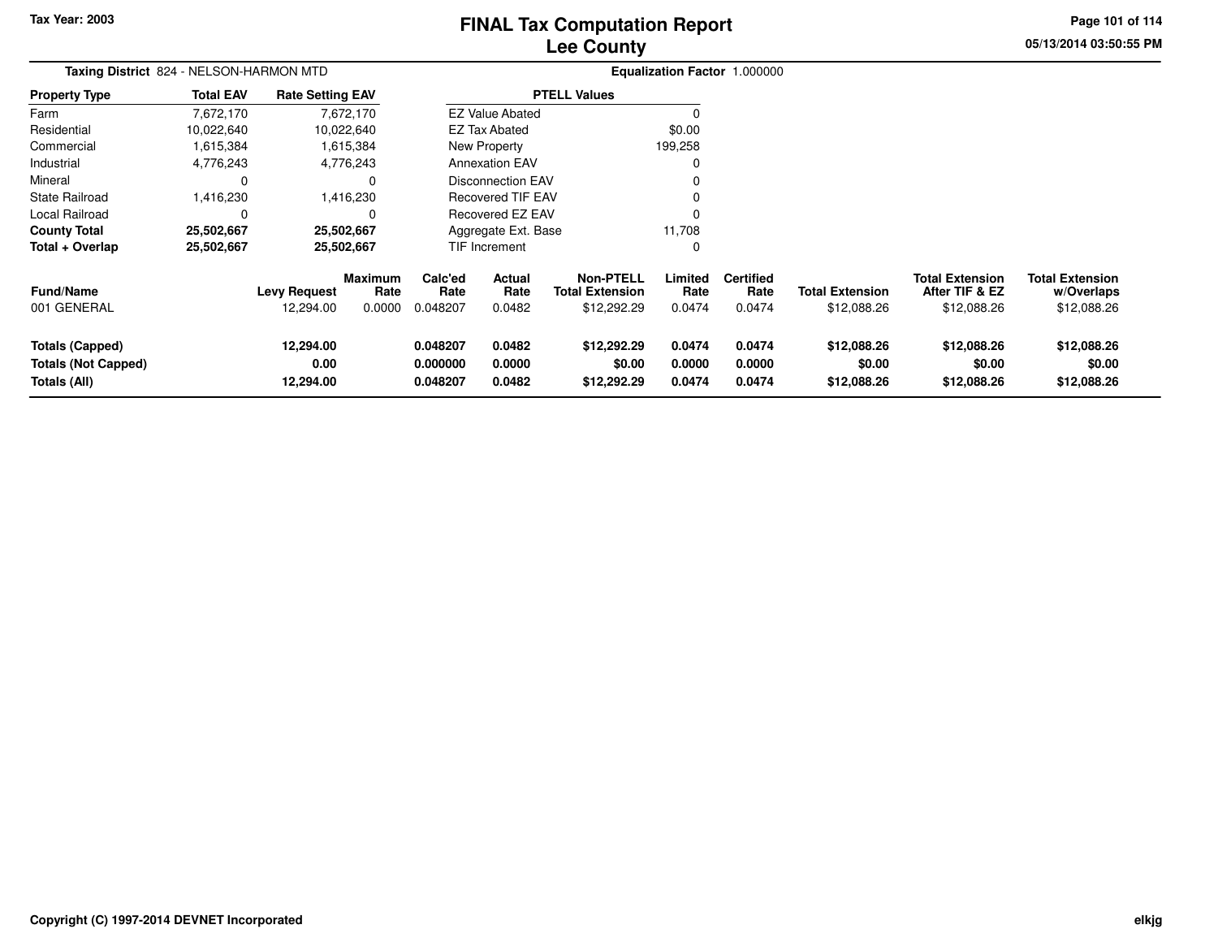Tax Year: 2003

# FINAL Tax Computation Report
## Lee County

**Taxing District** 824 - NELSON-HARMON MTD

**Equalization Factor** 1.000000

| Property Type | Total EAV | Rate Setting EAV |
|---|---|---|
| Farm | 7,672,170 | 7,672,170 |
| Residential | 10,022,640 | 10,022,640 |
| Commercial | 1,615,384 | 1,615,384 |
| Industrial | 4,776,243 | 4,776,243 |
| Mineral | 0 | 0 |
| State Railroad | 1,416,230 | 1,416,230 |
| Local Railroad | 0 | 0 |
| **County Total** | **25,502,667** | **25,502,667** |
| **Total + Overlap** | **25,502,667** | **25,502,667** |

| PTELL Values | |
|---|---|
| EZ Value Abated | 0 |
| EZ Tax Abated | $0.00 |
| New Property | 199,258 |
| Annexation EAV | 0 |
| Disconnection EAV | 0 |
| Recovered TIF EAV | 0 |
| Recovered EZ EAV | 0 |
| Aggregate Ext. Base | 11,708 |
| TIF Increment | 0 |

| Fund/Name | Levy Request | Maximum Rate | Calc'ed Rate | Actual Rate | Non-PTELL Total Extension | Limited Rate | Certified Rate | Total Extension | Total Extension After TIF & EZ | Total Extension w/Overlaps |
|---|---|---|---|---|---|---|---|---|---|---|
| 001 GENERAL | 12,294.00 | 0.0000 | 0.048207 | 0.0482 | $12,292.29 | 0.0474 | 0.0474 | $12,088.26 | $12,088.26 | $12,088.26 |
| **Totals (Capped)** | **12,294.00** | | **0.048207** | **0.0482** | **$12,292.29** | **0.0474** | **0.0474** | **$12,088.26** | **$12,088.26** | **$12,088.26** |
| **Totals (Not Capped)** | **0.00** | | **0.000000** | **0.0000** | **$0.00** | **0.0000** | **0.0000** | **$0.00** | **$0.00** | **$0.00** |
| **Totals (All)** | **12,294.00** | | **0.048207** | **0.0482** | **$12,292.29** | **0.0474** | **0.0474** | **$12,088.26** | **$12,088.26** | **$12,088.26** |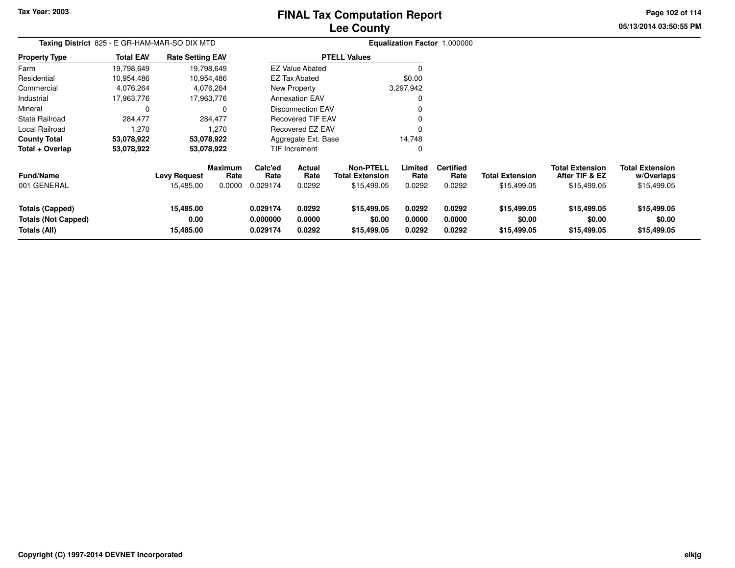# FINAL Tax Computation Report
# Lee County

Tax Year: 2003

05/13/2014 03:50:55 PM

**Taxing District** 825 - E GR-HAM-MAR-SO DIX MTD

**Equalization Factor** 1.000000

| Property Type | Total EAV | Rate Setting EAV |
|---|---|---|
| Farm | 19,798,649 | 19,798,649 |
| Residential | 10,954,486 | 10,954,486 |
| Commercial | 4,076,264 | 4,076,264 |
| Industrial | 17,963,776 | 17,963,776 |
| Mineral | 0 | 0 |
| State Railroad | 284,477 | 284,477 |
| Local Railroad | 1,270 | 1,270 |
| **County Total** | **53,078,922** | **53,078,922** |
| **Total + Overlap** | **53,078,922** | **53,078,922** |

| PTELL Values | |
|---|---|
| EZ Value Abated | 0 |
| EZ Tax Abated | $0.00 |
| New Property | 3,297,942 |
| Annexation EAV | 0 |
| Disconnection EAV | 0 |
| Recovered TIF EAV | 0 |
| Recovered EZ EAV | 0 |
| Aggregate Ext. Base | 14,748 |
| TIF Increment | 0 |

| Fund/Name | Levy Request | Maximum Rate | Calc'ed Rate | Actual Rate | Non-PTELL Total Extension | Limited Rate | Certified Rate | Total Extension | Total Extension After TIF & EZ | Total Extension w/Overlaps |
|---|---|---|---|---|---|---|---|---|---|---|
| 001 GENERAL | 15,485.00 | 0.0000 | 0.029174 | 0.0292 | $15,499.05 | 0.0292 | 0.0292 | $15,499.05 | $15,499.05 | $15,499.05 |
| **Totals (Capped)** | **15,485.00** | | **0.029174** | **0.0292** | **$15,499.05** | **0.0292** | **0.0292** | **$15,499.05** | **$15,499.05** | **$15,499.05** |
| **Totals (Not Capped)** | **0.00** | | **0.000000** | **0.0000** | **$0.00** | **0.0000** | **0.0000** | **$0.00** | **$0.00** | **$0.00** |
| **Totals (All)** | **15,485.00** | | **0.029174** | **0.0292** | **$15,499.05** | **0.0292** | **0.0292** | **$15,499.05** | **$15,499.05** | **$15,499.05** |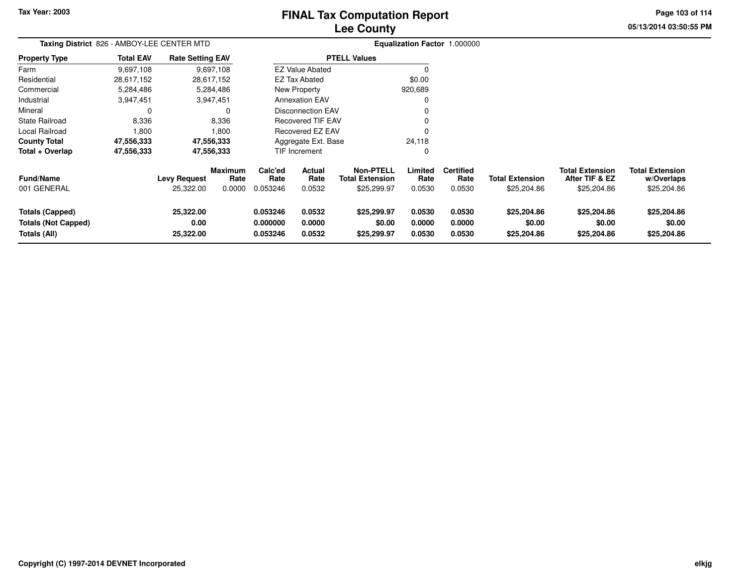Tax Year: 2003

# FINAL Tax Computation Report
## Lee County

05/13/2014 03:50:55 PM

**Taxing District** 826 - AMBOY-LEE CENTER MTD

**Equalization Factor** 1.000000

| Property Type | Total EAV | Rate Setting EAV |
|---|---|---|
| Farm | 9,697,108 | 9,697,108 |
| Residential | 28,617,152 | 28,617,152 |
| Commercial | 5,284,486 | 5,284,486 |
| Industrial | 3,947,451 | 3,947,451 |
| Mineral | 0 | 0 |
| State Railroad | 8,336 | 8,336 |
| Local Railroad | 1,800 | 1,800 |
| **County Total** | **47,556,333** | **47,556,333** |
| **Total + Overlap** | **47,556,333** | **47,556,333** |

| PTELL Values | |
|---|---|
| EZ Value Abated | 0 |
| EZ Tax Abated | $0.00 |
| New Property | 920,689 |
| Annexation EAV | 0 |
| Disconnection EAV | 0 |
| Recovered TIF EAV | 0 |
| Recovered EZ EAV | 0 |
| Aggregate Ext. Base | 24,118 |
| TIF Increment | 0 |

| Fund/Name | Levy Request | Maximum Rate | Calc'ed Rate | Actual Rate | Non-PTELL Total Extension | Limited Rate | Certified Rate | Total Extension | Total Extension After TIF & EZ | Total Extension w/Overlaps |
|---|---|---|---|---|---|---|---|---|---|---|
| 001 GENERAL | 25,322.00 | 0.0000 | 0.053246 | 0.0532 | $25,299.97 | 0.0530 | 0.0530 | $25,204.86 | $25,204.86 | $25,204.86 |
| **Totals (Capped)** | **25,322.00** | | **0.053246** | **0.0532** | **$25,299.97** | **0.0530** | **0.0530** | **$25,204.86** | **$25,204.86** | **$25,204.86** |
| **Totals (Not Capped)** | **0.00** | | **0.000000** | **0.0000** | **$0.00** | **0.0000** | **0.0000** | **$0.00** | **$0.00** | **$0.00** |
| **Totals (All)** | **25,322.00** | | **0.053246** | **0.0532** | **$25,299.97** | **0.0530** | **0.0530** | **$25,204.86** | **$25,204.86** | **$25,204.86** |

Copyright (C) 1997-2014 DEVNET Incorporated

elkjg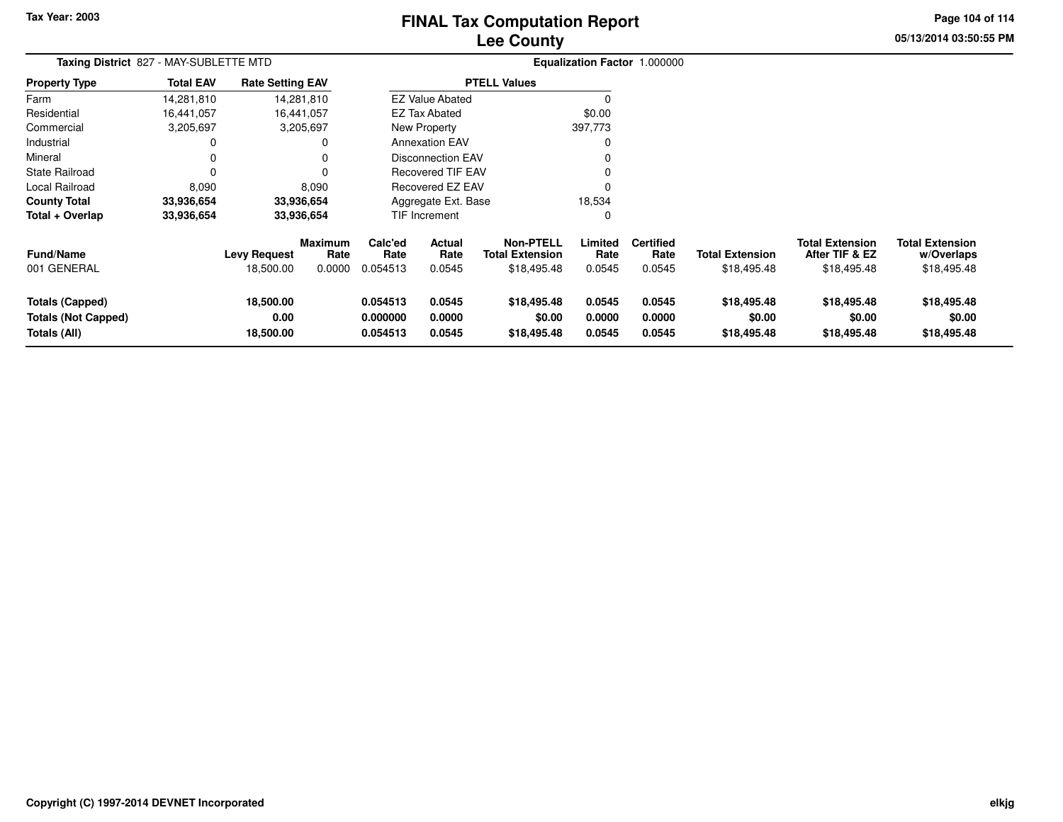Tax Year: 2003

# FINAL Tax Computation Report
## Lee County

05/13/2014 03:50:55 PM

**Taxing District** 827 - MAY-SUBLETTE MTD **Equalization Factor** 1.000000

| Property Type | Total EAV | Rate Setting EAV |
|---|---|---|
| Farm | 14,281,810 | 14,281,810 |
| Residential | 16,441,057 | 16,441,057 |
| Commercial | 3,205,697 | 3,205,697 |
| Industrial | 0 | 0 |
| Mineral | 0 | 0 |
| State Railroad | 0 | 0 |
| Local Railroad | 8,090 | 8,090 |
| **County Total** | **33,936,654** | **33,936,654** |
| **Total + Overlap** | **33,936,654** | **33,936,654** |

| PTELL Values | |
|---|---|
| EZ Value Abated | 0 |
| EZ Tax Abated | $0.00 |
| New Property | 397,773 |
| Annexation EAV | 0 |
| Disconnection EAV | 0 |
| Recovered TIF EAV | 0 |
| Recovered EZ EAV | 0 |
| Aggregate Ext. Base | 18,534 |
| TIF Increment | 0 |

| Fund/Name | Levy Request | Maximum Rate | Calc'ed Rate | Actual Rate | Non-PTELL Total Extension | Limited Rate | Certified Rate | Total Extension | Total Extension After TIF & EZ | Total Extension w/Overlaps |
|---|---|---|---|---|---|---|---|---|---|---|
| 001 GENERAL | 18,500.00 | 0.0000 | 0.054513 | 0.0545 | $18,495.48 | 0.0545 | 0.0545 | $18,495.48 | $18,495.48 | $18,495.48 |
| **Totals (Capped)** | **18,500.00** | | **0.054513** | **0.0545** | **$18,495.48** | **0.0545** | **0.0545** | **$18,495.48** | **$18,495.48** | **$18,495.48** |
| **Totals (Not Capped)** | **0.00** | | **0.000000** | **0.0000** | **$0.00** | **0.0000** | **0.0000** | **$0.00** | **$0.00** | **$0.00** |
| **Totals (All)** | **18,500.00** | | **0.054513** | **0.0545** | **$18,495.48** | **0.0545** | **0.0545** | **$18,495.48** | **$18,495.48** | **$18,495.48** |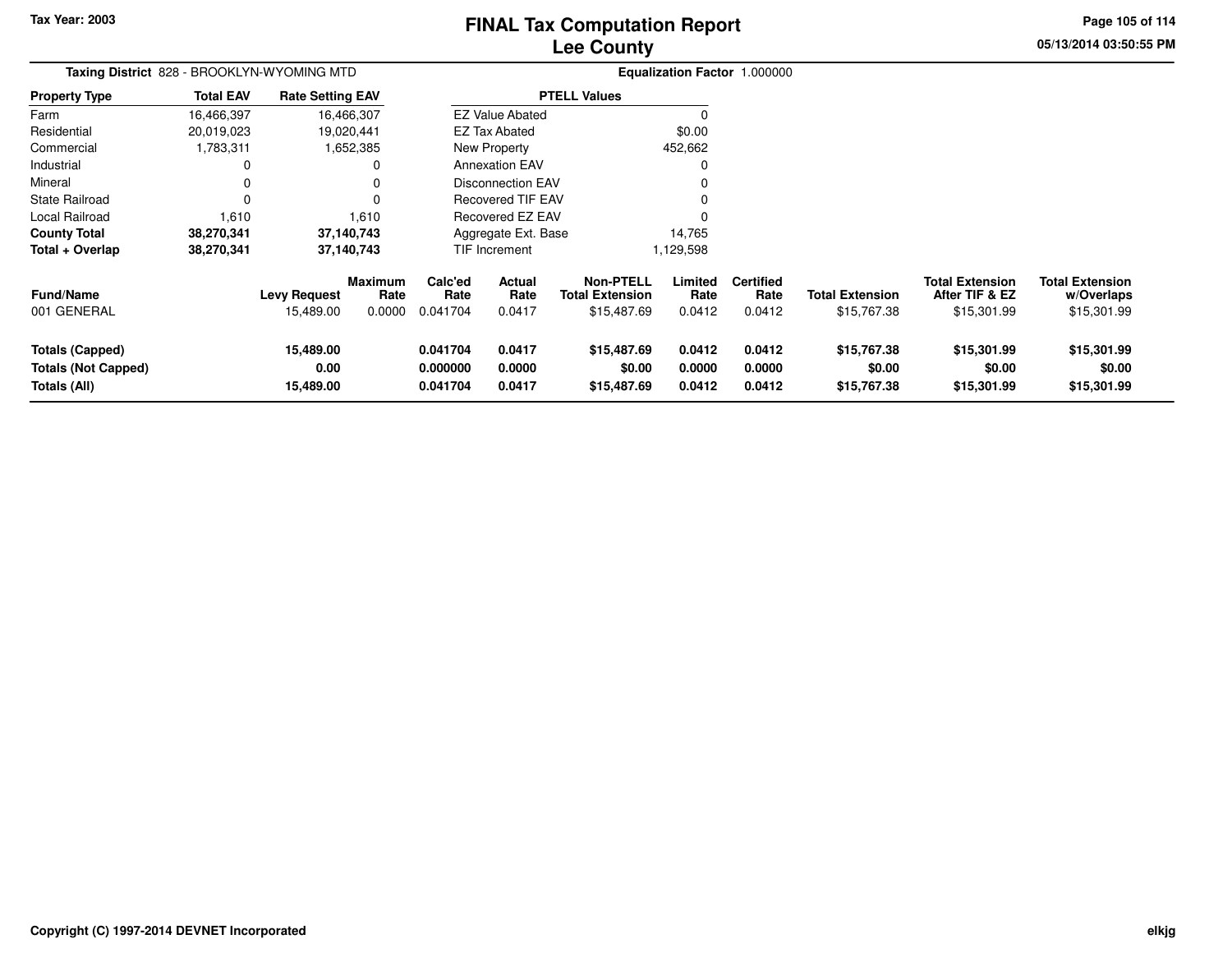Tax Year: 2003

# FINAL Tax Computation Report
## Lee County

05/13/2014 03:50:55 PM

**Taxing District** 828 - BROOKLYN-WYOMING MTD

**Equalization Factor** 1.000000

| Property Type | Total EAV | Rate Setting EAV |
|---|---|---|
| Farm | 16,466,397 | 16,466,307 |
| Residential | 20,019,023 | 19,020,441 |
| Commercial | 1,783,311 | 1,652,385 |
| Industrial | 0 | 0 |
| Mineral | 0 | 0 |
| State Railroad | 0 | 0 |
| Local Railroad | 1,610 | 1,610 |
| **County Total** | **38,270,341** | **37,140,743** |
| **Total + Overlap** | **38,270,341** | **37,140,743** |

| PTELL Values | |
|---|---|
| EZ Value Abated | 0 |
| EZ Tax Abated | $0.00 |
| New Property | 452,662 |
| Annexation EAV | 0 |
| Disconnection EAV | 0 |
| Recovered TIF EAV | 0 |
| Recovered EZ EAV | 0 |
| Aggregate Ext. Base | 14,765 |
| TIF Increment | 1,129,598 |

| Fund/Name | Levy Request | Maximum Rate | Calc'ed Rate | Actual Rate | Non-PTELL Total Extension | Limited Rate | Certified Rate | Total Extension | Total Extension After TIF & EZ | Total Extension w/Overlaps |
|---|---|---|---|---|---|---|---|---|---|---|
| 001 GENERAL | 15,489.00 | 0.0000 | 0.041704 | 0.0417 | $15,487.69 | 0.0412 | 0.0412 | $15,767.38 | $15,301.99 | $15,301.99 |
| **Totals (Capped)** | **15,489.00** | | **0.041704** | **0.0417** | **$15,487.69** | **0.0412** | **0.0412** | **$15,767.38** | **$15,301.99** | **$15,301.99** |
| **Totals (Not Capped)** | **0.00** | | **0.000000** | **0.0000** | **$0.00** | **0.0000** | **0.0000** | **$0.00** | **$0.00** | **$0.00** |
| **Totals (All)** | **15,489.00** | | **0.041704** | **0.0417** | **$15,487.69** | **0.0412** | **0.0412** | **$15,767.38** | **$15,301.99** | **$15,301.99** |

Copyright (C) 1997-2014 DEVNET Incorporated

elkjg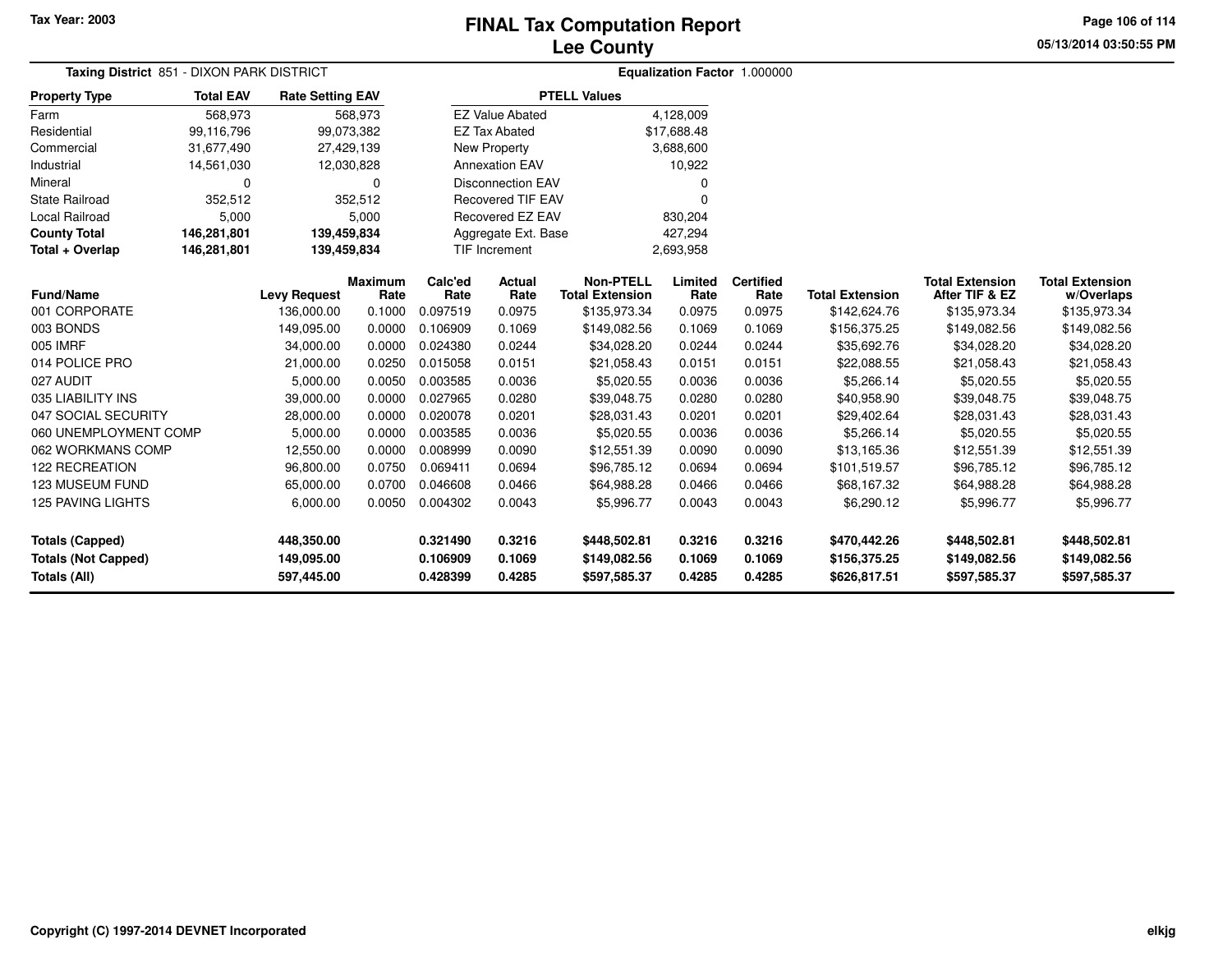# FINAL Tax Computation Report
# Lee County

Tax Year: 2003

**Taxing District** 851 - DIXON PARK DISTRICT

**Equalization Factor** 1.000000

| Property Type | Total EAV | Rate Setting EAV |
|---|---|---|
| Farm | 568,973 | 568,973 |
| Residential | 99,116,796 | 99,073,382 |
| Commercial | 31,677,490 | 27,429,139 |
| Industrial | 14,561,030 | 12,030,828 |
| Mineral | 0 | 0 |
| State Railroad | 352,512 | 352,512 |
| Local Railroad | 5,000 | 5,000 |
| **County Total** | **146,281,801** | **139,459,834** |
| **Total + Overlap** | **146,281,801** | **139,459,834** |

| PTELL Values | |
|---|---|
| EZ Value Abated | 4,128,009 |
| EZ Tax Abated | $17,688.48 |
| New Property | 3,688,600 |
| Annexation EAV | 10,922 |
| Disconnection EAV | 0 |
| Recovered TIF EAV | 0 |
| Recovered EZ EAV | 830,204 |
| Aggregate Ext. Base | 427,294 |
| TIF Increment | 2,693,958 |

| Fund/Name | Levy Request | Maximum Rate | Calc'ed Rate | Actual Rate | Non-PTELL Total Extension | Limited Rate | Certified Rate | Total Extension | Total Extension After TIF & EZ | Total Extension w/Overlaps |
|---|---|---|---|---|---|---|---|---|---|---|
| 001 CORPORATE | 136,000.00 | 0.1000 | 0.097519 | 0.0975 | $135,973.34 | 0.0975 | 0.0975 | $142,624.76 | $135,973.34 | $135,973.34 |
| 003 BONDS | 149,095.00 | 0.0000 | 0.106909 | 0.1069 | $149,082.56 | 0.1069 | 0.1069 | $156,375.25 | $149,082.56 | $149,082.56 |
| 005 IMRF | 34,000.00 | 0.0000 | 0.024380 | 0.0244 | $34,028.20 | 0.0244 | 0.0244 | $35,692.76 | $34,028.20 | $34,028.20 |
| 014 POLICE PRO | 21,000.00 | 0.0250 | 0.015058 | 0.0151 | $21,058.43 | 0.0151 | 0.0151 | $22,088.55 | $21,058.43 | $21,058.43 |
| 027 AUDIT | 5,000.00 | 0.0050 | 0.003585 | 0.0036 | $5,020.55 | 0.0036 | 0.0036 | $5,266.14 | $5,020.55 | $5,020.55 |
| 035 LIABILITY INS | 39,000.00 | 0.0000 | 0.027965 | 0.0280 | $39,048.75 | 0.0280 | 0.0280 | $40,958.90 | $39,048.75 | $39,048.75 |
| 047 SOCIAL SECURITY | 28,000.00 | 0.0000 | 0.020078 | 0.0201 | $28,031.43 | 0.0201 | 0.0201 | $29,402.64 | $28,031.43 | $28,031.43 |
| 060 UNEMPLOYMENT COMP | 5,000.00 | 0.0000 | 0.003585 | 0.0036 | $5,020.55 | 0.0036 | 0.0036 | $5,266.14 | $5,020.55 | $5,020.55 |
| 062 WORKMANS COMP | 12,550.00 | 0.0000 | 0.008999 | 0.0090 | $12,551.39 | 0.0090 | 0.0090 | $13,165.36 | $12,551.39 | $12,551.39 |
| 122 RECREATION | 96,800.00 | 0.0750 | 0.069411 | 0.0694 | $96,785.12 | 0.0694 | 0.0694 | $101,519.57 | $96,785.12 | $96,785.12 |
| 123 MUSEUM FUND | 65,000.00 | 0.0700 | 0.046608 | 0.0466 | $64,988.28 | 0.0466 | 0.0466 | $68,167.32 | $64,988.28 | $64,988.28 |
| 125 PAVING LIGHTS | 6,000.00 | 0.0050 | 0.004302 | 0.0043 | $5,996.77 | 0.0043 | 0.0043 | $6,290.12 | $5,996.77 | $5,996.77 |
| **Totals (Capped)** | **448,350.00** | | **0.321490** | **0.3216** | **$448,502.81** | **0.3216** | **0.3216** | **$470,442.26** | **$448,502.81** | **$448,502.81** |
| **Totals (Not Capped)** | **149,095.00** | | **0.106909** | **0.1069** | **$149,082.56** | **0.1069** | **0.1069** | **$156,375.25** | **$149,082.56** | **$149,082.56** |
| **Totals (All)** | **597,445.00** | | **0.428399** | **0.4285** | **$597,585.37** | **0.4285** | **0.4285** | **$626,817.51** | **$597,585.37** | **$597,585.37** |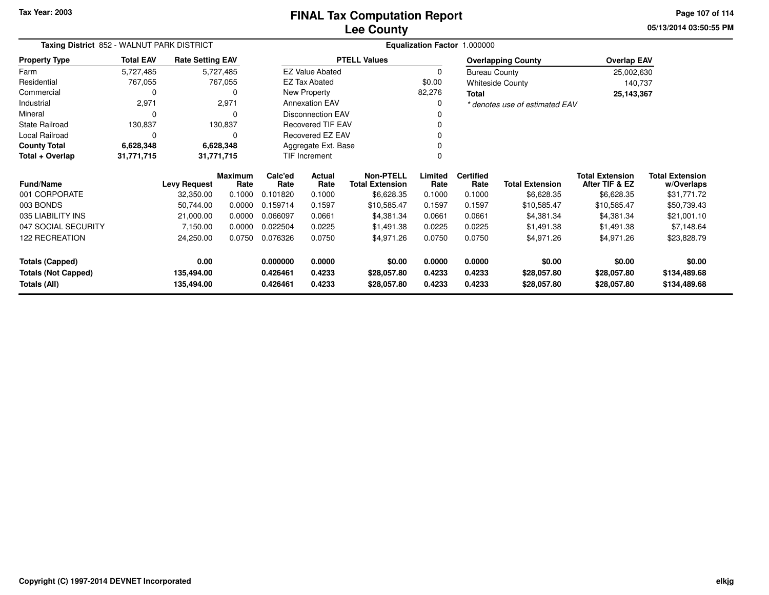Tax Year: 2003

# FINAL Tax Computation Report
## Lee County

05/13/2014 03:50:55 PM

**Taxing District** 852 - WALNUT PARK DISTRICT

**Equalization Factor** 1.000000

| Property Type | Total EAV | Rate Setting EAV |
|---|---|---|
| Farm | 5,727,485 | 5,727,485 |
| Residential | 767,055 | 767,055 |
| Commercial | 0 | 0 |
| Industrial | 2,971 | 2,971 |
| Mineral | 0 | 0 |
| State Railroad | 130,837 | 130,837 |
| Local Railroad | 0 | 0 |
| **County Total** | **6,628,348** | **6,628,348** |
| **Total + Overlap** | **31,771,715** | **31,771,715** |

| PTELL Values | |
|---|---|
| EZ Value Abated | 0 |
| EZ Tax Abated | $0.00 |
| New Property | 82,276 |
| Annexation EAV | 0 |
| Disconnection EAV | 0 |
| Recovered TIF EAV | 0 |
| Recovered EZ EAV | 0 |
| Aggregate Ext. Base | 0 |
| TIF Increment | 0 |

| Overlapping County | Overlap EAV |
|---|---|
| Bureau County | 25,002,630 |
| Whiteside County | 140,737 |
| **Total** | **25,143,367** |

*\* denotes use of estimated EAV*

| Fund/Name | Levy Request | Maximum Rate | Calc'ed Rate | Actual Rate | Non-PTELL Total Extension | Limited Rate | Certified Rate | Total Extension | Total Extension After TIF & EZ | Total Extension w/Overlaps |
|---|---|---|---|---|---|---|---|---|---|---|
| 001 CORPORATE | 32,350.00 | 0.1000 | 0.101820 | 0.1000 | $6,628.35 | 0.1000 | 0.1000 | $6,628.35 | $6,628.35 | $31,771.72 |
| 003 BONDS | 50,744.00 | 0.0000 | 0.159714 | 0.1597 | $10,585.47 | 0.1597 | 0.1597 | $10,585.47 | $10,585.47 | $50,739.43 |
| 035 LIABILITY INS | 21,000.00 | 0.0000 | 0.066097 | 0.0661 | $4,381.34 | 0.0661 | 0.0661 | $4,381.34 | $4,381.34 | $21,001.10 |
| 047 SOCIAL SECURITY | 7,150.00 | 0.0000 | 0.022504 | 0.0225 | $1,491.38 | 0.0225 | 0.0225 | $1,491.38 | $1,491.38 | $7,148.64 |
| 122 RECREATION | 24,250.00 | 0.0750 | 0.076326 | 0.0750 | $4,971.26 | 0.0750 | 0.0750 | $4,971.26 | $4,971.26 | $23,828.79 |
| **Totals (Capped)** | **0.00** | | **0.000000** | **0.0000** | **$0.00** | **0.0000** | **0.0000** | **$0.00** | **$0.00** | **$0.00** |
| **Totals (Not Capped)** | **135,494.00** | | **0.426461** | **0.4233** | **$28,057.80** | **0.4233** | **0.4233** | **$28,057.80** | **$28,057.80** | **$134,489.68** |
| **Totals (All)** | **135,494.00** | | **0.426461** | **0.4233** | **$28,057.80** | **0.4233** | **0.4233** | **$28,057.80** | **$28,057.80** | **$134,489.68** |

Copyright (C) 1997-2014 DEVNET Incorporated

elkjg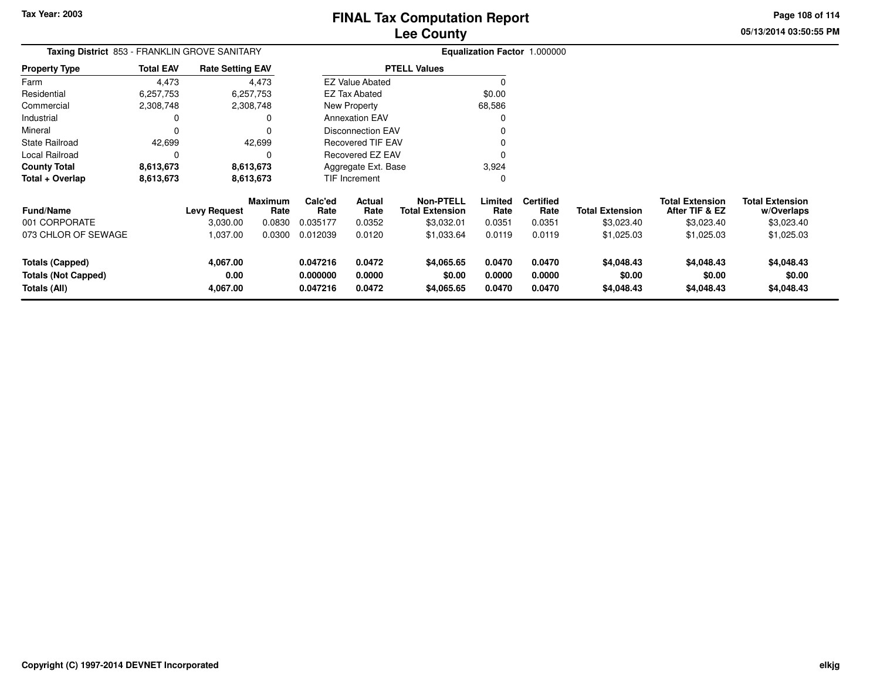# FINAL Tax Computation Report
# Lee County

Tax Year: 2003

05/13/2014 03:50:55 PM

**Taxing District** 853 - FRANKLIN GROVE SANITARY

**Equalization Factor** 1.000000

| Property Type | Total EAV | Rate Setting EAV |
|---|---|---|
| Farm | 4,473 | 4,473 |
| Residential | 6,257,753 | 6,257,753 |
| Commercial | 2,308,748 | 2,308,748 |
| Industrial | 0 | 0 |
| Mineral | 0 | 0 |
| State Railroad | 42,699 | 42,699 |
| Local Railroad | 0 | 0 |
| **County Total** | **8,613,673** | **8,613,673** |
| **Total + Overlap** | **8,613,673** | **8,613,673** |

| PTELL Values | |
|---|---|
| EZ Value Abated | 0 |
| EZ Tax Abated | $0.00 |
| New Property | 68,586 |
| Annexation EAV | 0 |
| Disconnection EAV | 0 |
| Recovered TIF EAV | 0 |
| Recovered EZ EAV | 0 |
| Aggregate Ext. Base | 3,924 |
| TIF Increment | 0 |

| Fund/Name | Levy Request | Maximum Rate | Calc'ed Rate | Actual Rate | Non-PTELL Total Extension | Limited Rate | Certified Rate | Total Extension | Total Extension After TIF & EZ | Total Extension w/Overlaps |
|---|---|---|---|---|---|---|---|---|---|---|
| 001 CORPORATE | 3,030.00 | 0.0830 | 0.035177 | 0.0352 | $3,032.01 | 0.0351 | 0.0351 | $3,023.40 | $3,023.40 | $3,023.40 |
| 073 CHLOR OF SEWAGE | 1,037.00 | 0.0300 | 0.012039 | 0.0120 | $1,033.64 | 0.0119 | 0.0119 | $1,025.03 | $1,025.03 | $1,025.03 |
| **Totals (Capped)** | **4,067.00** | | **0.047216** | **0.0472** | **$4,065.65** | **0.0470** | **0.0470** | **$4,048.43** | **$4,048.43** | **$4,048.43** |
| **Totals (Not Capped)** | **0.00** | | **0.000000** | **0.0000** | **$0.00** | **0.0000** | **0.0000** | **$0.00** | **$0.00** | **$0.00** |
| **Totals (All)** | **4,067.00** | | **0.047216** | **0.0472** | **$4,065.65** | **0.0470** | **0.0470** | **$4,048.43** | **$4,048.43** | **$4,048.43** |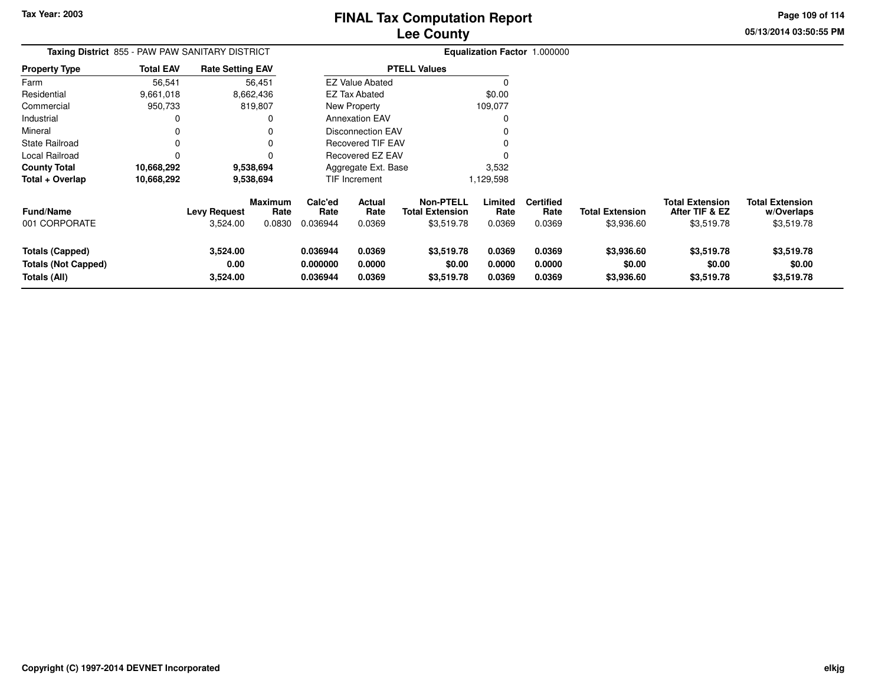# FINAL Tax Computation Report
## Lee County

Tax Year: 2003

05/13/2014 03:50:55 PM

**Taxing District** 855 - PAW PAW SANITARY DISTRICT

**Equalization Factor** 1.000000

| Property Type | Total EAV | Rate Setting EAV |
|---|---|---|
| Farm | 56,541 | 56,451 |
| Residential | 9,661,018 | 8,662,436 |
| Commercial | 950,733 | 819,807 |
| Industrial | 0 | 0 |
| Mineral | 0 | 0 |
| State Railroad | 0 | 0 |
| Local Railroad | 0 | 0 |
| **County Total** | **10,668,292** | **9,538,694** |
| **Total + Overlap** | **10,668,292** | **9,538,694** |

| PTELL Values | |
|---|---|
| EZ Value Abated | 0 |
| EZ Tax Abated | $0.00 |
| New Property | 109,077 |
| Annexation EAV | 0 |
| Disconnection EAV | 0 |
| Recovered TIF EAV | 0 |
| Recovered EZ EAV | 0 |
| Aggregate Ext. Base | 3,532 |
| TIF Increment | 1,129,598 |

| Fund/Name | Levy Request | Maximum Rate | Calc'ed Rate | Actual Rate | Non-PTELL Total Extension | Limited Rate | Certified Rate | Total Extension | Total Extension After TIF & EZ | Total Extension w/Overlaps |
|---|---|---|---|---|---|---|---|---|---|---|
| 001 CORPORATE | 3,524.00 | 0.0830 | 0.036944 | 0.0369 | $3,519.78 | 0.0369 | 0.0369 | $3,936.60 | $3,519.78 | $3,519.78 |
| **Totals (Capped)** | **3,524.00** | | **0.036944** | **0.0369** | **$3,519.78** | **0.0369** | **0.0369** | **$3,936.60** | **$3,519.78** | **$3,519.78** |
| **Totals (Not Capped)** | **0.00** | | **0.000000** | **0.0000** | **$0.00** | **0.0000** | **0.0000** | **$0.00** | **$0.00** | **$0.00** |
| **Totals (All)** | **3,524.00** | | **0.036944** | **0.0369** | **$3,519.78** | **0.0369** | **0.0369** | **$3,936.60** | **$3,519.78** | **$3,519.78** |

Copyright (C) 1997-2014 DEVNET Incorporated

elkjg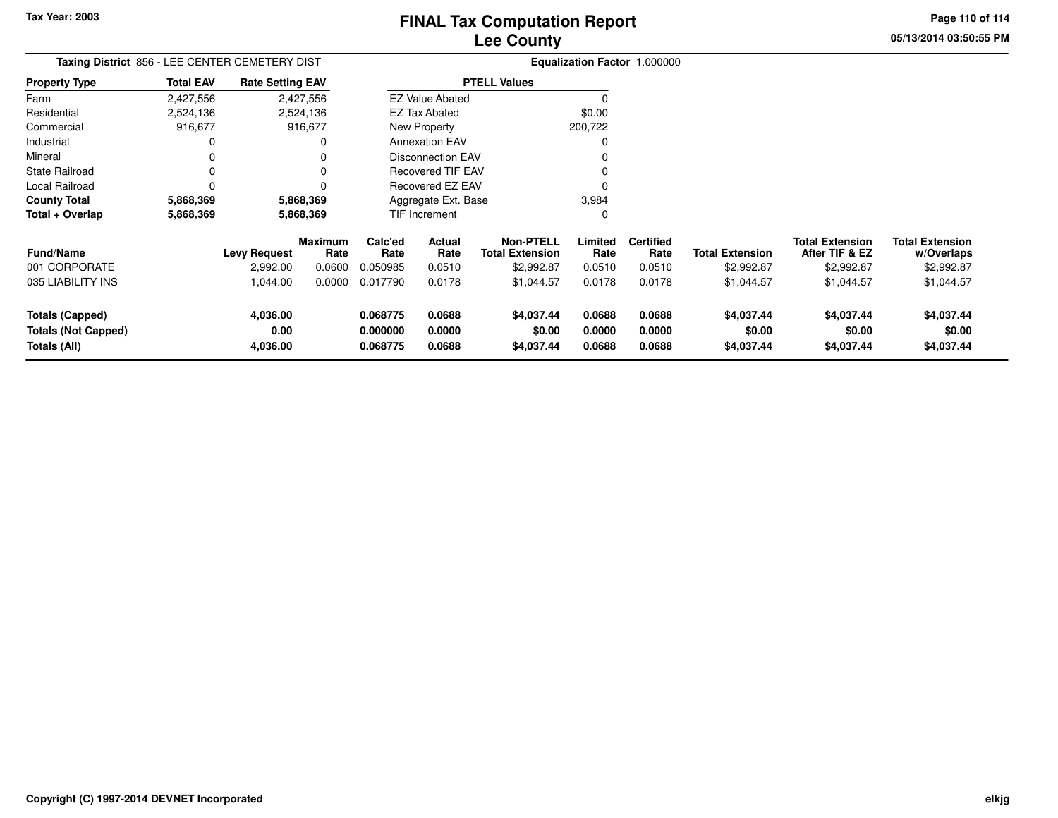Tax Year: 2003

# FINAL Tax Computation Report
# Lee County

05/13/2014 03:50:55 PM

**Taxing District** 856 - LEE CENTER CEMETERY DIST

**Equalization Factor** 1.000000

| Property Type | Total EAV | Rate Setting EAV |
|---|---|---|
| Farm | 2,427,556 | 2,427,556 |
| Residential | 2,524,136 | 2,524,136 |
| Commercial | 916,677 | 916,677 |
| Industrial | 0 | 0 |
| Mineral | 0 | 0 |
| State Railroad | 0 | 0 |
| Local Railroad | 0 | 0 |
| **County Total** | **5,868,369** | **5,868,369** |
| **Total + Overlap** | **5,868,369** | **5,868,369** |

| PTELL Values | |
|---|---|
| EZ Value Abated | 0 |
| EZ Tax Abated | $0.00 |
| New Property | 200,722 |
| Annexation EAV | 0 |
| Disconnection EAV | 0 |
| Recovered TIF EAV | 0 |
| Recovered EZ EAV | 0 |
| Aggregate Ext. Base | 3,984 |
| TIF Increment | 0 |

| Fund/Name | Levy Request | Maximum Rate | Calc'ed Rate | Actual Rate | Non-PTELL Total Extension | Limited Rate | Certified Rate | Total Extension | Total Extension After TIF & EZ | Total Extension w/Overlaps |
|---|---|---|---|---|---|---|---|---|---|---|
| 001 CORPORATE | 2,992.00 | 0.0600 | 0.050985 | 0.0510 | $2,992.87 | 0.0510 | 0.0510 | $2,992.87 | $2,992.87 | $2,992.87 |
| 035 LIABILITY INS | 1,044.00 | 0.0000 | 0.017790 | 0.0178 | $1,044.57 | 0.0178 | 0.0178 | $1,044.57 | $1,044.57 | $1,044.57 |
| **Totals (Capped)** | **4,036.00** | | **0.068775** | **0.0688** | **$4,037.44** | **0.0688** | **0.0688** | **$4,037.44** | **$4,037.44** | **$4,037.44** |
| **Totals (Not Capped)** | **0.00** | | **0.000000** | **0.0000** | **$0.00** | **0.0000** | **0.0000** | **$0.00** | **$0.00** | **$0.00** |
| **Totals (All)** | **4,036.00** | | **0.068775** | **0.0688** | **$4,037.44** | **0.0688** | **0.0688** | **$4,037.44** | **$4,037.44** | **$4,037.44** |

Copyright (C) 1997-2014 DEVNET Incorporated

elkjg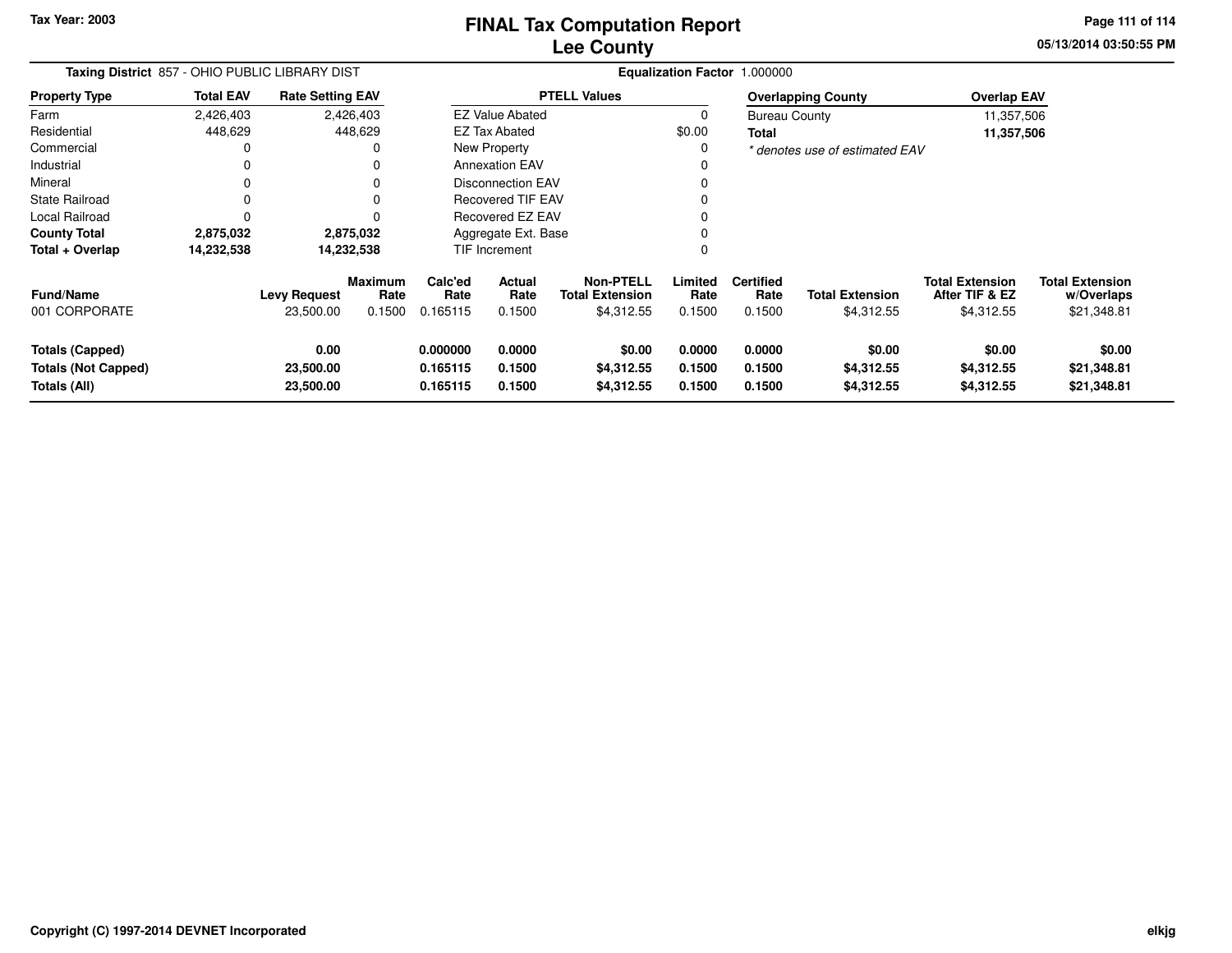Tax Year: 2003

# FINAL Tax Computation Report
## Lee County

05/13/2014 03:50:55 PM

**Taxing District** 857 - OHIO PUBLIC LIBRARY DIST

**Equalization Factor** 1.000000

| Property Type | Total EAV | Rate Setting EAV |
|---|---|---|
| Farm | 2,426,403 | 2,426,403 |
| Residential | 448,629 | 448,629 |
| Commercial | 0 | 0 |
| Industrial | 0 | 0 |
| Mineral | 0 | 0 |
| State Railroad | 0 | 0 |
| Local Railroad | 0 | 0 |
| **County Total** | **2,875,032** | **2,875,032** |
| **Total + Overlap** | **14,232,538** | **14,232,538** |

| PTELL Values | |
|---|---|
| EZ Value Abated | 0 |
| EZ Tax Abated | $0.00 |
| New Property | 0 |
| Annexation EAV | 0 |
| Disconnection EAV | 0 |
| Recovered TIF EAV | 0 |
| Recovered EZ EAV | 0 |
| Aggregate Ext. Base | 0 |
| TIF Increment | 0 |

| Overlapping County | Overlap EAV |
|---|---|
| Bureau County | 11,357,506 |
| **Total** | **11,357,506** |

*\* denotes use of estimated EAV*

| Fund/Name | Levy Request | Maximum Rate | Calc'ed Rate | Actual Rate | Non-PTELL Total Extension | Limited Rate | Certified Rate | Total Extension | Total Extension After TIF & EZ | Total Extension w/Overlaps |
|---|---|---|---|---|---|---|---|---|---|---|
| 001 CORPORATE | 23,500.00 | 0.1500 | 0.165115 | 0.1500 | $4,312.55 | 0.1500 | 0.1500 | $4,312.55 | $4,312.55 | $21,348.81 |
| **Totals (Capped)** | **0.00** | | **0.000000** | **0.0000** | **$0.00** | **0.0000** | **0.0000** | **$0.00** | **$0.00** | **$0.00** |
| **Totals (Not Capped)** | **23,500.00** | | **0.165115** | **0.1500** | **$4,312.55** | **0.1500** | **0.1500** | **$4,312.55** | **$4,312.55** | **$21,348.81** |
| **Totals (All)** | **23,500.00** | | **0.165115** | **0.1500** | **$4,312.55** | **0.1500** | **0.1500** | **$4,312.55** | **$4,312.55** | **$21,348.81** |

**Copyright (C) 1997-2014 DEVNET Incorporated**

elkjg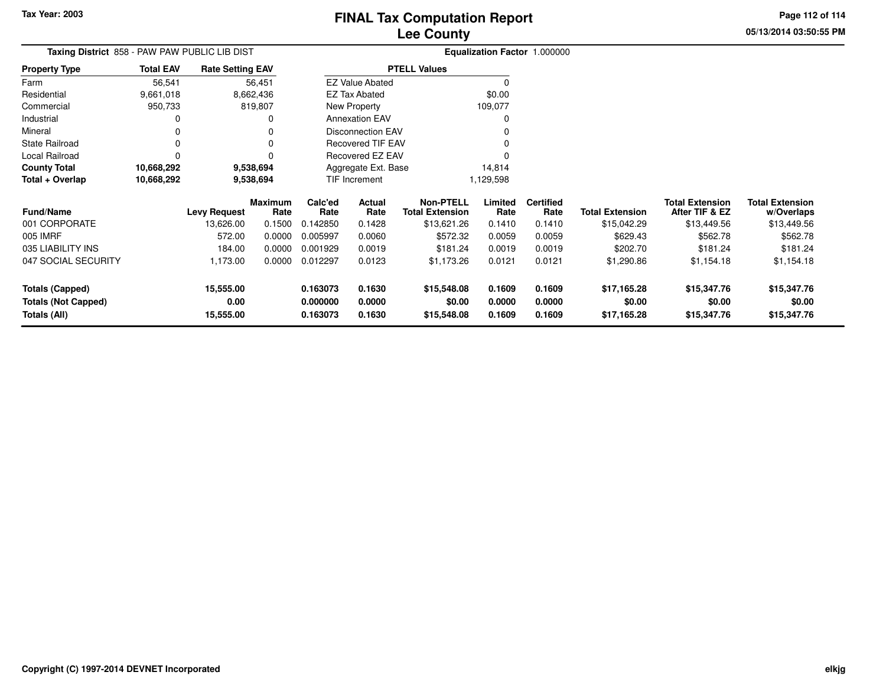Tax Year: 2003

# FINAL Tax Computation Report
## Lee County

05/13/2014 03:50:55 PM

**Taxing District** 858 - PAW PAW PUBLIC LIB DIST **Equalization Factor** 1.000000

| Property Type | Total EAV | Rate Setting EAV |
|---|---|---|
| Farm | 56,541 | 56,451 |
| Residential | 9,661,018 | 8,662,436 |
| Commercial | 950,733 | 819,807 |
| Industrial | 0 | 0 |
| Mineral | 0 | 0 |
| State Railroad | 0 | 0 |
| Local Railroad | 0 | 0 |
| **County Total** | **10,668,292** | **9,538,694** |
| **Total + Overlap** | **10,668,292** | **9,538,694** |

| PTELL Values | |
|---|---|
| EZ Value Abated | 0 |
| EZ Tax Abated | $0.00 |
| New Property | 109,077 |
| Annexation EAV | 0 |
| Disconnection EAV | 0 |
| Recovered TIF EAV | 0 |
| Recovered EZ EAV | 0 |
| Aggregate Ext. Base | 14,814 |
| TIF Increment | 1,129,598 |

| Fund/Name | Levy Request | Maximum Rate | Calc'ed Rate | Actual Rate | Non-PTELL Total Extension | Limited Rate | Certified Rate | Total Extension | Total Extension After TIF & EZ | Total Extension w/Overlaps |
|---|---|---|---|---|---|---|---|---|---|---|
| 001 CORPORATE | 13,626.00 | 0.1500 | 0.142850 | 0.1428 | $13,621.26 | 0.1410 | 0.1410 | $15,042.29 | $13,449.56 | $13,449.56 |
| 005 IMRF | 572.00 | 0.0000 | 0.005997 | 0.0060 | $572.32 | 0.0059 | 0.0059 | $629.43 | $562.78 | $562.78 |
| 035 LIABILITY INS | 184.00 | 0.0000 | 0.001929 | 0.0019 | $181.24 | 0.0019 | 0.0019 | $202.70 | $181.24 | $181.24 |
| 047 SOCIAL SECURITY | 1,173.00 | 0.0000 | 0.012297 | 0.0123 | $1,173.26 | 0.0121 | 0.0121 | $1,290.86 | $1,154.18 | $1,154.18 |
| **Totals (Capped)** | **15,555.00** | | **0.163073** | **0.1630** | **$15,548.08** | **0.1609** | **0.1609** | **$17,165.28** | **$15,347.76** | **$15,347.76** |
| **Totals (Not Capped)** | **0.00** | | **0.000000** | **0.0000** | **$0.00** | **0.0000** | **0.0000** | **$0.00** | **$0.00** | **$0.00** |
| **Totals (All)** | **15,555.00** | | **0.163073** | **0.1630** | **$15,548.08** | **0.1609** | **0.1609** | **$17,165.28** | **$15,347.76** | **$15,347.76** |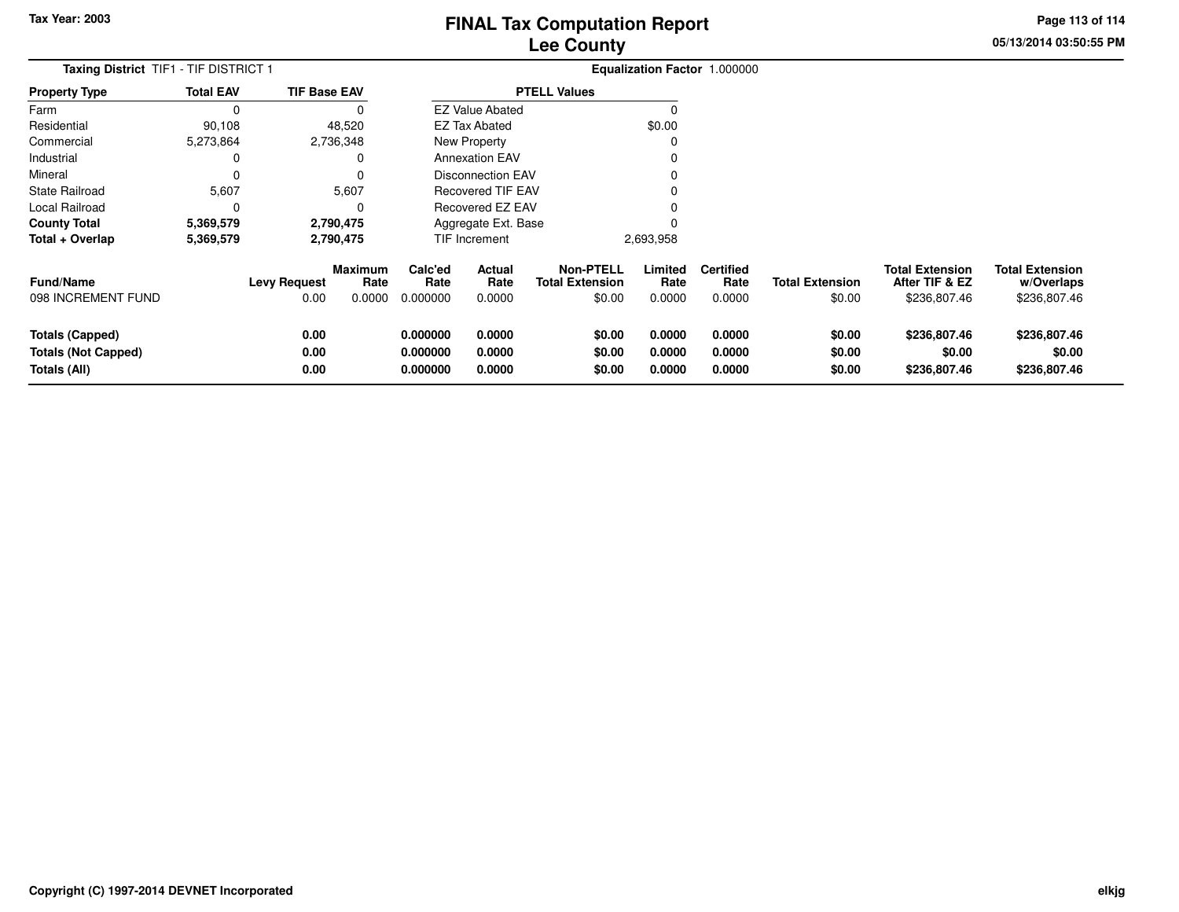Tax Year: 2003

# FINAL Tax Computation Report
## Lee County

05/13/2014 03:50:55 PM

**Taxing District** TIF1 - TIF DISTRICT 1 **Equalization Factor** 1.000000

| Property Type | Total EAV | TIF Base EAV |
|---|---|---|
| Farm | 0 | 0 |
| Residential | 90,108 | 48,520 |
| Commercial | 5,273,864 | 2,736,348 |
| Industrial | 0 | 0 |
| Mineral | 0 | 0 |
| State Railroad | 5,607 | 5,607 |
| Local Railroad | 0 | 0 |
| **County Total** | **5,369,579** | **2,790,475** |
| **Total + Overlap** | **5,369,579** | **2,790,475** |

| PTELL Values | |
|---|---|
| EZ Value Abated | 0 |
| EZ Tax Abated | $0.00 |
| New Property | 0 |
| Annexation EAV | 0 |
| Disconnection EAV | 0 |
| Recovered TIF EAV | 0 |
| Recovered EZ EAV | 0 |
| Aggregate Ext. Base | 0 |
| TIF Increment | 2,693,958 |

| Fund/Name | Levy Request | Maximum Rate | Calc'ed Rate | Actual Rate | Non-PTELL Total Extension | Limited Rate | Certified Rate | Total Extension | Total Extension After TIF & EZ | Total Extension w/Overlaps |
|---|---|---|---|---|---|---|---|---|---|---|
| 098 INCREMENT FUND | 0.00 | 0.0000 | 0.000000 | 0.0000 | $0.00 | 0.0000 | 0.0000 | $0.00 | $236,807.46 | $236,807.46 |
| **Totals (Capped)** | **0.00** | | **0.000000** | **0.0000** | **$0.00** | **0.0000** | **0.0000** | **$0.00** | **$236,807.46** | **$236,807.46** |
| **Totals (Not Capped)** | **0.00** | | **0.000000** | **0.0000** | **$0.00** | **0.0000** | **0.0000** | **$0.00** | **$0.00** | **$0.00** |
| **Totals (All)** | **0.00** | | **0.000000** | **0.0000** | **$0.00** | **0.0000** | **0.0000** | **$0.00** | **$236,807.46** | **$236,807.46** |

Copyright (C) 1997-2014 DEVNET Incorporated

elkjg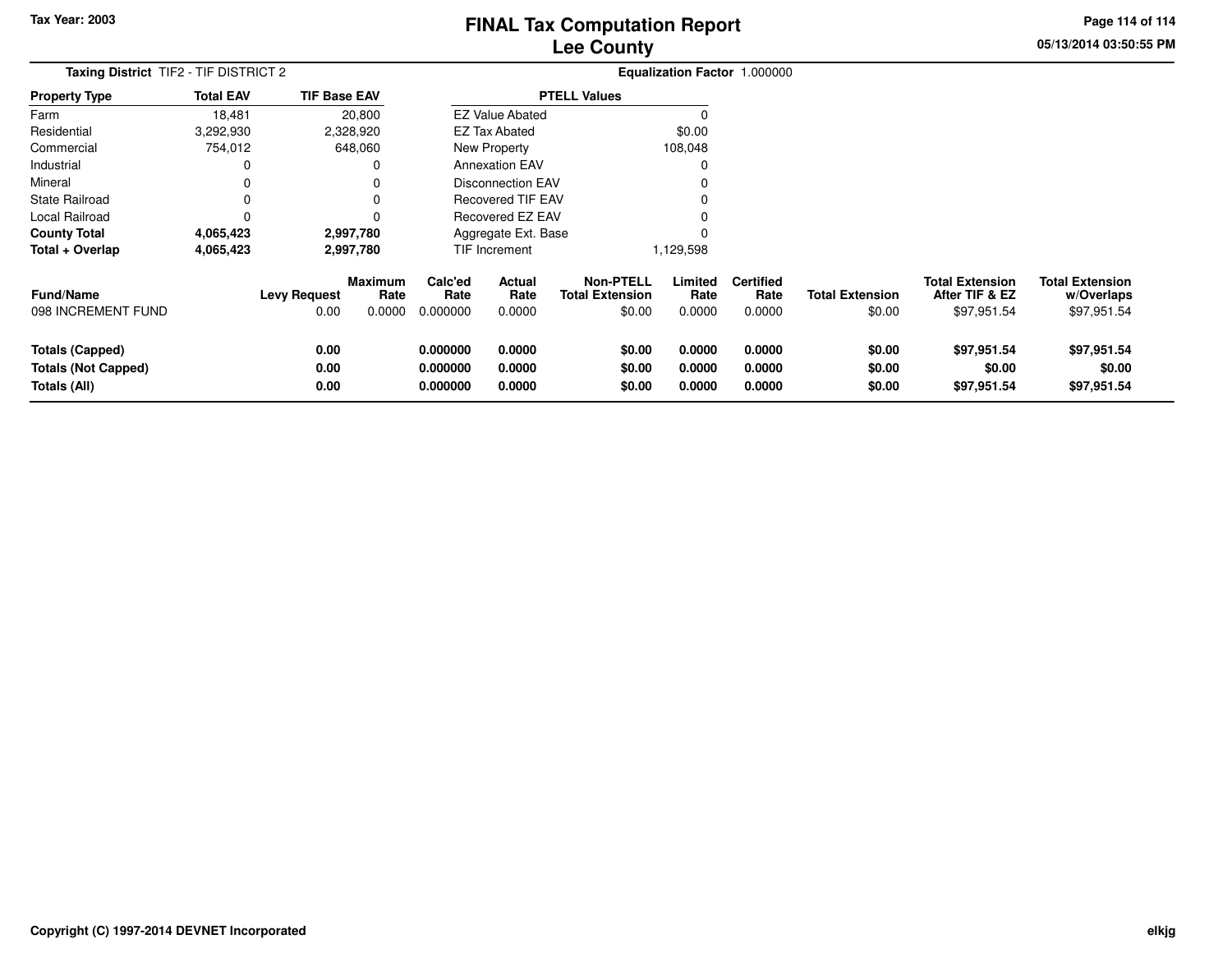# FINAL Tax Computation Report
## Lee County

Tax Year: 2003

05/13/2014 03:50:55 PM

**Taxing District** TIF2 - TIF DISTRICT 2

**Equalization Factor** 1.000000

| Property Type | Total EAV | TIF Base EAV |
|---|---|---|
| Farm | 18,481 | 20,800 |
| Residential | 3,292,930 | 2,328,920 |
| Commercial | 754,012 | 648,060 |
| Industrial | 0 | 0 |
| Mineral | 0 | 0 |
| State Railroad | 0 | 0 |
| Local Railroad | 0 | 0 |
| **County Total** | **4,065,423** | **2,997,780** |
| **Total + Overlap** | **4,065,423** | **2,997,780** |

| PTELL Values | |
|---|---|
| EZ Value Abated | 0 |
| EZ Tax Abated | $0.00 |
| New Property | 108,048 |
| Annexation EAV | 0 |
| Disconnection EAV | 0 |
| Recovered TIF EAV | 0 |
| Recovered EZ EAV | 0 |
| Aggregate Ext. Base | 0 |
| TIF Increment | 1,129,598 |

| Fund/Name | Levy Request | Maximum Rate | Calc'ed Rate | Actual Rate | Non-PTELL Total Extension | Limited Rate | Certified Rate | Total Extension | Total Extension After TIF & EZ | Total Extension w/Overlaps |
|---|---|---|---|---|---|---|---|---|---|---|
| 098 INCREMENT FUND | 0.00 | 0.0000 | 0.000000 | 0.0000 | $0.00 | 0.0000 | 0.0000 | $0.00 | $97,951.54 | $97,951.54 |
| **Totals (Capped)** | **0.00** | | **0.000000** | **0.0000** | **$0.00** | **0.0000** | **0.0000** | **$0.00** | **$97,951.54** | **$97,951.54** |
| **Totals (Not Capped)** | **0.00** | | **0.000000** | **0.0000** | **$0.00** | **0.0000** | **0.0000** | **$0.00** | **$0.00** | **$0.00** |
| **Totals (All)** | **0.00** | | **0.000000** | **0.0000** | **$0.00** | **0.0000** | **0.0000** | **$0.00** | **$97,951.54** | **$97,951.54** |

Copyright (C) 1997-2014 DEVNET Incorporated

elkjg